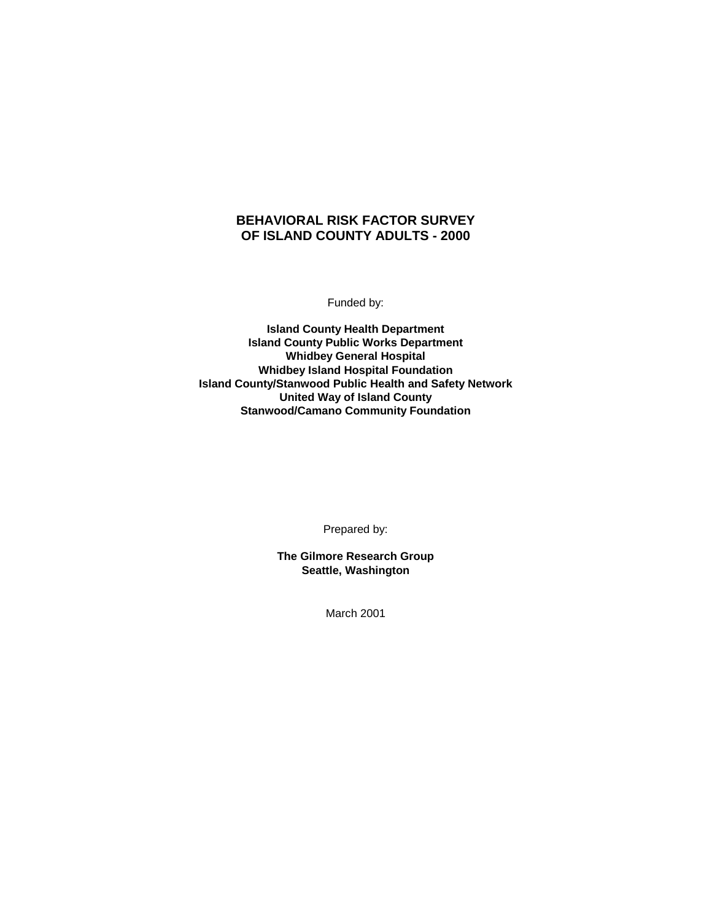# BEHAVIORAL RISK FACTOR SURVEY OF ISLAND COUNTY ADULTS - 2000

Funded by:

**Island County Health Department**
**Island County Public Works Department**
**Whidbey General Hospital**
**Whidbey Island Hospital Foundation**
**Island County/Stanwood Public Health and Safety Network**
**United Way of Island County**
**Stanwood/Camano Community Foundation**

Prepared by:

**The Gilmore Research Group**
**Seattle, Washington**

March 2001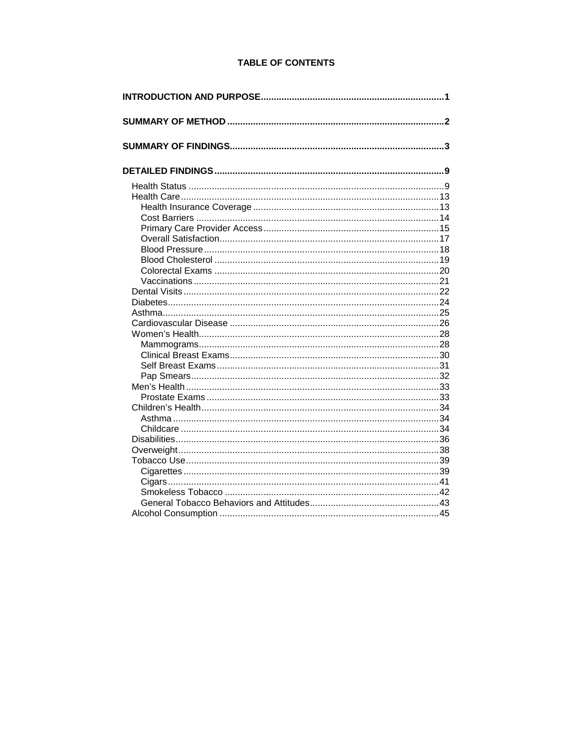# TABLE OF CONTENTS

**INTRODUCTION AND PURPOSE** .......... **1**

**SUMMARY OF METHOD** .......... **2**

**SUMMARY OF FINDINGS** .......... **3**

**DETAILED FINDINGS** .......... **9**

- Health Status .......... 9
- Health Care .......... 13
  - Health Insurance Coverage .......... 13
  - Cost Barriers .......... 14
  - Primary Care Provider Access .......... 15
  - Overall Satisfaction .......... 17
  - Blood Pressure .......... 18
  - Blood Cholesterol .......... 19
  - Colorectal Exams .......... 20
  - Vaccinations .......... 21
- Dental Visits .......... 22
- Diabetes .......... 24
- Asthma .......... 25
- Cardiovascular Disease .......... 26
- Women's Health .......... 28
  - Mammograms .......... 28
  - Clinical Breast Exams .......... 30
  - Self Breast Exams .......... 31
  - Pap Smears .......... 32
- Men's Health .......... 33
  - Prostate Exams .......... 33
- Children's Health .......... 34
  - Asthma .......... 34
  - Childcare .......... 34
- Disabilities .......... 36
- Overweight .......... 38
- Tobacco Use .......... 39
  - Cigarettes .......... 39
  - Cigars .......... 41
  - Smokeless Tobacco .......... 42
  - General Tobacco Behaviors and Attitudes .......... 43
- Alcohol Consumption .......... 45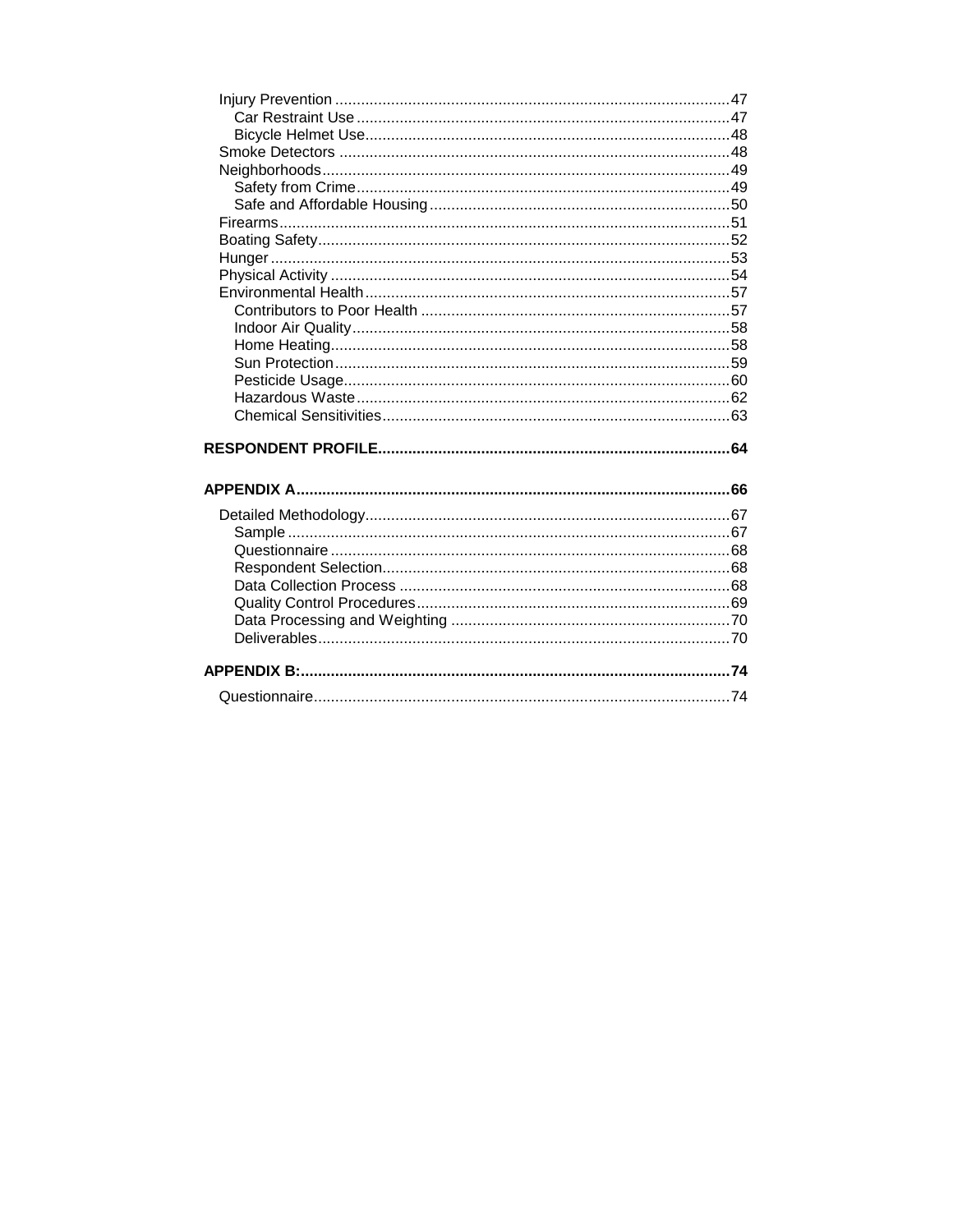Injury Prevention ... 47
  Car Restraint Use ... 47
  Bicycle Helmet Use ... 48
Smoke Detectors ... 48
Neighborhoods ... 49
  Safety from Crime ... 49
  Safe and Affordable Housing ... 50
Firearms ... 51
Boating Safety ... 52
Hunger ... 53
Physical Activity ... 54
Environmental Health ... 57
  Contributors to Poor Health ... 57
  Indoor Air Quality ... 58
  Home Heating ... 58
  Sun Protection ... 59
  Pesticide Usage ... 60
  Hazardous Waste ... 62
  Chemical Sensitivities ... 63

**RESPONDENT PROFILE ... 64**

**APPENDIX A ... 66**

Detailed Methodology ... 67
  Sample ... 67
  Questionnaire ... 68
  Respondent Selection ... 68
  Data Collection Process ... 68
  Quality Control Procedures ... 69
  Data Processing and Weighting ... 70
  Deliverables ... 70

**APPENDIX B: ... 74**

Questionnaire ... 74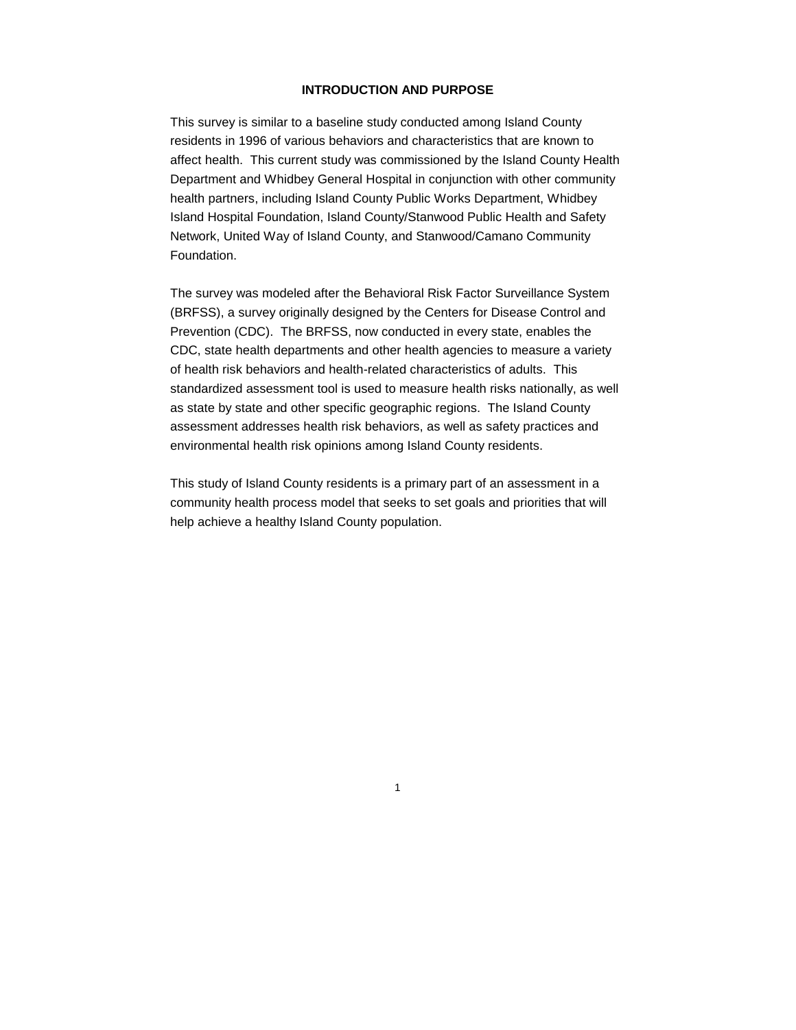## INTRODUCTION AND PURPOSE

This survey is similar to a baseline study conducted among Island County residents in 1996 of various behaviors and characteristics that are known to affect health. This current study was commissioned by the Island County Health Department and Whidbey General Hospital in conjunction with other community health partners, including Island County Public Works Department, Whidbey Island Hospital Foundation, Island County/Stanwood Public Health and Safety Network, United Way of Island County, and Stanwood/Camano Community Foundation.

The survey was modeled after the Behavioral Risk Factor Surveillance System (BRFSS), a survey originally designed by the Centers for Disease Control and Prevention (CDC). The BRFSS, now conducted in every state, enables the CDC, state health departments and other health agencies to measure a variety of health risk behaviors and health-related characteristics of adults. This standardized assessment tool is used to measure health risks nationally, as well as state by state and other specific geographic regions. The Island County assessment addresses health risk behaviors, as well as safety practices and environmental health risk opinions among Island County residents.

This study of Island County residents is a primary part of an assessment in a community health process model that seeks to set goals and priorities that will help achieve a healthy Island County population.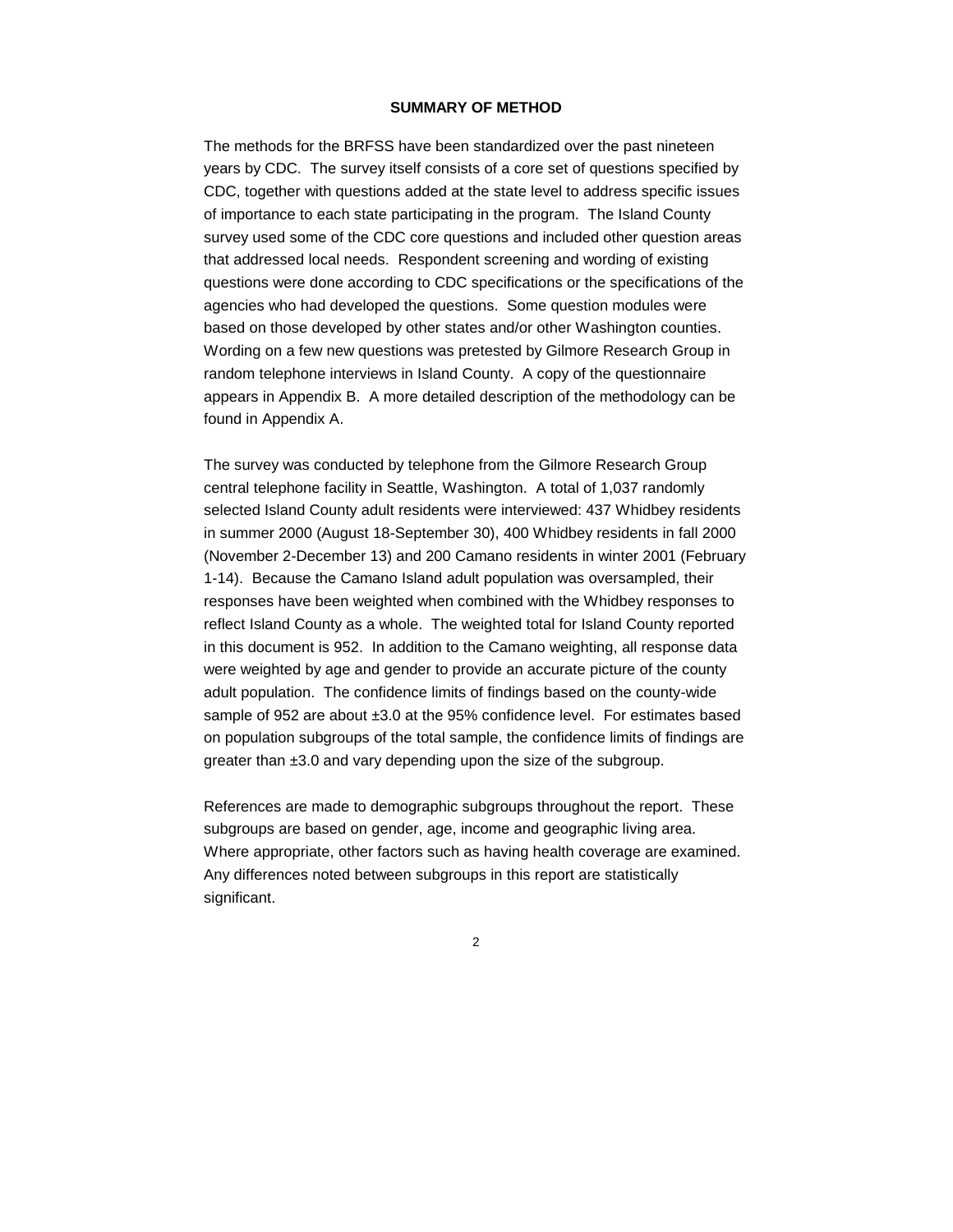## SUMMARY OF METHOD

The methods for the BRFSS have been standardized over the past nineteen years by CDC. The survey itself consists of a core set of questions specified by CDC, together with questions added at the state level to address specific issues of importance to each state participating in the program. The Island County survey used some of the CDC core questions and included other question areas that addressed local needs. Respondent screening and wording of existing questions were done according to CDC specifications or the specifications of the agencies who had developed the questions. Some question modules were based on those developed by other states and/or other Washington counties. Wording on a few new questions was pretested by Gilmore Research Group in random telephone interviews in Island County. A copy of the questionnaire appears in Appendix B. A more detailed description of the methodology can be found in Appendix A.

The survey was conducted by telephone from the Gilmore Research Group central telephone facility in Seattle, Washington. A total of 1,037 randomly selected Island County adult residents were interviewed: 437 Whidbey residents in summer 2000 (August 18-September 30), 400 Whidbey residents in fall 2000 (November 2-December 13) and 200 Camano residents in winter 2001 (February 1-14). Because the Camano Island adult population was oversampled, their responses have been weighted when combined with the Whidbey responses to reflect Island County as a whole. The weighted total for Island County reported in this document is 952. In addition to the Camano weighting, all response data were weighted by age and gender to provide an accurate picture of the county adult population. The confidence limits of findings based on the county-wide sample of 952 are about ±3.0 at the 95% confidence level. For estimates based on population subgroups of the total sample, the confidence limits of findings are greater than ±3.0 and vary depending upon the size of the subgroup.

References are made to demographic subgroups throughout the report. These subgroups are based on gender, age, income and geographic living area. Where appropriate, other factors such as having health coverage are examined. Any differences noted between subgroups in this report are statistically significant.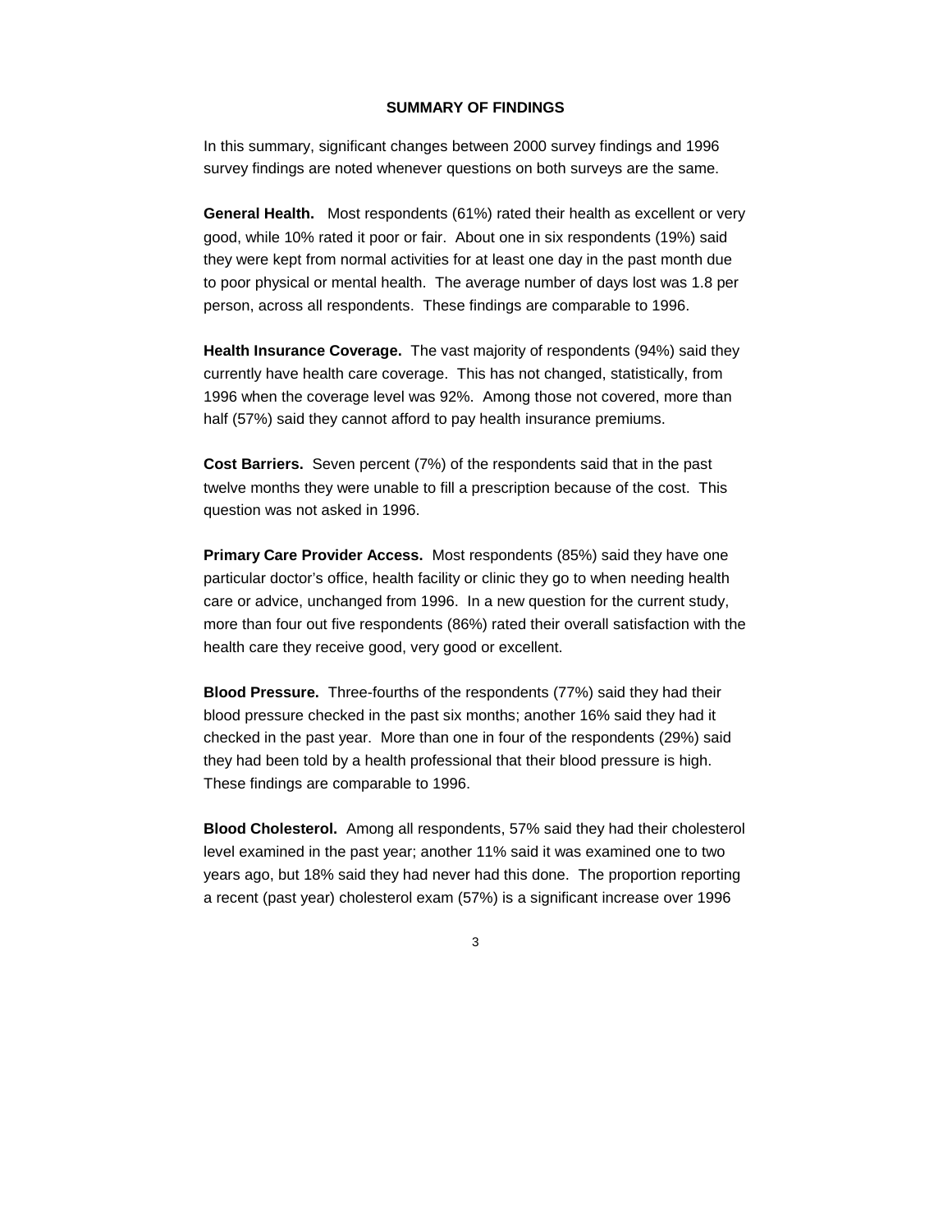## SUMMARY OF FINDINGS

In this summary, significant changes between 2000 survey findings and 1996 survey findings are noted whenever questions on both surveys are the same.

**General Health.** Most respondents (61%) rated their health as excellent or very good, while 10% rated it poor or fair. About one in six respondents (19%) said they were kept from normal activities for at least one day in the past month due to poor physical or mental health. The average number of days lost was 1.8 per person, across all respondents. These findings are comparable to 1996.

**Health Insurance Coverage.** The vast majority of respondents (94%) said they currently have health care coverage. This has not changed, statistically, from 1996 when the coverage level was 92%. Among those not covered, more than half (57%) said they cannot afford to pay health insurance premiums.

**Cost Barriers.** Seven percent (7%) of the respondents said that in the past twelve months they were unable to fill a prescription because of the cost. This question was not asked in 1996.

**Primary Care Provider Access.** Most respondents (85%) said they have one particular doctor's office, health facility or clinic they go to when needing health care or advice, unchanged from 1996. In a new question for the current study, more than four out five respondents (86%) rated their overall satisfaction with the health care they receive good, very good or excellent.

**Blood Pressure.** Three-fourths of the respondents (77%) said they had their blood pressure checked in the past six months; another 16% said they had it checked in the past year. More than one in four of the respondents (29%) said they had been told by a health professional that their blood pressure is high. These findings are comparable to 1996.

**Blood Cholesterol.** Among all respondents, 57% said they had their cholesterol level examined in the past year; another 11% said it was examined one to two years ago, but 18% said they had never had this done. The proportion reporting a recent (past year) cholesterol exam (57%) is a significant increase over 1996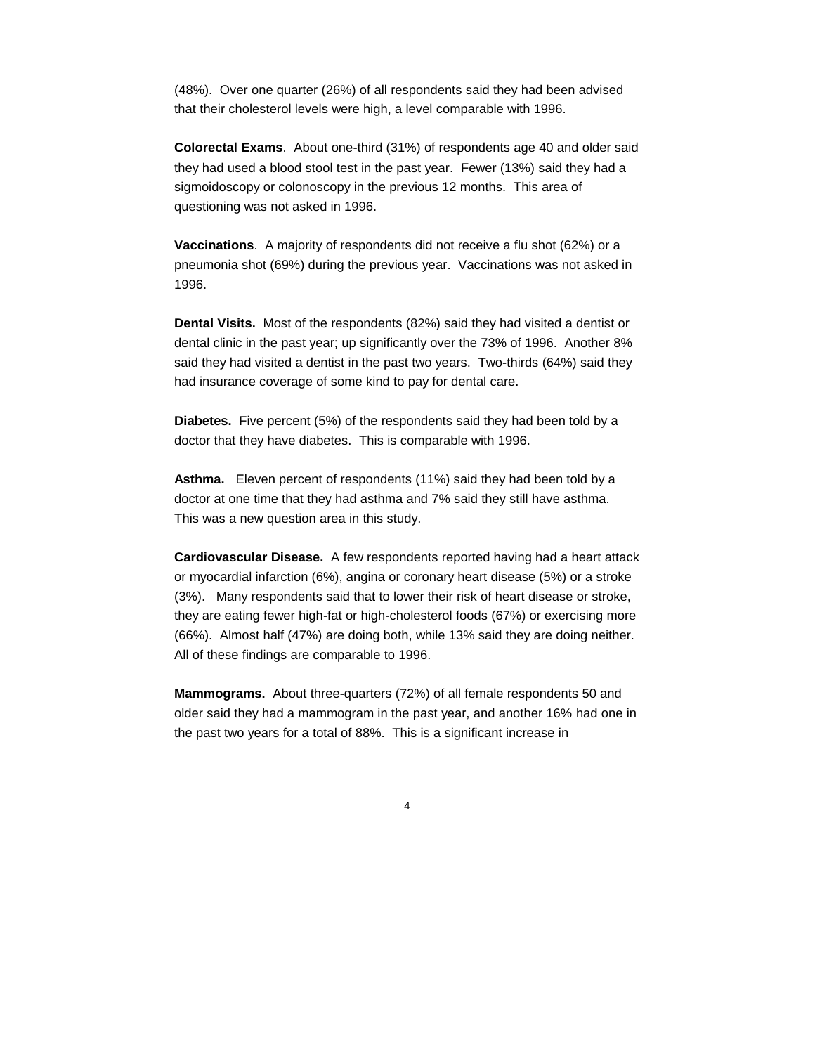(48%). Over one quarter (26%) of all respondents said they had been advised that their cholesterol levels were high, a level comparable with 1996.

**Colorectal Exams**. About one-third (31%) of respondents age 40 and older said they had used a blood stool test in the past year. Fewer (13%) said they had a sigmoidoscopy or colonoscopy in the previous 12 months. This area of questioning was not asked in 1996.

**Vaccinations**. A majority of respondents did not receive a flu shot (62%) or a pneumonia shot (69%) during the previous year. Vaccinations was not asked in 1996.

**Dental Visits.** Most of the respondents (82%) said they had visited a dentist or dental clinic in the past year; up significantly over the 73% of 1996. Another 8% said they had visited a dentist in the past two years. Two-thirds (64%) said they had insurance coverage of some kind to pay for dental care.

**Diabetes.** Five percent (5%) of the respondents said they had been told by a doctor that they have diabetes. This is comparable with 1996.

**Asthma.** Eleven percent of respondents (11%) said they had been told by a doctor at one time that they had asthma and 7% said they still have asthma. This was a new question area in this study.

**Cardiovascular Disease.** A few respondents reported having had a heart attack or myocardial infarction (6%), angina or coronary heart disease (5%) or a stroke (3%). Many respondents said that to lower their risk of heart disease or stroke, they are eating fewer high-fat or high-cholesterol foods (67%) or exercising more (66%). Almost half (47%) are doing both, while 13% said they are doing neither. All of these findings are comparable to 1996.

**Mammograms.** About three-quarters (72%) of all female respondents 50 and older said they had a mammogram in the past year, and another 16% had one in the past two years for a total of 88%. This is a significant increase in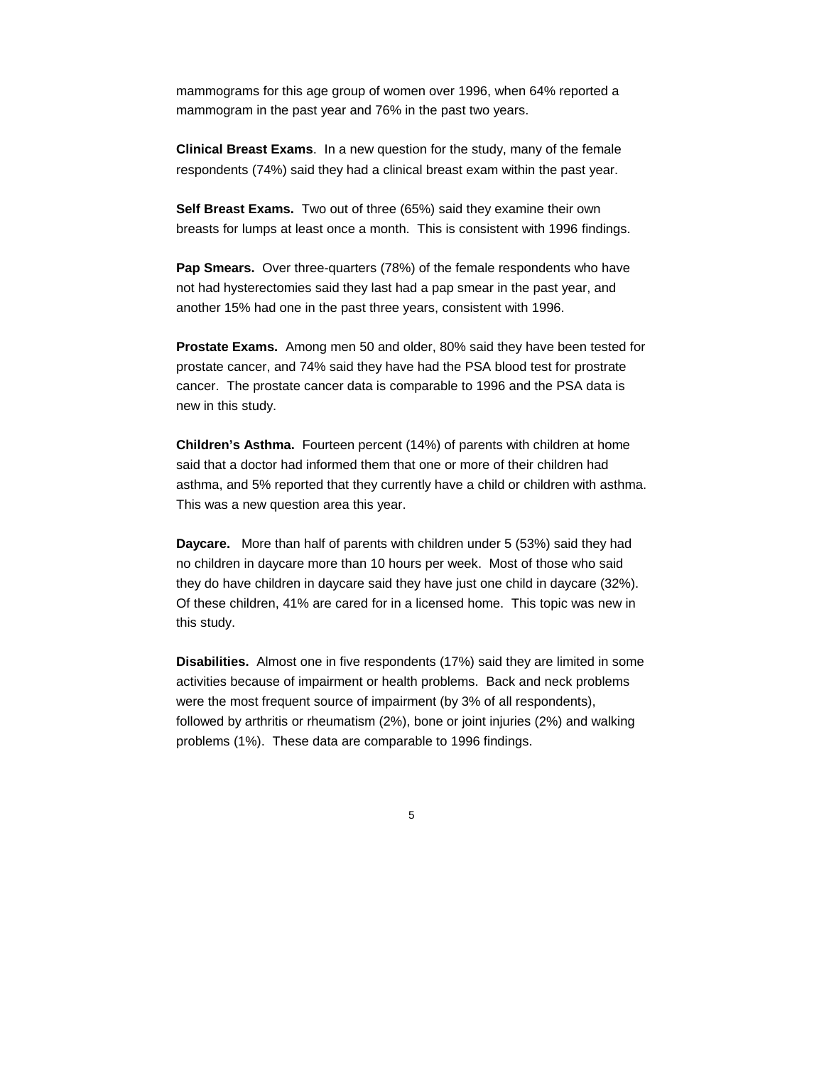mammograms for this age group of women over 1996, when 64% reported a mammogram in the past year and 76% in the past two years.

**Clinical Breast Exams**. In a new question for the study, many of the female respondents (74%) said they had a clinical breast exam within the past year.

**Self Breast Exams.** Two out of three (65%) said they examine their own breasts for lumps at least once a month. This is consistent with 1996 findings.

**Pap Smears.** Over three-quarters (78%) of the female respondents who have not had hysterectomies said they last had a pap smear in the past year, and another 15% had one in the past three years, consistent with 1996.

**Prostate Exams.** Among men 50 and older, 80% said they have been tested for prostate cancer, and 74% said they have had the PSA blood test for prostrate cancer. The prostate cancer data is comparable to 1996 and the PSA data is new in this study.

**Children's Asthma.** Fourteen percent (14%) of parents with children at home said that a doctor had informed them that one or more of their children had asthma, and 5% reported that they currently have a child or children with asthma. This was a new question area this year.

**Daycare.** More than half of parents with children under 5 (53%) said they had no children in daycare more than 10 hours per week. Most of those who said they do have children in daycare said they have just one child in daycare (32%). Of these children, 41% are cared for in a licensed home. This topic was new in this study.

**Disabilities.** Almost one in five respondents (17%) said they are limited in some activities because of impairment or health problems. Back and neck problems were the most frequent source of impairment (by 3% of all respondents), followed by arthritis or rheumatism (2%), bone or joint injuries (2%) and walking problems (1%). These data are comparable to 1996 findings.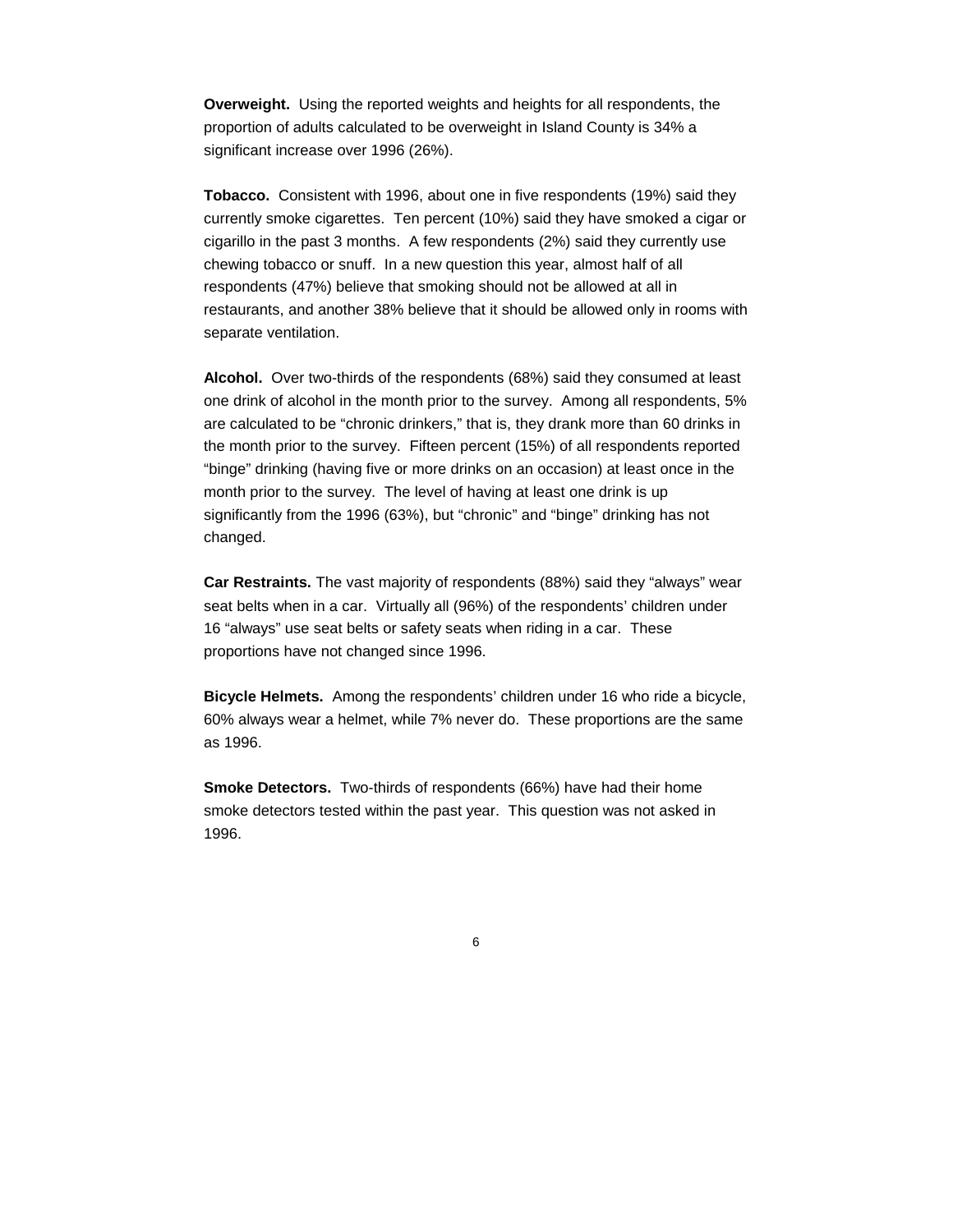**Overweight.** Using the reported weights and heights for all respondents, the proportion of adults calculated to be overweight in Island County is 34% a significant increase over 1996 (26%).

**Tobacco.** Consistent with 1996, about one in five respondents (19%) said they currently smoke cigarettes. Ten percent (10%) said they have smoked a cigar or cigarillo in the past 3 months. A few respondents (2%) said they currently use chewing tobacco or snuff. In a new question this year, almost half of all respondents (47%) believe that smoking should not be allowed at all in restaurants, and another 38% believe that it should be allowed only in rooms with separate ventilation.

**Alcohol.** Over two-thirds of the respondents (68%) said they consumed at least one drink of alcohol in the month prior to the survey. Among all respondents, 5% are calculated to be "chronic drinkers," that is, they drank more than 60 drinks in the month prior to the survey. Fifteen percent (15%) of all respondents reported "binge" drinking (having five or more drinks on an occasion) at least once in the month prior to the survey. The level of having at least one drink is up significantly from the 1996 (63%), but "chronic" and "binge" drinking has not changed.

**Car Restraints.** The vast majority of respondents (88%) said they "always" wear seat belts when in a car. Virtually all (96%) of the respondents' children under 16 "always" use seat belts or safety seats when riding in a car. These proportions have not changed since 1996.

**Bicycle Helmets.** Among the respondents' children under 16 who ride a bicycle, 60% always wear a helmet, while 7% never do. These proportions are the same as 1996.

**Smoke Detectors.** Two-thirds of respondents (66%) have had their home smoke detectors tested within the past year. This question was not asked in 1996.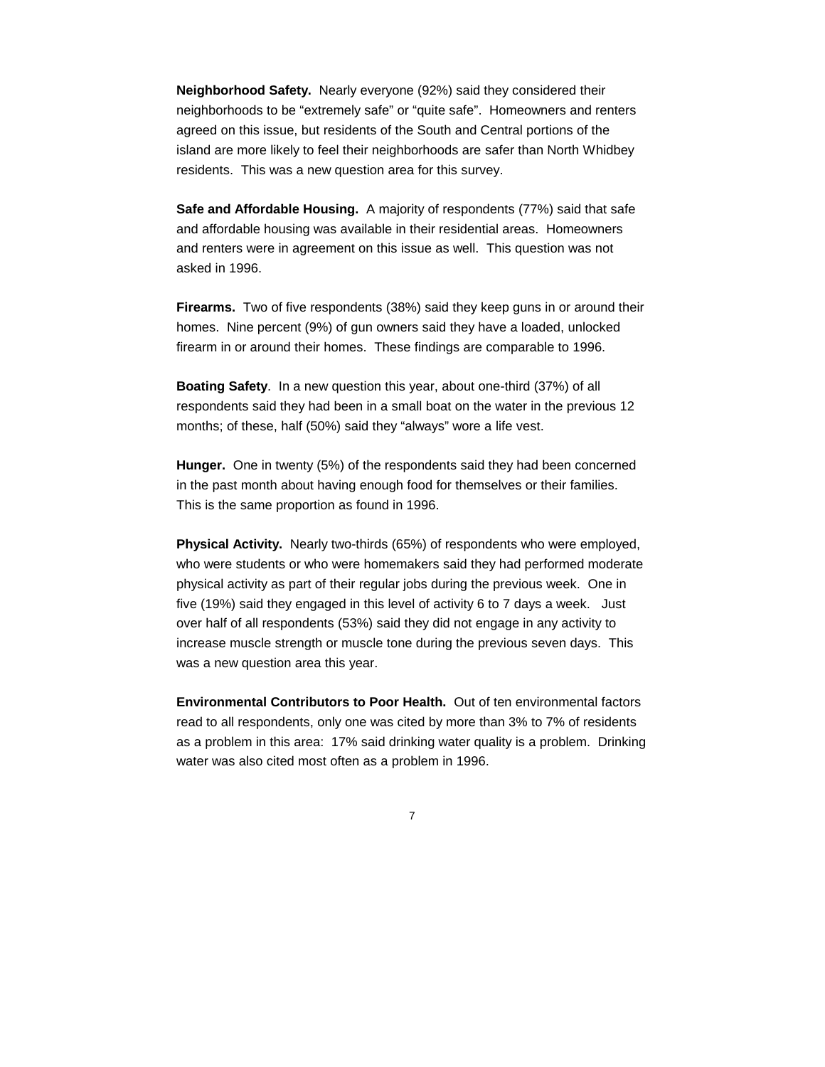**Neighborhood Safety.** Nearly everyone (92%) said they considered their neighborhoods to be "extremely safe" or "quite safe". Homeowners and renters agreed on this issue, but residents of the South and Central portions of the island are more likely to feel their neighborhoods are safer than North Whidbey residents. This was a new question area for this survey.

**Safe and Affordable Housing.** A majority of respondents (77%) said that safe and affordable housing was available in their residential areas. Homeowners and renters were in agreement on this issue as well. This question was not asked in 1996.

**Firearms.** Two of five respondents (38%) said they keep guns in or around their homes. Nine percent (9%) of gun owners said they have a loaded, unlocked firearm in or around their homes. These findings are comparable to 1996.

**Boating Safety**. In a new question this year, about one-third (37%) of all respondents said they had been in a small boat on the water in the previous 12 months; of these, half (50%) said they "always" wore a life vest.

**Hunger.** One in twenty (5%) of the respondents said they had been concerned in the past month about having enough food for themselves or their families. This is the same proportion as found in 1996.

**Physical Activity.** Nearly two-thirds (65%) of respondents who were employed, who were students or who were homemakers said they had performed moderate physical activity as part of their regular jobs during the previous week. One in five (19%) said they engaged in this level of activity 6 to 7 days a week. Just over half of all respondents (53%) said they did not engage in any activity to increase muscle strength or muscle tone during the previous seven days. This was a new question area this year.

**Environmental Contributors to Poor Health.** Out of ten environmental factors read to all respondents, only one was cited by more than 3% to 7% of residents as a problem in this area: 17% said drinking water quality is a problem. Drinking water was also cited most often as a problem in 1996.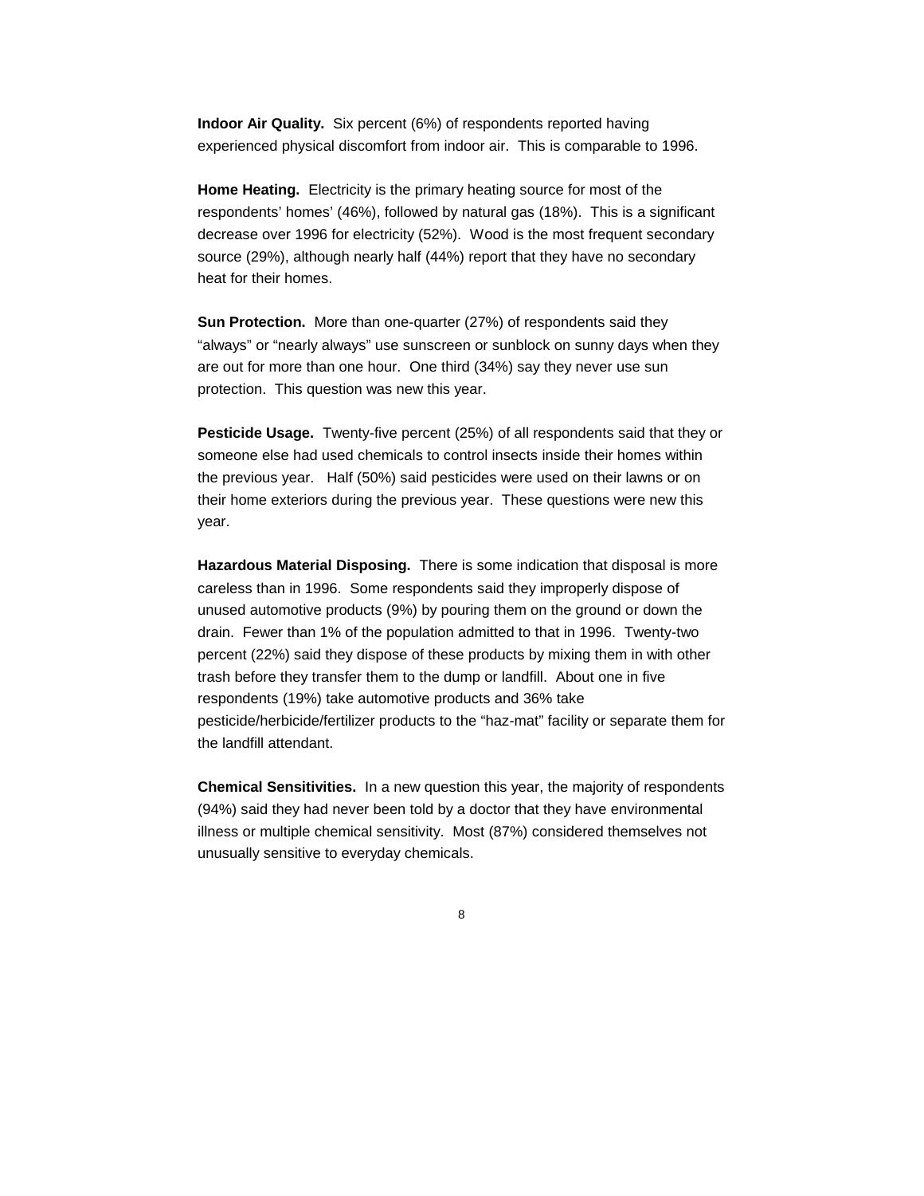**Indoor Air Quality.** Six percent (6%) of respondents reported having experienced physical discomfort from indoor air. This is comparable to 1996.

**Home Heating.** Electricity is the primary heating source for most of the respondents' homes' (46%), followed by natural gas (18%). This is a significant decrease over 1996 for electricity (52%). Wood is the most frequent secondary source (29%), although nearly half (44%) report that they have no secondary heat for their homes.

**Sun Protection.** More than one-quarter (27%) of respondents said they "always" or "nearly always" use sunscreen or sunblock on sunny days when they are out for more than one hour. One third (34%) say they never use sun protection. This question was new this year.

**Pesticide Usage.** Twenty-five percent (25%) of all respondents said that they or someone else had used chemicals to control insects inside their homes within the previous year. Half (50%) said pesticides were used on their lawns or on their home exteriors during the previous year. These questions were new this year.

**Hazardous Material Disposing.** There is some indication that disposal is more careless than in 1996. Some respondents said they improperly dispose of unused automotive products (9%) by pouring them on the ground or down the drain. Fewer than 1% of the population admitted to that in 1996. Twenty-two percent (22%) said they dispose of these products by mixing them in with other trash before they transfer them to the dump or landfill. About one in five respondents (19%) take automotive products and 36% take pesticide/herbicide/fertilizer products to the "haz-mat" facility or separate them for the landfill attendant.

**Chemical Sensitivities.** In a new question this year, the majority of respondents (94%) said they had never been told by a doctor that they have environmental illness or multiple chemical sensitivity. Most (87%) considered themselves not unusually sensitive to everyday chemicals.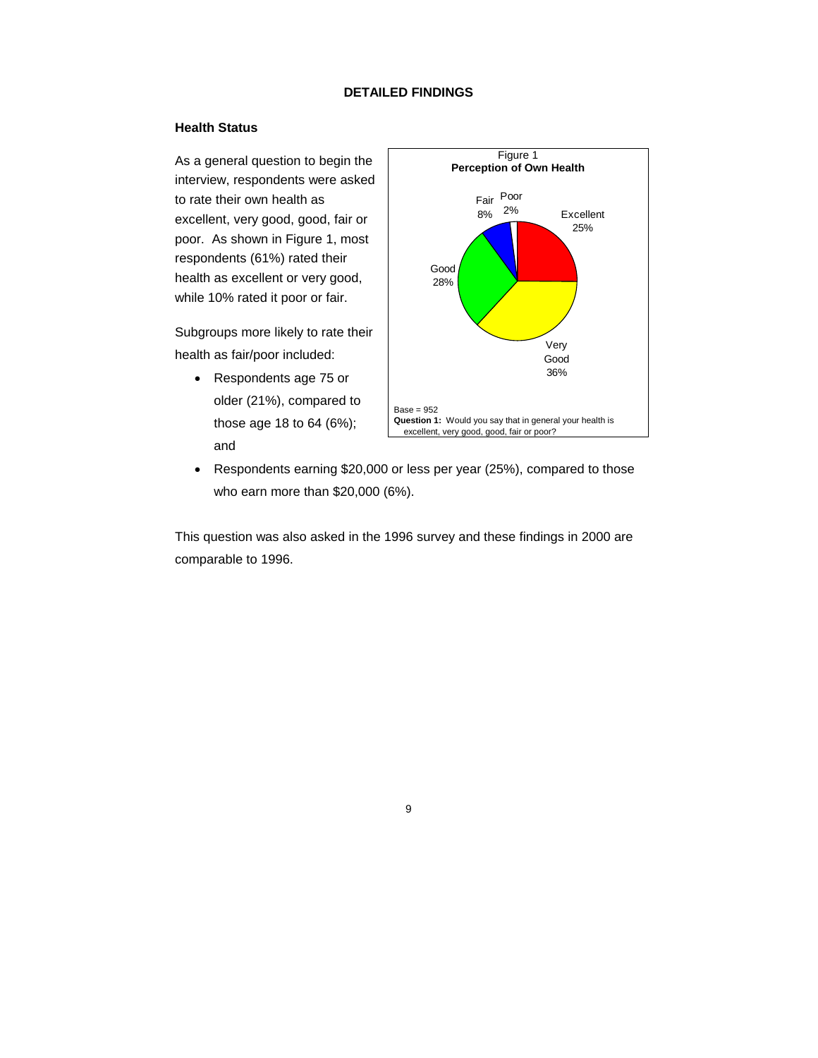## DETAILED FINDINGS

### Health Status

As a general question to begin the interview, respondents were asked to rate their own health as excellent, very good, good, fair or poor. As shown in Figure 1, most respondents (61%) rated their health as excellent or very good, while 10% rated it poor or fair.

Figure 1
**Perception of Own Health**

| Rating | Percent |
|---|---|
| Excellent | 25% |
| Very Good | 36% |
| Good | 28% |
| Fair | 8% |
| Poor | 2% |

Base = 952
**Question 1:** Would you say that in general your health is excellent, very good, good, fair or poor?

Subgroups more likely to rate their health as fair/poor included:

- Respondents age 75 or older (21%), compared to those age 18 to 64 (6%); and
- Respondents earning $20,000 or less per year (25%), compared to those who earn more than $20,000 (6%).

This question was also asked in the 1996 survey and these findings in 2000 are comparable to 1996.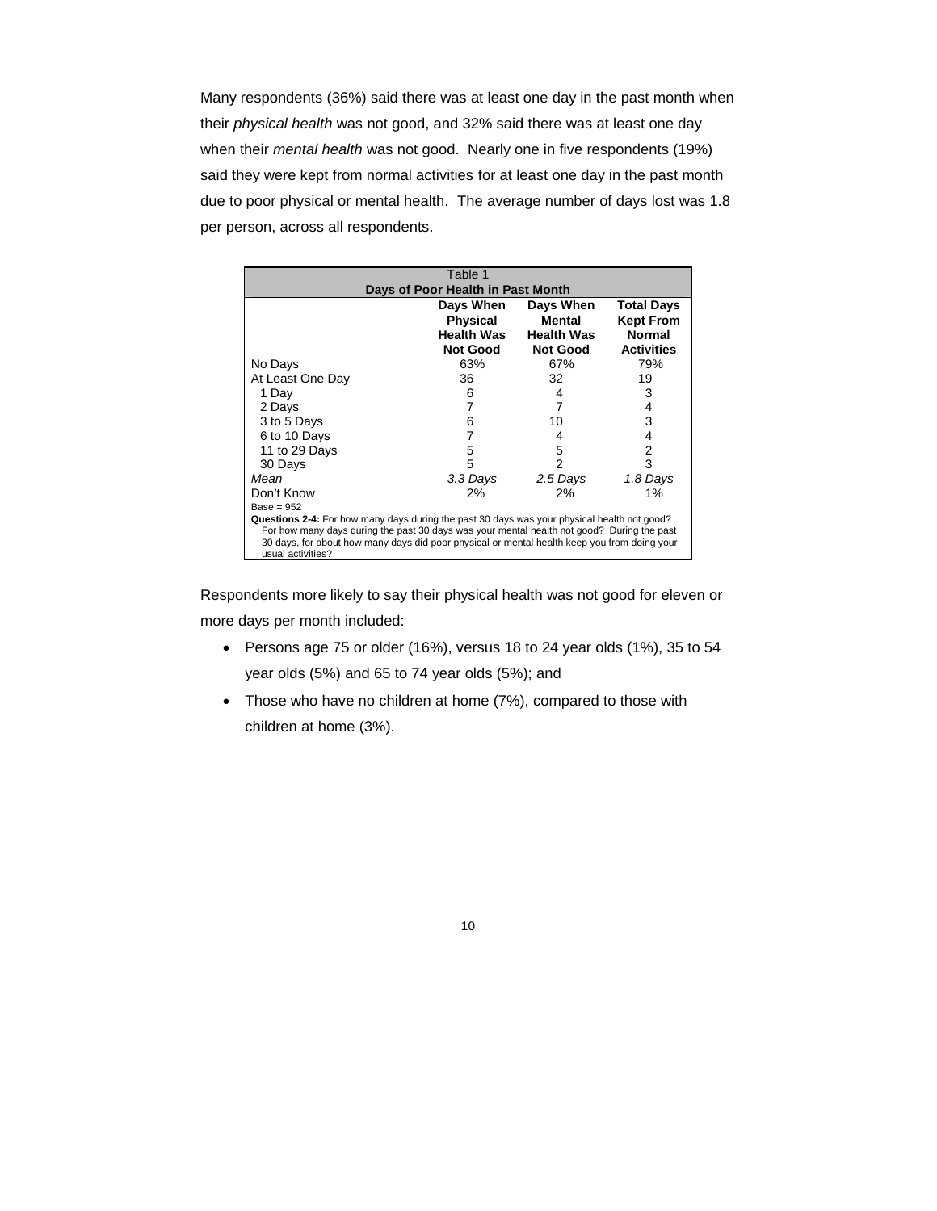Many respondents (36%) said there was at least one day in the past month when their *physical health* was not good, and 32% said there was at least one day when their *mental health* was not good. Nearly one in five respondents (19%) said they were kept from normal activities for at least one day in the past month due to poor physical or mental health. The average number of days lost was 1.8 per person, across all respondents.

Table 1
**Days of Poor Health in Past Month**

| | **Days When Physical Health Was Not Good** | **Days When Mental Health Was Not Good** | **Total Days Kept From Normal Activities** |
|---|---|---|---|
| No Days | 63% | 67% | 79% |
| At Least One Day | 36 | 32 | 19 |
| 1 Day | 6 | 4 | 3 |
| 2 Days | 7 | 7 | 4 |
| 3 to 5 Days | 6 | 10 | 3 |
| 6 to 10 Days | 7 | 4 | 4 |
| 11 to 29 Days | 5 | 5 | 2 |
| 30 Days | 5 | 2 | 3 |
| *Mean* | *3.3 Days* | *2.5 Days* | *1.8 Days* |
| Don't Know | 2% | 2% | 1% |

Base = 952

**Questions 2-4:** For how many days during the past 30 days was your physical health not good? For how many days during the past 30 days was your mental health not good? During the past 30 days, for about how many days did poor physical or mental health keep you from doing your usual activities?

Respondents more likely to say their physical health was not good for eleven or more days per month included:

- Persons age 75 or older (16%), versus 18 to 24 year olds (1%), 35 to 54 year olds (5%) and 65 to 74 year olds (5%); and
- Those who have no children at home (7%), compared to those with children at home (3%).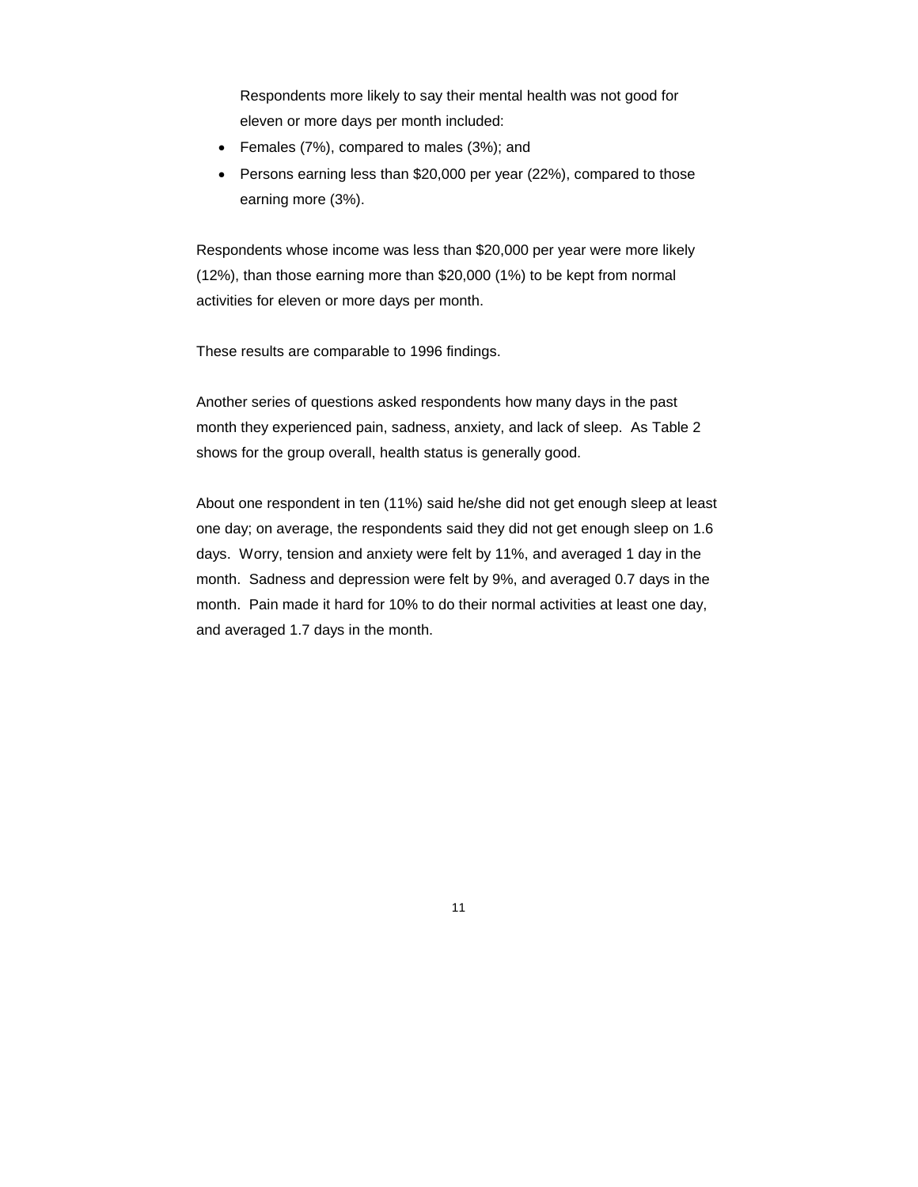Respondents more likely to say their mental health was not good for eleven or more days per month included:

- Females (7%), compared to males (3%); and
- Persons earning less than $20,000 per year (22%), compared to those earning more (3%).

Respondents whose income was less than $20,000 per year were more likely (12%), than those earning more than $20,000 (1%) to be kept from normal activities for eleven or more days per month.

These results are comparable to 1996 findings.

Another series of questions asked respondents how many days in the past month they experienced pain, sadness, anxiety, and lack of sleep. As Table 2 shows for the group overall, health status is generally good.

About one respondent in ten (11%) said he/she did not get enough sleep at least one day; on average, the respondents said they did not get enough sleep on 1.6 days. Worry, tension and anxiety were felt by 11%, and averaged 1 day in the month. Sadness and depression were felt by 9%, and averaged 0.7 days in the month. Pain made it hard for 10% to do their normal activities at least one day, and averaged 1.7 days in the month.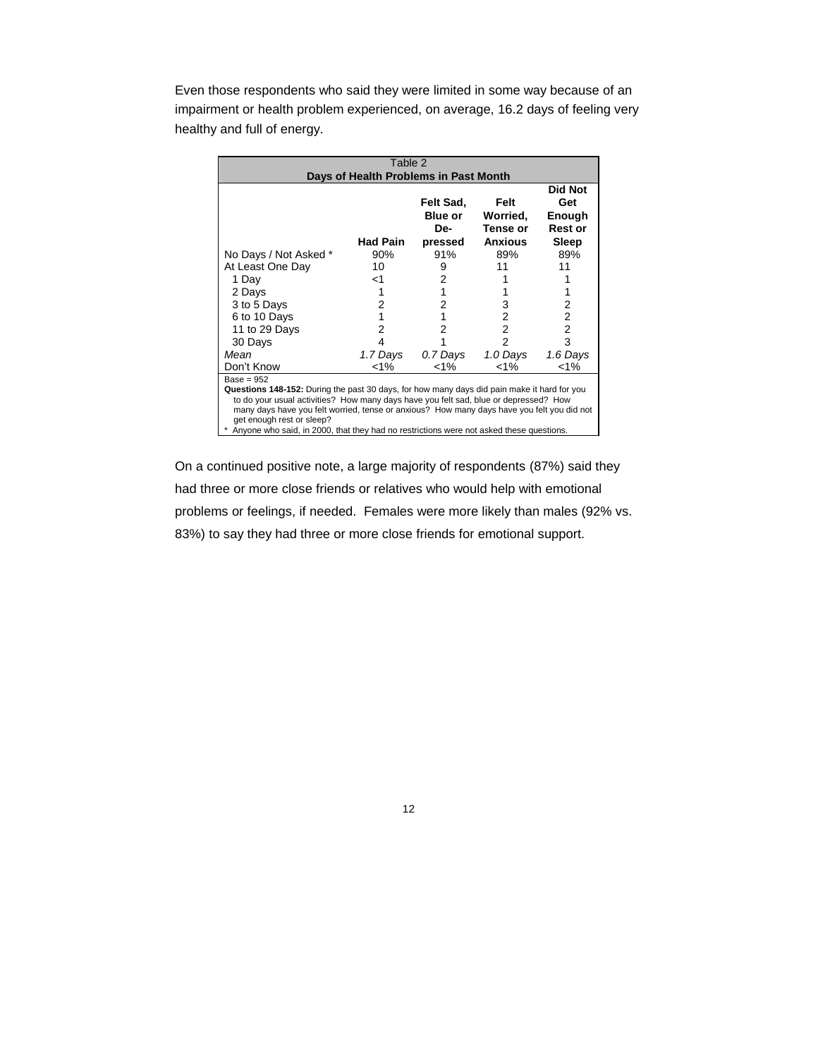Even those respondents who said they were limited in some way because of an impairment or health problem experienced, on average, 16.2 days of feeling very healthy and full of energy.

| Table 2<br>**Days of Health Problems in Past Month** | | | | |
|---|---|---|---|---|
| | **Had Pain** | **Felt Sad, Blue or De-pressed** | **Felt Worried, Tense or Anxious** | **Did Not Get Enough Rest or Sleep** |
| No Days / Not Asked * | 90% | 91% | 89% | 89% |
| At Least One Day | 10 | 9 | 11 | 11 |
| 1 Day | <1 | 2 | 1 | 1 |
| 2 Days | 1 | 1 | 1 | 1 |
| 3 to 5 Days | 2 | 2 | 3 | 2 |
| 6 to 10 Days | 1 | 1 | 2 | 2 |
| 11 to 29 Days | 2 | 2 | 2 | 2 |
| 30 Days | 4 | 1 | 2 | 3 |
| *Mean* | *1.7 Days* | *0.7 Days* | *1.0 Days* | *1.6 Days* |
| Don't Know | <1% | <1% | <1% | <1% |

Base = 952

**Questions 148-152:** During the past 30 days, for how many days did pain make it hard for you to do your usual activities? How many days have you felt sad, blue or depressed? How many days have you felt worried, tense or anxious? How many days have you felt you did not get enough rest or sleep?

\* Anyone who said, in 2000, that they had no restrictions were not asked these questions.

On a continued positive note, a large majority of respondents (87%) said they had three or more close friends or relatives who would help with emotional problems or feelings, if needed. Females were more likely than males (92% vs. 83%) to say they had three or more close friends for emotional support.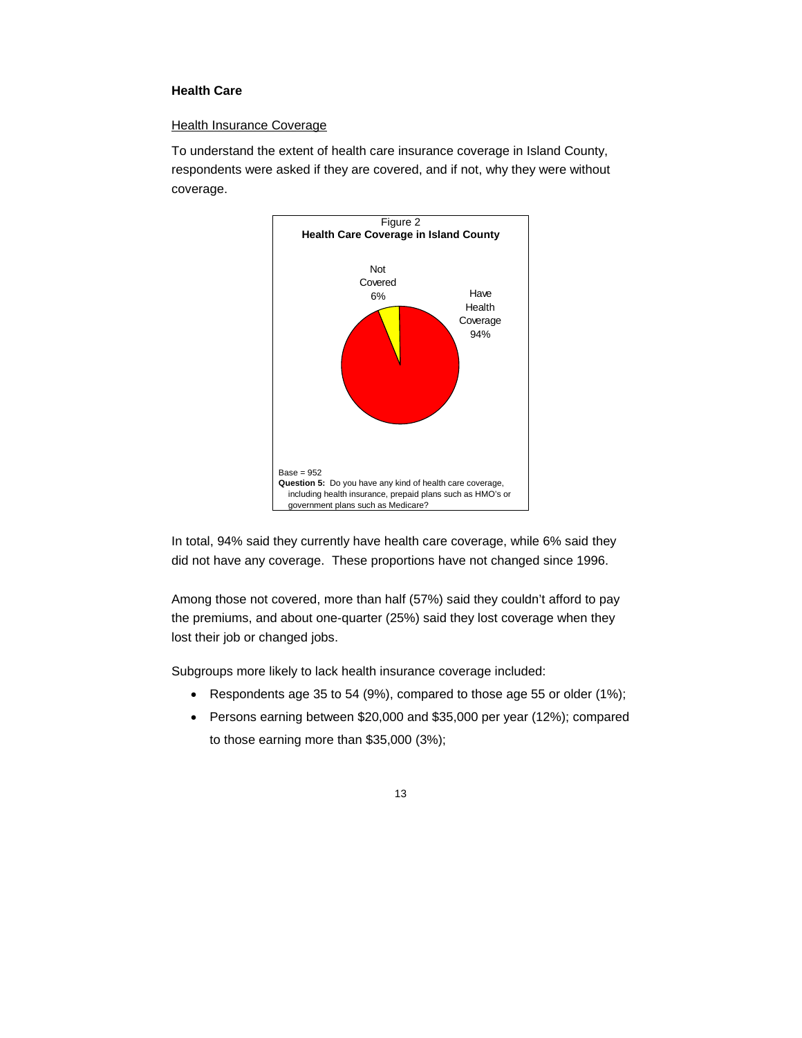**Health Care**

Health Insurance Coverage

To understand the extent of health care insurance coverage in Island County, respondents were asked if they are covered, and if not, why they were without coverage.

Figure 2
**Health Care Coverage in Island County**

Not Covered 6%

Have Health Coverage 94%

Base = 952
**Question 5:** Do you have any kind of health care coverage, including health insurance, prepaid plans such as HMO's or government plans such as Medicare?

In total, 94% said they currently have health care coverage, while 6% said they did not have any coverage. These proportions have not changed since 1996.

Among those not covered, more than half (57%) said they couldn't afford to pay the premiums, and about one-quarter (25%) said they lost coverage when they lost their job or changed jobs.

Subgroups more likely to lack health insurance coverage included:

- Respondents age 35 to 54 (9%), compared to those age 55 or older (1%);
- Persons earning between $20,000 and $35,000 per year (12%); compared to those earning more than $35,000 (3%);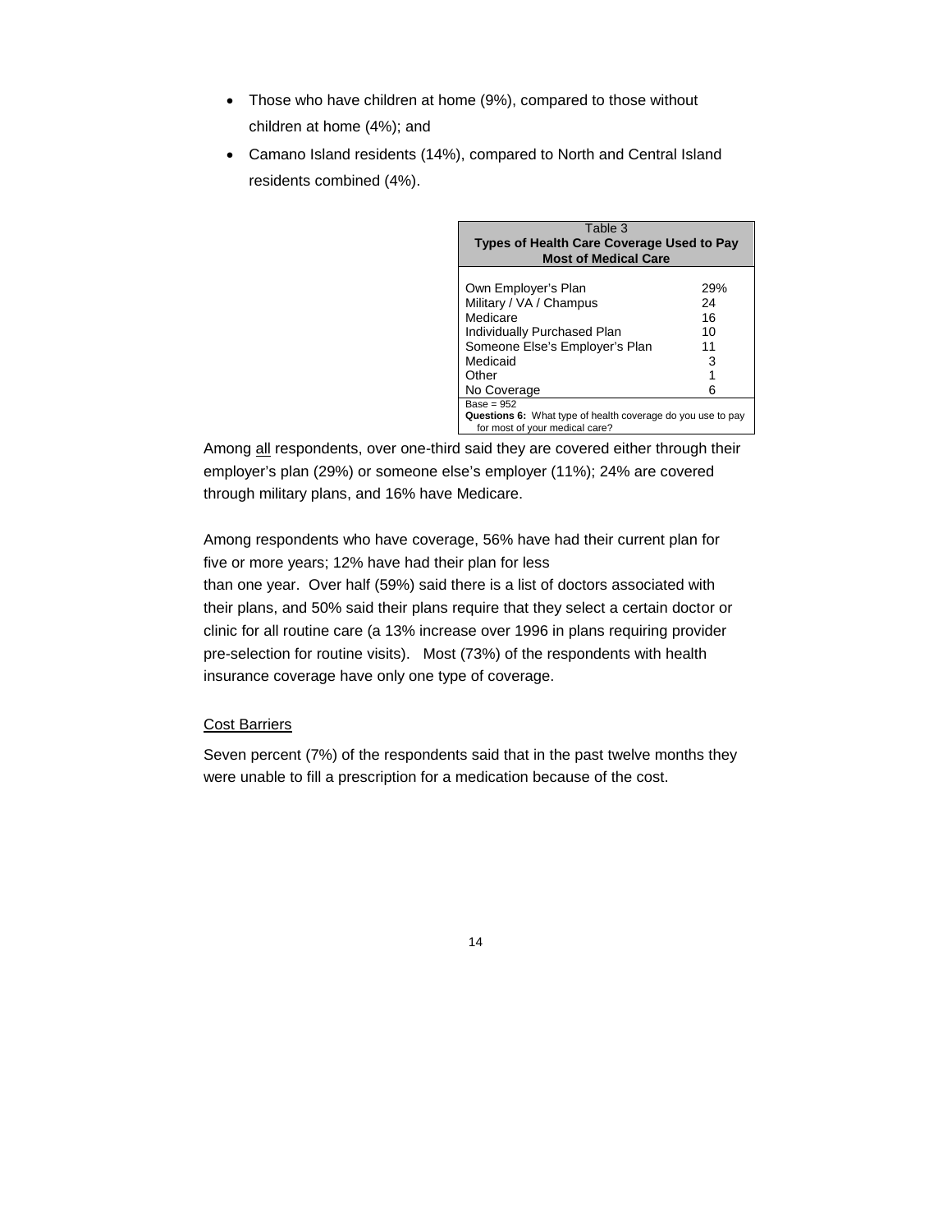- Those who have children at home (9%), compared to those without children at home (4%); and
- Camano Island residents (14%), compared to North and Central Island residents combined (4%).

Table 3
**Types of Health Care Coverage Used to Pay Most of Medical Care**

| | |
|---|---|
| Own Employer's Plan | 29% |
| Military / VA / Champus | 24 |
| Medicare | 16 |
| Individually Purchased Plan | 10 |
| Someone Else's Employer's Plan | 11 |
| Medicaid | 3 |
| Other | 1 |
| No Coverage | 6 |

Base = 952
**Questions 6:** What type of health coverage do you use to pay for most of your medical care?

Among all respondents, over one-third said they are covered either through their employer's plan (29%) or someone else's employer (11%); 24% are covered through military plans, and 16% have Medicare.

Among respondents who have coverage, 56% have had their current plan for five or more years; 12% have had their plan for less than one year. Over half (59%) said there is a list of doctors associated with their plans, and 50% said their plans require that they select a certain doctor or clinic for all routine care (a 13% increase over 1996 in plans requiring provider pre-selection for routine visits). Most (73%) of the respondents with health insurance coverage have only one type of coverage.

Cost Barriers

Seven percent (7%) of the respondents said that in the past twelve months they were unable to fill a prescription for a medication because of the cost.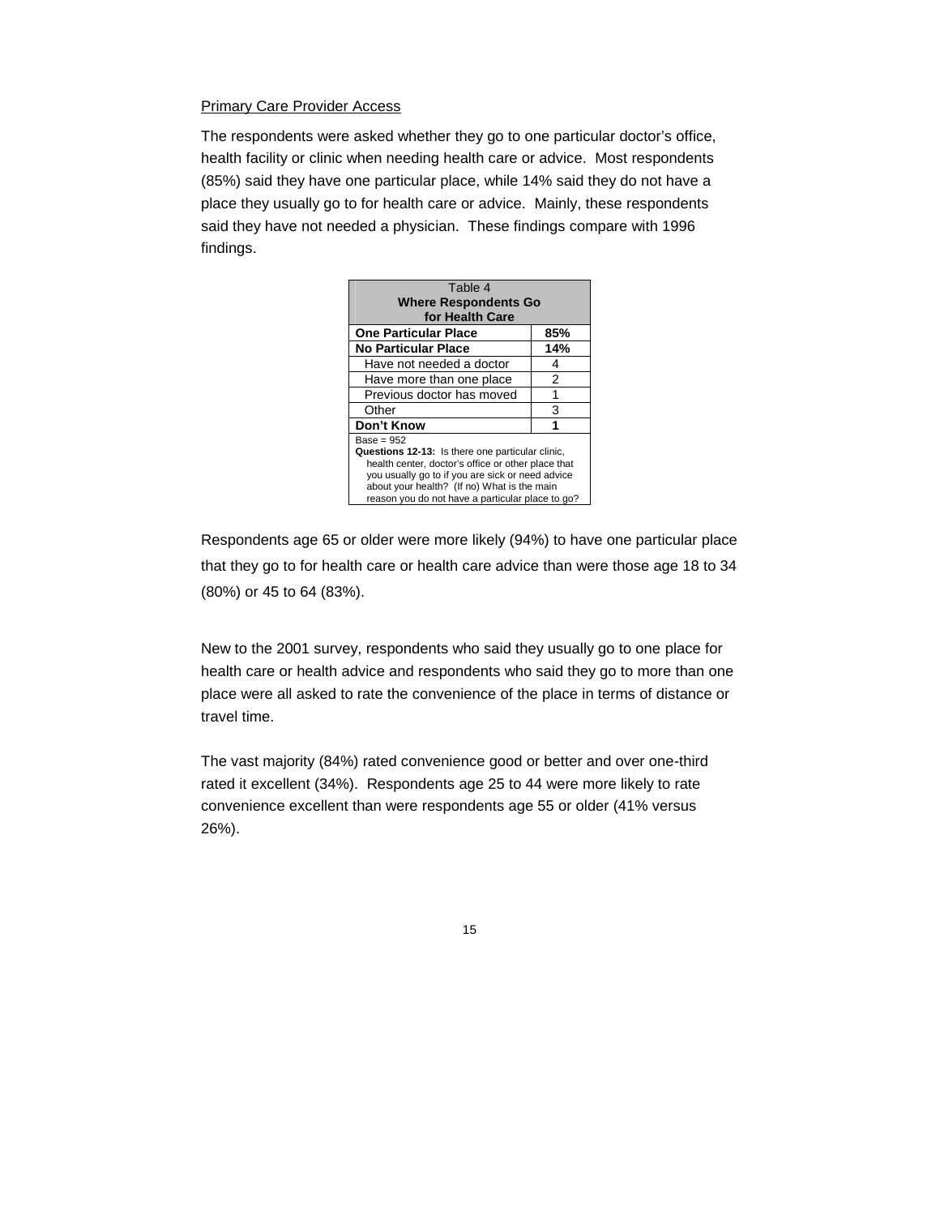Primary Care Provider Access

The respondents were asked whether they go to one particular doctor's office, health facility or clinic when needing health care or advice. Most respondents (85%) said they have one particular place, while 14% said they do not have a place they usually go to for health care or advice. Mainly, these respondents said they have not needed a physician. These findings compare with 1996 findings.

| Table 4 **Where Respondents Go for Health Care** | |
|---|---|
| **One Particular Place** | **85%** |
| **No Particular Place** | **14%** |
| Have not needed a doctor | 4 |
| Have more than one place | 2 |
| Previous doctor has moved | 1 |
| Other | 3 |
| **Don't Know** | **1** |

Base = 952
**Questions 12-13:** Is there one particular clinic, health center, doctor's office or other place that you usually go to if you are sick or need advice about your health? (If no) What is the main reason you do not have a particular place to go?

Respondents age 65 or older were more likely (94%) to have one particular place that they go to for health care or health care advice than were those age 18 to 34 (80%) or 45 to 64 (83%).

New to the 2001 survey, respondents who said they usually go to one place for health care or health advice and respondents who said they go to more than one place were all asked to rate the convenience of the place in terms of distance or travel time.

The vast majority (84%) rated convenience good or better and over one-third rated it excellent (34%). Respondents age 25 to 44 were more likely to rate convenience excellent than were respondents age 55 or older (41% versus 26%).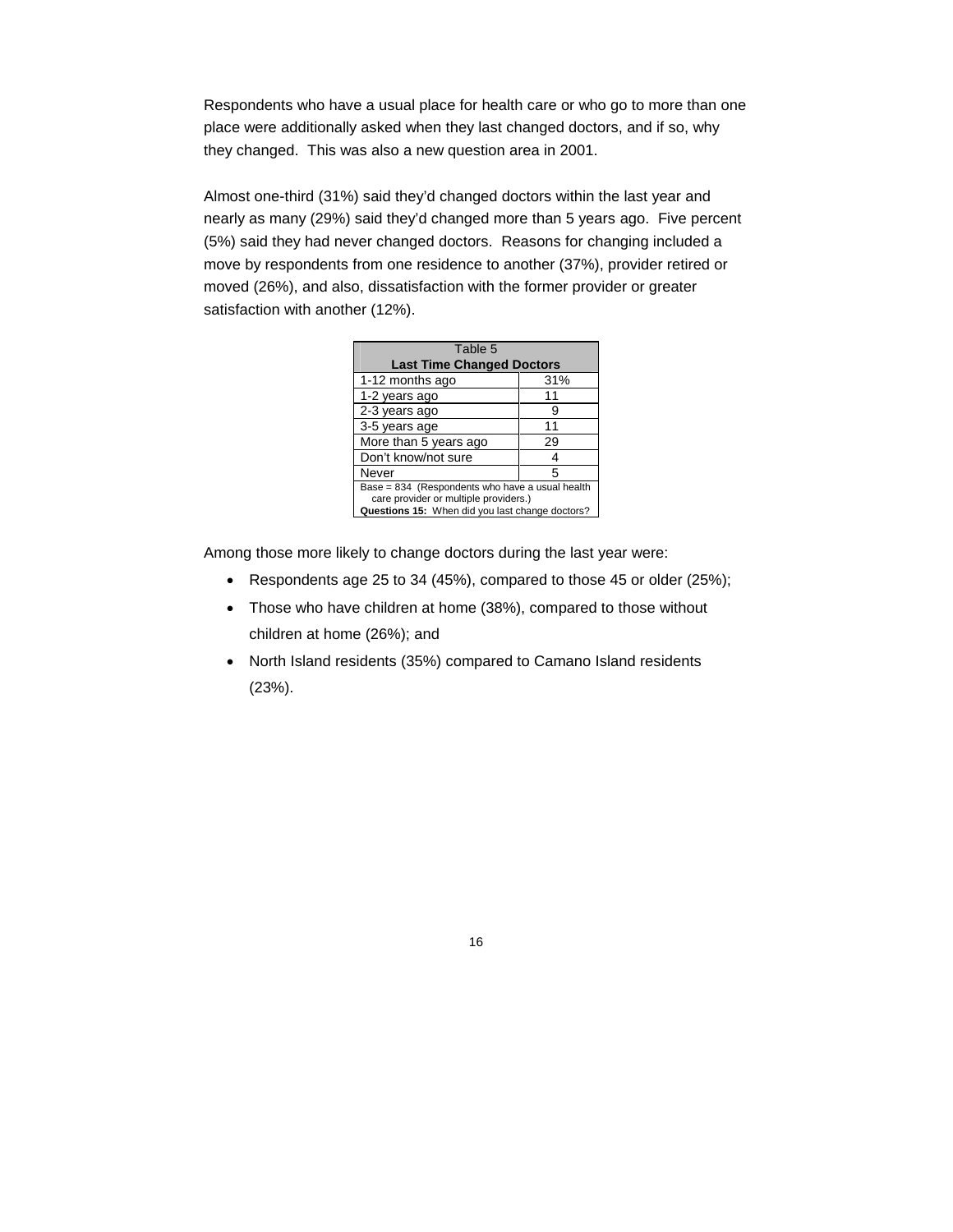Respondents who have a usual place for health care or who go to more than one place were additionally asked when they last changed doctors, and if so, why they changed. This was also a new question area in 2001.

Almost one-third (31%) said they'd changed doctors within the last year and nearly as many (29%) said they'd changed more than 5 years ago. Five percent (5%) said they had never changed doctors. Reasons for changing included a move by respondents from one residence to another (37%), provider retired or moved (26%), and also, dissatisfaction with the former provider or greater satisfaction with another (12%).

| Table 5<br>**Last Time Changed Doctors** | |
|---|---|
| 1-12 months ago | 31% |
| 1-2 years ago | 11 |
| 2-3 years ago | 9 |
| 3-5 years age | 11 |
| More than 5 years ago | 29 |
| Don't know/not sure | 4 |
| Never | 5 |
| Base = 834 (Respondents who have a usual health care provider or multiple providers.)<br>**Questions 15:** When did you last change doctors? | |

Among those more likely to change doctors during the last year were:

- Respondents age 25 to 34 (45%), compared to those 45 or older (25%);
- Those who have children at home (38%), compared to those without children at home (26%); and
- North Island residents (35%) compared to Camano Island residents (23%).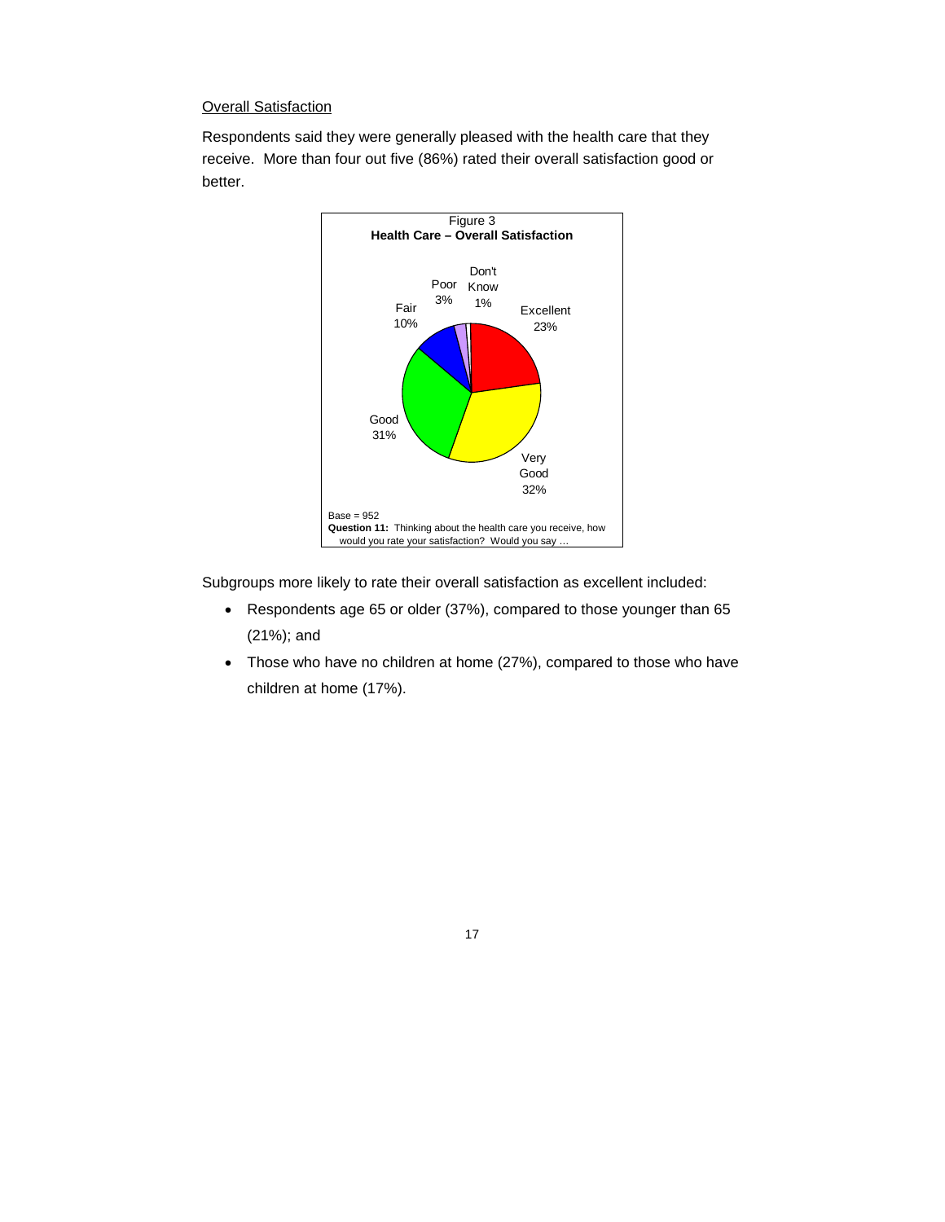Overall Satisfaction

Respondents said they were generally pleased with the health care that they receive. More than four out five (86%) rated their overall satisfaction good or better.

Figure 3
**Health Care – Overall Satisfaction**

| Rating | Percent |
|---|---|
| Excellent | 23% |
| Very Good | 32% |
| Good | 31% |
| Fair | 10% |
| Poor | 3% |
| Don't Know | 1% |

Base = 952
**Question 11:** Thinking about the health care you receive, how would you rate your satisfaction? Would you say …

Subgroups more likely to rate their overall satisfaction as excellent included:

- Respondents age 65 or older (37%), compared to those younger than 65 (21%); and
- Those who have no children at home (27%), compared to those who have children at home (17%).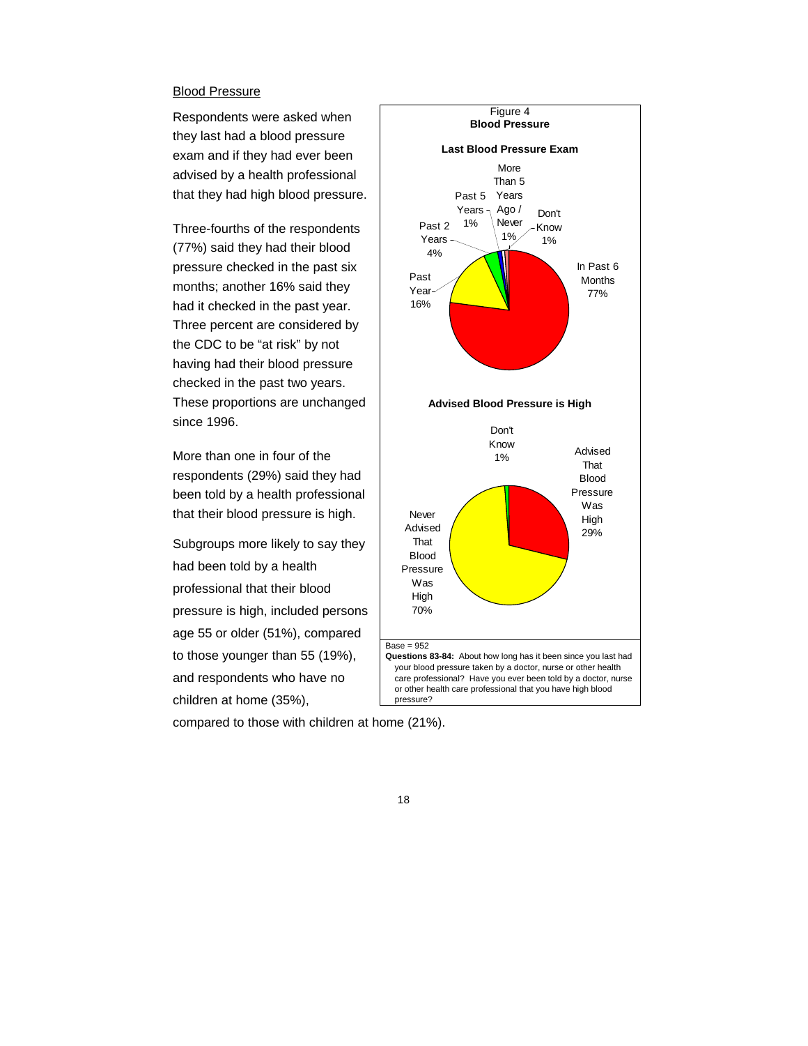Blood Pressure

Respondents were asked when they last had a blood pressure exam and if they had ever been advised by a health professional that they had high blood pressure.

Three-fourths of the respondents (77%) said they had their blood pressure checked in the past six months; another 16% said they had it checked in the past year. Three percent are considered by the CDC to be "at risk" by not having had their blood pressure checked in the past two years. These proportions are unchanged since 1996.

More than one in four of the respondents (29%) said they had been told by a health professional that their blood pressure is high.

Subgroups more likely to say they had been told by a health professional that their blood pressure is high, included persons age 55 or older (51%), compared to those younger than 55 (19%), and respondents who have no children at home (35%), compared to those with children at home (21%).

Figure 4
**Blood Pressure**

**Last Blood Pressure Exam**

| Response | Percent |
|---|---|
| In Past 6 Months | 77% |
| Past Year | 16% |
| Past 2 Years | 4% |
| Past 5 Years | 1% |
| More Than 5 Years Ago / Never | 1% |
| Don't Know | 1% |

**Advised Blood Pressure is High**

| Response | Percent |
|---|---|
| Advised That Blood Pressure Was High | 29% |
| Never Advised That Blood Pressure Was High | 70% |
| Don't Know | 1% |

Base = 952

**Questions 83-84:** About how long has it been since you last had your blood pressure taken by a doctor, nurse or other health care professional? Have you ever been told by a doctor, nurse or other health care professional that you have high blood pressure?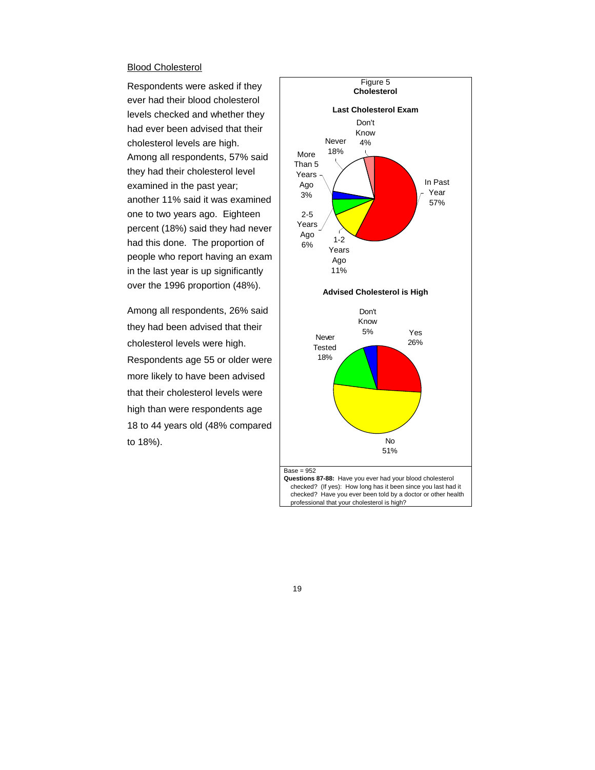## Blood Cholesterol

Respondents were asked if they ever had their blood cholesterol levels checked and whether they had ever been advised that their cholesterol levels are high. Among all respondents, 57% said they had their cholesterol level examined in the past year; another 11% said it was examined one to two years ago. Eighteen percent (18%) said they had never had this done. The proportion of people who report having an exam in the last year is up significantly over the 1996 proportion (48%).

Among all respondents, 26% said they had been advised that their cholesterol levels were high. Respondents age 55 or older were more likely to have been advised that their cholesterol levels were high than were respondents age 18 to 44 years old (48% compared to 18%).

Figure 5
**Cholesterol**

**Last Cholesterol Exam**

| Response | Percent |
|---|---|
| In Past Year | 57% |
| 1-2 Years Ago | 11% |
| 2-5 Years Ago | 6% |
| More Than 5 Years Ago | 3% |
| Never | 18% |
| Don't Know | 4% |

**Advised Cholesterol is High**

| Response | Percent |
|---|---|
| Yes | 26% |
| No | 51% |
| Never Tested | 18% |
| Don't Know | 5% |

Base = 952
**Questions 87-88:** Have you ever had your blood cholesterol checked? (If yes): How long has it been since you last had it checked? Have you ever been told by a doctor or other health professional that your cholesterol is high?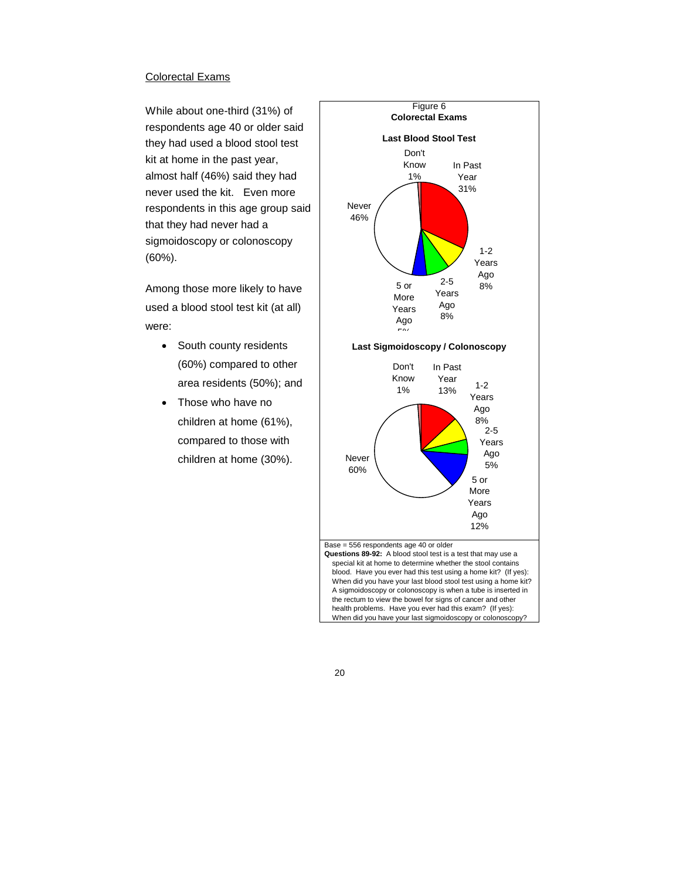## Colorectal Exams

While about one-third (31%) of respondents age 40 or older said they had used a blood stool test kit at home in the past year, almost half (46%) said they had never used the kit. Even more respondents in this age group said that they had never had a sigmoidoscopy or colonoscopy (60%).

Among those more likely to have used a blood stool test kit (at all) were:

- South county residents (60%) compared to other area residents (50%); and
- Those who have no children at home (61%), compared to those with children at home (30%).

Figure 6
**Colorectal Exams**

**Last Blood Stool Test**

Don't Know 1%
In Past Year 31%
1-2 Years Ago 8%
2-5 Years Ago 8%
5 or More Years Ago 5%
Never 46%

**Last Sigmoidoscopy / Colonoscopy**

Don't Know 1%
In Past Year 13%
1-2 Years Ago 8%
2-5 Years Ago 5%
5 or More Years Ago 12%
Never 60%

Base = 556 respondents age 40 or older

**Questions 89-92:** A blood stool test is a test that may use a special kit at home to determine whether the stool contains blood. Have you ever had this test using a home kit? (If yes): When did you have your last blood stool test using a home kit? A sigmoidoscopy or colonoscopy is when a tube is inserted in the rectum to view the bowel for signs of cancer and other health problems. Have you ever had this exam? (If yes): When did you have your last sigmoidoscopy or colonoscopy?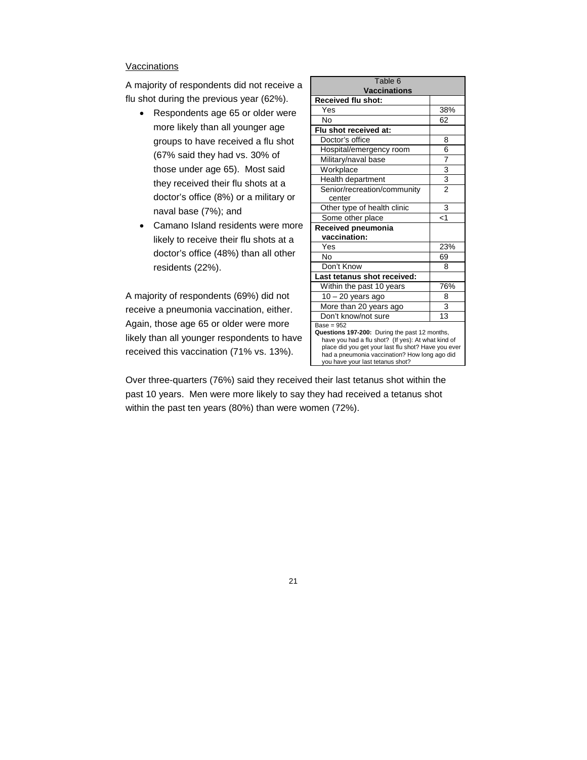## Vaccinations

A majority of respondents did not receive a flu shot during the previous year (62%).

- Respondents age 65 or older were more likely than all younger age groups to have received a flu shot (67% said they had vs. 30% of those under age 65). Most said they received their flu shots at a doctor's office (8%) or a military or naval base (7%); and
- Camano Island residents were more likely to receive their flu shots at a doctor's office (48%) than all other residents (22%).

A majority of respondents (69%) did not receive a pneumonia vaccination, either. Again, those age 65 or older were more likely than all younger respondents to have received this vaccination (71% vs. 13%).

| Table 6<br>**Vaccinations** | |
|---|---|
| **Received flu shot:** | |
| Yes | 38% |
| No | 62 |
| **Flu shot received at:** | |
| Doctor's office | 8 |
| Hospital/emergency room | 6 |
| Military/naval base | 7 |
| Workplace | 3 |
| Health department | 3 |
| Senior/recreation/community center | 2 |
| Other type of health clinic | 3 |
| Some other place | <1 |
| **Received pneumonia vaccination:** | |
| Yes | 23% |
| No | 69 |
| Don't Know | 8 |
| **Last tetanus shot received:** | |
| Within the past 10 years | 76% |
| 10 – 20 years ago | 8 |
| More than 20 years ago | 3 |
| Don't know/not sure | 13 |

Base = 952
**Questions 197-200:** During the past 12 months, have you had a flu shot? (If yes): At what kind of place did you get your last flu shot? Have you ever had a pneumonia vaccination? How long ago did you have your last tetanus shot?

Over three-quarters (76%) said they received their last tetanus shot within the past 10 years. Men were more likely to say they had received a tetanus shot within the past ten years (80%) than were women (72%).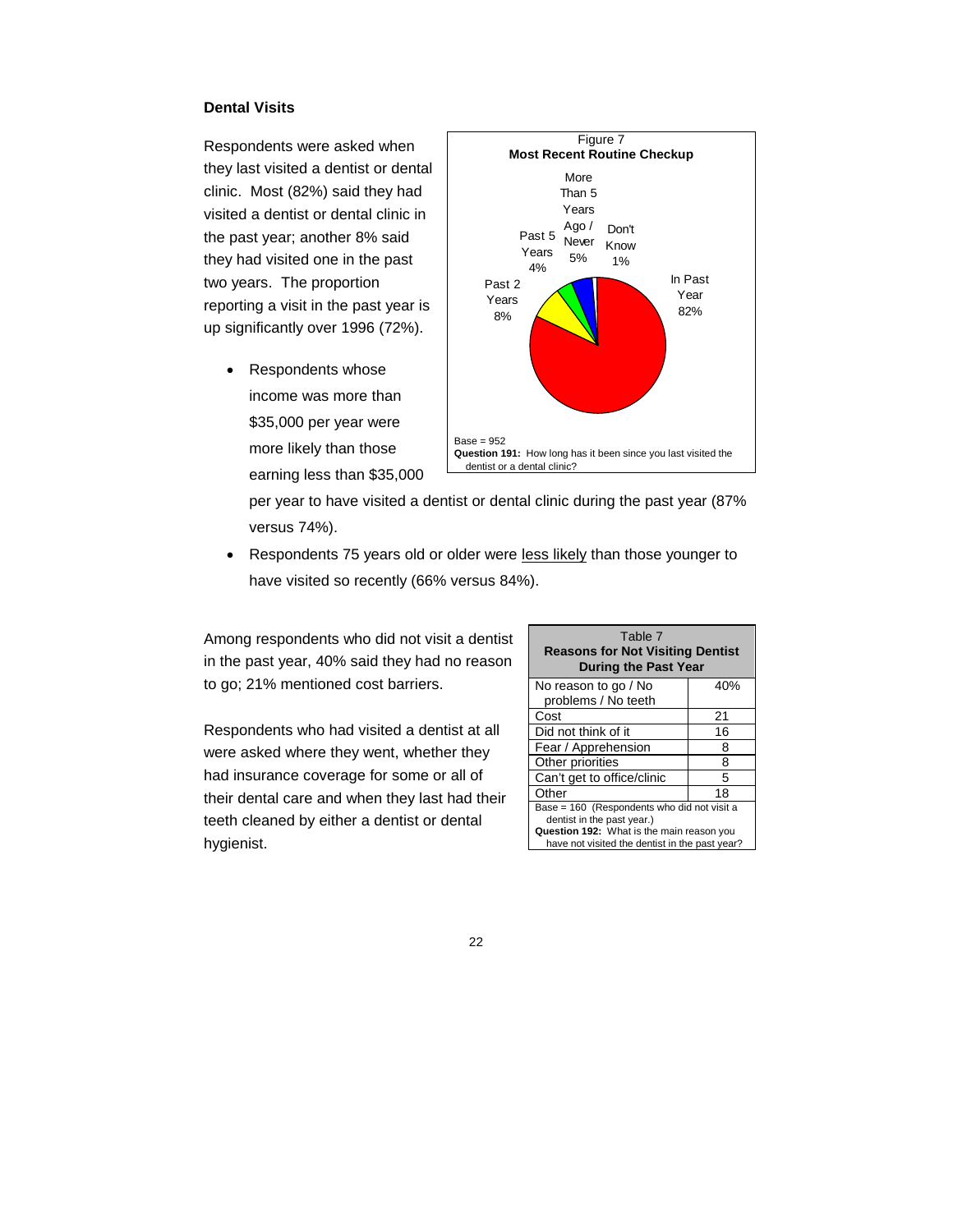## Dental Visits

Respondents were asked when they last visited a dentist or dental clinic. Most (82%) said they had visited a dentist or dental clinic in the past year; another 8% said they had visited one in the past two years. The proportion reporting a visit in the past year is up significantly over 1996 (72%).

Figure 7
**Most Recent Routine Checkup**

| Response | Percent |
|---|---|
| In Past Year | 82% |
| Past 2 Years | 8% |
| Past 5 Years | 4% |
| More Than 5 Years Ago / Never | 5% |
| Don't Know | 1% |

Base = 952
**Question 191:** How long has it been since you last visited the dentist or a dental clinic?

- Respondents whose income was more than \$35,000 per year were more likely than those earning less than \$35,000 per year to have visited a dentist or dental clinic during the past year (87% versus 74%).
- Respondents 75 years old or older were <u>less likely</u> than those younger to have visited so recently (66% versus 84%).

Among respondents who did not visit a dentist in the past year, 40% said they had no reason to go; 21% mentioned cost barriers.

Respondents who had visited a dentist at all were asked where they went, whether they had insurance coverage for some or all of their dental care and when they last had their teeth cleaned by either a dentist or dental hygienist.

Table 7
**Reasons for Not Visiting Dentist During the Past Year**

| Reason | Percent |
|---|---|
| No reason to go / No problems / No teeth | 40% |
| Cost | 21 |
| Did not think of it | 16 |
| Fear / Apprehension | 8 |
| Other priorities | 8 |
| Can't get to office/clinic | 5 |
| Other | 18 |

Base = 160 (Respondents who did not visit a dentist in the past year.)
**Question 192:** What is the main reason you have not visited the dentist in the past year?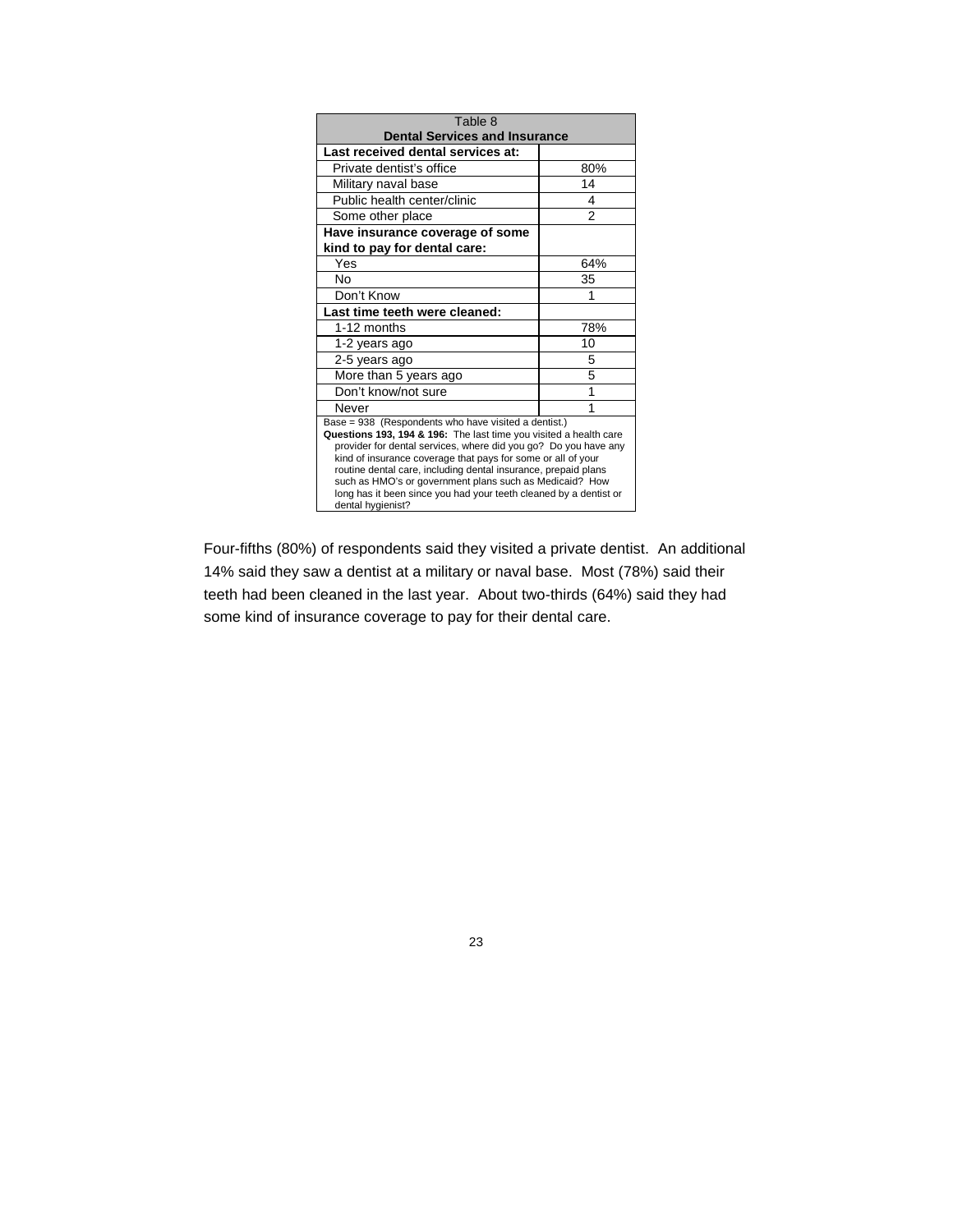| Table 8<br>**Dental Services and Insurance** | |
|---|---|
| **Last received dental services at:** | |
| Private dentist's office | 80% |
| Military naval base | 14 |
| Public health center/clinic | 4 |
| Some other place | 2 |
| **Have insurance coverage of some kind to pay for dental care:** | |
| Yes | 64% |
| No | 35 |
| Don't Know | 1 |
| **Last time teeth were cleaned:** | |
| 1-12 months | 78% |
| 1-2 years ago | 10 |
| 2-5 years ago | 5 |
| More than 5 years ago | 5 |
| Don't know/not sure | 1 |
| Never | 1 |

Base = 938 (Respondents who have visited a dentist.)
**Questions 193, 194 & 196:** The last time you visited a health care provider for dental services, where did you go? Do you have any kind of insurance coverage that pays for some or all of your routine dental care, including dental insurance, prepaid plans such as HMO's or government plans such as Medicaid? How long has it been since you had your teeth cleaned by a dentist or dental hygienist?

Four-fifths (80%) of respondents said they visited a private dentist. An additional 14% said they saw a dentist at a military or naval base. Most (78%) said their teeth had been cleaned in the last year. About two-thirds (64%) said they had some kind of insurance coverage to pay for their dental care.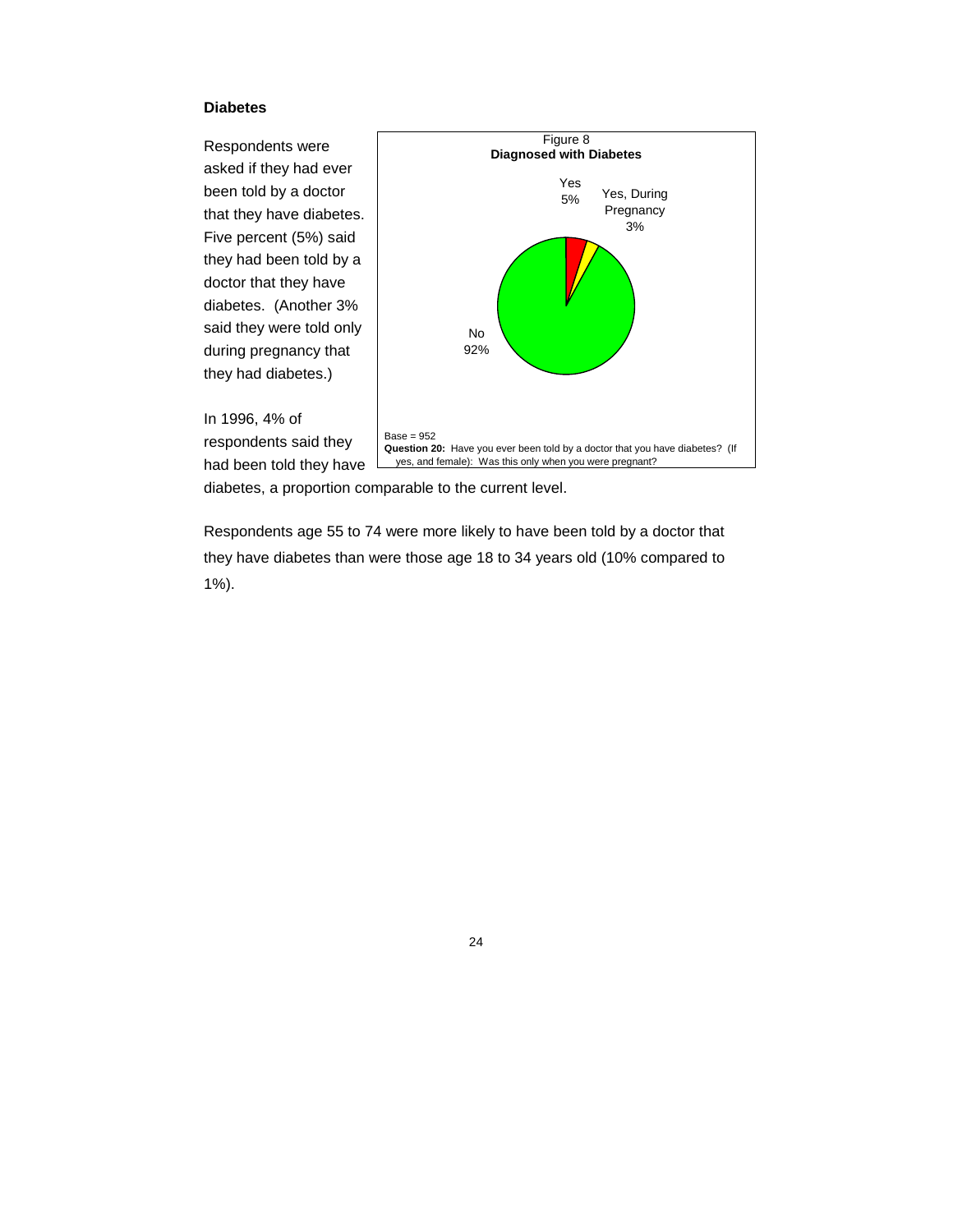### Diabetes

Respondents were asked if they had ever been told by a doctor that they have diabetes. Five percent (5%) said they had been told by a doctor that they have diabetes. (Another 3% said they were told only during pregnancy that they had diabetes.)

Figure 8
**Diagnosed with Diabetes**

Yes 5%
Yes, During Pregnancy 3%
No 92%

Base = 952
**Question 20:** Have you ever been told by a doctor that you have diabetes? (If yes, and female): Was this only when you were pregnant?

In 1996, 4% of respondents said they had been told they have diabetes, a proportion comparable to the current level.

Respondents age 55 to 74 were more likely to have been told by a doctor that they have diabetes than were those age 18 to 34 years old (10% compared to 1%).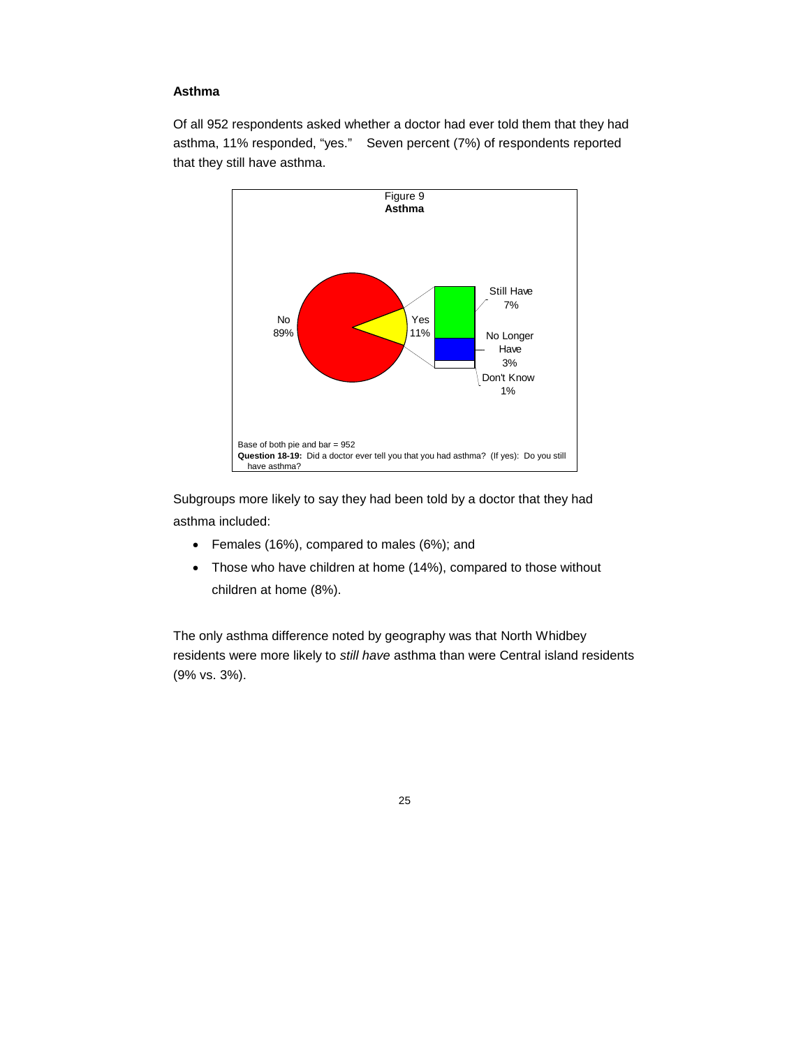### Asthma

Of all 952 respondents asked whether a doctor had ever told them that they had asthma, 11% responded, "yes." Seven percent (7%) of respondents reported that they still have asthma.

Figure 9
**Asthma**

No 89%

Yes 11%

Still Have 7%

No Longer Have 3%

Don't Know 1%

Base of both pie and bar = 952

**Question 18-19:** Did a doctor ever tell you that you had asthma? (If yes): Do you still have asthma?

Subgroups more likely to say they had been told by a doctor that they had asthma included:

- Females (16%), compared to males (6%); and
- Those who have children at home (14%), compared to those without children at home (8%).

The only asthma difference noted by geography was that North Whidbey residents were more likely to *still have* asthma than were Central island residents (9% vs. 3%).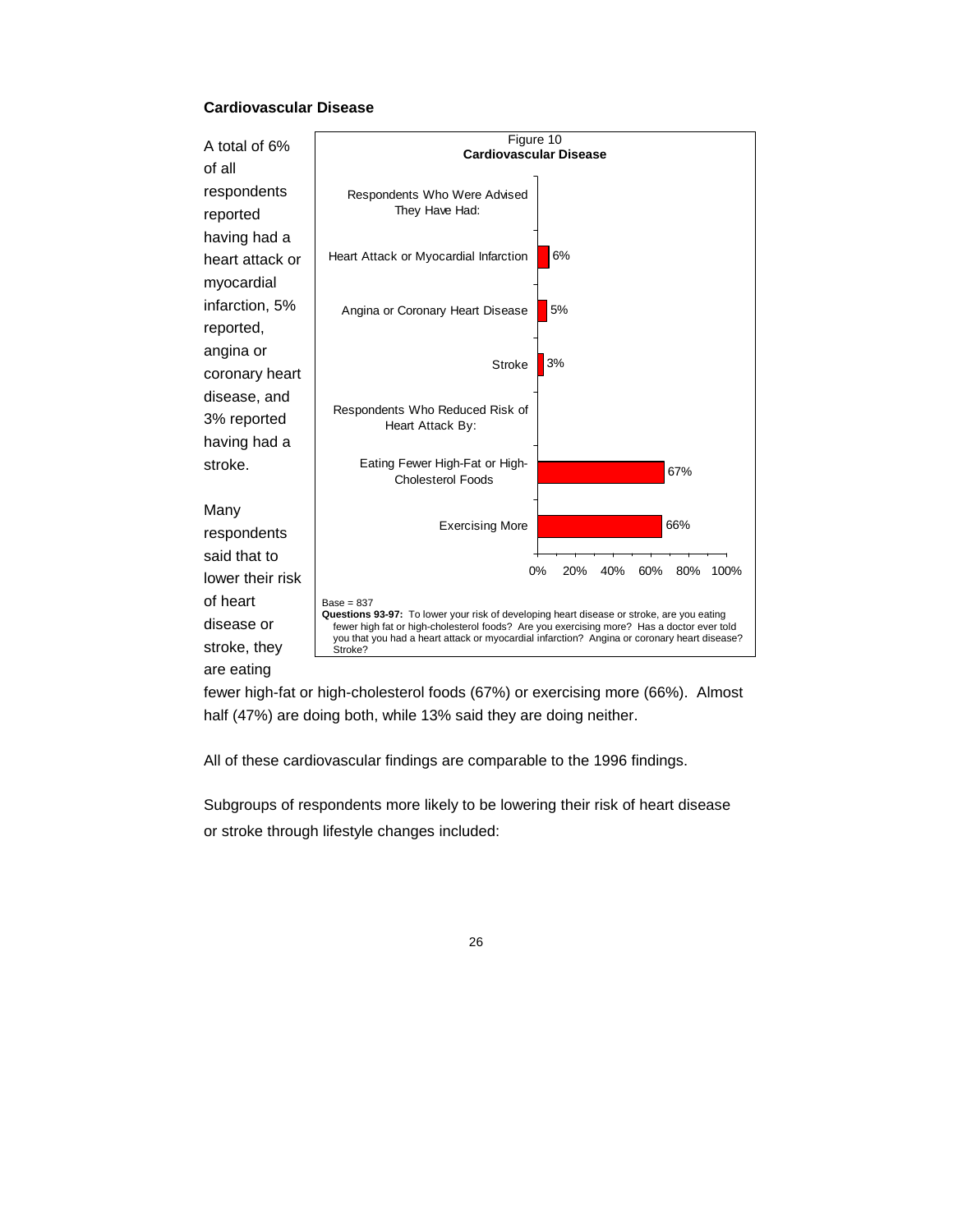### Cardiovascular Disease

A total of 6% of all respondents reported having had a heart attack or myocardial infarction, 5% reported, angina or coronary heart disease, and 3% reported having had a stroke.

Figure 10
**Cardiovascular Disease**

| | |
|---|---|
| **Respondents Who Were Advised They Have Had:** | |
| Heart Attack or Myocardial Infarction | 6% |
| Angina or Coronary Heart Disease | 5% |
| Stroke | 3% |
| **Respondents Who Reduced Risk of Heart Attack By:** | |
| Eating Fewer High-Fat or High-Cholesterol Foods | 67% |
| Exercising More | 66% |

Base = 837
**Questions 93-97:** To lower your risk of developing heart disease or stroke, are you eating fewer high fat or high-cholesterol foods? Are you exercising more? Has a doctor ever told you that you had a heart attack or myocardial infarction? Angina or coronary heart disease? Stroke?

Many respondents said that to lower their risk of heart disease or stroke, they are eating fewer high-fat or high-cholesterol foods (67%) or exercising more (66%). Almost half (47%) are doing both, while 13% said they are doing neither.

All of these cardiovascular findings are comparable to the 1996 findings.

Subgroups of respondents more likely to be lowering their risk of heart disease or stroke through lifestyle changes included: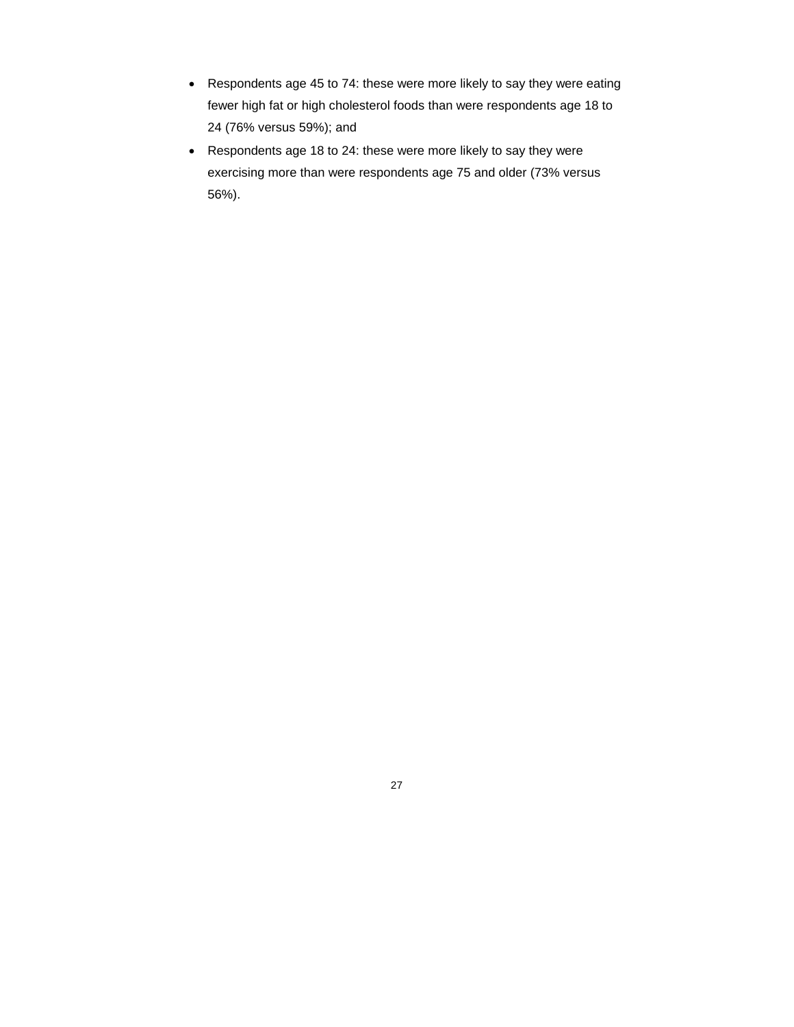- Respondents age 45 to 74: these were more likely to say they were eating fewer high fat or high cholesterol foods than were respondents age 18 to 24 (76% versus 59%); and
- Respondents age 18 to 24: these were more likely to say they were exercising more than were respondents age 75 and older (73% versus 56%).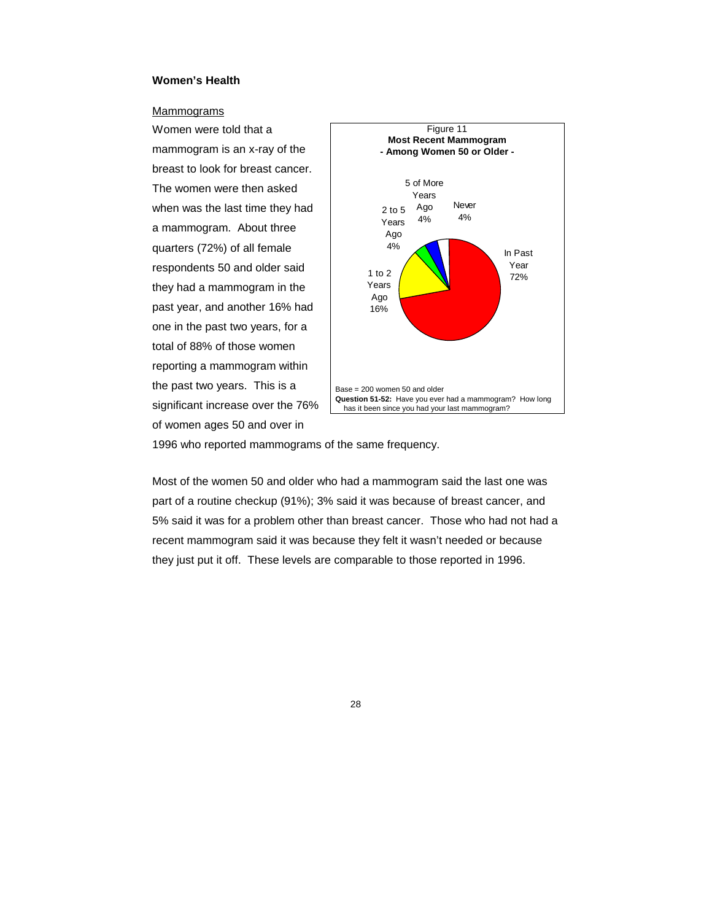**Women's Health**

Mammograms

Women were told that a mammogram is an x-ray of the breast to look for breast cancer. The women were then asked when was the last time they had a mammogram. About three quarters (72%) of all female respondents 50 and older said they had a mammogram in the past year, and another 16% had one in the past two years, for a total of 88% of those women reporting a mammogram within the past two years. This is a significant increase over the 76% of women ages 50 and over in 1996 who reported mammograms of the same frequency.

Figure 11
**Most Recent Mammogram**
**- Among Women 50 or Older -**

| Most Recent Mammogram | Percent |
| --- | --- |
| In Past Year | 72% |
| 1 to 2 Years Ago | 16% |
| 2 to 5 Years Ago | 4% |
| 5 of More Years Ago | 4% |
| Never | 4% |

Base = 200 women 50 and older
**Question 51-52:** Have you ever had a mammogram? How long has it been since you had your last mammogram?

Most of the women 50 and older who had a mammogram said the last one was part of a routine checkup (91%); 3% said it was because of breast cancer, and 5% said it was for a problem other than breast cancer. Those who had not had a recent mammogram said it was because they felt it wasn't needed or because they just put it off. These levels are comparable to those reported in 1996.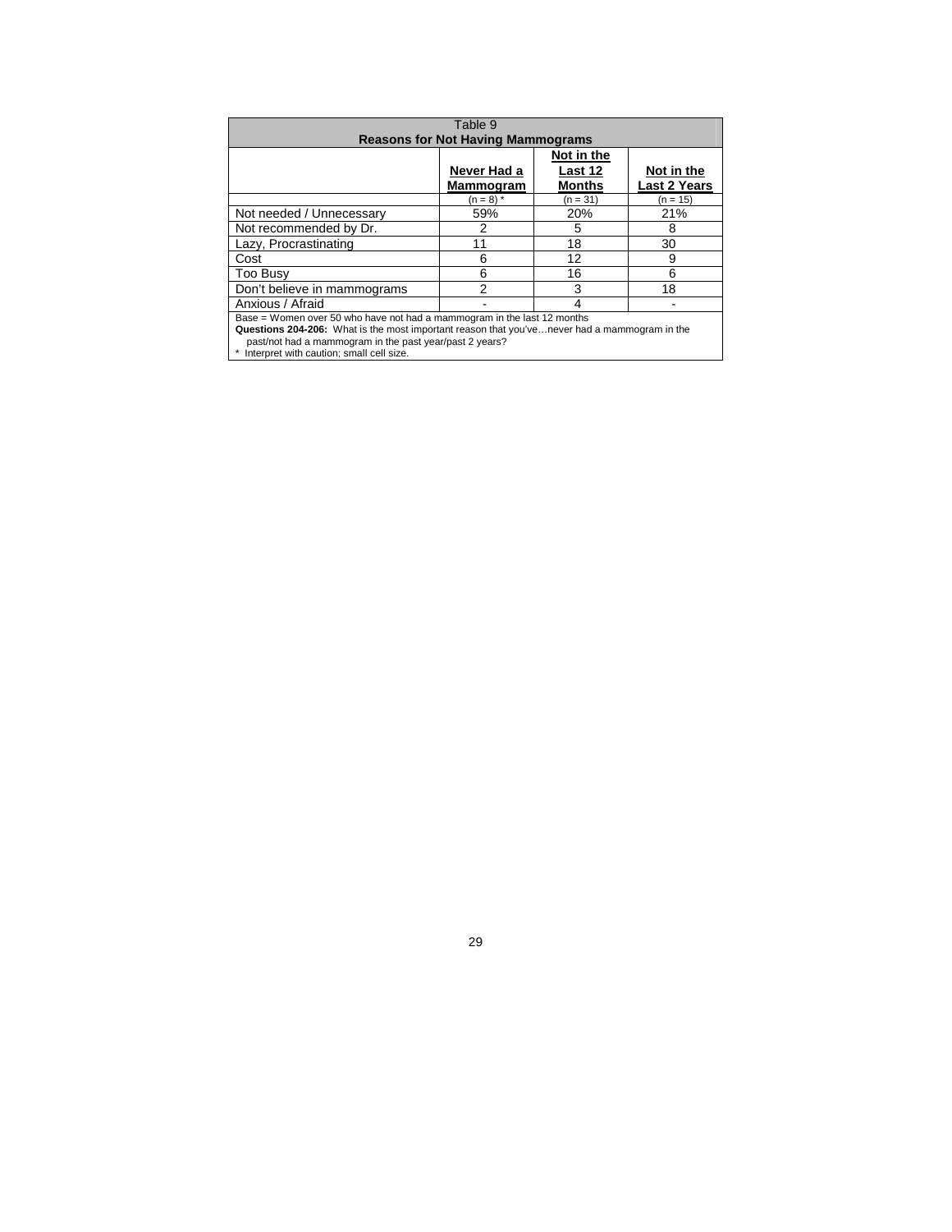Table 9
**Reasons for Not Having Mammograms**

| | Never Had a Mammogram | Not in the Last 12 Months | Not in the Last 2 Years |
|---|---|---|---|
| | (n = 8) * | (n = 31) | (n = 15) |
| Not needed / Unnecessary | 59% | 20% | 21% |
| Not recommended by Dr. | 2 | 5 | 8 |
| Lazy, Procrastinating | 11 | 18 | 30 |
| Cost | 6 | 12 | 9 |
| Too Busy | 6 | 16 | 6 |
| Don't believe in mammograms | 2 | 3 | 18 |
| Anxious / Afraid | - | 4 | - |

Base = Women over 50 who have not had a mammogram in the last 12 months
**Questions 204-206:** What is the most important reason that you've…never had a mammogram in the past/not had a mammogram in the past year/past 2 years?
* Interpret with caution; small cell size.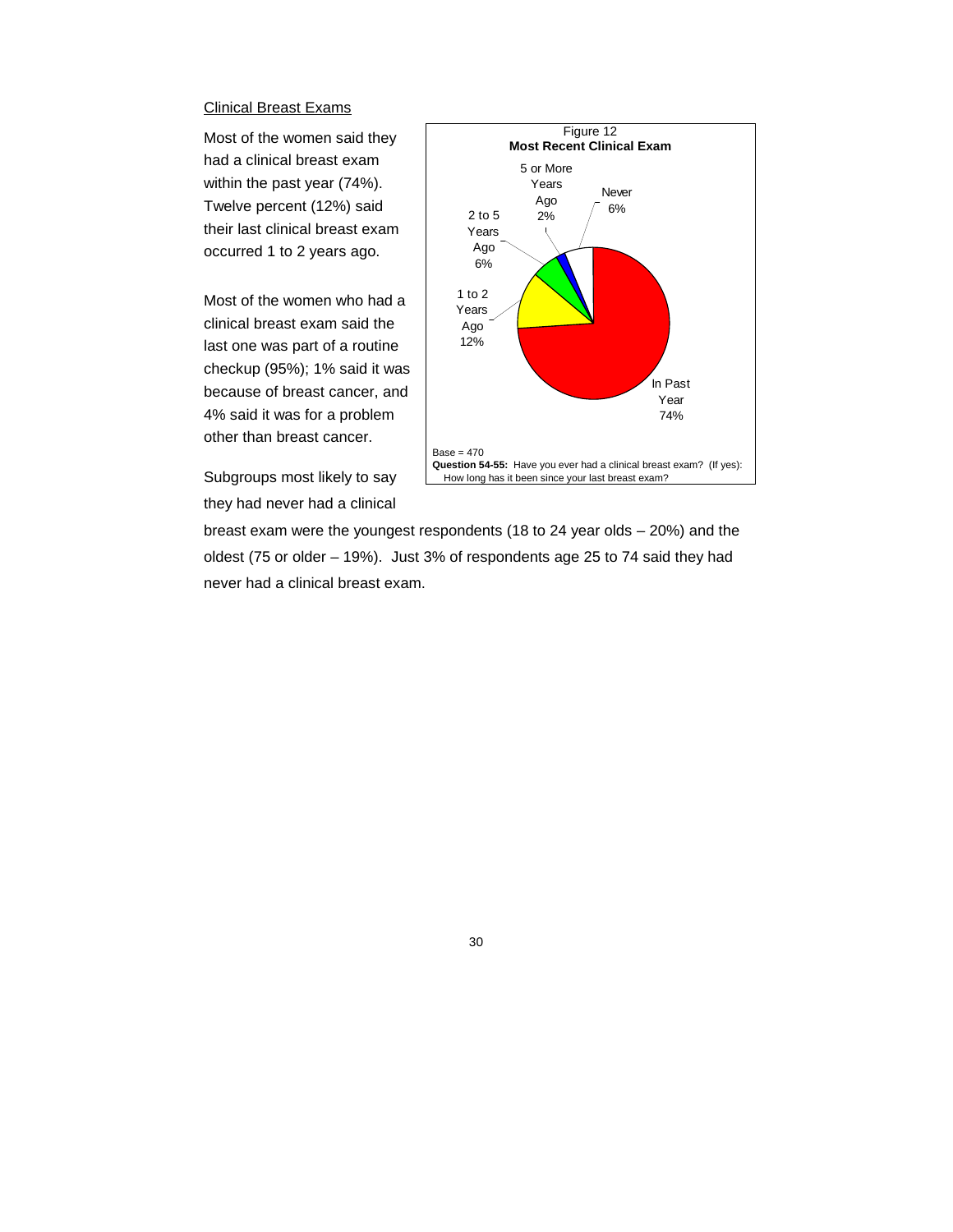Clinical Breast Exams

Most of the women said they had a clinical breast exam within the past year (74%). Twelve percent (12%) said their last clinical breast exam occurred 1 to 2 years ago.

Most of the women who had a clinical breast exam said the last one was part of a routine checkup (95%); 1% said it was because of breast cancer, and 4% said it was for a problem other than breast cancer.

Figure 12
**Most Recent Clinical Exam**

| Response | Percent |
|---|---|
| In Past Year | 74% |
| 1 to 2 Years Ago | 12% |
| 2 to 5 Years Ago | 6% |
| 5 or More Years Ago | 2% |
| Never | 6% |

Base = 470
**Question 54-55:** Have you ever had a clinical breast exam? (If yes): How long has it been since your last breast exam?

Subgroups most likely to say they had never had a clinical breast exam were the youngest respondents (18 to 24 year olds – 20%) and the oldest (75 or older – 19%). Just 3% of respondents age 25 to 74 said they had never had a clinical breast exam.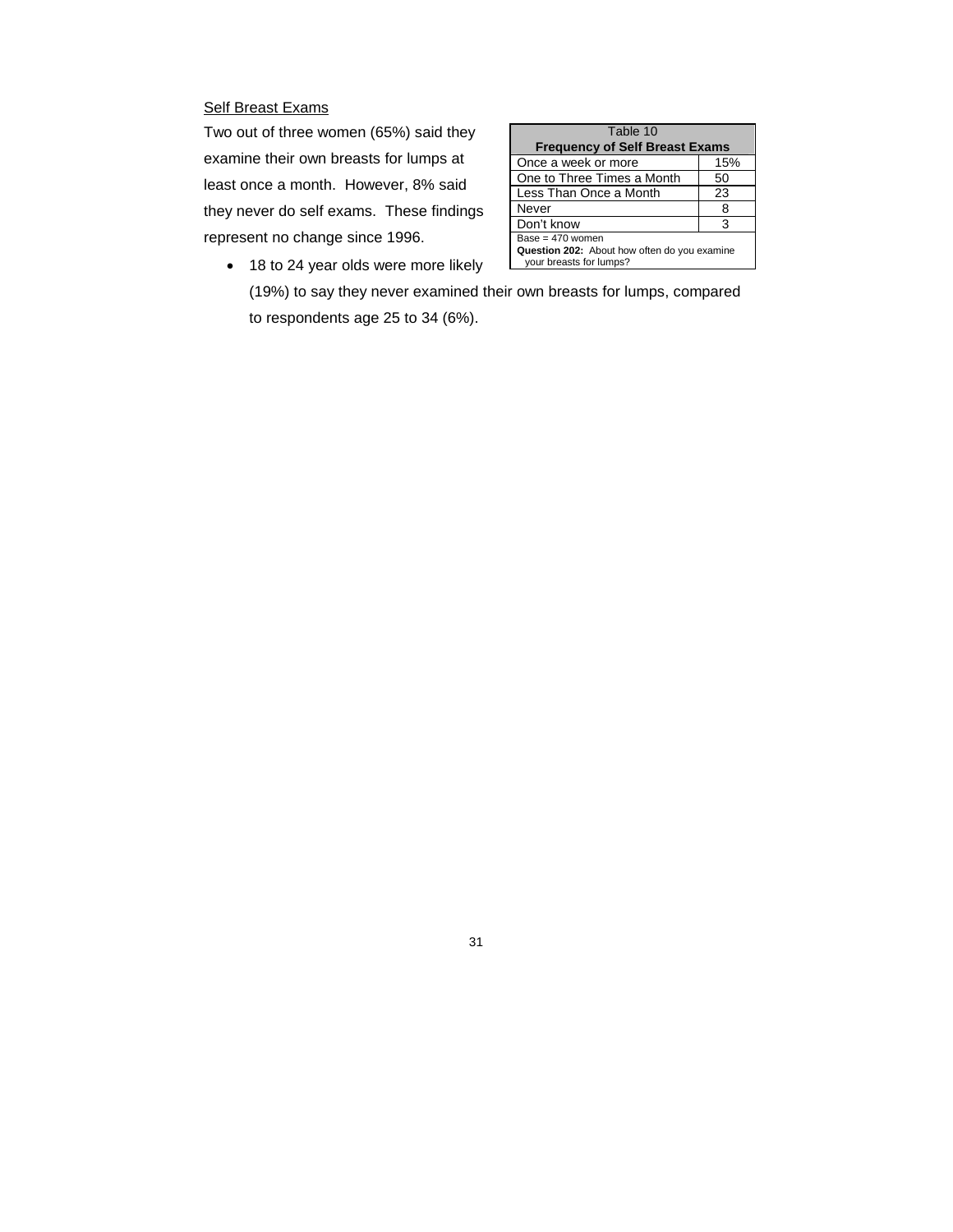## Self Breast Exams

Two out of three women (65%) said they examine their own breasts for lumps at least once a month. However, 8% said they never do self exams. These findings represent no change since 1996.

| Table 10<br>**Frequency of Self Breast Exams** | |
|---|---|
| Once a week or more | 15% |
| One to Three Times a Month | 50 |
| Less Than Once a Month | 23 |
| Never | 8 |
| Don't know | 3 |

Base = 470 women
**Question 202:** About how often do you examine your breasts for lumps?

- 18 to 24 year olds were more likely (19%) to say they never examined their own breasts for lumps, compared to respondents age 25 to 34 (6%).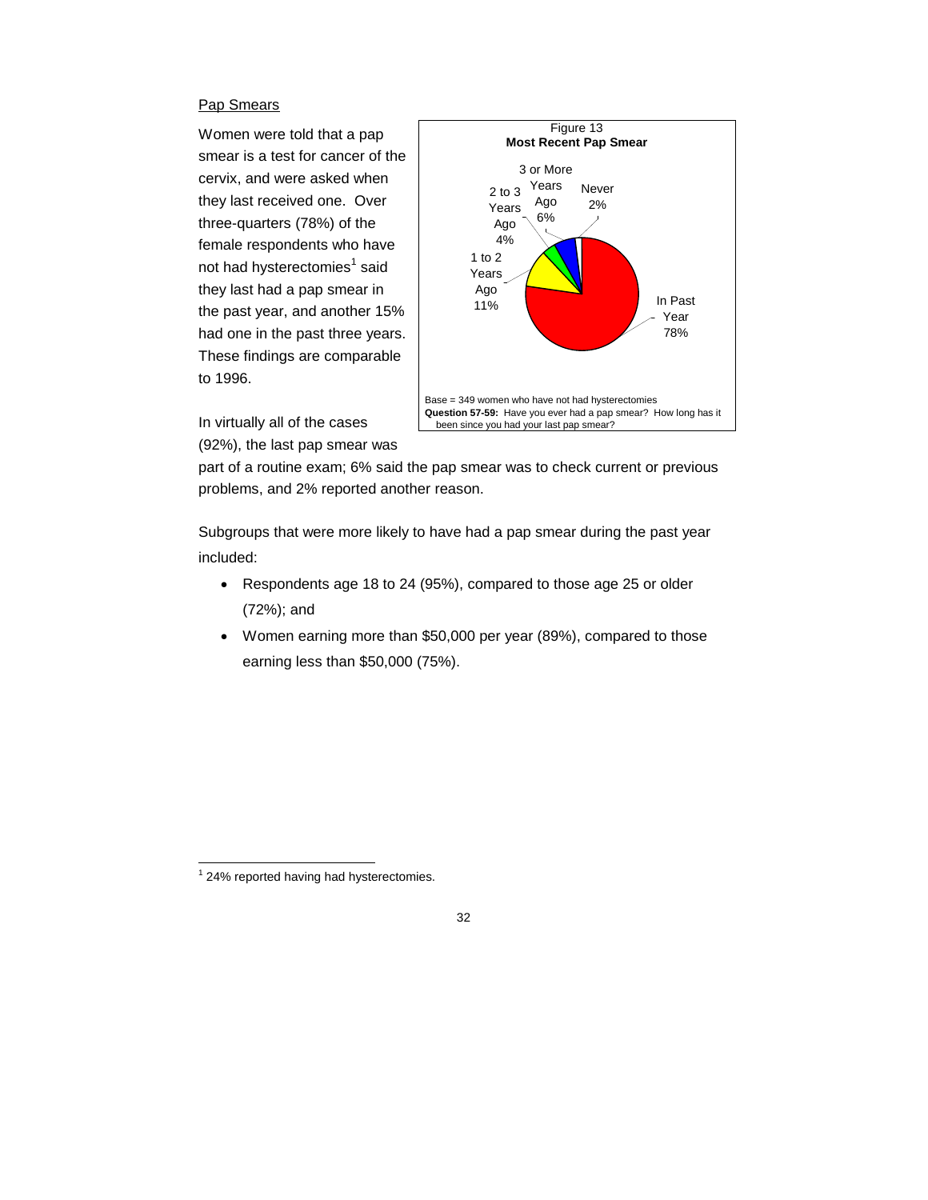## Pap Smears

Women were told that a pap smear is a test for cancer of the cervix, and were asked when they last received one. Over three-quarters (78%) of the female respondents who have not had hysterectomies[1] said they last had a pap smear in the past year, and another 15% had one in the past three years. These findings are comparable to 1996.

Figure 13
**Most Recent Pap Smear**

| Most Recent Pap Smear | Percent |
|---|---|
| In Past Year | 78% |
| 1 to 2 Years Ago | 11% |
| 2 to 3 Years Ago | 4% |
| 3 or More Years Ago | 6% |
| Never | 2% |

Base = 349 women who have not had hysterectomies
**Question 57-59:** Have you ever had a pap smear? How long has it been since you had your last pap smear?

In virtually all of the cases (92%), the last pap smear was part of a routine exam; 6% said the pap smear was to check current or previous problems, and 2% reported another reason.

Subgroups that were more likely to have had a pap smear during the past year included:

- Respondents age 18 to 24 (95%), compared to those age 25 or older (72%); and
- Women earning more than $50,000 per year (89%), compared to those earning less than $50,000 (75%).

[1] 24% reported having had hysterectomies.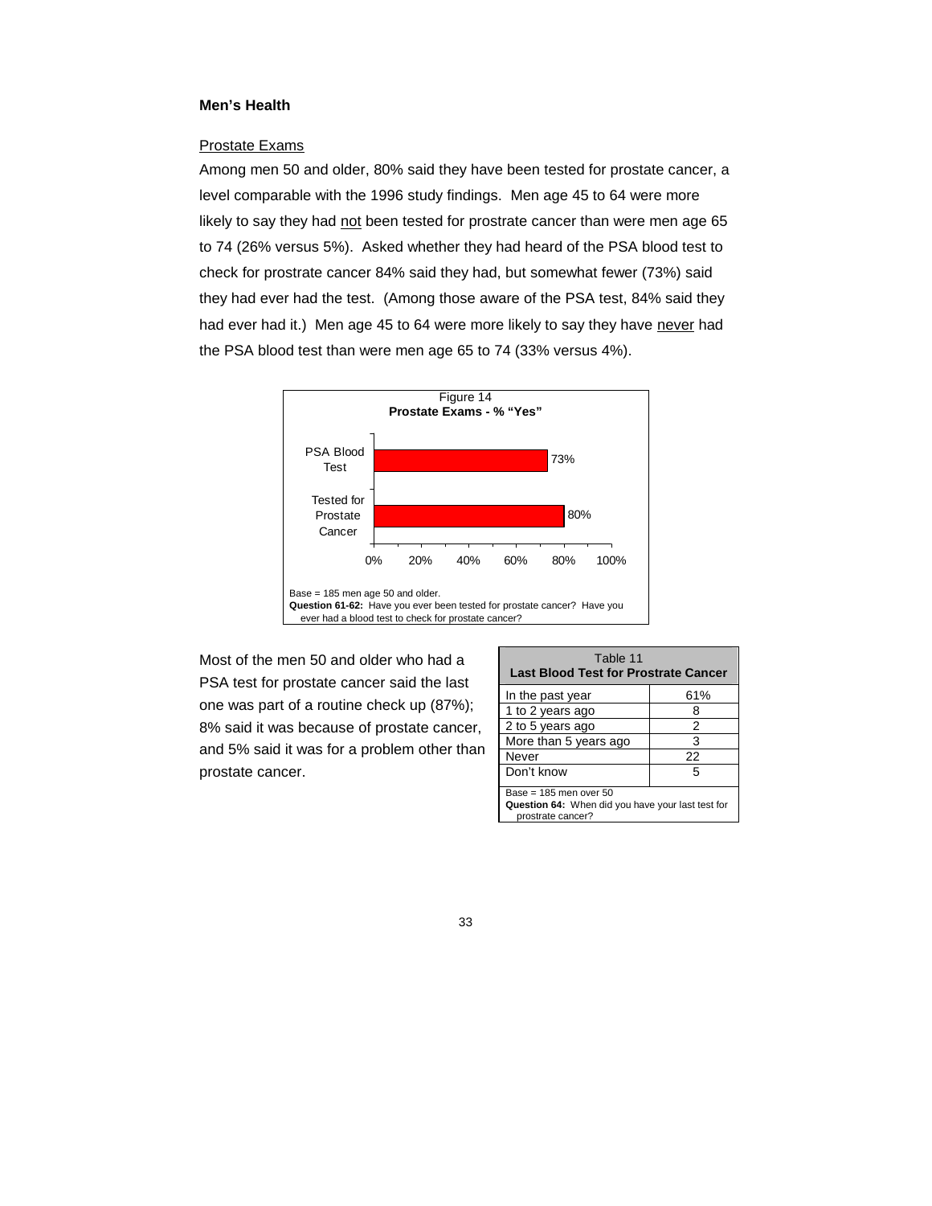## Men's Health

### Prostate Exams

Among men 50 and older, 80% said they have been tested for prostate cancer, a level comparable with the 1996 study findings. Men age 45 to 64 were more likely to say they had not been tested for prostrate cancer than were men age 65 to 74 (26% versus 5%). Asked whether they had heard of the PSA blood test to check for prostrate cancer 84% said they had, but somewhat fewer (73%) said they had ever had the test. (Among those aware of the PSA test, 84% said they had ever had it.) Men age 45 to 64 were more likely to say they have never had the PSA blood test than were men age 65 to 74 (33% versus 4%).

Figure 14
**Prostate Exams - % "Yes"**

| | % Yes |
|---|---|
| PSA Blood Test | 73% |
| Tested for Prostate Cancer | 80% |

Base = 185 men age 50 and older.
**Question 61-62:** Have you ever been tested for prostate cancer? Have you ever had a blood test to check for prostate cancer?

Most of the men 50 and older who had a PSA test for prostate cancer said the last one was part of a routine check up (87%); 8% said it was because of prostate cancer, and 5% said it was for a problem other than prostate cancer.

Table 11
**Last Blood Test for Prostrate Cancer**

| | |
|---|---|
| In the past year | 61% |
| 1 to 2 years ago | 8 |
| 2 to 5 years ago | 2 |
| More than 5 years ago | 3 |
| Never | 22 |
| Don't know | 5 |

Base = 185 men over 50
**Question 64:** When did you have your last test for prostrate cancer?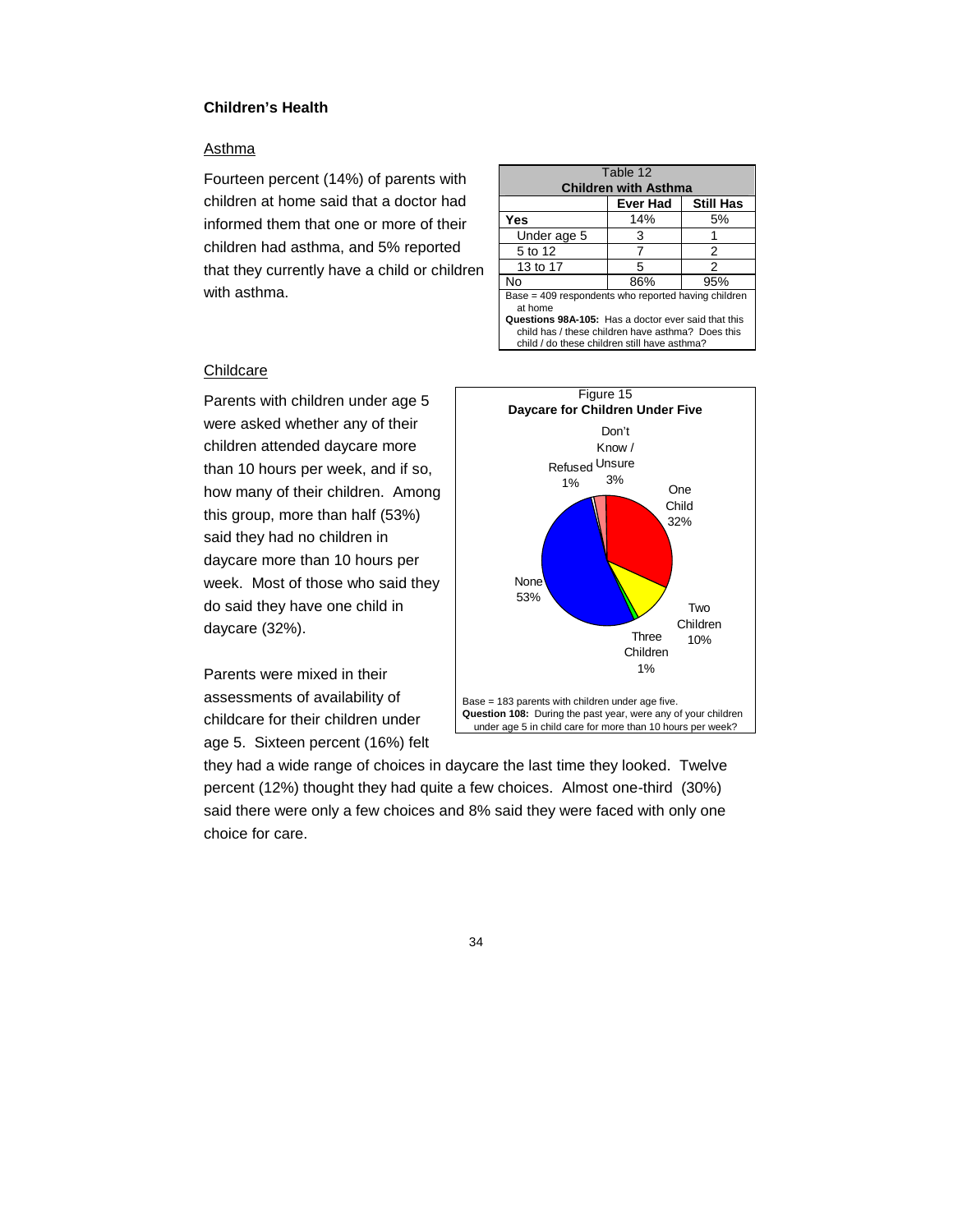## Children's Health

### Asthma

Fourteen percent (14%) of parents with children at home said that a doctor had informed them that one or more of their children had asthma, and 5% reported that they currently have a child or children with asthma.

Table 12
**Children with Asthma**

| | Ever Had | Still Has |
|---|---|---|
| **Yes** | 14% | 5% |
| Under age 5 | 3 | 1 |
| 5 to 12 | 7 | 2 |
| 13 to 17 | 5 | 2 |
| No | 86% | 95% |

Base = 409 respondents who reported having children at home
**Questions 98A-105:** Has a doctor ever said that this child has / these children have asthma? Does this child / do these children still have asthma?

### Childcare

Parents with children under age 5 were asked whether any of their children attended daycare more than 10 hours per week, and if so, how many of their children. Among this group, more than half (53%) said they had no children in daycare more than 10 hours per week. Most of those who said they do said they have one child in daycare (32%).

Figure 15
**Daycare for Children Under Five**

| Response | Percent |
|---|---|
| None | 53% |
| One Child | 32% |
| Two Children | 10% |
| Three Children | 1% |
| Don't Know / Unsure | 3% |
| Refused | 1% |

Base = 183 parents with children under age five.
**Question 108:** During the past year, were any of your children under age 5 in child care for more than 10 hours per week?

Parents were mixed in their assessments of availability of childcare for their children under age 5. Sixteen percent (16%) felt they had a wide range of choices in daycare the last time they looked. Twelve percent (12%) thought they had quite a few choices. Almost one-third (30%) said there were only a few choices and 8% said they were faced with only one choice for care.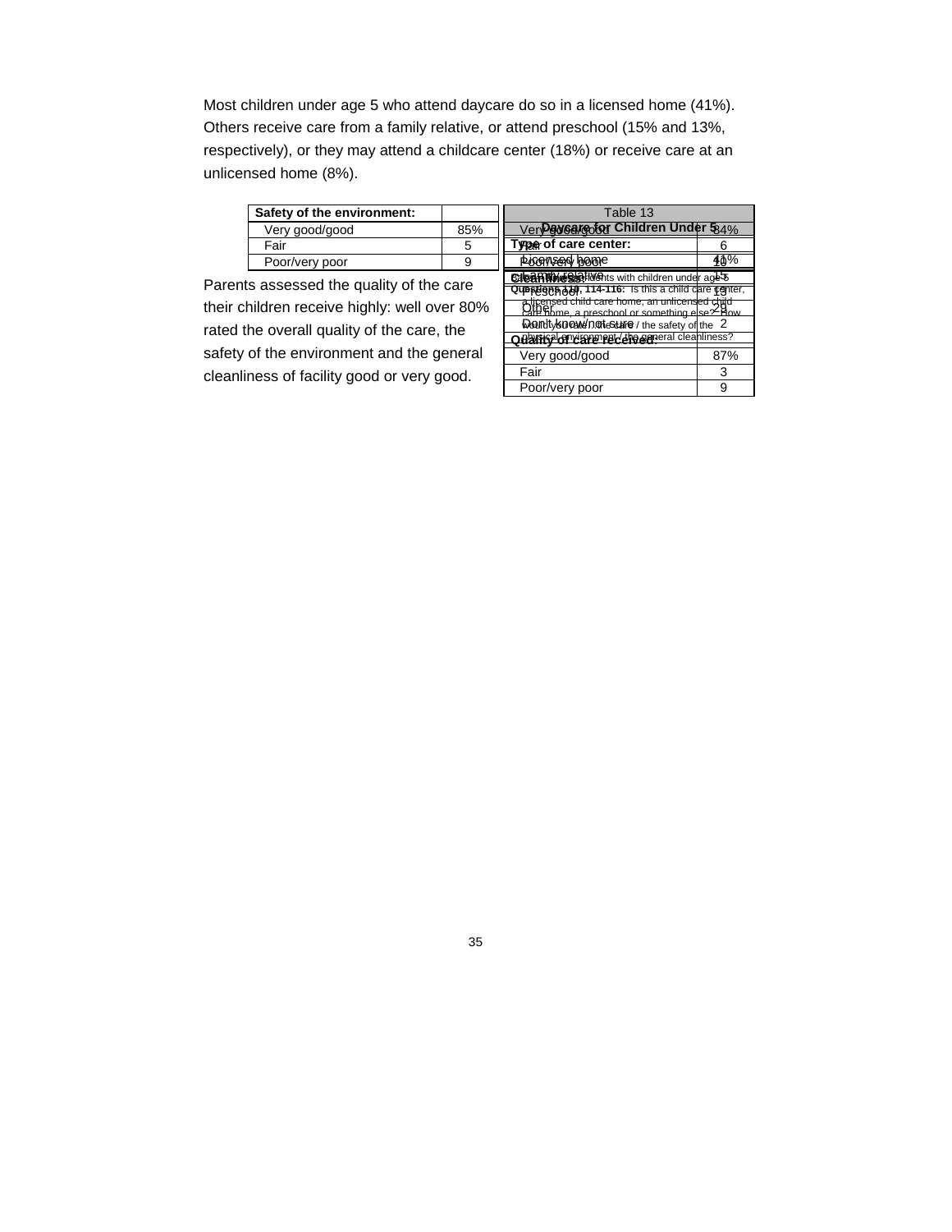Most children under age 5 who attend daycare do so in a licensed home (41%). Others receive care from a family relative, or attend preschool (15% and 13%, respectively), or they may attend a childcare center (18%) or receive care at an unlicensed home (8%).

Parents assessed the quality of the care their children receive highly: well over 80% rated the overall quality of the care, the safety of the environment and the general cleanliness of facility good or very good.

**Table 13**
**Daycare for Children Under 5**

| | |
|---|---|
| **Type of care center:** | |
| Licensed home | 41% |
| Family relative | 15 |
| Preschool | 13 |
| Other | 29 |
| Don't know/not sure | 2 |
| **Quality of care received:** | |
| Very good/good | 87% |
| Fair | 3 |
| Poor/very poor | 9 |
| **Safety of the environment:** | |
| Very good/good | 85% |
| Fair | 5 |
| Poor/very poor | 9 |
| **Cleanliness:** | |
| Very good/good | 84% |
| Fair | 6 |
| Poor/very poor | 10 |

Base: Parents with children under age 5

**Questions 110, 114-116:** Is this a child care center, a licensed child care home, an unlicensed child care home, a preschool or something else? How would you rate the care / the safety of the physical environment / the general cleanliness?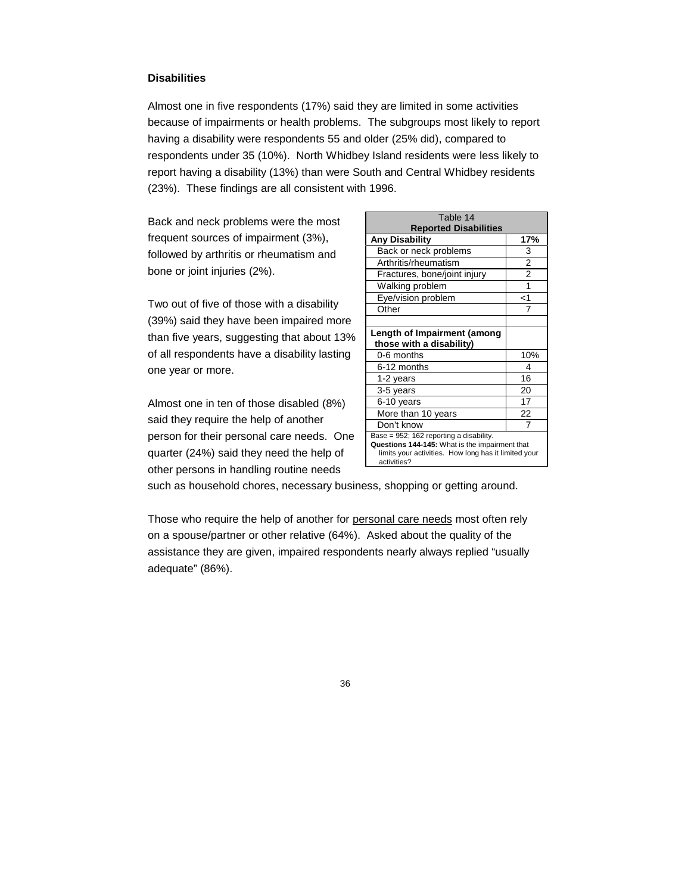**Disabilities**

Almost one in five respondents (17%) said they are limited in some activities because of impairments or health problems. The subgroups most likely to report having a disability were respondents 55 and older (25% did), compared to respondents under 35 (10%). North Whidbey Island residents were less likely to report having a disability (13%) than were South and Central Whidbey residents (23%). These findings are all consistent with 1996.

Back and neck problems were the most frequent sources of impairment (3%), followed by arthritis or rheumatism and bone or joint injuries (2%).

Two out of five of those with a disability (39%) said they have been impaired more than five years, suggesting that about 13% of all respondents have a disability lasting one year or more.

Almost one in ten of those disabled (8%) said they require the help of another person for their personal care needs. One quarter (24%) said they need the help of other persons in handling routine needs such as household chores, necessary business, shopping or getting around.

| Table 14 **Reported Disabilities** | |
|---|---|
| **Any Disability** | **17%** |
| Back or neck problems | 3 |
| Arthritis/rheumatism | 2 |
| Fractures, bone/joint injury | 2 |
| Walking problem | 1 |
| Eye/vision problem | <1 |
| Other | 7 |
| | |
| **Length of Impairment (among those with a disability)** | |
| 0-6 months | 10% |
| 6-12 months | 4 |
| 1-2 years | 16 |
| 3-5 years | 20 |
| 6-10 years | 17 |
| More than 10 years | 22 |
| Don't know | 7 |

Base = 952; 162 reporting a disability.
**Questions 144-145:** What is the impairment that limits your activities. How long has it limited your activities?

Those who require the help of another for personal care needs most often rely on a spouse/partner or other relative (64%). Asked about the quality of the assistance they are given, impaired respondents nearly always replied "usually adequate" (86%).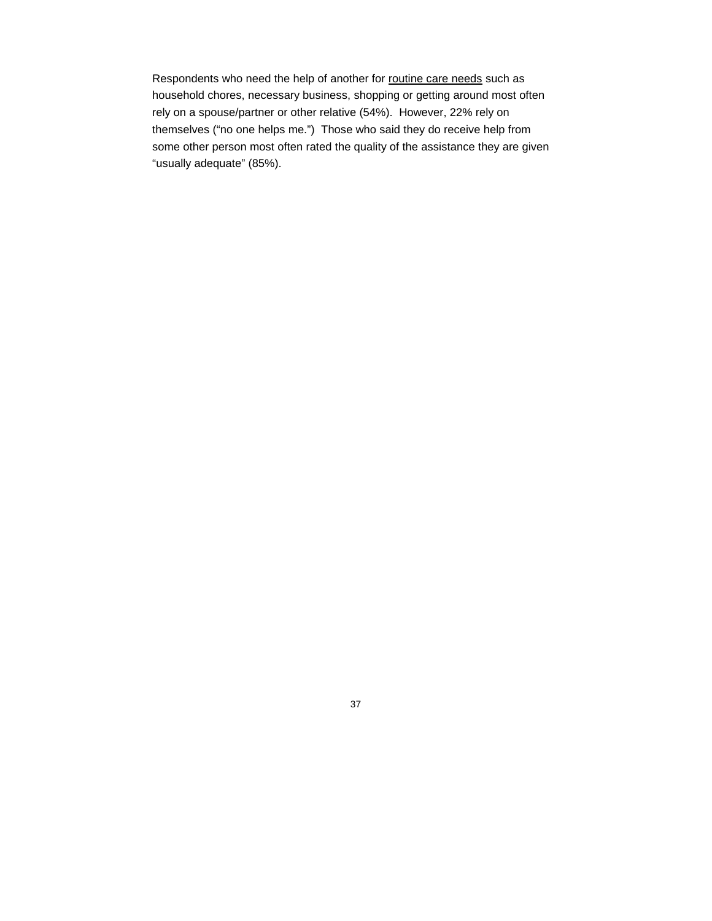Respondents who need the help of another for <u>routine care needs</u> such as household chores, necessary business, shopping or getting around most often rely on a spouse/partner or other relative (54%). However, 22% rely on themselves ("no one helps me.") Those who said they do receive help from some other person most often rated the quality of the assistance they are given "usually adequate" (85%).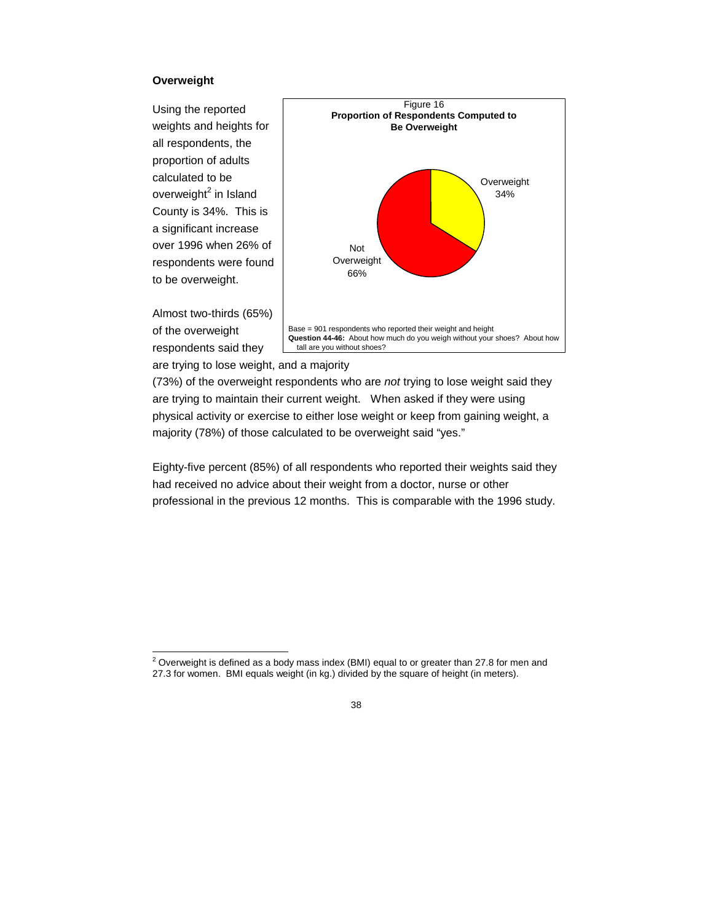## Overweight

Using the reported weights and heights for all respondents, the proportion of adults calculated to be overweight[2] in Island County is 34%. This is a significant increase over 1996 when 26% of respondents were found to be overweight.

Figure 16
**Proportion of Respondents Computed to Be Overweight**

Overweight 34%

Not Overweight 66%

Base = 901 respondents who reported their weight and height
**Question 44-46:** About how much do you weigh without your shoes? About how tall are you without shoes?

Almost two-thirds (65%) of the overweight respondents said they are trying to lose weight, and a majority (73%) of the overweight respondents who are *not* trying to lose weight said they are trying to maintain their current weight. When asked if they were using physical activity or exercise to either lose weight or keep from gaining weight, a majority (78%) of those calculated to be overweight said "yes."

Eighty-five percent (85%) of all respondents who reported their weights said they had received no advice about their weight from a doctor, nurse or other professional in the previous 12 months. This is comparable with the 1996 study.

---

[2] Overweight is defined as a body mass index (BMI) equal to or greater than 27.8 for men and 27.3 for women. BMI equals weight (in kg.) divided by the square of height (in meters).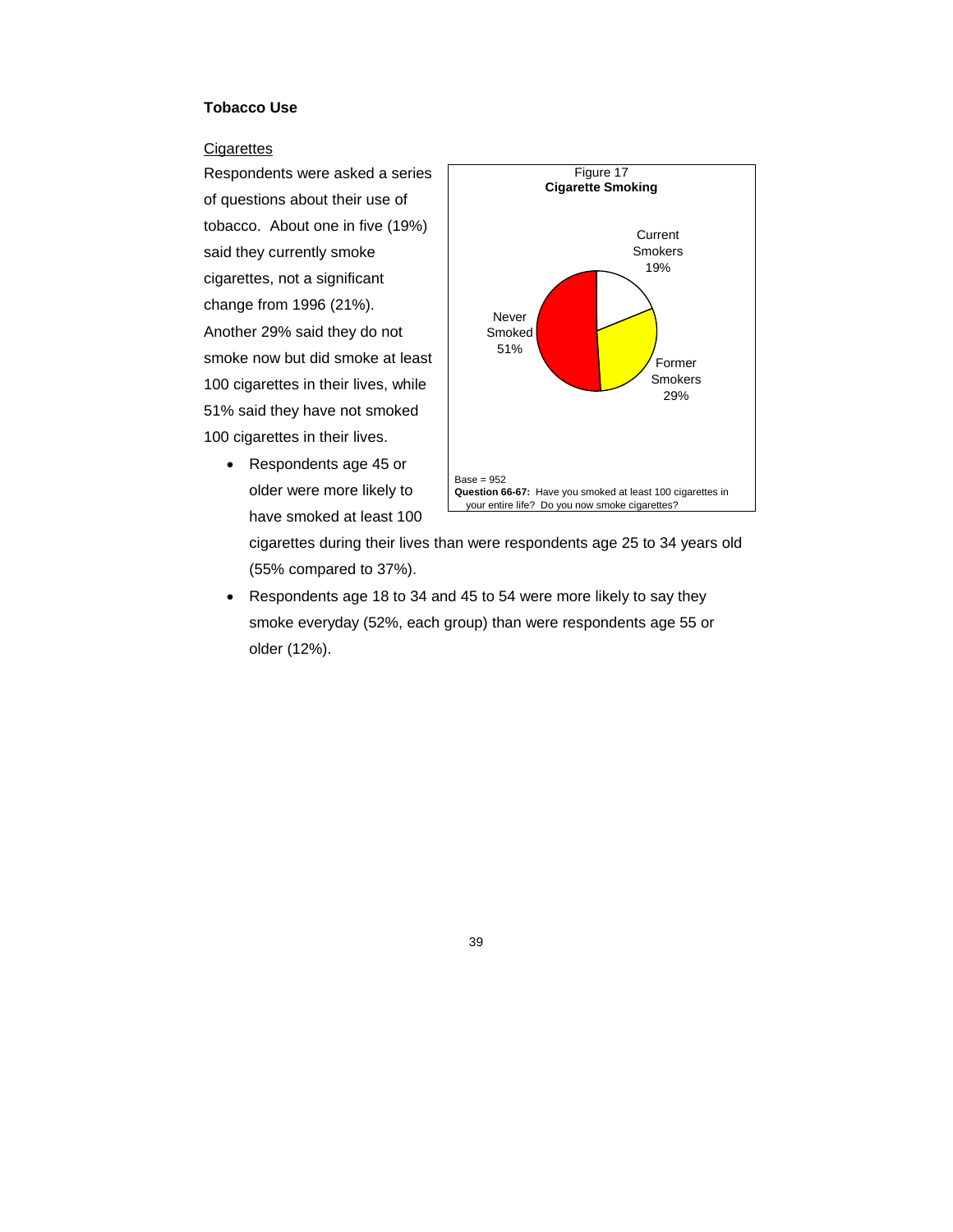## Tobacco Use

### Cigarettes

Respondents were asked a series of questions about their use of tobacco. About one in five (19%) said they currently smoke cigarettes, not a significant change from 1996 (21%). Another 29% said they do not smoke now but did smoke at least 100 cigarettes in their lives, while 51% said they have not smoked 100 cigarettes in their lives.

- Respondents age 45 or older were more likely to have smoked at least 100 cigarettes during their lives than were respondents age 25 to 34 years old (55% compared to 37%).
- Respondents age 18 to 34 and 45 to 54 were more likely to say they smoke everyday (52%, each group) than were respondents age 55 or older (12%).

Figure 17
**Cigarette Smoking**

Current Smokers 19%

Former Smokers 29%

Never Smoked 51%

Base = 952

**Question 66-67:** Have you smoked at least 100 cigarettes in your entire life? Do you now smoke cigarettes?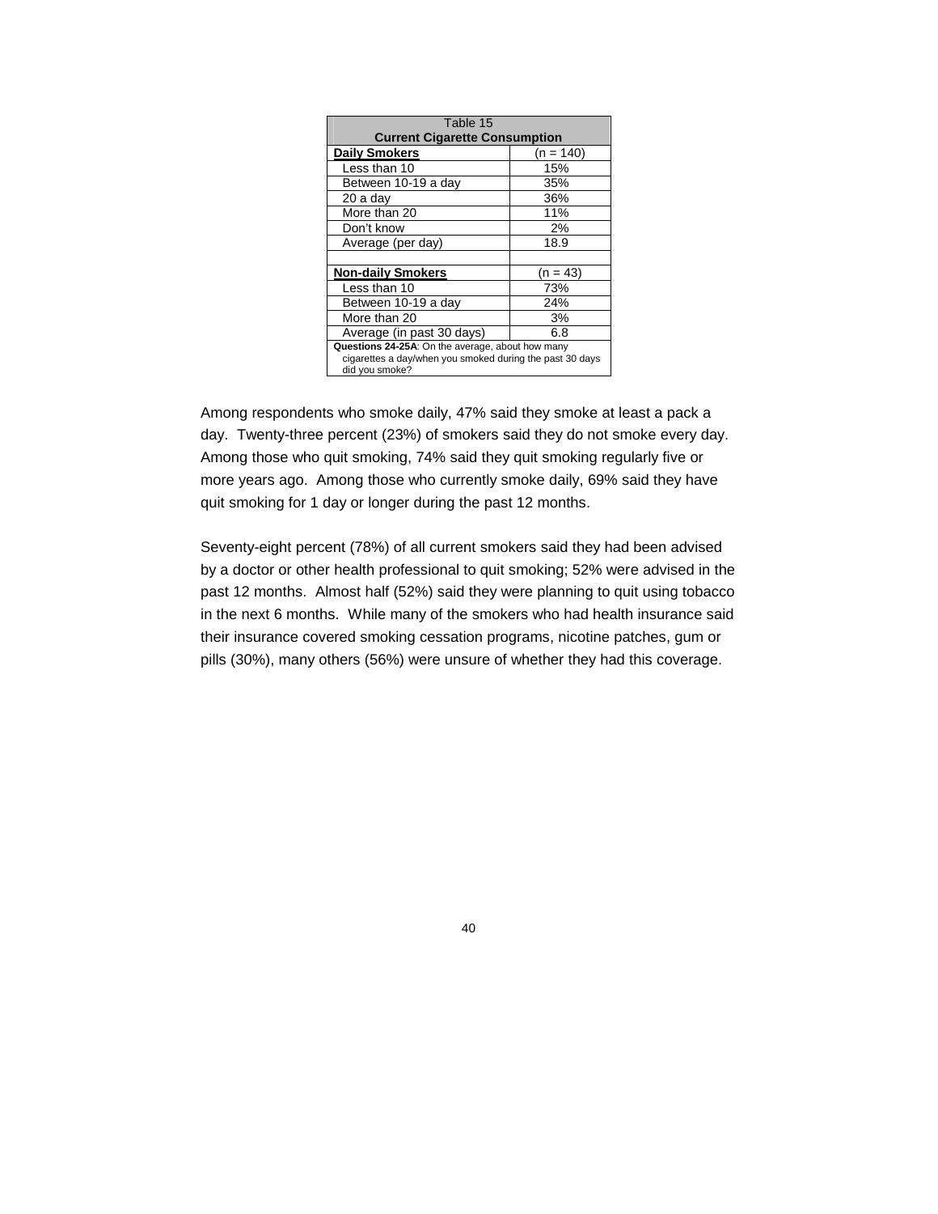| Table 15<br>**Current Cigarette Consumption** | |
|---|---|
| **Daily Smokers** | (n = 140) |
| Less than 10 | 15% |
| Between 10-19 a day | 35% |
| 20 a day | 36% |
| More than 20 | 11% |
| Don't know | 2% |
| Average (per day) | 18.9 |
| | |
| **Non-daily Smokers** | (n = 43) |
| Less than 10 | 73% |
| Between 10-19 a day | 24% |
| More than 20 | 3% |
| Average (in past 30 days) | 6.8 |

**Questions 24-25A**: On the average, about how many cigarettes a day/when you smoked during the past 30 days did you smoke?

Among respondents who smoke daily, 47% said they smoke at least a pack a day. Twenty-three percent (23%) of smokers said they do not smoke every day. Among those who quit smoking, 74% said they quit smoking regularly five or more years ago. Among those who currently smoke daily, 69% said they have quit smoking for 1 day or longer during the past 12 months.

Seventy-eight percent (78%) of all current smokers said they had been advised by a doctor or other health professional to quit smoking; 52% were advised in the past 12 months. Almost half (52%) said they were planning to quit using tobacco in the next 6 months. While many of the smokers who had health insurance said their insurance covered smoking cessation programs, nicotine patches, gum or pills (30%), many others (56%) were unsure of whether they had this coverage.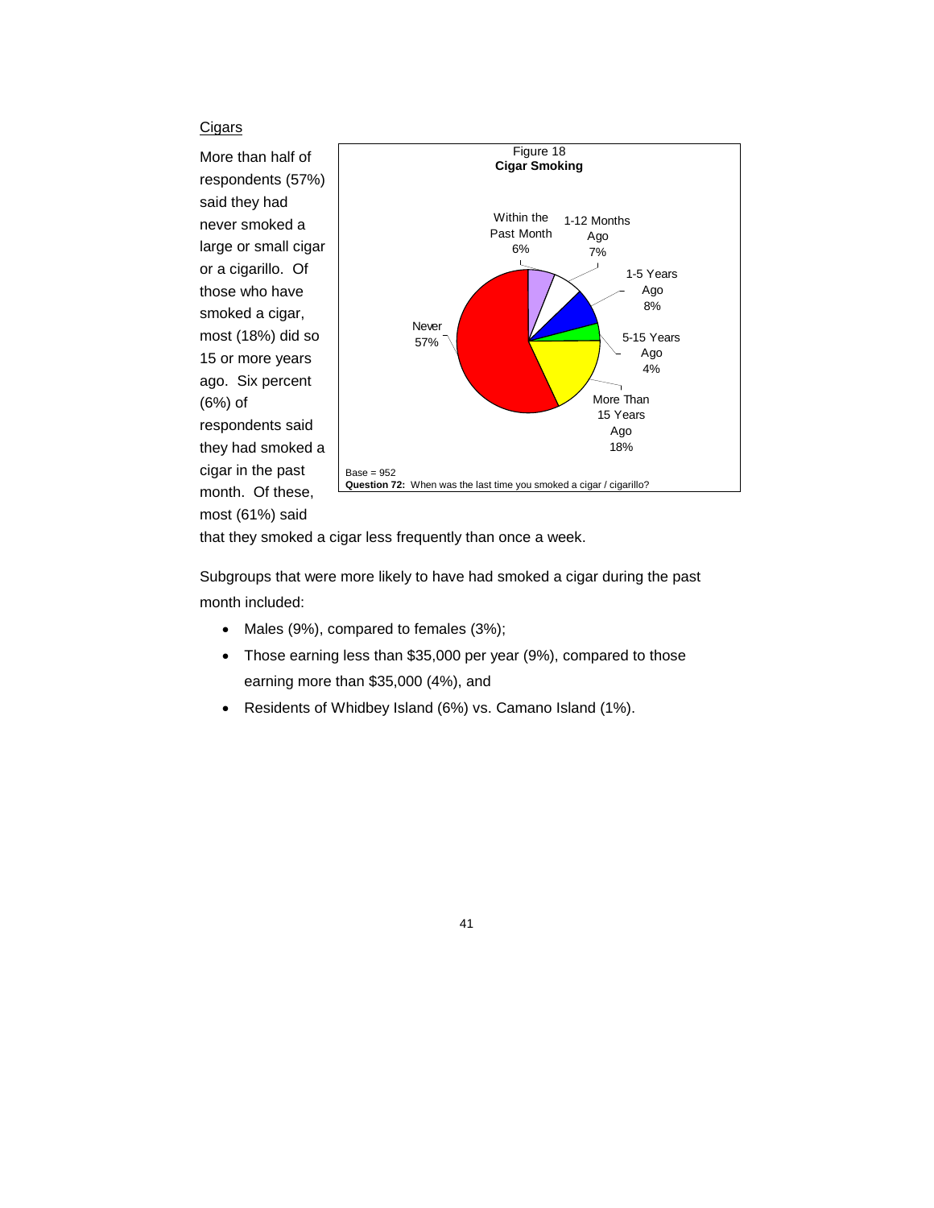Cigars

More than half of respondents (57%) said they had never smoked a large or small cigar or a cigarillo. Of those who have smoked a cigar, most (18%) did so 15 or more years ago. Six percent (6%) of respondents said they had smoked a cigar in the past month. Of these, most (61%) said that they smoked a cigar less frequently than once a week.

Figure 18
**Cigar Smoking**

| Response | Percent |
|---|---|
| Within the Past Month | 6% |
| 1-12 Months Ago | 7% |
| 1-5 Years Ago | 8% |
| 5-15 Years Ago | 4% |
| More Than 15 Years Ago | 18% |
| Never | 57% |

Base = 952
**Question 72:** When was the last time you smoked a cigar / cigarillo?

Subgroups that were more likely to have had smoked a cigar during the past month included:

- Males (9%), compared to females (3%);
- Those earning less than $35,000 per year (9%), compared to those earning more than $35,000 (4%), and
- Residents of Whidbey Island (6%) vs. Camano Island (1%).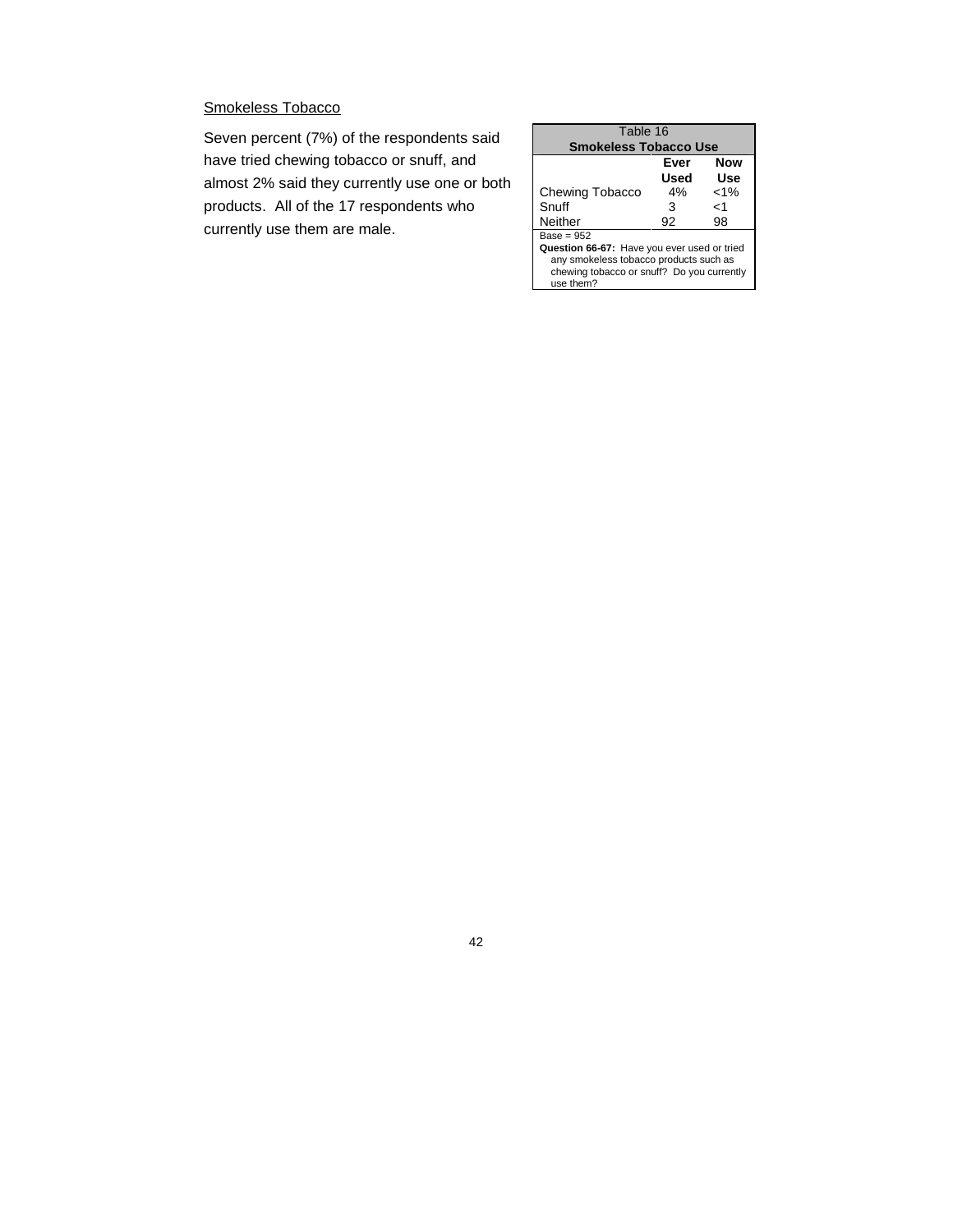Smokeless Tobacco

Seven percent (7%) of the respondents said have tried chewing tobacco or snuff, and almost 2% said they currently use one or both products. All of the 17 respondents who currently use them are male.

Table 16
**Smokeless Tobacco Use**

| | **Ever Used** | **Now Use** |
|---|---|---|
| Chewing Tobacco | 4% | <1% |
| Snuff | 3 | <1 |
| Neither | 92 | 98 |

Base = 952

**Question 66-67:** Have you ever used or tried any smokeless tobacco products such as chewing tobacco or snuff? Do you currently use them?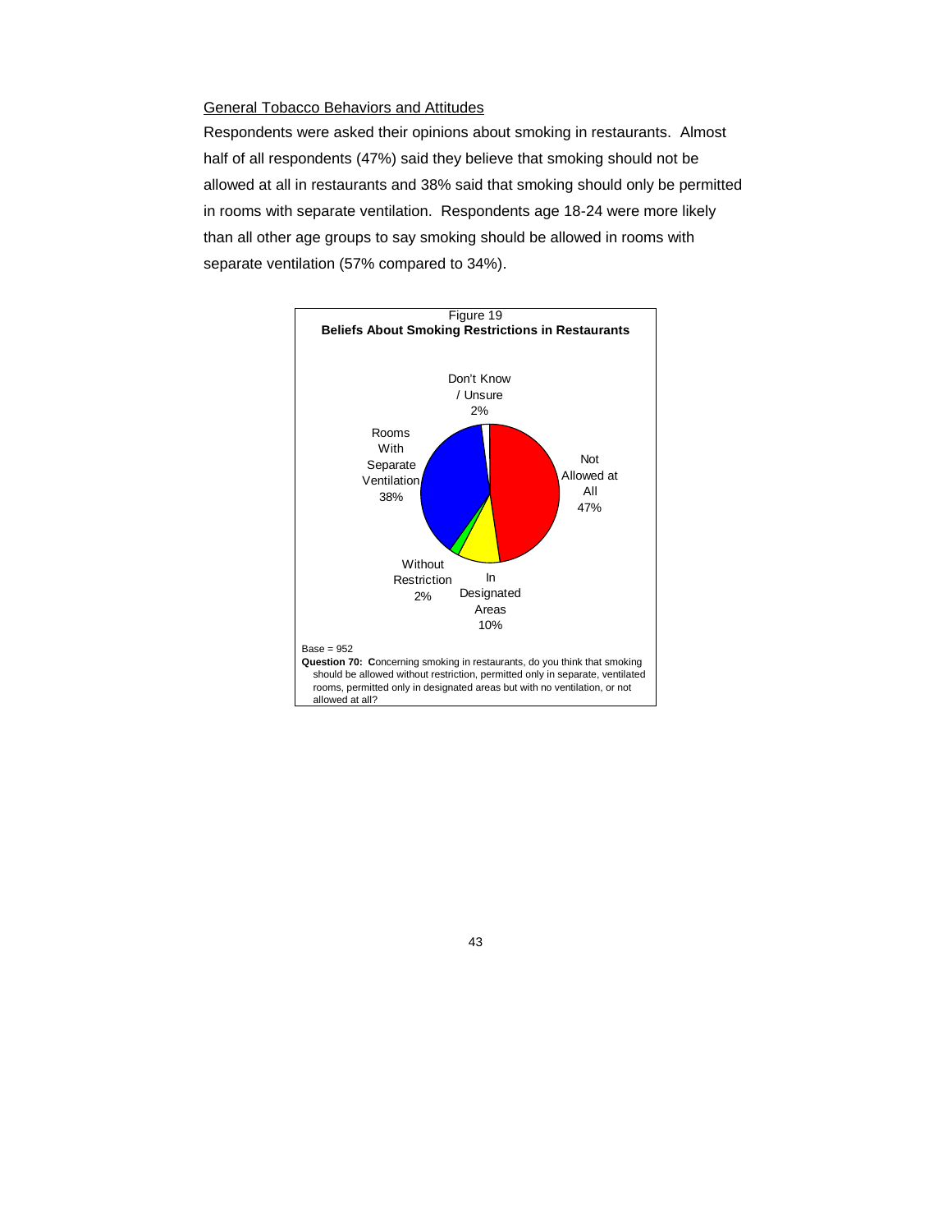General Tobacco Behaviors and Attitudes

Respondents were asked their opinions about smoking in restaurants. Almost half of all respondents (47%) said they believe that smoking should not be allowed at all in restaurants and 38% said that smoking should only be permitted in rooms with separate ventilation. Respondents age 18-24 were more likely than all other age groups to say smoking should be allowed in rooms with separate ventilation (57% compared to 34%).

Figure 19
**Beliefs About Smoking Restrictions in Restaurants**

| Response | Percent |
|---|---|
| Not Allowed at All | 47% |
| In Designated Areas | 10% |
| Without Restriction | 2% |
| Rooms With Separate Ventilation | 38% |
| Don't Know / Unsure | 2% |

Base = 952

**Question 70: C**oncerning smoking in restaurants, do you think that smoking should be allowed without restriction, permitted only in separate, ventilated rooms, permitted only in designated areas but with no ventilation, or not allowed at all?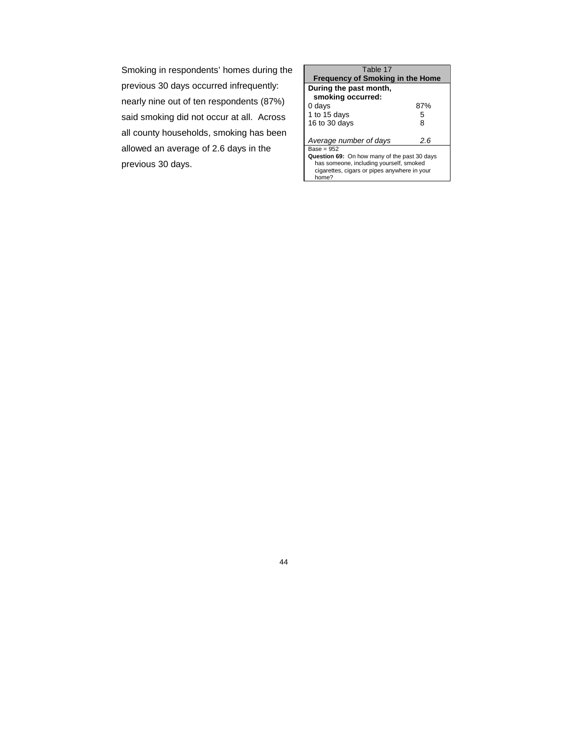Smoking in respondents' homes during the previous 30 days occurred infrequently: nearly nine out of ten respondents (87%) said smoking did not occur at all. Across all county households, smoking has been allowed an average of 2.6 days in the previous 30 days.

| Table 17<br>**Frequency of Smoking in the Home** | |
|---|---|
| **During the past month, smoking occurred:** | |
| 0 days | 87% |
| 1 to 15 days | 5 |
| 16 to 30 days | 8 |
| *Average number of days* | *2.6* |

Base = 952

**Question 69:** On how many of the past 30 days has someone, including yourself, smoked cigarettes, cigars or pipes anywhere in your home?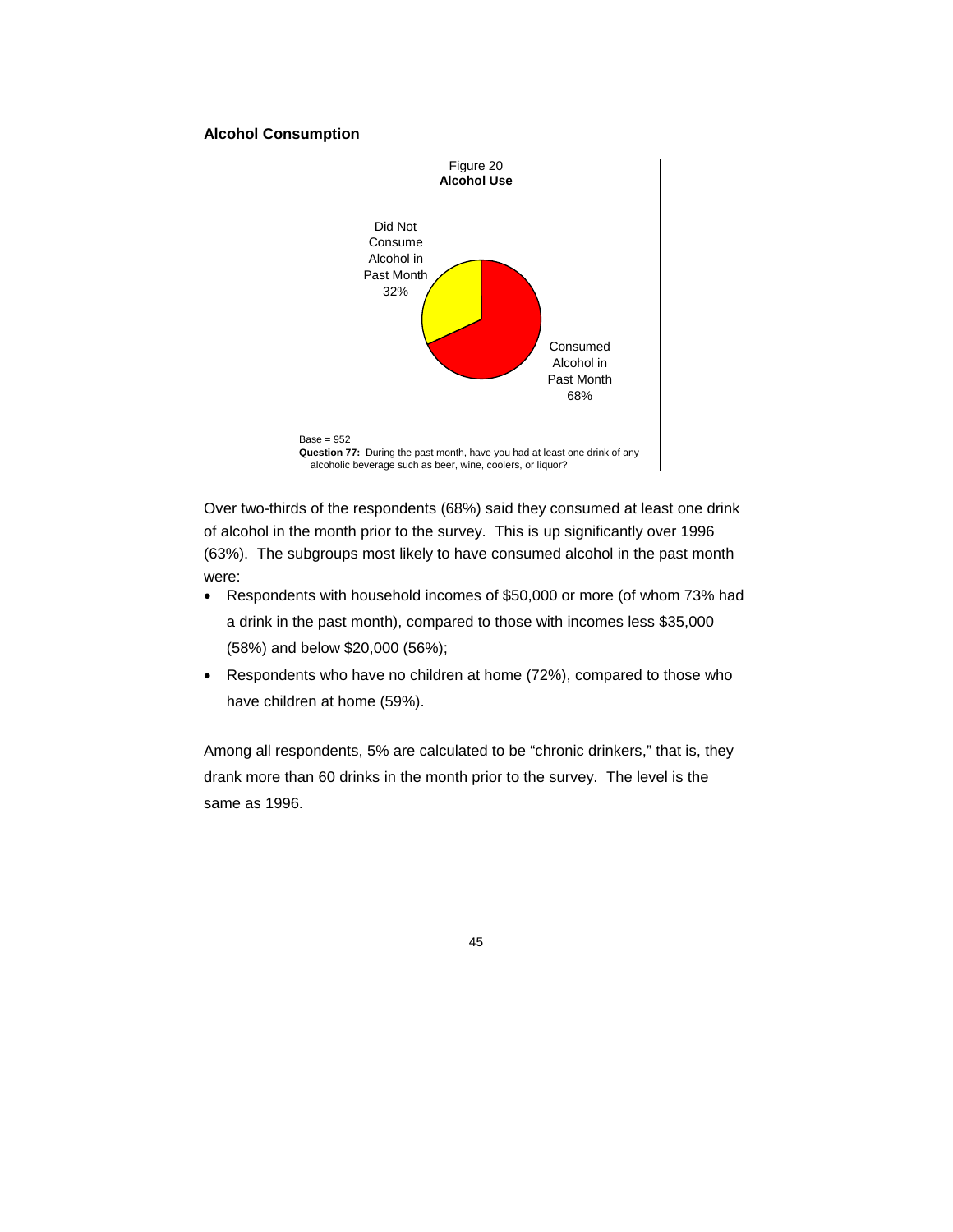### Alcohol Consumption

Figure 20
**Alcohol Use**

Did Not Consume Alcohol in Past Month 32%

Consumed Alcohol in Past Month 68%

Base = 952
**Question 77:** During the past month, have you had at least one drink of any alcoholic beverage such as beer, wine, coolers, or liquor?

Over two-thirds of the respondents (68%) said they consumed at least one drink of alcohol in the month prior to the survey. This is up significantly over 1996 (63%). The subgroups most likely to have consumed alcohol in the past month were:

- Respondents with household incomes of $50,000 or more (of whom 73% had a drink in the past month), compared to those with incomes less $35,000 (58%) and below $20,000 (56%);
- Respondents who have no children at home (72%), compared to those who have children at home (59%).

Among all respondents, 5% are calculated to be "chronic drinkers," that is, they drank more than 60 drinks in the month prior to the survey. The level is the same as 1996.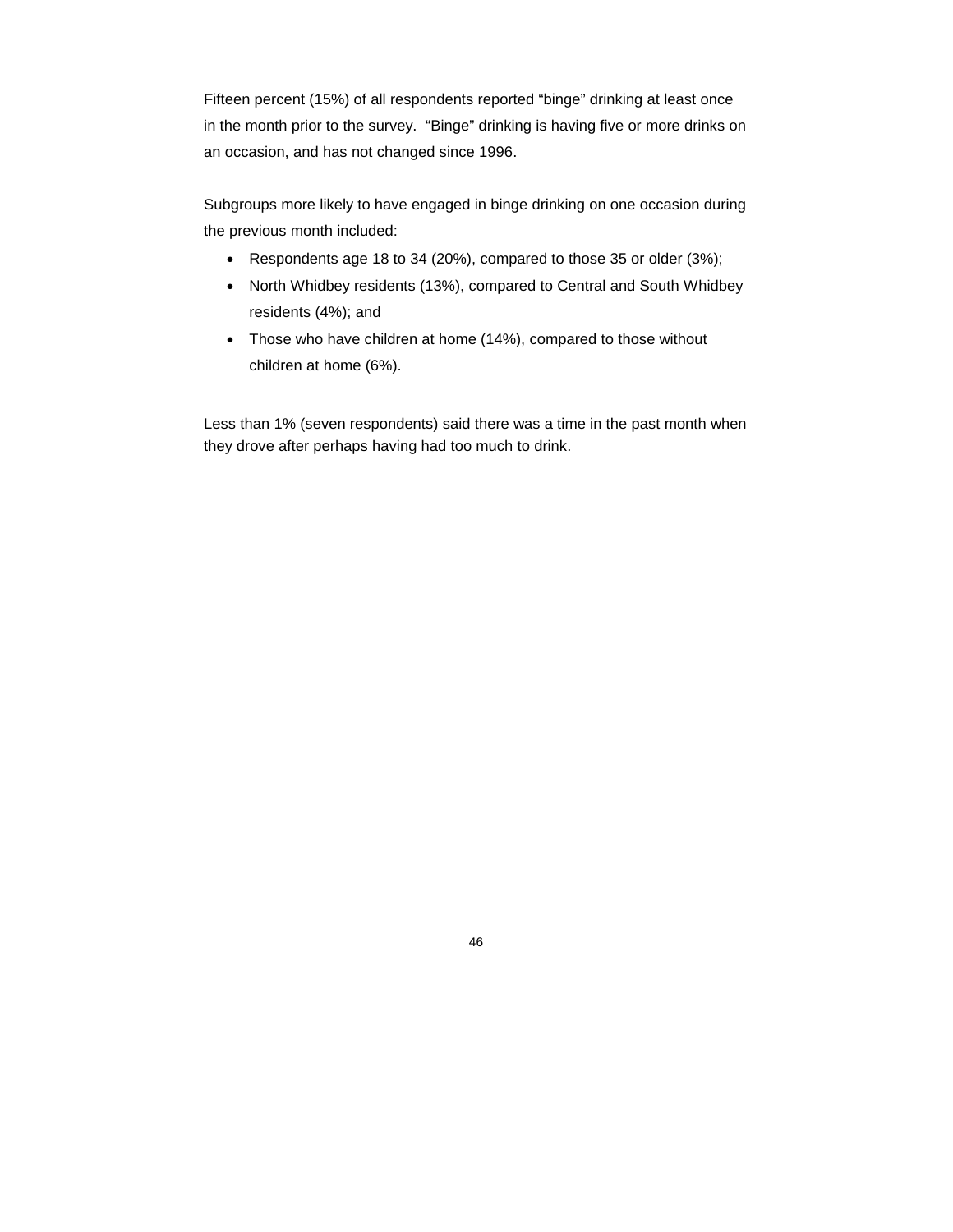Fifteen percent (15%) of all respondents reported "binge" drinking at least once in the month prior to the survey. "Binge" drinking is having five or more drinks on an occasion, and has not changed since 1996.

Subgroups more likely to have engaged in binge drinking on one occasion during the previous month included:

- Respondents age 18 to 34 (20%), compared to those 35 or older (3%);
- North Whidbey residents (13%), compared to Central and South Whidbey residents (4%); and
- Those who have children at home (14%), compared to those without children at home (6%).

Less than 1% (seven respondents) said there was a time in the past month when they drove after perhaps having had too much to drink.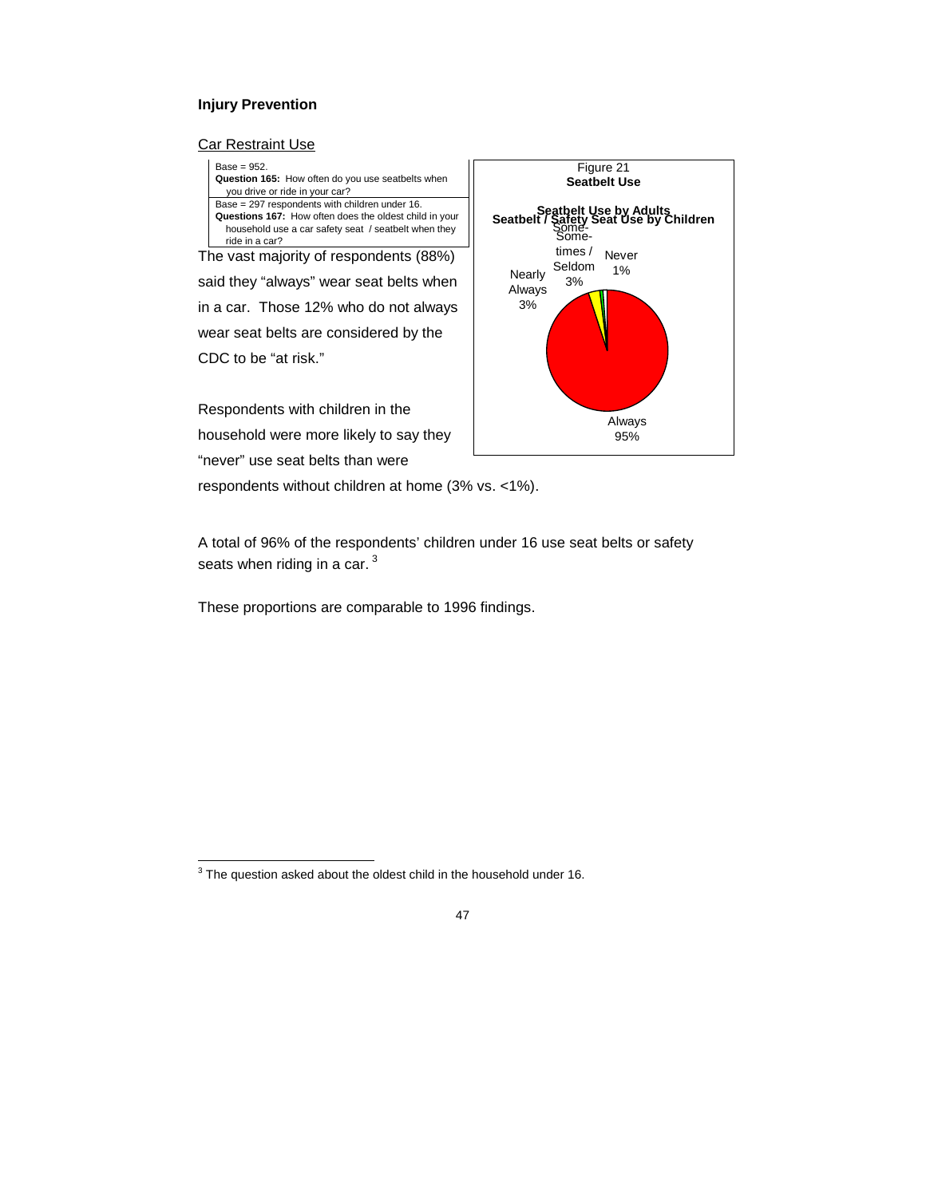**Injury Prevention**

Car Restraint Use

Base = 952.
**Question 165:** How often do you use seatbelts when you drive or ride in your car?

Base = 297 respondents with children under 16.
**Questions 167:** How often does the oldest child in your household use a car safety seat / seatbelt when they ride in a car?

Figure 21
**Seatbelt Use**

**Seatbelt Use by Adults**
**Seatbelt / Safety Seat Use by Children**

Always 95%
Nearly Always 3%
Sometimes / Seldom 3%
Never 1%

The vast majority of respondents (88%) said they "always" wear seat belts when in a car. Those 12% who do not always wear seat belts are considered by the CDC to be "at risk."

Respondents with children in the household were more likely to say they "never" use seat belts than were respondents without children at home (3% vs. <1%).

A total of 96% of the respondents' children under 16 use seat belts or safety seats when riding in a car. [3]

These proportions are comparable to 1996 findings.

[3] The question asked about the oldest child in the household under 16.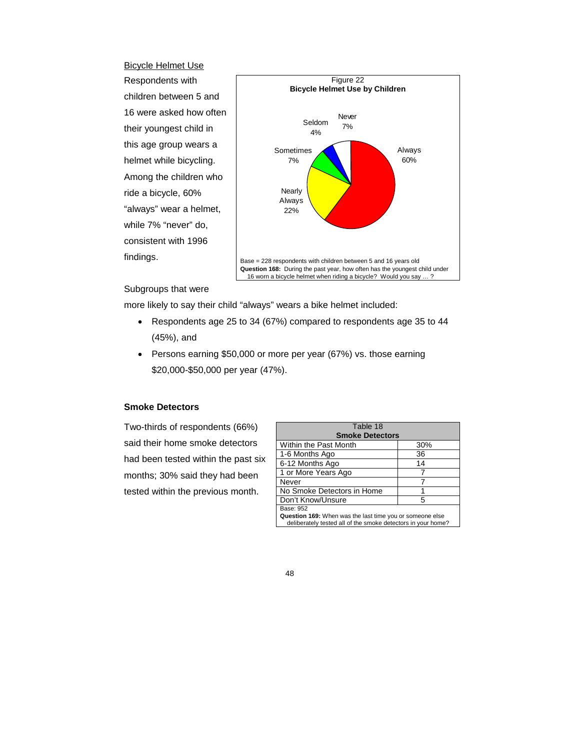Bicycle Helmet Use

Respondents with children between 5 and 16 were asked how often their youngest child in this age group wears a helmet while bicycling. Among the children who ride a bicycle, 60% "always" wear a helmet, while 7% "never" do, consistent with 1996 findings.

Figure 22
**Bicycle Helmet Use by Children**

| Response | Percent |
|---|---|
| Always | 60% |
| Nearly Always | 22% |
| Sometimes | 7% |
| Seldom | 4% |
| Never | 7% |

Base = 228 respondents with children between 5 and 16 years old
**Question 168:** During the past year, how often has the youngest child under 16 worn a bicycle helmet when riding a bicycle? Would you say … ?

Subgroups that were more likely to say their child "always" wears a bike helmet included:

- Respondents age 25 to 34 (67%) compared to respondents age 35 to 44 (45%), and
- Persons earning $50,000 or more per year (67%) vs. those earning $20,000-$50,000 per year (47%).

**Smoke Detectors**

Two-thirds of respondents (66%) said their home smoke detectors had been tested within the past six months; 30% said they had been tested within the previous month.

Table 18
**Smoke Detectors**

| | |
|---|---|
| Within the Past Month | 30% |
| 1-6 Months Ago | 36 |
| 6-12 Months Ago | 14 |
| 1 or More Years Ago | 7 |
| Never | 7 |
| No Smoke Detectors in Home | 1 |
| Don't Know/Unsure | 5 |

Base: 952
**Question 169:** When was the last time you or someone else deliberately tested all of the smoke detectors in your home?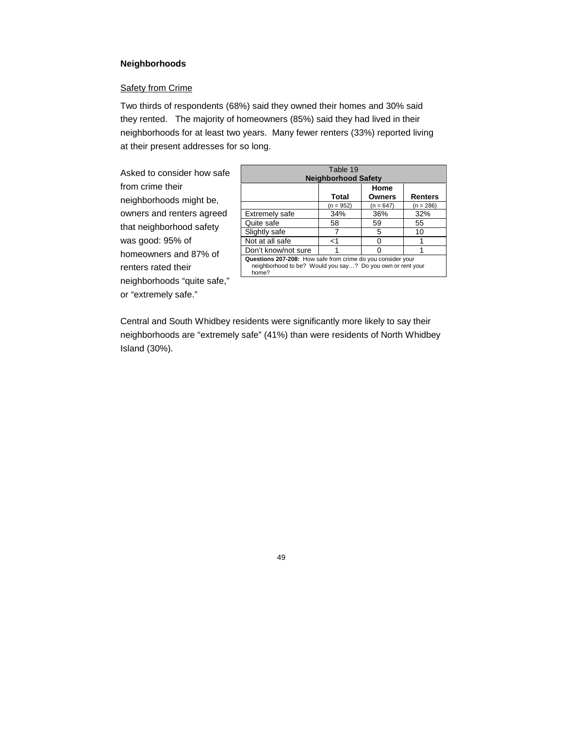## Neighborhoods

### Safety from Crime

Two thirds of respondents (68%) said they owned their homes and 30% said they rented. The majority of homeowners (85%) said they had lived in their neighborhoods for at least two years. Many fewer renters (33%) reported living at their present addresses for so long.

Asked to consider how safe from crime their neighborhoods might be, owners and renters agreed that neighborhood safety was good: 95% of homeowners and 87% of renters rated their neighborhoods "quite safe," or "extremely safe."

Table 19
**Neighborhood Safety**

| | **Total** | **Home Owners** | **Renters** |
|---|---|---|---|
| | (n = 952) | (n = 647) | (n = 286) |
| Extremely safe | 34% | 36% | 32% |
| Quite safe | 58 | 59 | 55 |
| Slightly safe | 7 | 5 | 10 |
| Not at all safe | <1 | 0 | 1 |
| Don't know/not sure | 1 | 0 | 1 |

**Questions 207-208:** How safe from crime do you consider your neighborhood to be? Would you say…? Do you own or rent your home?

Central and South Whidbey residents were significantly more likely to say their neighborhoods are "extremely safe" (41%) than were residents of North Whidbey Island (30%).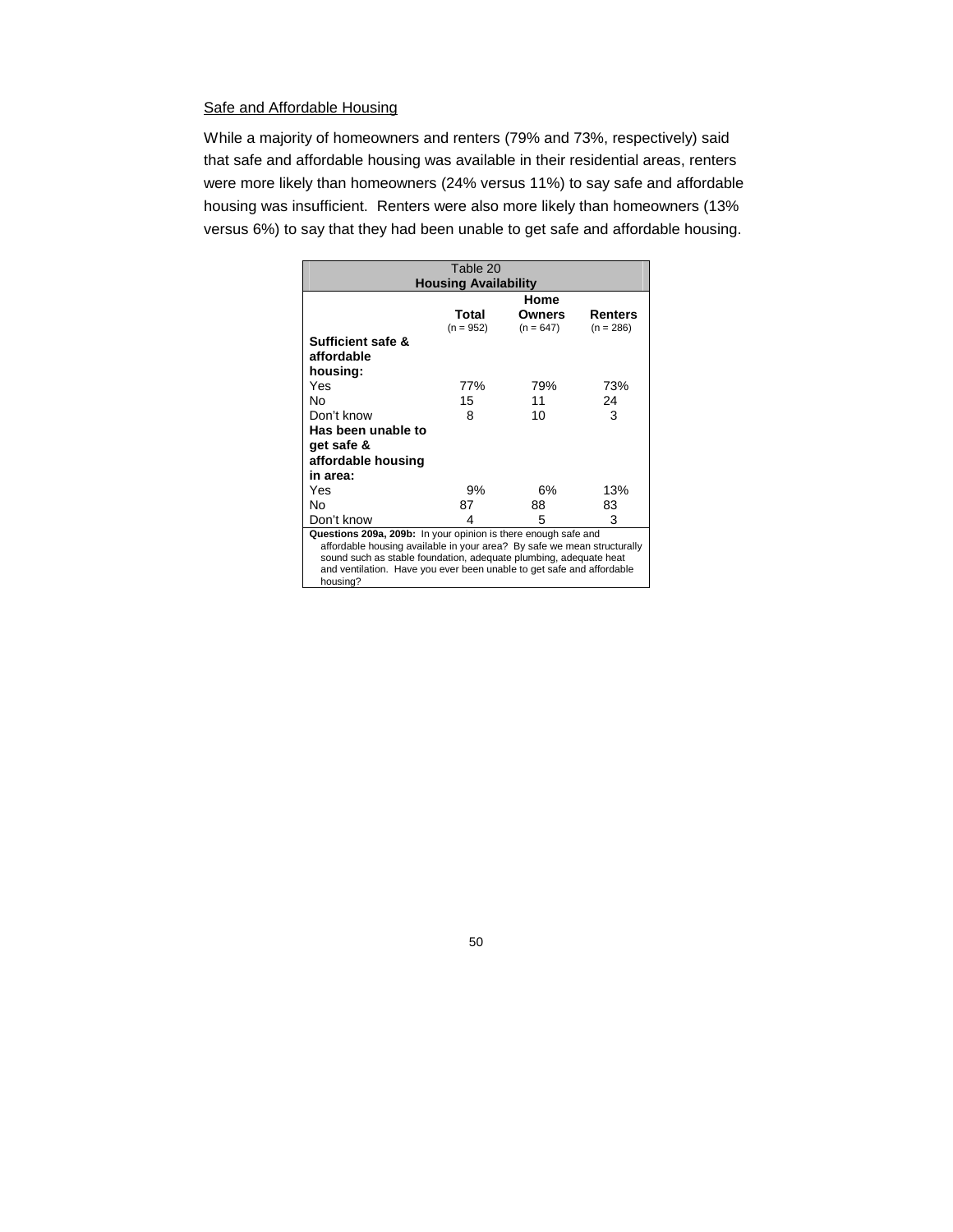Safe and Affordable Housing

While a majority of homeowners and renters (79% and 73%, respectively) said that safe and affordable housing was available in their residential areas, renters were more likely than homeowners (24% versus 11%) to say safe and affordable housing was insufficient. Renters were also more likely than homeowners (13% versus 6%) to say that they had been unable to get safe and affordable housing.

Table 20
**Housing Availability**

| | **Total** (n = 952) | **Home Owners** (n = 647) | **Renters** (n = 286) |
|---|---|---|---|
| **Sufficient safe & affordable housing:** | | | |
| Yes | 77% | 79% | 73% |
| No | 15 | 11 | 24 |
| Don't know | 8 | 10 | 3 |
| **Has been unable to get safe & affordable housing in area:** | | | |
| Yes | 9% | 6% | 13% |
| No | 87 | 88 | 83 |
| Don't know | 4 | 5 | 3 |

**Questions 209a, 209b:** In your opinion is there enough safe and affordable housing available in your area? By safe we mean structurally sound such as stable foundation, adequate plumbing, adequate heat and ventilation. Have you ever been unable to get safe and affordable housing?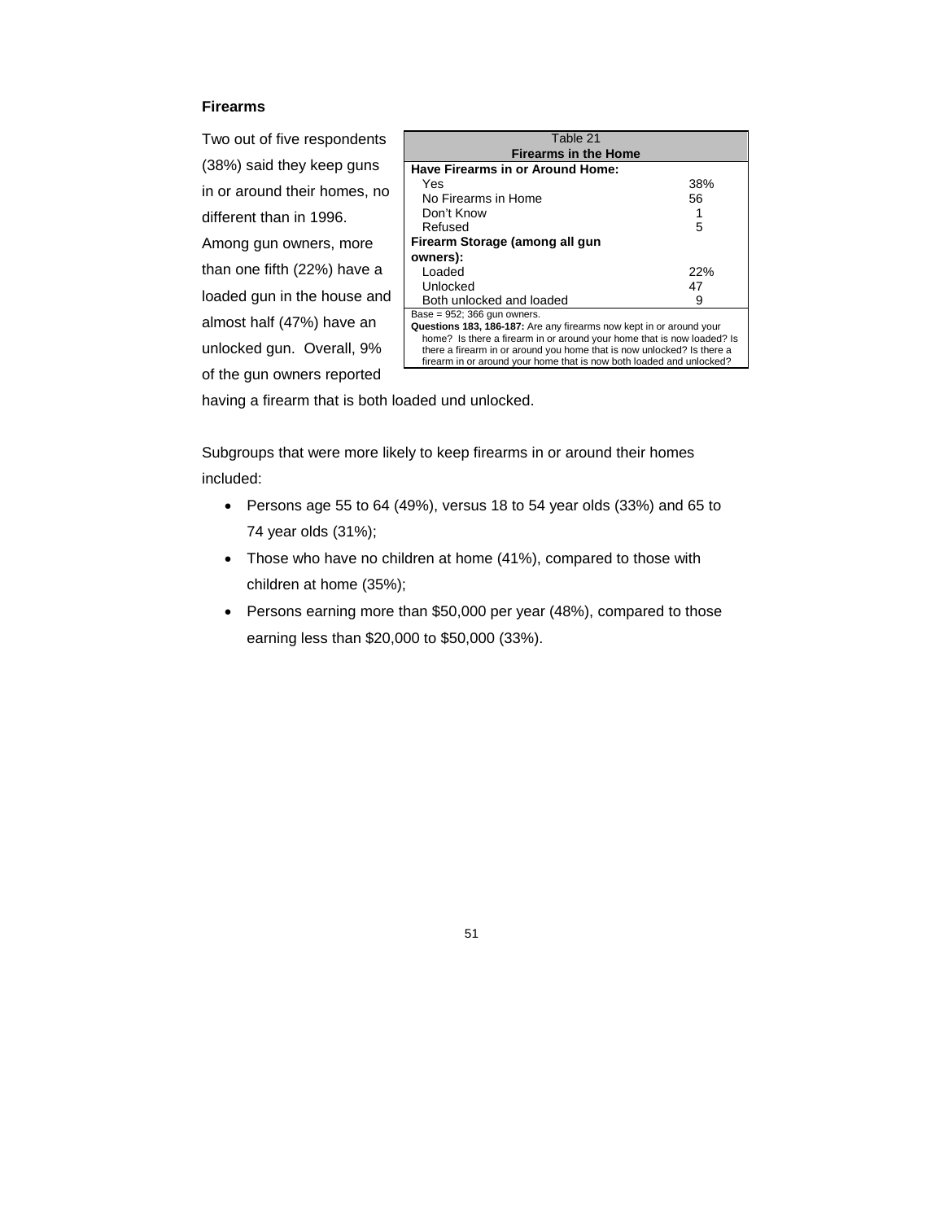## Firearms

Two out of five respondents (38%) said they keep guns in or around their homes, no different than in 1996. Among gun owners, more than one fifth (22%) have a loaded gun in the house and almost half (47%) have an unlocked gun. Overall, 9% of the gun owners reported having a firearm that is both loaded und unlocked.

| Table 21<br>**Firearms in the Home** | |
|---|---|
| **Have Firearms in or Around Home:** | |
| Yes | 38% |
| No Firearms in Home | 56 |
| Don't Know | 1 |
| Refused | 5 |
| **Firearm Storage (among all gun owners):** | |
| Loaded | 22% |
| Unlocked | 47 |
| Both unlocked and loaded | 9 |

Base = 952; 366 gun owners.
**Questions 183, 186-187:** Are any firearms now kept in or around your home? Is there a firearm in or around your home that is now loaded? Is there a firearm in or around you home that is now unlocked? Is there a firearm in or around your home that is now both loaded and unlocked?

Subgroups that were more likely to keep firearms in or around their homes included:

- Persons age 55 to 64 (49%), versus 18 to 54 year olds (33%) and 65 to 74 year olds (31%);
- Those who have no children at home (41%), compared to those with children at home (35%);
- Persons earning more than $50,000 per year (48%), compared to those earning less than $20,000 to $50,000 (33%).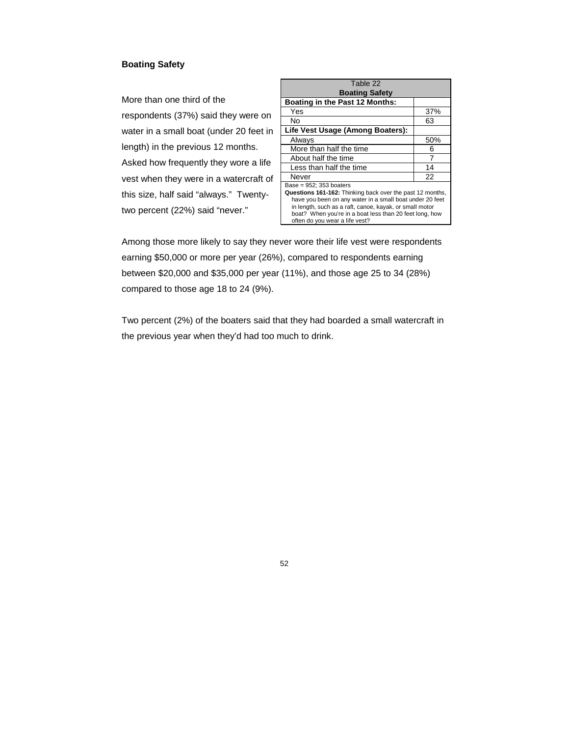### Boating Safety

More than one third of the respondents (37%) said they were on water in a small boat (under 20 feet in length) in the previous 12 months. Asked how frequently they wore a life vest when they were in a watercraft of this size, half said "always." Twenty-two percent (22%) said "never."

Table 22
**Boating Safety**

| | |
|---|---|
| **Boating in the Past 12 Months:** | |
| Yes | 37% |
| No | 63 |
| **Life Vest Usage (Among Boaters):** | |
| Always | 50% |
| More than half the time | 6 |
| About half the time | 7 |
| Less than half the time | 14 |
| Never | 22 |

Base = 952; 353 boaters
**Questions 161-162:** Thinking back over the past 12 months, have you been on any water in a small boat under 20 feet in length, such as a raft, canoe, kayak, or small motor boat? When you're in a boat less than 20 feet long, how often do you wear a life vest?

Among those more likely to say they never wore their life vest were respondents earning $50,000 or more per year (26%), compared to respondents earning between $20,000 and $35,000 per year (11%), and those age 25 to 34 (28%) compared to those age 18 to 24 (9%).

Two percent (2%) of the boaters said that they had boarded a small watercraft in the previous year when they'd had too much to drink.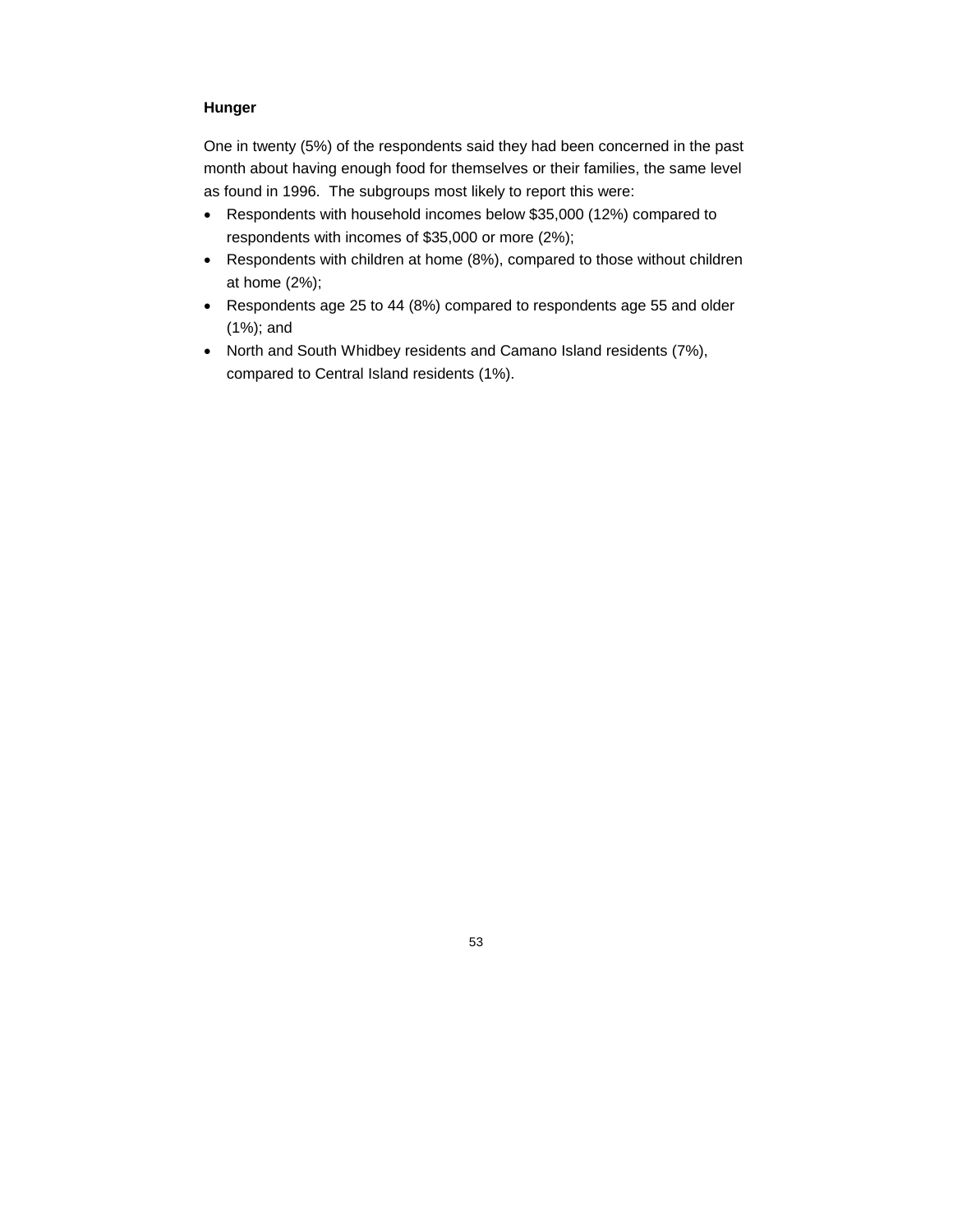### Hunger

One in twenty (5%) of the respondents said they had been concerned in the past month about having enough food for themselves or their families, the same level as found in 1996. The subgroups most likely to report this were:

- Respondents with household incomes below $35,000 (12%) compared to respondents with incomes of $35,000 or more (2%);
- Respondents with children at home (8%), compared to those without children at home (2%);
- Respondents age 25 to 44 (8%) compared to respondents age 55 and older (1%); and
- North and South Whidbey residents and Camano Island residents (7%), compared to Central Island residents (1%).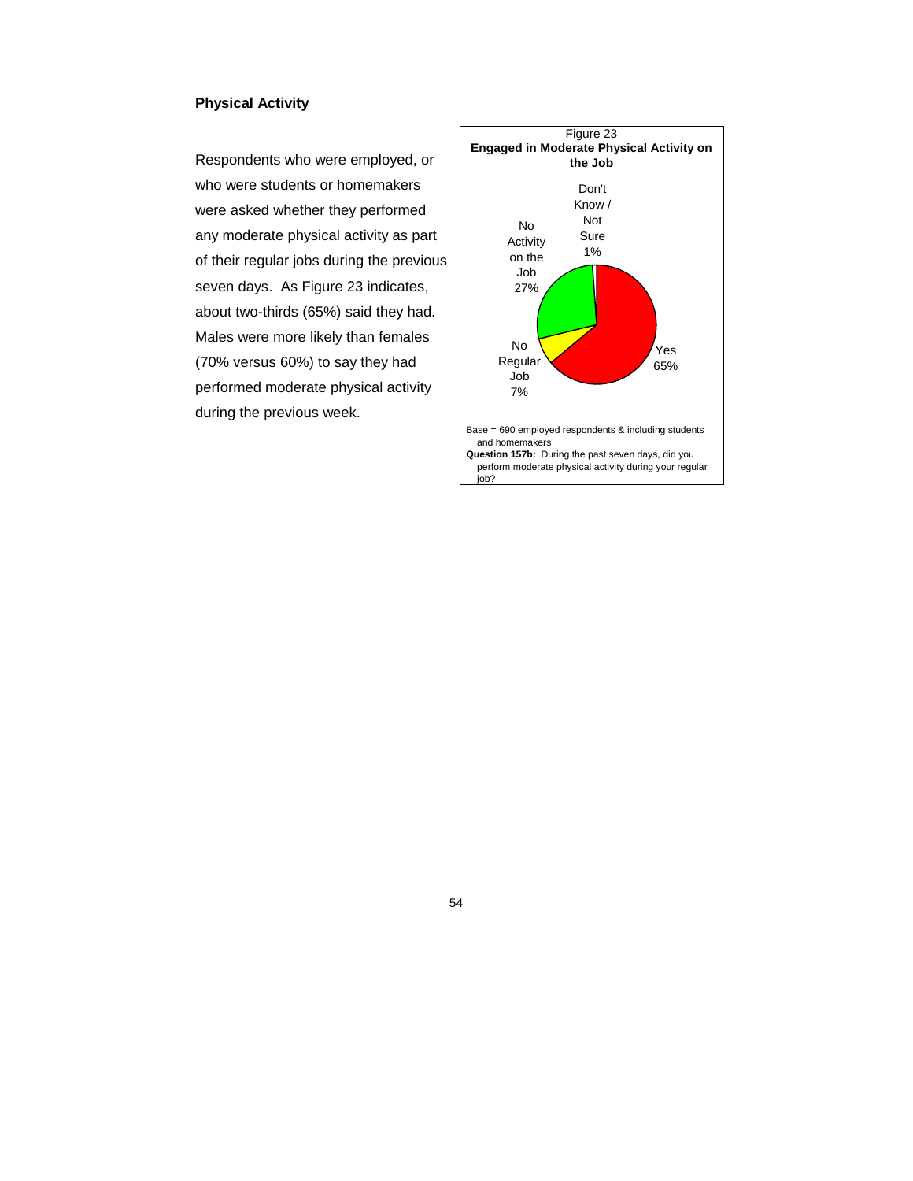### Physical Activity

Respondents who were employed, or who were students or homemakers were asked whether they performed any moderate physical activity as part of their regular jobs during the previous seven days. As Figure 23 indicates, about two-thirds (65%) said they had. Males were more likely than females (70% versus 60%) to say they had performed moderate physical activity during the previous week.

Figure 23
**Engaged in Moderate Physical Activity on the Job**

| Response | Percent |
|---|---|
| Yes | 65% |
| No Activity on the Job | 27% |
| No Regular Job | 7% |
| Don't Know / Not Sure | 1% |

Base = 690 employed respondents & including students and homemakers
**Question 157b:** During the past seven days, did you perform moderate physical activity during your regular job?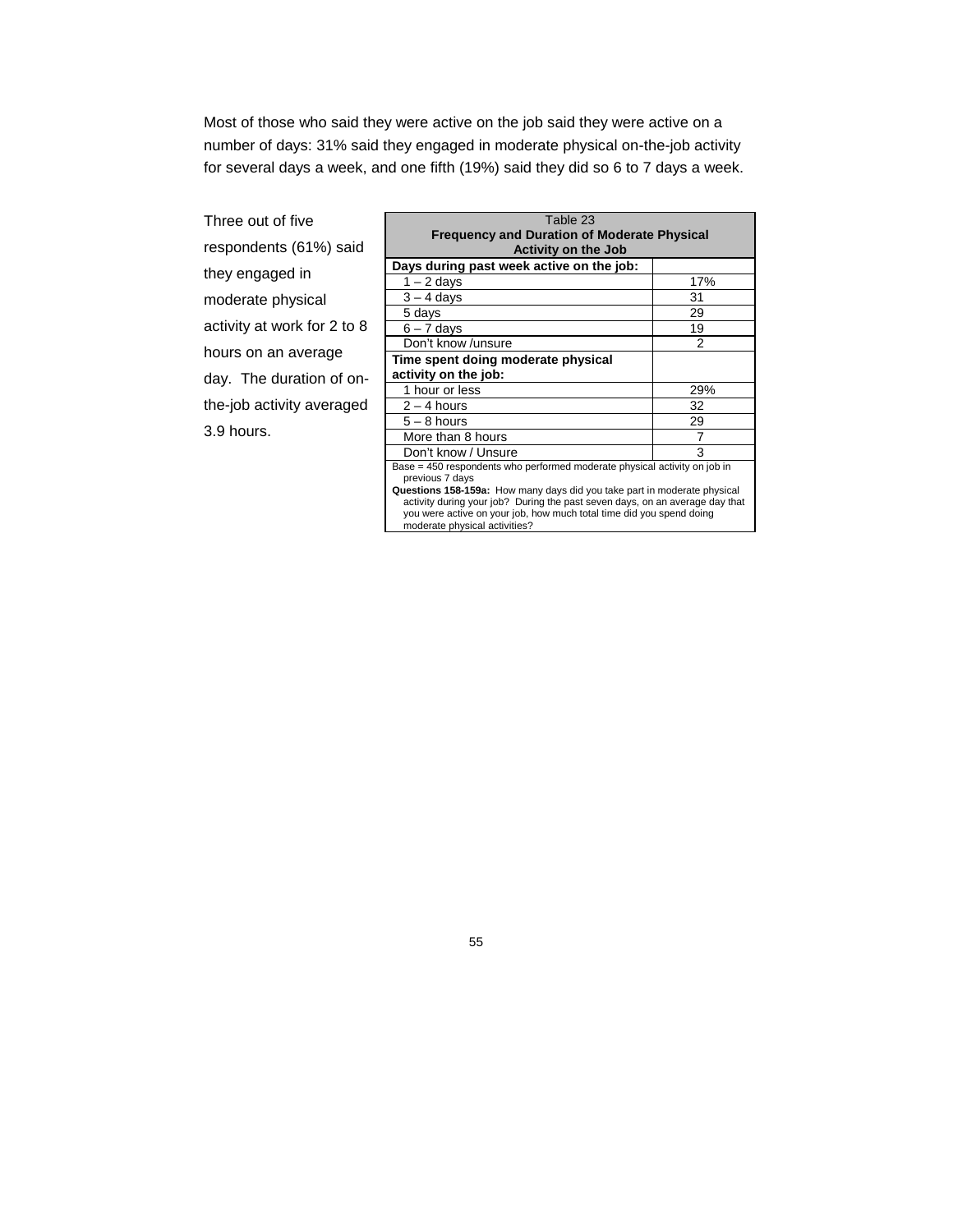Most of those who said they were active on the job said they were active on a number of days: 31% said they engaged in moderate physical on-the-job activity for several days a week, and one fifth (19%) said they did so 6 to 7 days a week.

Three out of five respondents (61%) said they engaged in moderate physical activity at work for 2 to 8 hours on an average day. The duration of on-the-job activity averaged 3.9 hours.

Table 23
**Frequency and Duration of Moderate Physical Activity on the Job**

| | |
|---|---|
| **Days during past week active on the job:** | |
| 1 – 2 days | 17% |
| 3 – 4 days | 31 |
| 5 days | 29 |
| 6 – 7 days | 19 |
| Don't know /unsure | 2 |
| **Time spent doing moderate physical activity on the job:** | |
| 1 hour or less | 29% |
| 2 – 4 hours | 32 |
| 5 – 8 hours | 29 |
| More than 8 hours | 7 |
| Don't know / Unsure | 3 |

Base = 450 respondents who performed moderate physical activity on job in previous 7 days

**Questions 158-159a:** How many days did you take part in moderate physical activity during your job? During the past seven days, on an average day that you were active on your job, how much total time did you spend doing moderate physical activities?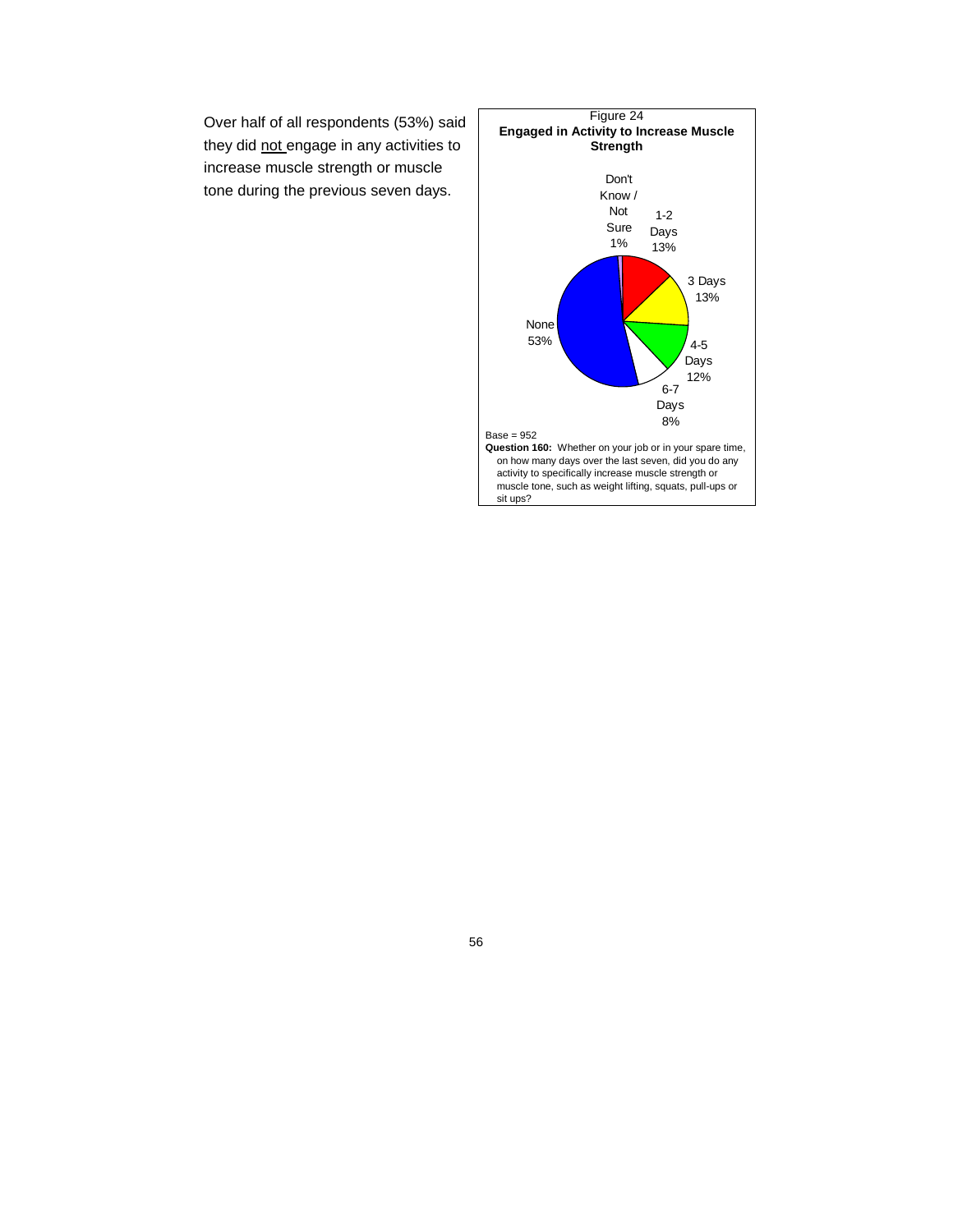Over half of all respondents (53%) said they did <u>not</u> engage in any activities to increase muscle strength or muscle tone during the previous seven days.

Figure 24
**Engaged in Activity to Increase Muscle Strength**

| Response | Percent |
| --- | --- |
| None | 53% |
| 1-2 Days | 13% |
| 3 Days | 13% |
| 4-5 Days | 12% |
| 6-7 Days | 8% |
| Don't Know / Not Sure | 1% |

Base = 952

**Question 160:** Whether on your job or in your spare time, on how many days over the last seven, did you do any activity to specifically increase muscle strength or muscle tone, such as weight lifting, squats, pull-ups or sit ups?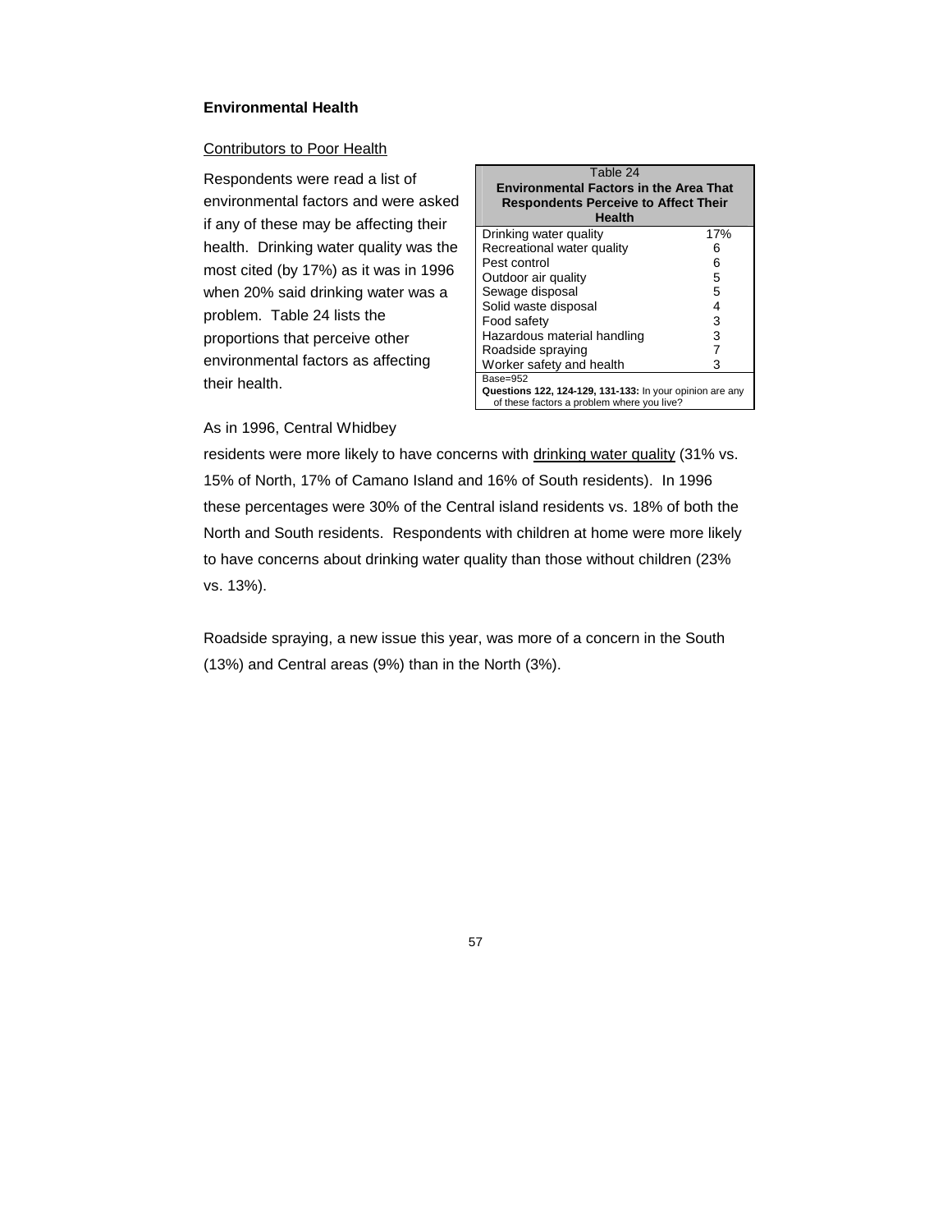**Environmental Health**

Contributors to Poor Health

Respondents were read a list of environmental factors and were asked if any of these may be affecting their health. Drinking water quality was the most cited (by 17%) as it was in 1996 when 20% said drinking water was a problem. Table 24 lists the proportions that perceive other environmental factors as affecting their health.

Table 24
**Environmental Factors in the Area That Respondents Perceive to Affect Their Health**

| Factor | % |
|---|---|
| Drinking water quality | 17% |
| Recreational water quality | 6 |
| Pest control | 6 |
| Outdoor air quality | 5 |
| Sewage disposal | 5 |
| Solid waste disposal | 4 |
| Food safety | 3 |
| Hazardous material handling | 3 |
| Roadside spraying | 7 |
| Worker safety and health | 3 |

Base=952
**Questions 122, 124-129, 131-133:** In your opinion are any of these factors a problem where you live?

As in 1996, Central Whidbey residents were more likely to have concerns with drinking water quality (31% vs. 15% of North, 17% of Camano Island and 16% of South residents). In 1996 these percentages were 30% of the Central island residents vs. 18% of both the North and South residents. Respondents with children at home were more likely to have concerns about drinking water quality than those without children (23% vs. 13%).

Roadside spraying, a new issue this year, was more of a concern in the South (13%) and Central areas (9%) than in the North (3%).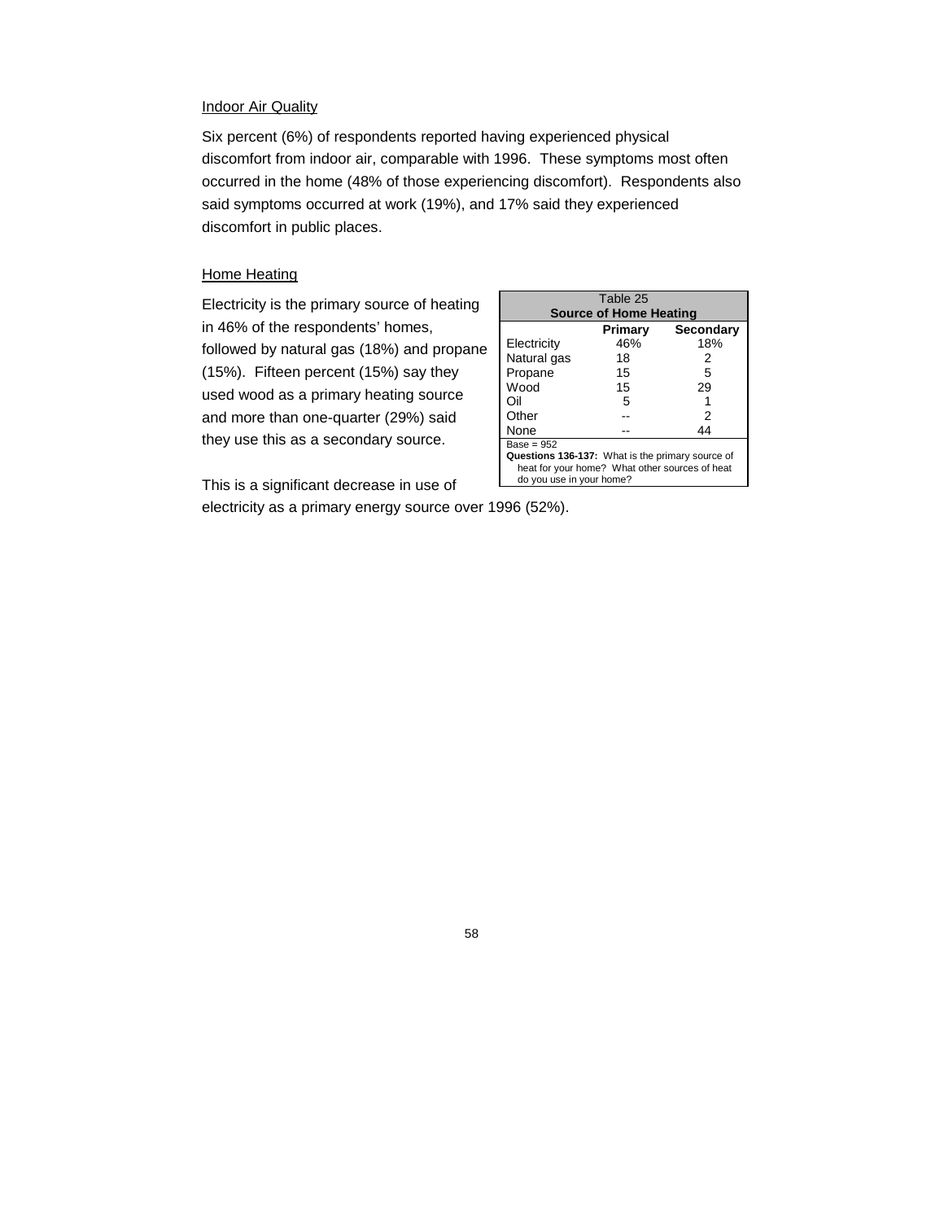Indoor Air Quality

Six percent (6%) of respondents reported having experienced physical discomfort from indoor air, comparable with 1996. These symptoms most often occurred in the home (48% of those experiencing discomfort). Respondents also said symptoms occurred at work (19%), and 17% said they experienced discomfort in public places.

Home Heating

Electricity is the primary source of heating in 46% of the respondents' homes, followed by natural gas (18%) and propane (15%). Fifteen percent (15%) say they used wood as a primary heating source and more than one-quarter (29%) said they use this as a secondary source.

Table 25
**Source of Home Heating**

| | **Primary** | **Secondary** |
|---|---|---|
| Electricity | 46% | 18% |
| Natural gas | 18 | 2 |
| Propane | 15 | 5 |
| Wood | 15 | 29 |
| Oil | 5 | 1 |
| Other | -- | 2 |
| None | -- | 44 |

Base = 952
**Questions 136-137:** What is the primary source of heat for your home? What other sources of heat do you use in your home?

This is a significant decrease in use of electricity as a primary energy source over 1996 (52%).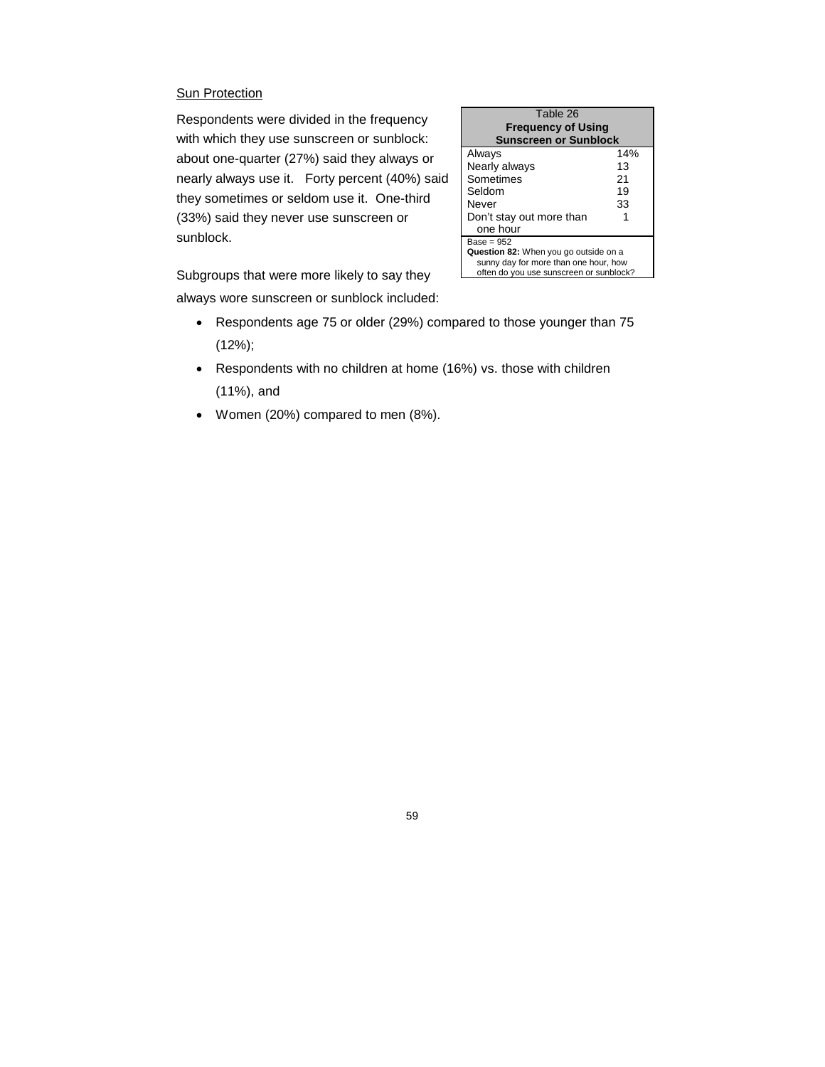Sun Protection

Respondents were divided in the frequency with which they use sunscreen or sunblock: about one-quarter (27%) said they always or nearly always use it. Forty percent (40%) said they sometimes or seldom use it. One-third (33%) said they never use sunscreen or sunblock.

| Table 26 **Frequency of Using Sunscreen or Sunblock** | |
|---|---|
| Always | 14% |
| Nearly always | 13 |
| Sometimes | 21 |
| Seldom | 19 |
| Never | 33 |
| Don't stay out more than one hour | 1 |

Base = 952
**Question 82:** When you go outside on a sunny day for more than one hour, how often do you use sunscreen or sunblock?

Subgroups that were more likely to say they always wore sunscreen or sunblock included:

- Respondents age 75 or older (29%) compared to those younger than 75 (12%);
- Respondents with no children at home (16%) vs. those with children (11%), and
- Women (20%) compared to men (8%).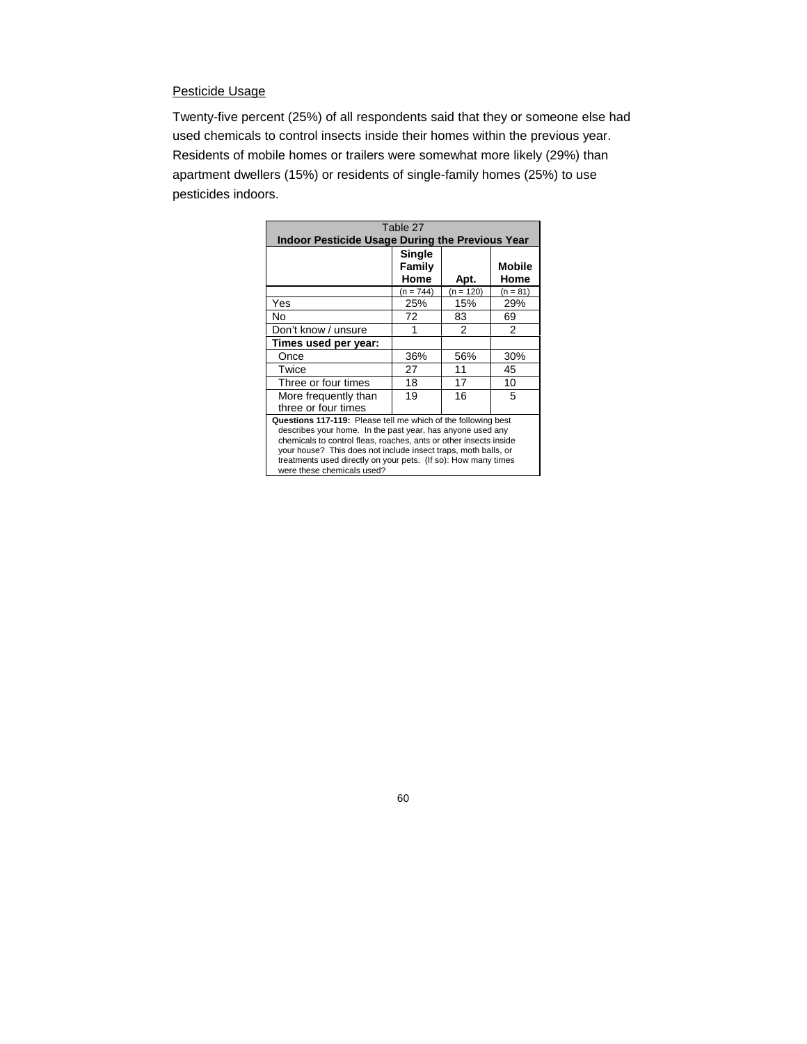Pesticide Usage

Twenty-five percent (25%) of all respondents said that they or someone else had used chemicals to control insects inside their homes within the previous year. Residents of mobile homes or trailers were somewhat more likely (29%) than apartment dwellers (15%) or residents of single-family homes (25%) to use pesticides indoors.

Table 27
**Indoor Pesticide Usage During the Previous Year**

| | **Single Family Home** | **Apt.** | **Mobile Home** |
|---|---|---|---|
| | (n = 744) | (n = 120) | (n = 81) |
| Yes | 25% | 15% | 29% |
| No | 72 | 83 | 69 |
| Don't know / unsure | 1 | 2 | 2 |
| **Times used per year:** | | | |
| Once | 36% | 56% | 30% |
| Twice | 27 | 11 | 45 |
| Three or four times | 18 | 17 | 10 |
| More frequently than three or four times | 19 | 16 | 5 |

**Questions 117-119:** Please tell me which of the following best describes your home. In the past year, has anyone used any chemicals to control fleas, roaches, ants or other insects inside your house? This does not include insect traps, moth balls, or treatments used directly on your pets. (If so): How many times were these chemicals used?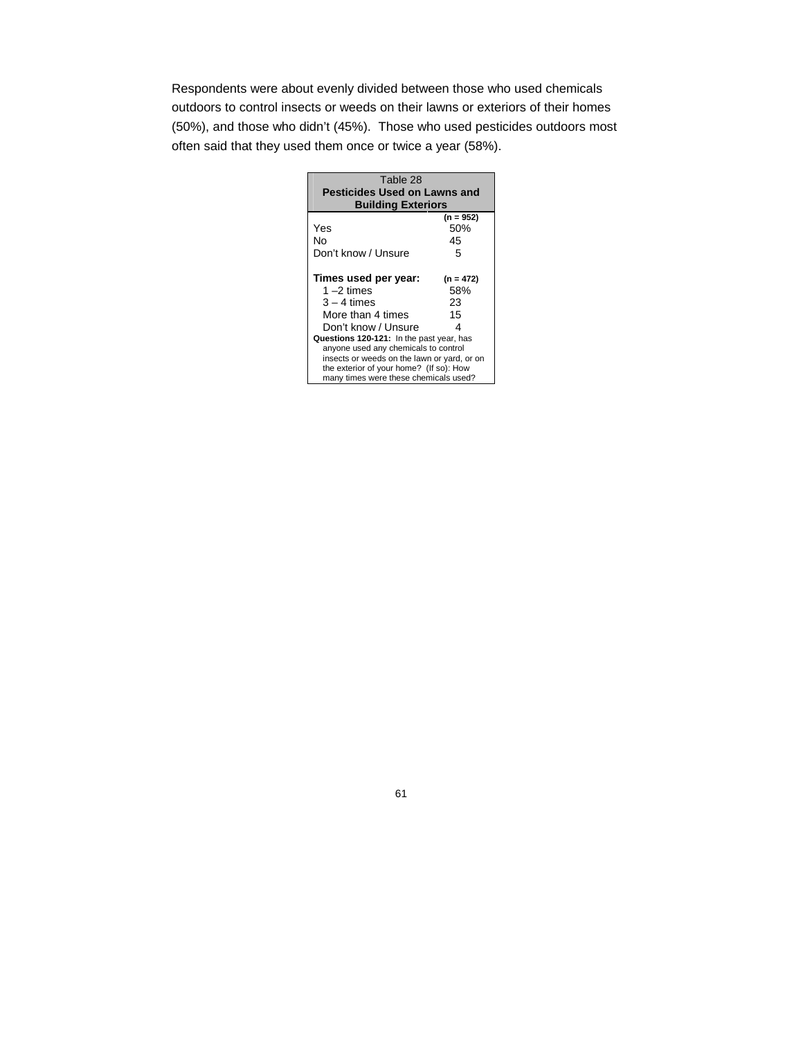Respondents were about evenly divided between those who used chemicals outdoors to control insects or weeds on their lawns or exteriors of their homes (50%), and those who didn't (45%). Those who used pesticides outdoors most often said that they used them once or twice a year (58%).

| Table 28<br>**Pesticides Used on Lawns and Building Exteriors** | |
|---|---|
| | **(n = 952)** |
| Yes | 50% |
| No | 45 |
| Don't know / Unsure | 5 |
| | |
| **Times used per year:** | **(n = 472)** |
| 1 –2 times | 58% |
| 3 – 4 times | 23 |
| More than 4 times | 15 |
| Don't know / Unsure | 4 |

**Questions 120-121:** In the past year, has anyone used any chemicals to control insects or weeds on the lawn or yard, or on the exterior of your home? (If so): How many times were these chemicals used?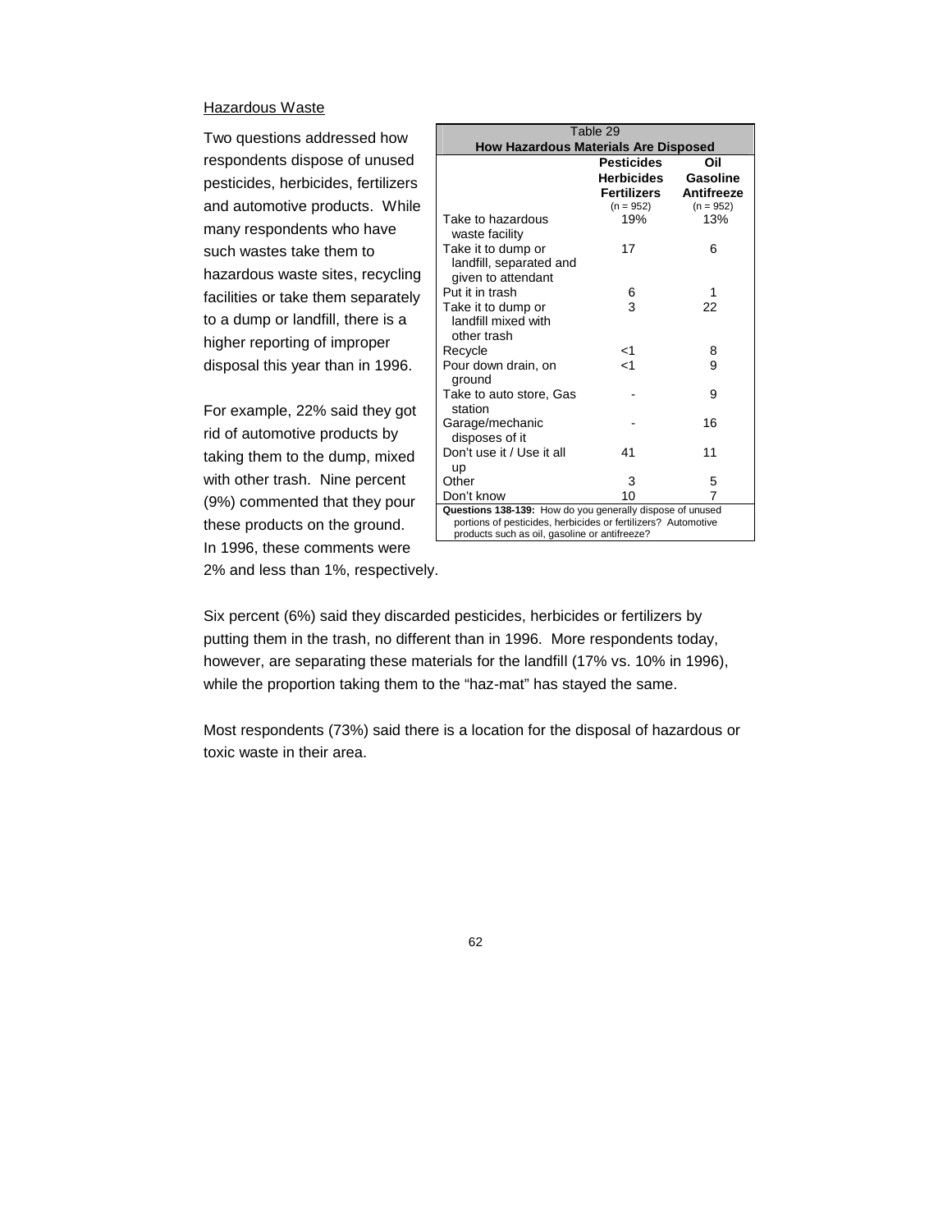Hazardous Waste

Two questions addressed how respondents dispose of unused pesticides, herbicides, fertilizers and automotive products. While many respondents who have such wastes take them to hazardous waste sites, recycling facilities or take them separately to a dump or landfill, there is a higher reporting of improper disposal this year than in 1996.

For example, 22% said they got rid of automotive products by taking them to the dump, mixed with other trash. Nine percent (9%) commented that they pour these products on the ground. In 1996, these comments were 2% and less than 1%, respectively.

Table 29
**How Hazardous Materials Are Disposed**

| | **Pesticides Herbicides Fertilizers** (n = 952) | **Oil Gasoline Antifreeze** (n = 952) |
|---|---|---|
| Take to hazardous waste facility | 19% | 13% |
| Take it to dump or landfill, separated and given to attendant | 17 | 6 |
| Put it in trash | 6 | 1 |
| Take it to dump or landfill mixed with other trash | 3 | 22 |
| Recycle | <1 | 8 |
| Pour down drain, on ground | <1 | 9 |
| Take to auto store, Gas station | - | 9 |
| Garage/mechanic disposes of it | - | 16 |
| Don't use it / Use it all up | 41 | 11 |
| Other | 3 | 5 |
| Don't know | 10 | 7 |

**Questions 138-139:** How do you generally dispose of unused portions of pesticides, herbicides or fertilizers? Automotive products such as oil, gasoline or antifreeze?

Six percent (6%) said they discarded pesticides, herbicides or fertilizers by putting them in the trash, no different than in 1996. More respondents today, however, are separating these materials for the landfill (17% vs. 10% in 1996), while the proportion taking them to the "haz-mat" has stayed the same.

Most respondents (73%) said there is a location for the disposal of hazardous or toxic waste in their area.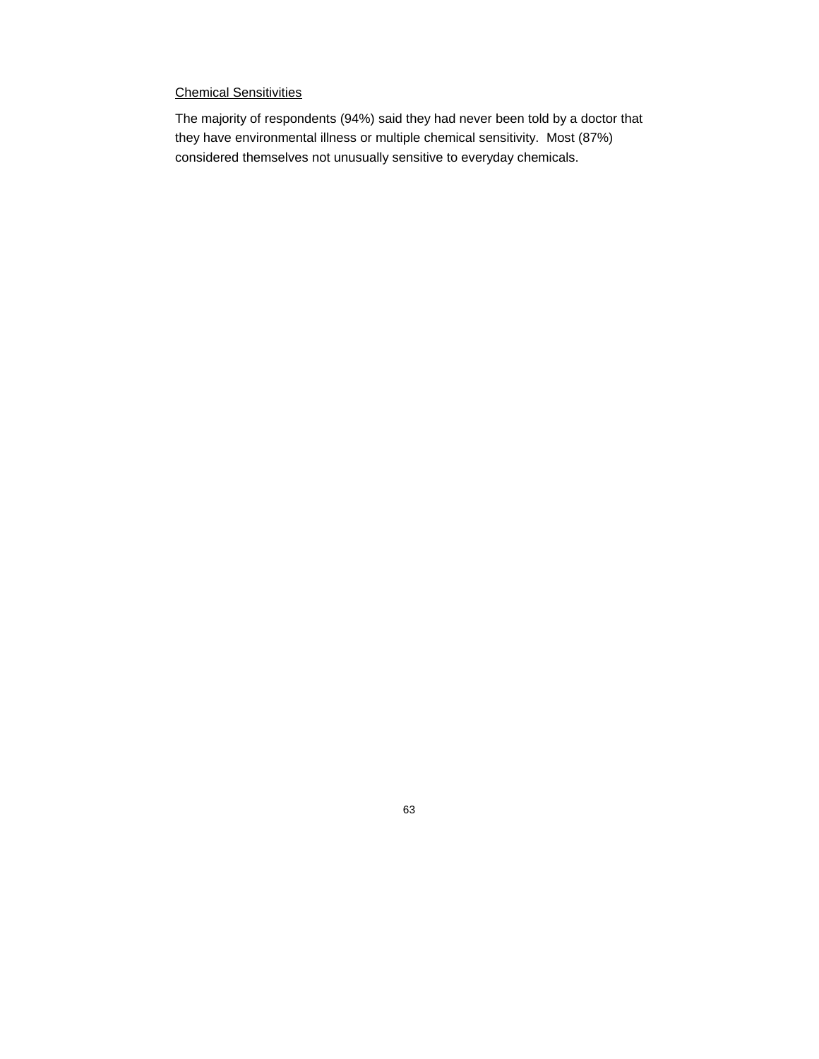## Chemical Sensitivities

The majority of respondents (94%) said they had never been told by a doctor that they have environmental illness or multiple chemical sensitivity. Most (87%) considered themselves not unusually sensitive to everyday chemicals.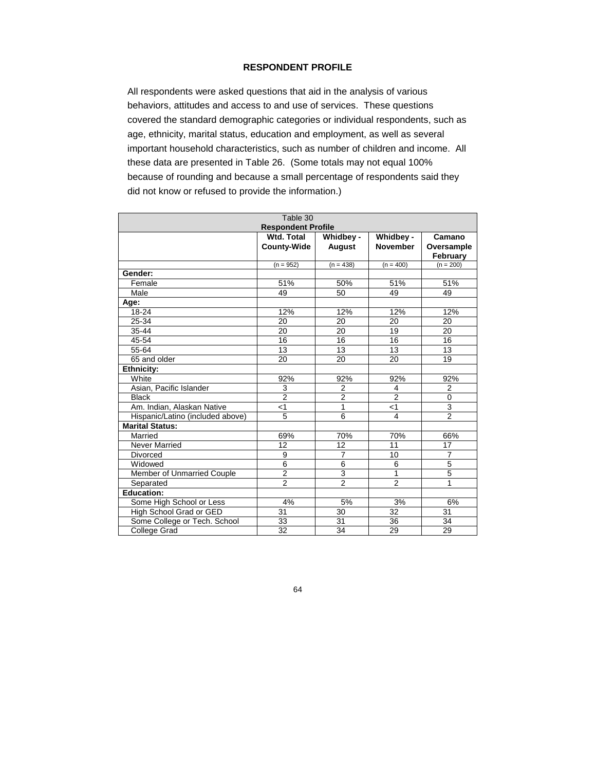## RESPONDENT PROFILE

All respondents were asked questions that aid in the analysis of various behaviors, attitudes and access to and use of services. These questions covered the standard demographic categories or individual respondents, such as age, ethnicity, marital status, education and employment, as well as several important household characteristics, such as number of children and income. All these data are presented in Table 26. (Some totals may not equal 100% because of rounding and because a small percentage of respondents said they did not know or refused to provide the information.)

Table 30
**Respondent Profile**

| | Wtd. Total County-Wide | Whidbey - August | Whidbey - November | Camano Oversample February |
|---|---|---|---|---|
| | (n = 952) | (n = 438) | (n = 400) | (n = 200) |
| **Gender:** | | | | |
| Female | 51% | 50% | 51% | 51% |
| Male | 49 | 50 | 49 | 49 |
| **Age:** | | | | |
| 18-24 | 12% | 12% | 12% | 12% |
| 25-34 | 20 | 20 | 20 | 20 |
| 35-44 | 20 | 20 | 19 | 20 |
| 45-54 | 16 | 16 | 16 | 16 |
| 55-64 | 13 | 13 | 13 | 13 |
| 65 and older | 20 | 20 | 20 | 19 |
| **Ethnicity:** | | | | |
| White | 92% | 92% | 92% | 92% |
| Asian, Pacific Islander | 3 | 2 | 4 | 2 |
| Black | 2 | 2 | 2 | 0 |
| Am. Indian, Alaskan Native | <1 | 1 | <1 | 3 |
| Hispanic/Latino (included above) | 5 | 6 | 4 | 2 |
| **Marital Status:** | | | | |
| Married | 69% | 70% | 70% | 66% |
| Never Married | 12 | 12 | 11 | 17 |
| Divorced | 9 | 7 | 10 | 7 |
| Widowed | 6 | 6 | 6 | 5 |
| Member of Unmarried Couple | 2 | 3 | 1 | 5 |
| Separated | 2 | 2 | 2 | 1 |
| **Education:** | | | | |
| Some High School or Less | 4% | 5% | 3% | 6% |
| High School Grad or GED | 31 | 30 | 32 | 31 |
| Some College or Tech. School | 33 | 31 | 36 | 34 |
| College Grad | 32 | 34 | 29 | 29 |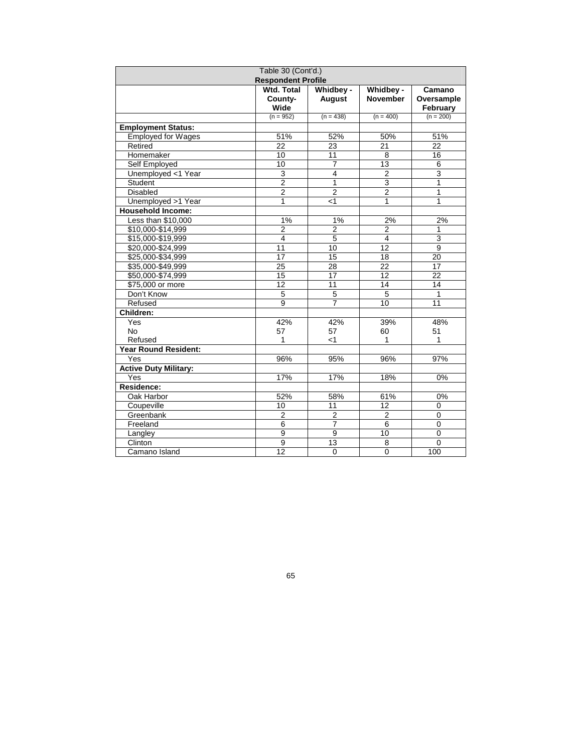| Table 30 (Cont'd.) Respondent Profile | | | | |
|---|---|---|---|---|
| | Wtd. Total County-Wide | Whidbey - August | Whidbey - November | Camano Oversample February |
| | (n = 952) | (n = 438) | (n = 400) | (n = 200) |
| **Employment Status:** | | | | |
| Employed for Wages | 51% | 52% | 50% | 51% |
| Retired | 22 | 23 | 21 | 22 |
| Homemaker | 10 | 11 | 8 | 16 |
| Self Employed | 10 | 7 | 13 | 6 |
| Unemployed <1 Year | 3 | 4 | 2 | 3 |
| Student | 2 | 1 | 3 | 1 |
| Disabled | 2 | 2 | 2 | 1 |
| Unemployed >1 Year | 1 | <1 | 1 | 1 |
| **Household Income:** | | | | |
| Less than $10,000 | 1% | 1% | 2% | 2% |
| $10,000-$14,999 | 2 | 2 | 2 | 1 |
| $15,000-$19,999 | 4 | 5 | 4 | 3 |
| $20,000-$24,999 | 11 | 10 | 12 | 9 |
| $25,000-$34,999 | 17 | 15 | 18 | 20 |
| $35,000-$49,999 | 25 | 28 | 22 | 17 |
| $50,000-$74,999 | 15 | 17 | 12 | 22 |
| $75,000 or more | 12 | 11 | 14 | 14 |
| Don't Know | 5 | 5 | 5 | 1 |
| Refused | 9 | 7 | 10 | 11 |
| **Children:** | | | | |
| Yes | 42% | 42% | 39% | 48% |
| No | 57 | 57 | 60 | 51 |
| Refused | 1 | <1 | 1 | 1 |
| **Year Round Resident:** | | | | |
| Yes | 96% | 95% | 96% | 97% |
| **Active Duty Military:** | | | | |
| Yes | 17% | 17% | 18% | 0% |
| **Residence:** | | | | |
| Oak Harbor | 52% | 58% | 61% | 0% |
| Coupeville | 10 | 11 | 12 | 0 |
| Greenbank | 2 | 2 | 2 | 0 |
| Freeland | 6 | 7 | 6 | 0 |
| Langley | 9 | 9 | 10 | 0 |
| Clinton | 9 | 13 | 8 | 0 |
| Camano Island | 12 | 0 | 0 | 100 |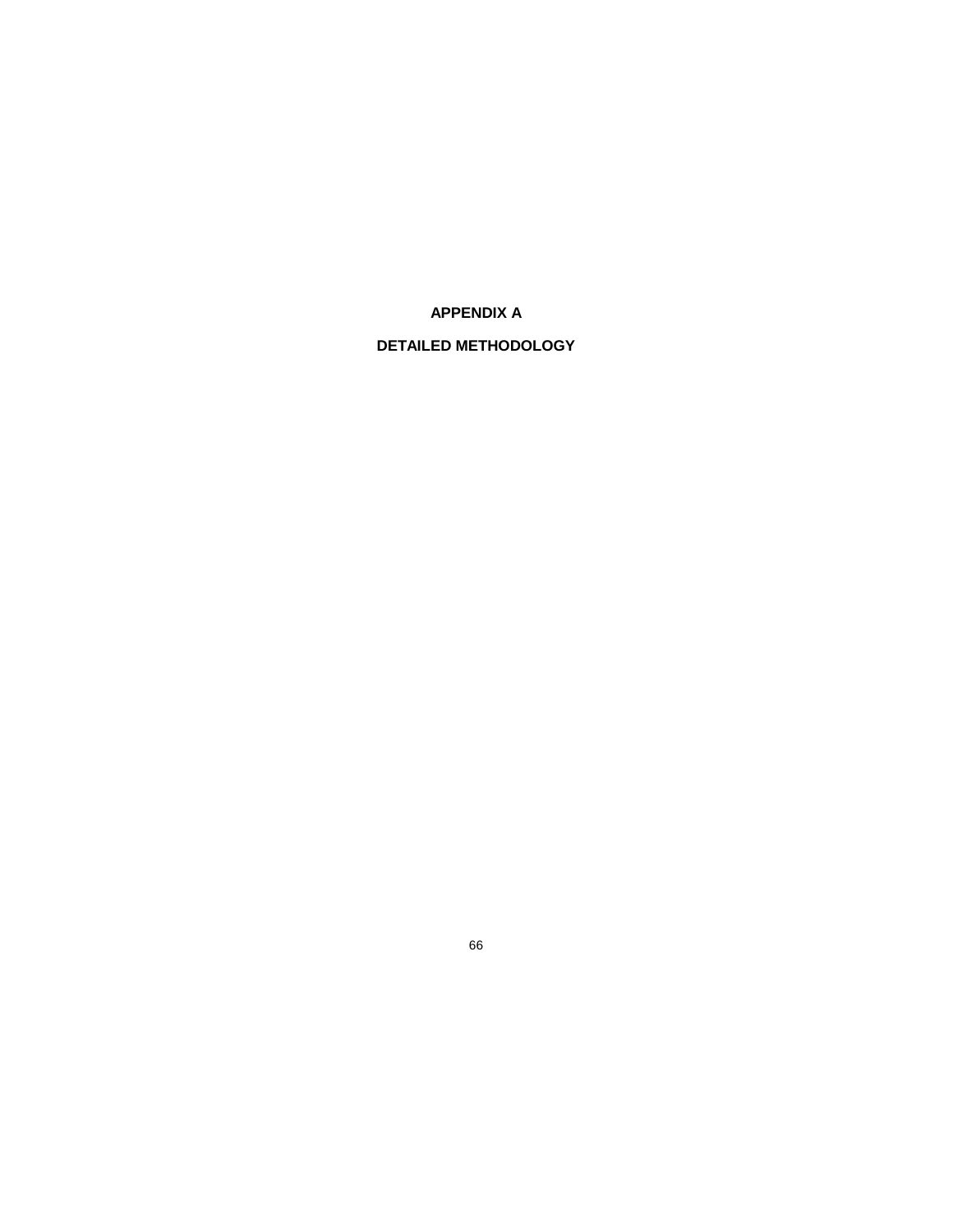# APPENDIX A

# DETAILED METHODOLOGY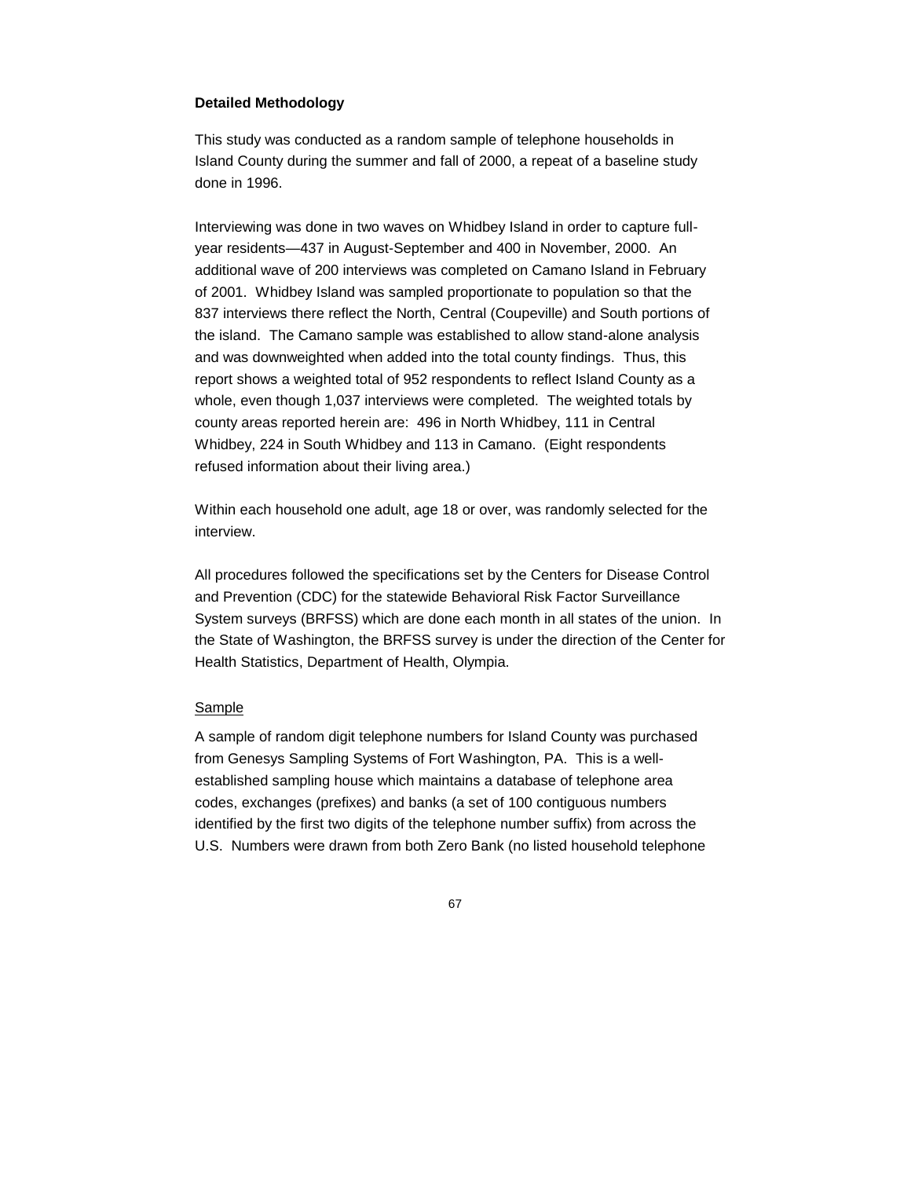**Detailed Methodology**

This study was conducted as a random sample of telephone households in Island County during the summer and fall of 2000, a repeat of a baseline study done in 1996.

Interviewing was done in two waves on Whidbey Island in order to capture full-year residents—437 in August-September and 400 in November, 2000. An additional wave of 200 interviews was completed on Camano Island in February of 2001. Whidbey Island was sampled proportionate to population so that the 837 interviews there reflect the North, Central (Coupeville) and South portions of the island. The Camano sample was established to allow stand-alone analysis and was downweighted when added into the total county findings. Thus, this report shows a weighted total of 952 respondents to reflect Island County as a whole, even though 1,037 interviews were completed. The weighted totals by county areas reported herein are: 496 in North Whidbey, 111 in Central Whidbey, 224 in South Whidbey and 113 in Camano. (Eight respondents refused information about their living area.)

Within each household one adult, age 18 or over, was randomly selected for the interview.

All procedures followed the specifications set by the Centers for Disease Control and Prevention (CDC) for the statewide Behavioral Risk Factor Surveillance System surveys (BRFSS) which are done each month in all states of the union. In the State of Washington, the BRFSS survey is under the direction of the Center for Health Statistics, Department of Health, Olympia.

Sample

A sample of random digit telephone numbers for Island County was purchased from Genesys Sampling Systems of Fort Washington, PA. This is a well-established sampling house which maintains a database of telephone area codes, exchanges (prefixes) and banks (a set of 100 contiguous numbers identified by the first two digits of the telephone number suffix) from across the U.S. Numbers were drawn from both Zero Bank (no listed household telephone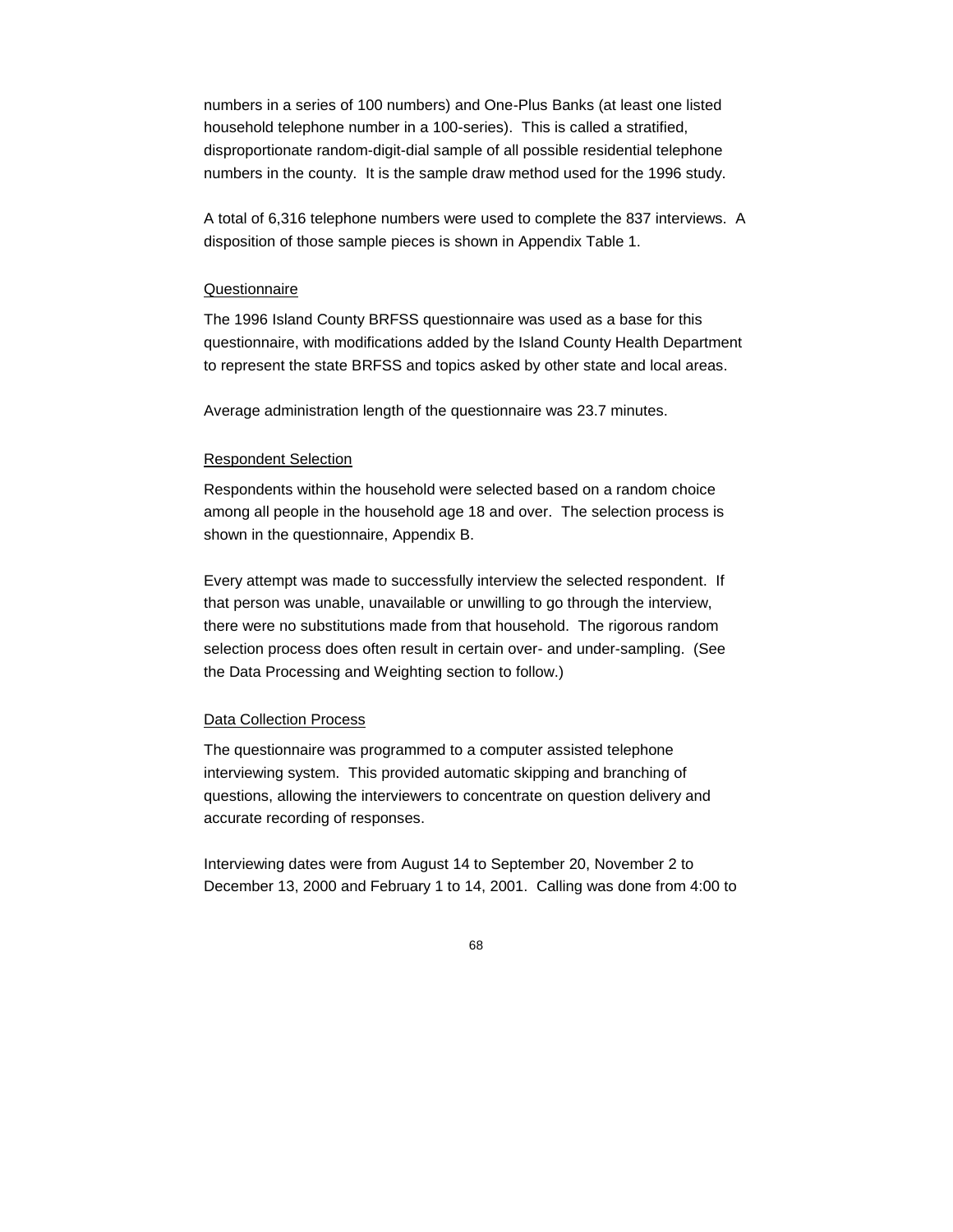numbers in a series of 100 numbers) and One-Plus Banks (at least one listed household telephone number in a 100-series). This is called a stratified, disproportionate random-digit-dial sample of all possible residential telephone numbers in the county. It is the sample draw method used for the 1996 study.

A total of 6,316 telephone numbers were used to complete the 837 interviews. A disposition of those sample pieces is shown in Appendix Table 1.

<u>Questionnaire</u>

The 1996 Island County BRFSS questionnaire was used as a base for this questionnaire, with modifications added by the Island County Health Department to represent the state BRFSS and topics asked by other state and local areas.

Average administration length of the questionnaire was 23.7 minutes.

<u>Respondent Selection</u>

Respondents within the household were selected based on a random choice among all people in the household age 18 and over. The selection process is shown in the questionnaire, Appendix B.

Every attempt was made to successfully interview the selected respondent. If that person was unable, unavailable or unwilling to go through the interview, there were no substitutions made from that household. The rigorous random selection process does often result in certain over- and under-sampling. (See the Data Processing and Weighting section to follow.)

<u>Data Collection Process</u>

The questionnaire was programmed to a computer assisted telephone interviewing system. This provided automatic skipping and branching of questions, allowing the interviewers to concentrate on question delivery and accurate recording of responses.

Interviewing dates were from August 14 to September 20, November 2 to December 13, 2000 and February 1 to 14, 2001. Calling was done from 4:00 to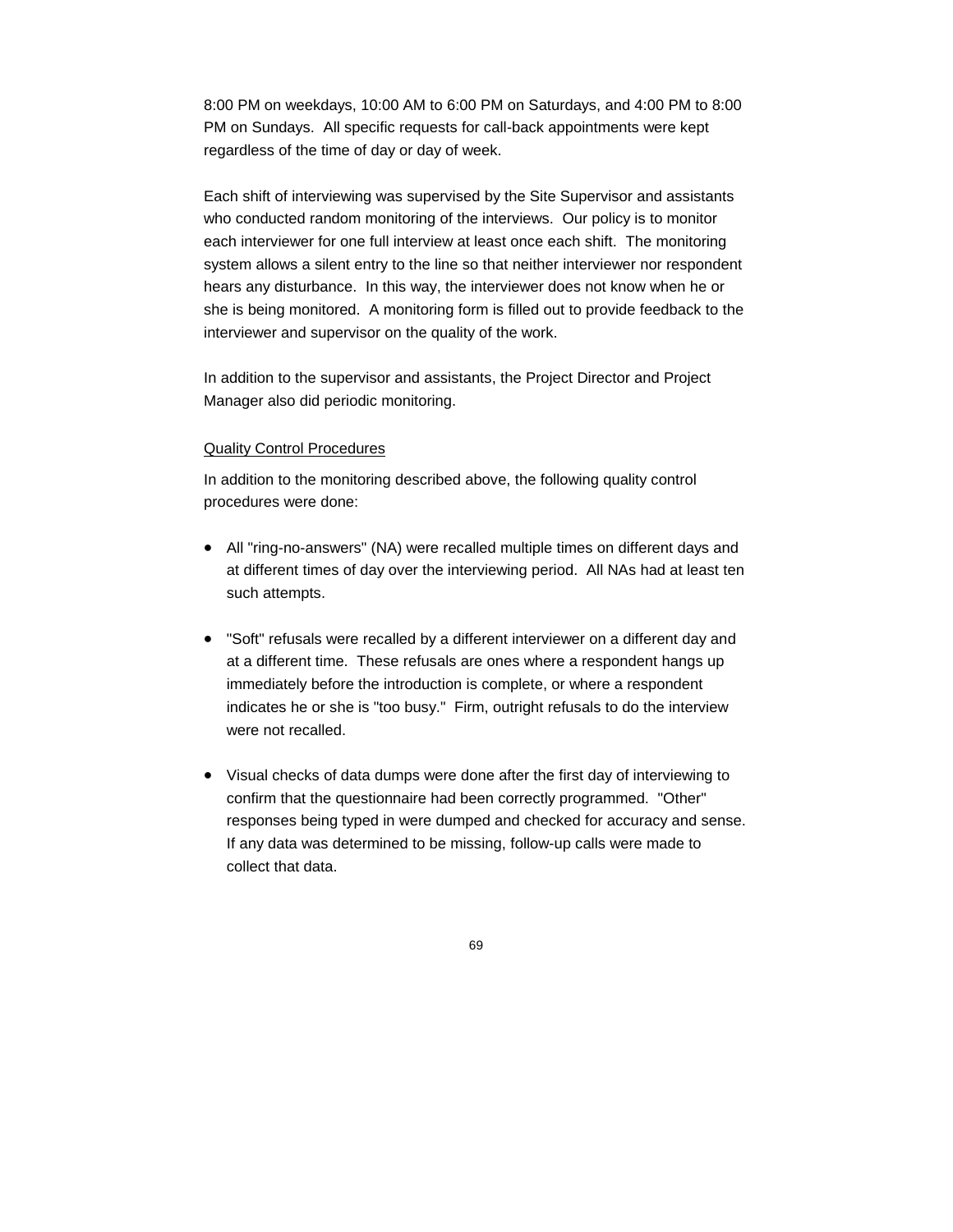8:00 PM on weekdays, 10:00 AM to 6:00 PM on Saturdays, and 4:00 PM to 8:00 PM on Sundays. All specific requests for call-back appointments were kept regardless of the time of day or day of week.

Each shift of interviewing was supervised by the Site Supervisor and assistants who conducted random monitoring of the interviews. Our policy is to monitor each interviewer for one full interview at least once each shift. The monitoring system allows a silent entry to the line so that neither interviewer nor respondent hears any disturbance. In this way, the interviewer does not know when he or she is being monitored. A monitoring form is filled out to provide feedback to the interviewer and supervisor on the quality of the work.

In addition to the supervisor and assistants, the Project Director and Project Manager also did periodic monitoring.

<u>Quality Control Procedures</u>

In addition to the monitoring described above, the following quality control procedures were done:

- All "ring-no-answers" (NA) were recalled multiple times on different days and at different times of day over the interviewing period. All NAs had at least ten such attempts.

- "Soft" refusals were recalled by a different interviewer on a different day and at a different time. These refusals are ones where a respondent hangs up immediately before the introduction is complete, or where a respondent indicates he or she is "too busy." Firm, outright refusals to do the interview were not recalled.

- Visual checks of data dumps were done after the first day of interviewing to confirm that the questionnaire had been correctly programmed. "Other" responses being typed in were dumped and checked for accuracy and sense. If any data was determined to be missing, follow-up calls were made to collect that data.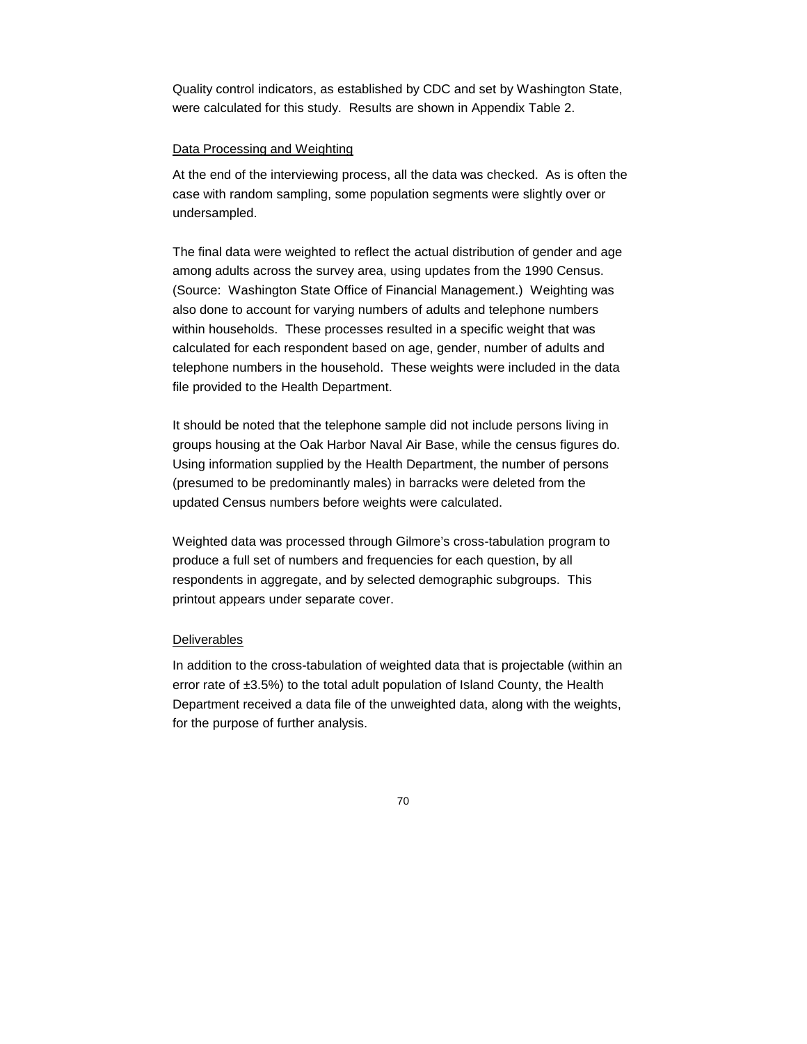Quality control indicators, as established by CDC and set by Washington State, were calculated for this study. Results are shown in Appendix Table 2.

### Data Processing and Weighting

At the end of the interviewing process, all the data was checked. As is often the case with random sampling, some population segments were slightly over or undersampled.

The final data were weighted to reflect the actual distribution of gender and age among adults across the survey area, using updates from the 1990 Census. (Source: Washington State Office of Financial Management.) Weighting was also done to account for varying numbers of adults and telephone numbers within households. These processes resulted in a specific weight that was calculated for each respondent based on age, gender, number of adults and telephone numbers in the household. These weights were included in the data file provided to the Health Department.

It should be noted that the telephone sample did not include persons living in groups housing at the Oak Harbor Naval Air Base, while the census figures do. Using information supplied by the Health Department, the number of persons (presumed to be predominantly males) in barracks were deleted from the updated Census numbers before weights were calculated.

Weighted data was processed through Gilmore's cross-tabulation program to produce a full set of numbers and frequencies for each question, by all respondents in aggregate, and by selected demographic subgroups. This printout appears under separate cover.

### Deliverables

In addition to the cross-tabulation of weighted data that is projectable (within an error rate of ±3.5%) to the total adult population of Island County, the Health Department received a data file of the unweighted data, along with the weights, for the purpose of further analysis.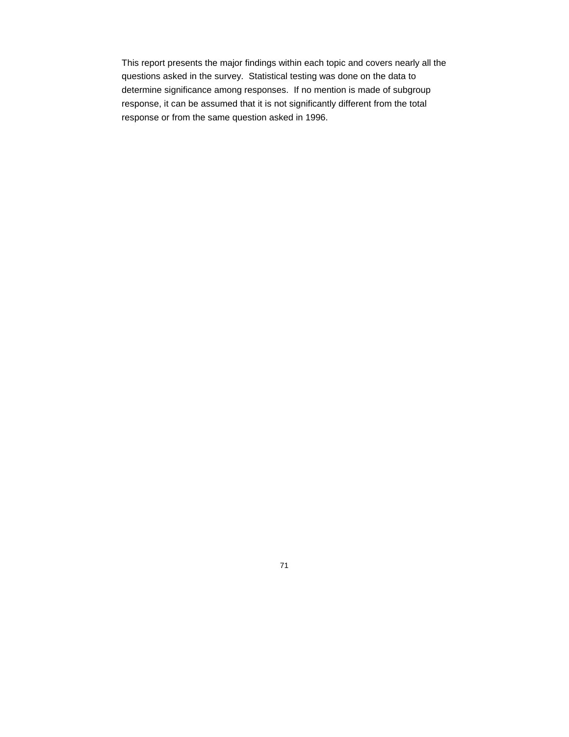This report presents the major findings within each topic and covers nearly all the questions asked in the survey.  Statistical testing was done on the data to determine significance among responses.  If no mention is made of subgroup response, it can be assumed that it is not significantly different from the total response or from the same question asked in 1996.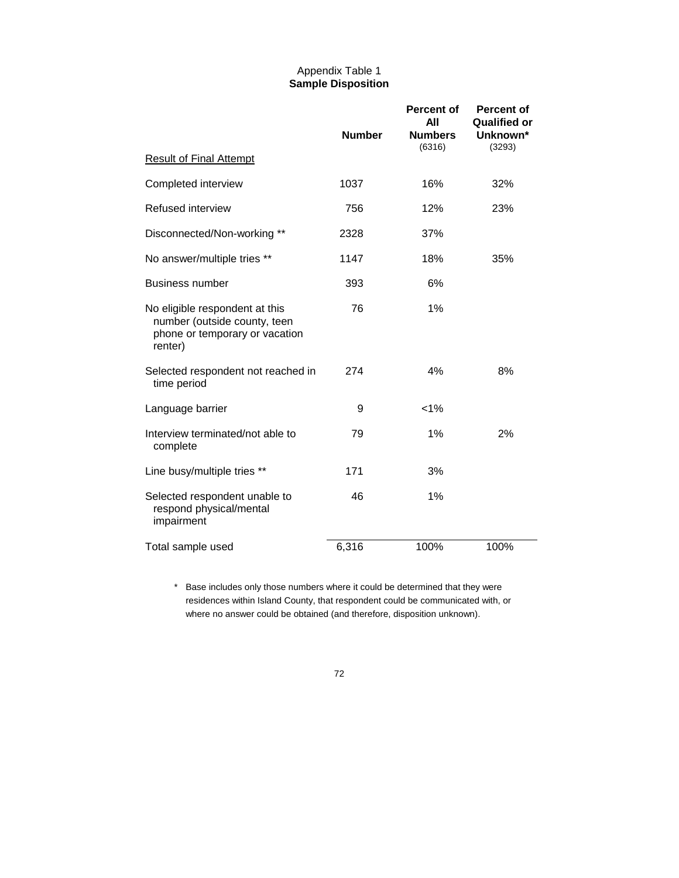Appendix Table 1

**Sample Disposition**

| Result of Final Attempt | Number | Percent of All Numbers (6316) | Percent of Qualified or Unknown* (3293) |
|---|---|---|---|
| Completed interview | 1037 | 16% | 32% |
| Refused interview | 756 | 12% | 23% |
| Disconnected/Non-working ** | 2328 | 37% | |
| No answer/multiple tries ** | 1147 | 18% | 35% |
| Business number | 393 | 6% | |
| No eligible respondent at this number (outside county, teen phone or temporary or vacation renter) | 76 | 1% | |
| Selected respondent not reached in time period | 274 | 4% | 8% |
| Language barrier | 9 | <1% | |
| Interview terminated/not able to complete | 79 | 1% | 2% |
| Line busy/multiple tries ** | 171 | 3% | |
| Selected respondent unable to respond physical/mental impairment | 46 | 1% | |
| Total sample used | 6,316 | 100% | 100% |

\* Base includes only those numbers where it could be determined that they were residences within Island County, that respondent could be communicated with, or where no answer could be obtained (and therefore, disposition unknown).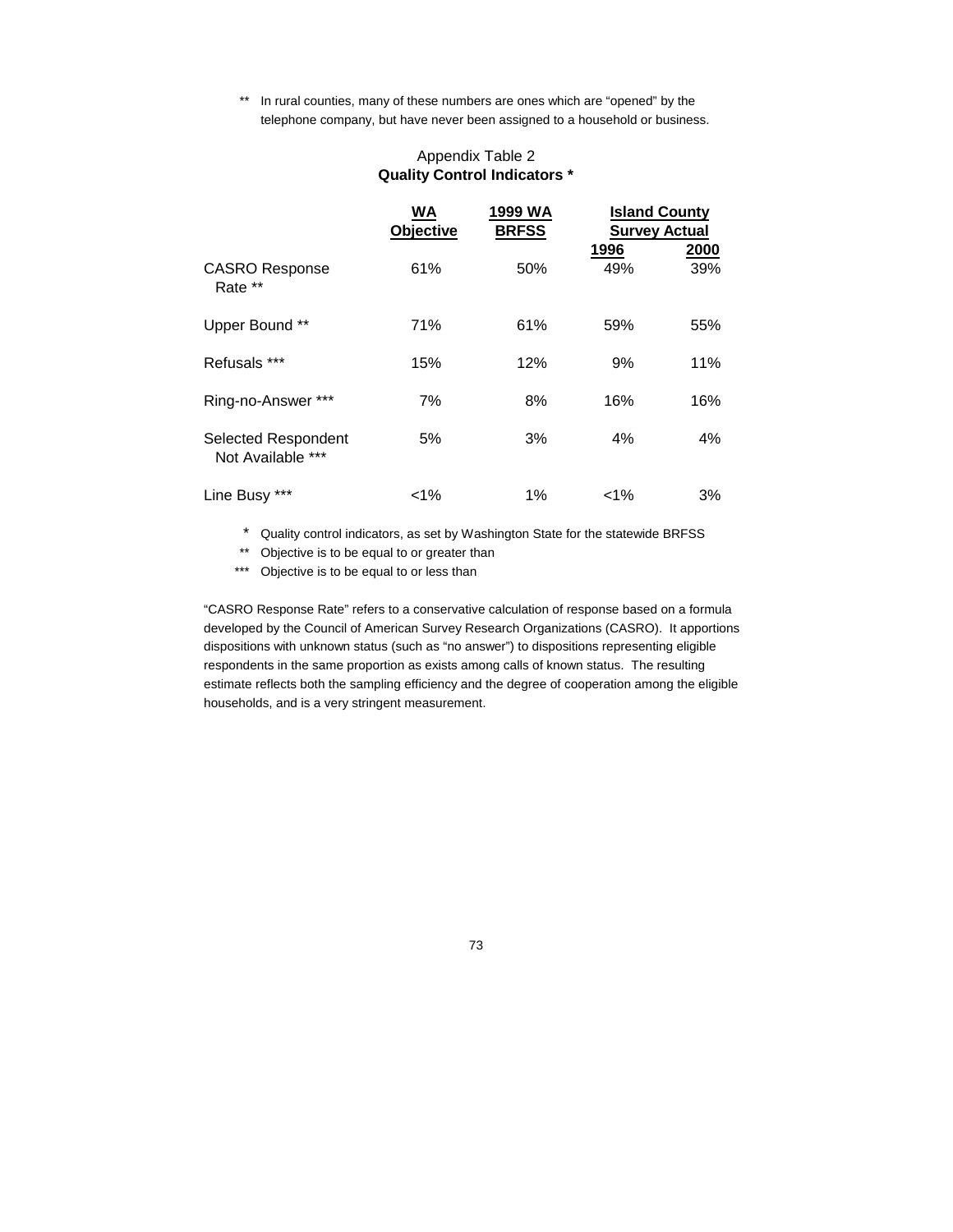** In rural counties, many of these numbers are ones which are "opened" by the telephone company, but have never been assigned to a household or business.

Appendix Table 2
**Quality Control Indicators ***

| | WA Objective | 1999 WA BRFSS | Island County Survey Actual | |
|---|---|---|---|---|
| | | | 1996 | 2000 |
| CASRO Response Rate ** | 61% | 50% | 49% | 39% |
| Upper Bound ** | 71% | 61% | 59% | 55% |
| Refusals *** | 15% | 12% | 9% | 11% |
| Ring-no-Answer *** | 7% | 8% | 16% | 16% |
| Selected Respondent Not Available *** | 5% | 3% | 4% | 4% |
| Line Busy *** | <1% | 1% | <1% | 3% |

\* Quality control indicators, as set by Washington State for the statewide BRFSS

** Objective is to be equal to or greater than

*** Objective is to be equal to or less than

"CASRO Response Rate" refers to a conservative calculation of response based on a formula developed by the Council of American Survey Research Organizations (CASRO). It apportions dispositions with unknown status (such as "no answer") to dispositions representing eligible respondents in the same proportion as exists among calls of known status. The resulting estimate reflects both the sampling efficiency and the degree of cooperation among the eligible households, and is a very stringent measurement.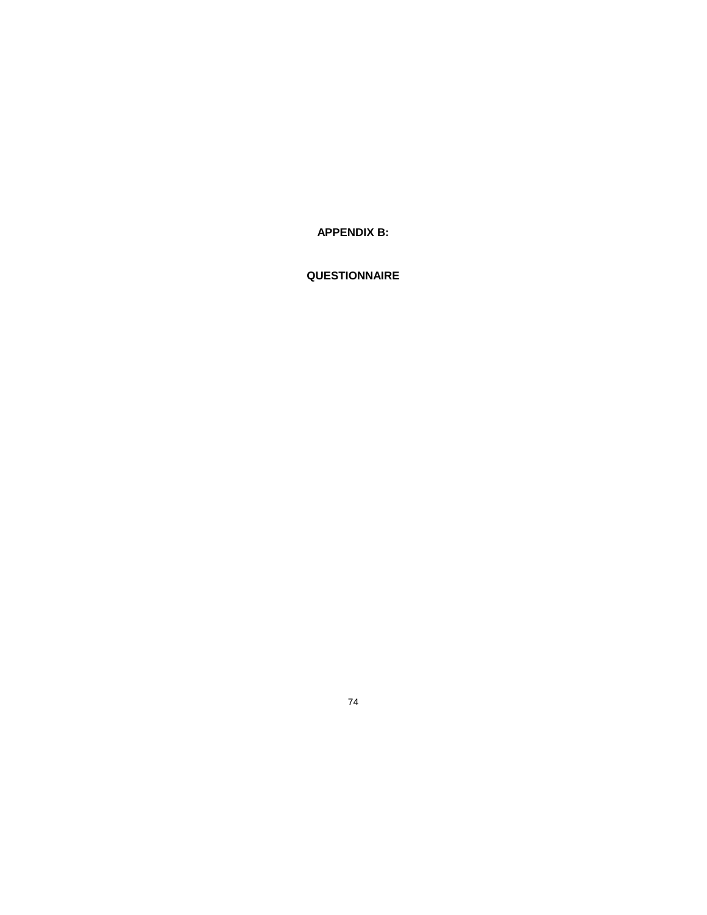# APPENDIX B:

# QUESTIONNAIRE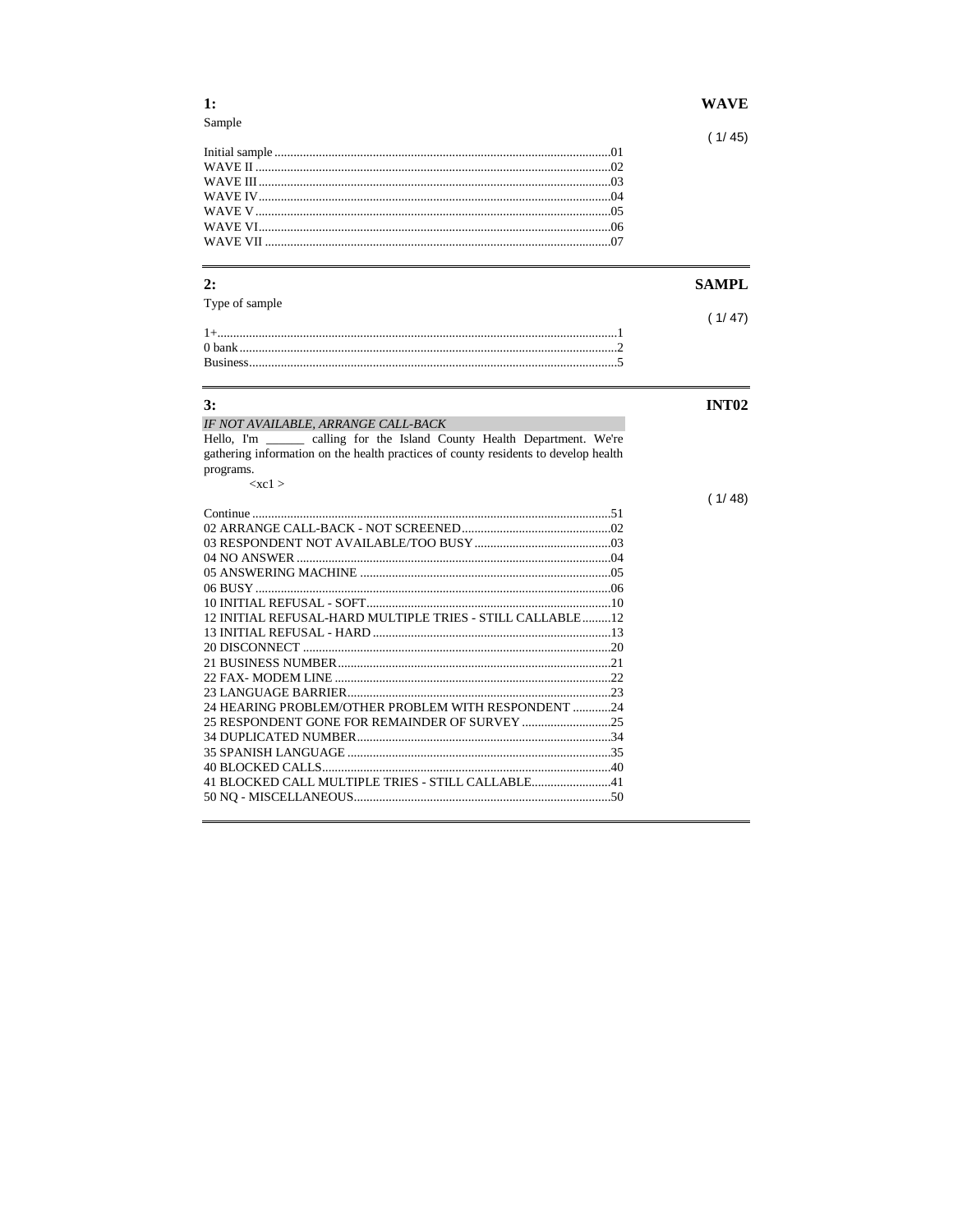**1:** **WAVE**

Sample

( 1/ 45)

Initial sample ........................................................................................................01
WAVE II ..............................................................................................................02
WAVE III .............................................................................................................03
WAVE IV .............................................................................................................04
WAVE V ..............................................................................................................05
WAVE VI .............................................................................................................06
WAVE VII ............................................................................................................07

---

**2:** **SAMPL**

Type of sample

( 1/ 47)

1+...........................................................................................................................1
0 bank ....................................................................................................................2
Business..................................................................................................................5

---

**3:** **INT02**

*IF NOT AVAILABLE, ARRANGE CALL-BACK*

Hello, I'm ______ calling for the Island County Health Department. We're gathering information on the health practices of county residents to develop health programs.

<xc1 >

( 1/ 48)

Continue ...............................................................................................................51
02 ARRANGE CALL-BACK - NOT SCREENED..............................................02
03 RESPONDENT NOT AVAILABLE/TOO BUSY...........................................03
04 NO ANSWER ..................................................................................................04
05 ANSWERING MACHINE ..............................................................................05
06 BUSY ...............................................................................................................06
10 INITIAL REFUSAL - SOFT............................................................................10
12 INITIAL REFUSAL-HARD MULTIPLE TRIES - STILL CALLABLE .........12
13 INITIAL REFUSAL - HARD ..........................................................................13
20 DISCONNECT ................................................................................................20
21 BUSINESS NUMBER.....................................................................................21
22 FAX- MODEM LINE ......................................................................................22
23 LANGUAGE BARRIER..................................................................................23
24 HEARING PROBLEM/OTHER PROBLEM WITH RESPONDENT ............24
25 RESPONDENT GONE FOR REMAINDER OF SURVEY ............................25
34 DUPLICATED NUMBER...............................................................................34
35 SPANISH LANGUAGE ..................................................................................35
40 BLOCKED CALLS..........................................................................................40
41 BLOCKED CALL MULTIPLE TRIES - STILL CALLABLE.........................41
50 NQ - MISCELLANEOUS................................................................................50

---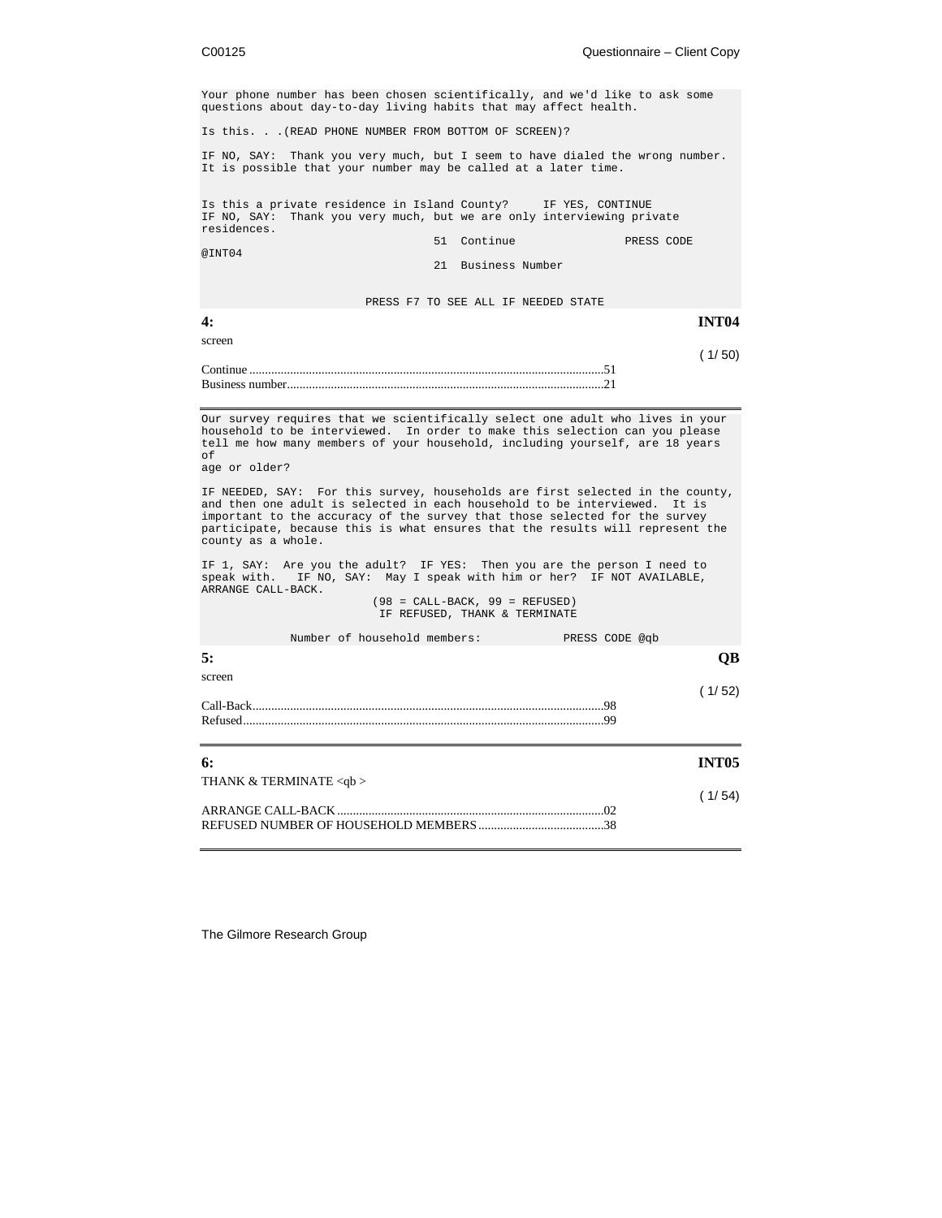```
Your phone number has been chosen scientifically, and we'd like to ask some
questions about day-to-day living habits that may affect health.

Is this. . .(READ PHONE NUMBER FROM BOTTOM OF SCREEN)?

IF NO, SAY:  Thank you very much, but I seem to have dialed the wrong number.
It is possible that your number may be called at a later time.


Is this a private residence in Island County?     IF YES, CONTINUE
IF NO, SAY:  Thank you very much, but we are only interviewing private
residences.
                                  51  Continue                PRESS CODE
@INT04
                                  21  Business Number


                        PRESS F7 TO SEE ALL IF NEEDED STATE
```

**4:** **INT04**

screen

( 1/ 50)

Continue ....................................................................................................51
Business number...........................................................................................21

---

```
Our survey requires that we scientifically select one adult who lives in your
household to be interviewed.  In order to make this selection can you please
tell me how many members of your household, including yourself, are 18 years
of
age or older?

IF NEEDED, SAY:  For this survey, households are first selected in the county,
and then one adult is selected in each household to be interviewed.  It is
important to the accuracy of the survey that those selected for the survey
participate, because this is what ensures that the results will represent the
county as a whole.

IF 1, SAY:  Are you the adult?  IF YES:  Then you are the person I need to
speak with.   IF NO, SAY:  May I speak with him or her?  IF NOT AVAILABLE,
ARRANGE CALL-BACK.
                         (98 = CALL-BACK, 99 = REFUSED)
                          IF REFUSED, THANK & TERMINATE

             Number of household members:           PRESS CODE @qb
```

**5:** **QB**

screen

( 1/ 52)

Call-Back.....................................................................................................98
Refused........................................................................................................99

---

**6:** **INT05**

THANK & TERMINATE <qb >

( 1/ 54)

ARRANGE CALL-BACK ....................................................................................02
REFUSED NUMBER OF HOUSEHOLD MEMBERS........................................38

---

The Gilmore Research Group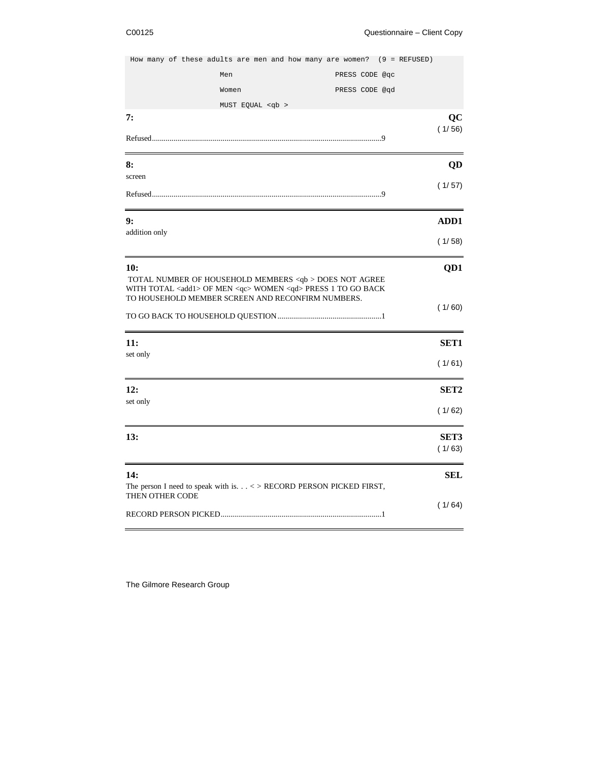```
How many of these adults are men and how many are women?  (9 = REFUSED)
                    Men                          PRESS CODE @qc
                    Women                        PRESS CODE @qd
                    MUST EQUAL <qb >
```

**7:** **QC**

( 1/ 56)

Refused....................................................................................................................9

---

**8:** **QD**

screen

( 1/ 57)

Refused....................................................................................................................9

---

**9:** **ADD1**

addition only

( 1/ 58)

---

**10:** **QD1**

TOTAL NUMBER OF HOUSEHOLD MEMBERS <qb > DOES NOT AGREE WITH TOTAL <add1> OF MEN <qc> WOMEN <qd> PRESS 1 TO GO BACK TO HOUSEHOLD MEMBER SCREEN AND RECONFIRM NUMBERS.

( 1/ 60)

TO GO BACK TO HOUSEHOLD QUESTION.....................................................1

---

**11:** **SET1**

set only

( 1/ 61)

---

**12:** **SET2**

set only

( 1/ 62)

---

**13:** **SET3**

( 1/ 63)

---

**14:** **SEL**

The person I need to speak with is. . . < > RECORD PERSON PICKED FIRST, THEN OTHER CODE

( 1/ 64)

RECORD PERSON PICKED.................................................................................1

---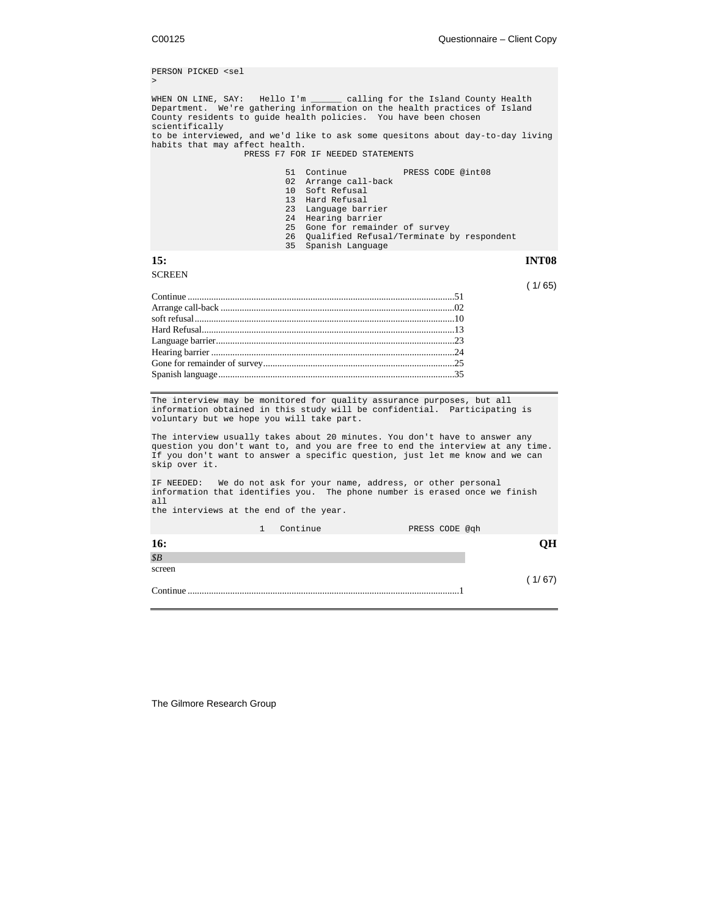```
PERSON PICKED <sel
>

WHEN ON LINE, SAY:   Hello I'm ______ calling for the Island County Health
Department.  We're gathering information on the health practices of Island
County residents to guide health policies.  You have been chosen
scientifically
to be interviewed, and we'd like to ask some quesitons about day-to-day living
habits that may affect health.
                  PRESS F7 FOR IF NEEDED STATEMENTS

                          51  Continue           PRESS CODE @int08
                          02  Arrange call-back
                          10  Soft Refusal
                          13  Hard Refusal
                          23  Language barrier
                          24  Hearing barrier
                          25  Gone for remainder of survey
                          26  Qualified Refusal/Terminate by respondent
                          35  Spanish Language
```

**15:** **INT08**

SCREEN

( 1/ 65)

Continue ....................................................51
Arrange call-back ....................................................02
soft refusal ....................................................10
Hard Refusal ....................................................13
Language barrier ....................................................23
Hearing barrier ....................................................24
Gone for remainder of survey ....................................................25
Spanish language ....................................................35

---

```
The interview may be monitored for quality assurance purposes, but all
information obtained in this study will be confidential.  Participating is
voluntary but we hope you will take part.

The interview usually takes about 20 minutes. You don't have to answer any
question you don't want to, and you are free to end the interview at any time.
If you don't want to answer a specific question, just let me know and we can
skip over it.

IF NEEDED:   We do not ask for your name, address, or other personal
information that identifies you.  The phone number is erased once we finish
all
the interviews at the end of the year.

                     1   Continue                PRESS CODE @qh
```

**16:** **QH**

*$B*

screen

( 1/ 67)

Continue ....................................................1

---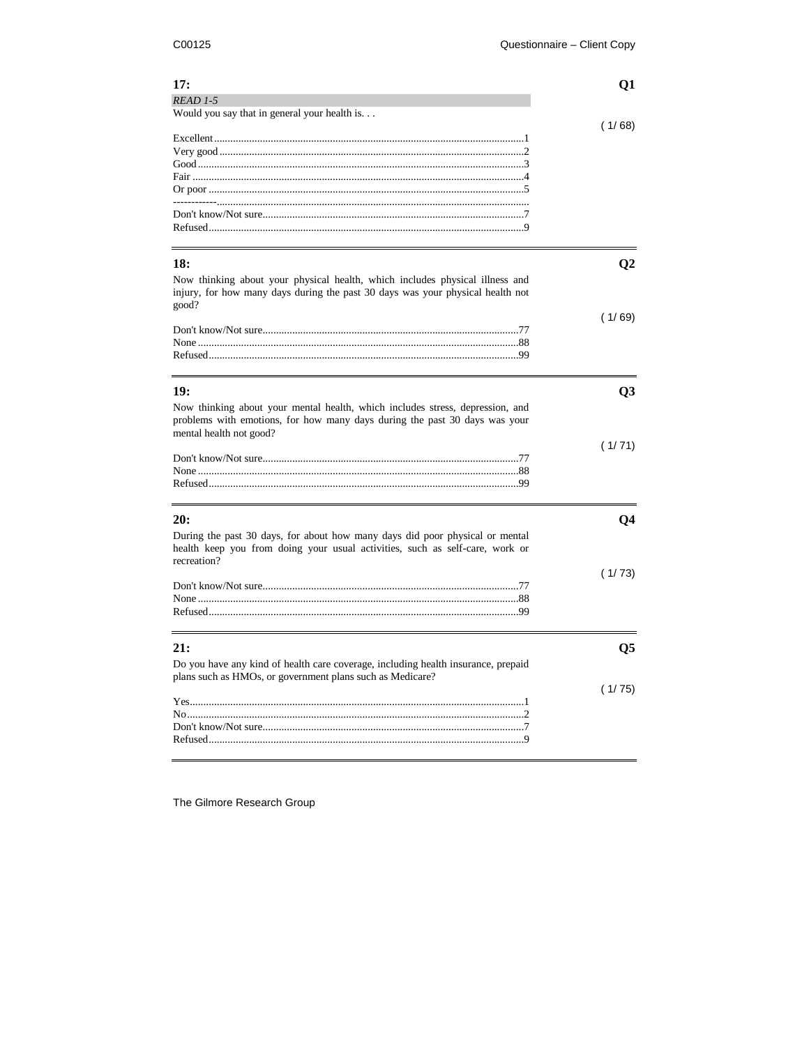**17:** **Q1**

*READ 1-5*

Would you say that in general your health is. . .

( 1/ 68)

Excellent....................................................................................................1
Very good...................................................................................................2
Good...........................................................................................................3
Fair.............................................................................................................4
Or poor.......................................................................................................5
------------.....................................................................................................
Don't know/Not sure..................................................................................7
Refused......................................................................................................9

---

**18:** **Q2**

Now thinking about your physical health, which includes physical illness and injury, for how many days during the past 30 days was your physical health not good?

( 1/ 69)

Don't know/Not sure...............................................................................77
None.........................................................................................................88
Refused....................................................................................................99

---

**19:** **Q3**

Now thinking about your mental health, which includes stress, depression, and problems with emotions, for how many days during the past 30 days was your mental health not good?

( 1/ 71)

Don't know/Not sure...............................................................................77
None.........................................................................................................88
Refused....................................................................................................99

---

**20:** **Q4**

During the past 30 days, for about how many days did poor physical or mental health keep you from doing your usual activities, such as self-care, work or recreation?

( 1/ 73)

Don't know/Not sure...............................................................................77
None.........................................................................................................88
Refused....................................................................................................99

---

**21:** **Q5**

Do you have any kind of health care coverage, including health insurance, prepaid plans such as HMOs, or government plans such as Medicare?

( 1/ 75)

Yes.............................................................................................................1
No..............................................................................................................2
Don't know/Not sure..................................................................................7
Refused......................................................................................................9

---

The Gilmore Research Group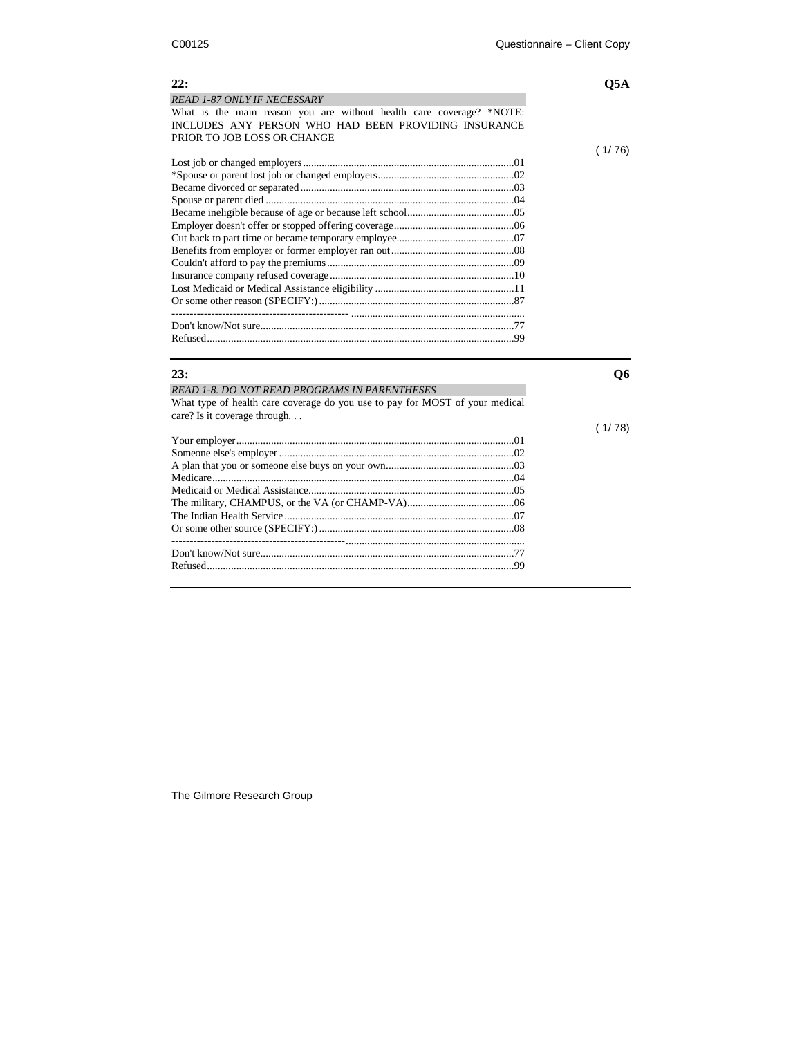**22:** **Q5A**

*READ 1-87 ONLY IF NECESSARY*

What is the main reason you are without health care coverage? *NOTE: INCLUDES ANY PERSON WHO HAD BEEN PROVIDING INSURANCE PRIOR TO JOB LOSS OR CHANGE

( 1/ 76)

Lost job or changed employers..............................................................................01
*Spouse or parent lost job or changed employers..................................................02
Became divorced or separated...............................................................................03
Spouse or parent died ............................................................................................04
Became ineligible because of age or because left school.......................................05
Employer doesn't offer or stopped offering coverage............................................06
Cut back to part time or became temporary employee............................................07
Benefits from employer or former employer ran out.............................................08
Couldn't afford to pay the premiums.....................................................................09
Insurance company refused coverage....................................................................10
Lost Medicaid or Medical Assistance eligibility ...................................................11
Or some other reason (SPECIFY:)........................................................................87
------------------------------------------------- ...............................................................
Don't know/Not sure..............................................................................................77
Refused..................................................................................................................99

---

**23:** **Q6**

*READ 1-8. DO NOT READ PROGRAMS IN PARENTHESES*

What type of health care coverage do you use to pay for MOST of your medical care? Is it coverage through. . .

( 1/ 78)

Your employer.......................................................................................................01
Someone else's employer .......................................................................................02
A plan that you or someone else buys on your own...............................................03
Medicare................................................................................................................04
Medicaid or Medical Assistance............................................................................05
The military, CHAMPUS, or the VA (or CHAMP-VA)........................................06
The Indian Health Service.....................................................................................07
Or some other source (SPECIFY:).........................................................................08
------------------------------------------------...............................................................
Don't know/Not sure..............................................................................................77
Refused..................................................................................................................99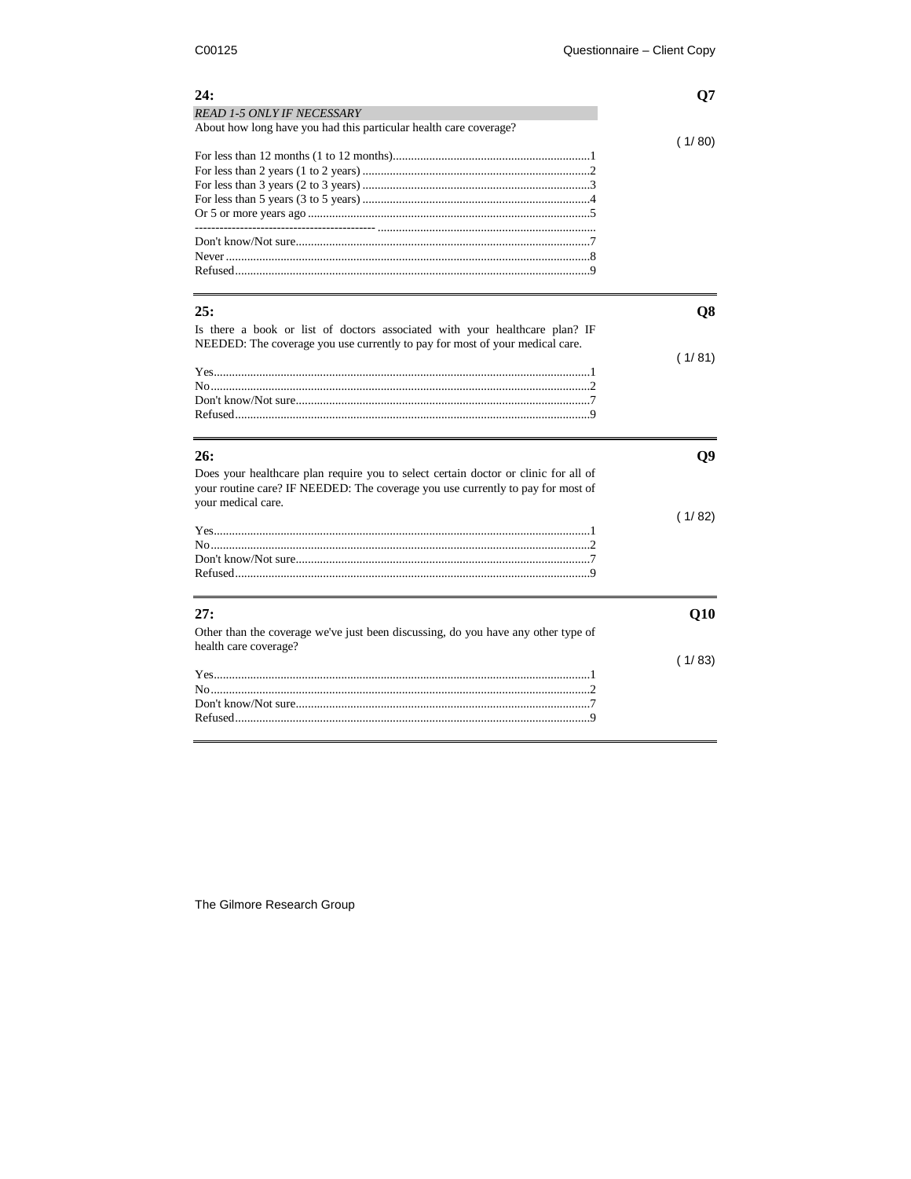**24:** **Q7**

*READ 1-5 ONLY IF NECESSARY*

About how long have you had this particular health care coverage?

( 1/ 80)

For less than 12 months (1 to 12 months)....................1
For less than 2 years (1 to 2 years)....................2
For less than 3 years (2 to 3 years)....................3
For less than 5 years (3 to 5 years)....................4
Or 5 or more years ago....................5
-------------------------------------------- ....................
Don't know/Not sure....................7
Never....................8
Refused....................9

---

**25:** **Q8**

Is there a book or list of doctors associated with your healthcare plan? IF NEEDED: The coverage you use currently to pay for most of your medical care.

( 1/ 81)

Yes....................1
No....................2
Don't know/Not sure....................7
Refused....................9

---

**26:** **Q9**

Does your healthcare plan require you to select certain doctor or clinic for all of your routine care? IF NEEDED: The coverage you use currently to pay for most of your medical care.

( 1/ 82)

Yes....................1
No....................2
Don't know/Not sure....................7
Refused....................9

---

**27:** **Q10**

Other than the coverage we've just been discussing, do you have any other type of health care coverage?

( 1/ 83)

Yes....................1
No....................2
Don't know/Not sure....................7
Refused....................9

---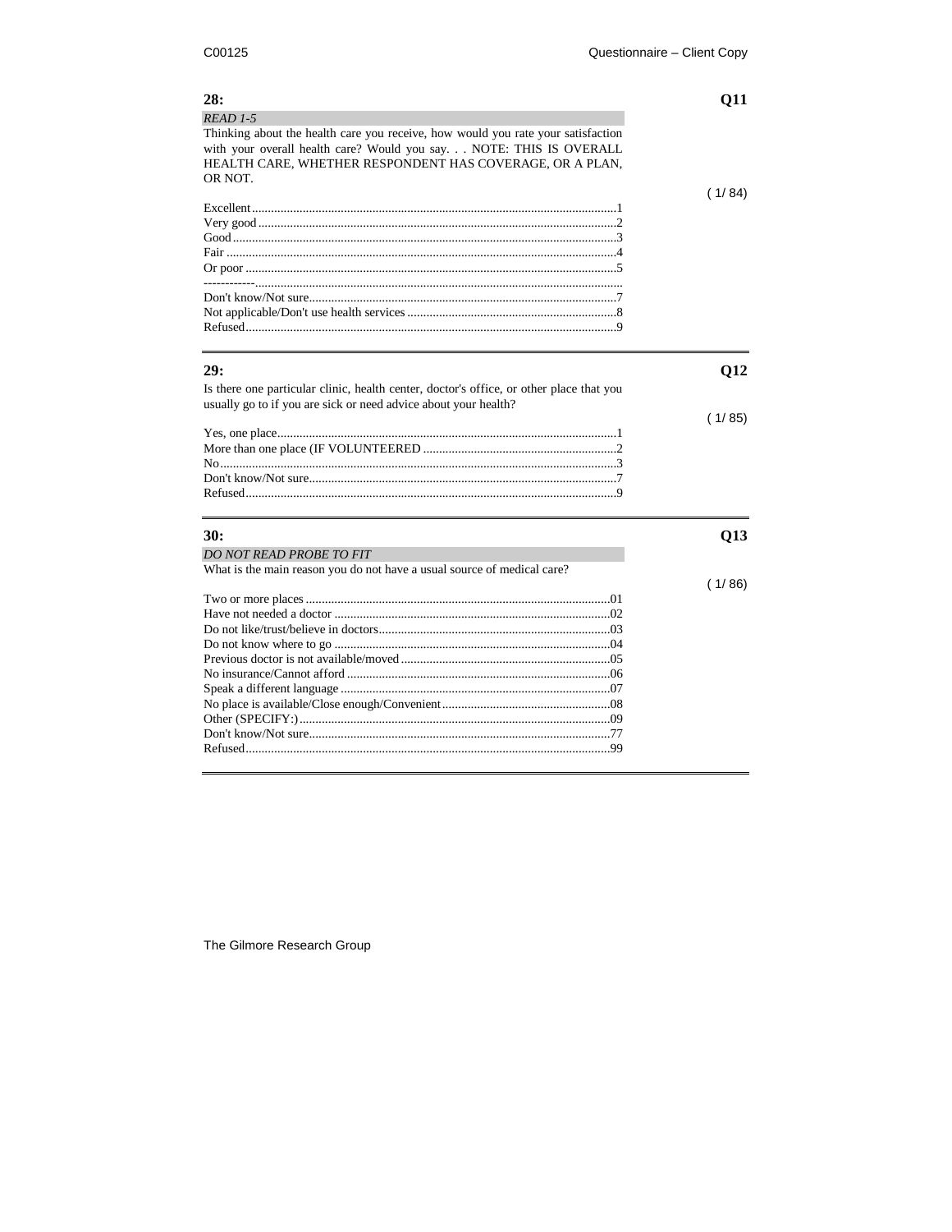**28:** **Q11**

*READ 1-5*

Thinking about the health care you receive, how would you rate your satisfaction with your overall health care? Would you say. . . NOTE: THIS IS OVERALL HEALTH CARE, WHETHER RESPONDENT HAS COVERAGE, OR A PLAN, OR NOT.

( 1/ 84)

Excellent.....1
Very good.....2
Good.....3
Fair.....4
Or poor.....5
------------.....
Don't know/Not sure.....7
Not applicable/Don't use health services.....8
Refused.....9

---

**29:** **Q12**

Is there one particular clinic, health center, doctor's office, or other place that you usually go to if you are sick or need advice about your health?

( 1/ 85)

Yes, one place.....1
More than one place (IF VOLUNTEERED.....2
No.....3
Don't know/Not sure.....7
Refused.....9

---

**30:** **Q13**

*DO NOT READ PROBE TO FIT*

What is the main reason you do not have a usual source of medical care?

( 1/ 86)

Two or more places.....01
Have not needed a doctor.....02
Do not like/trust/believe in doctors.....03
Do not know where to go.....04
Previous doctor is not available/moved.....05
No insurance/Cannot afford.....06
Speak a different language.....07
No place is available/Close enough/Convenient.....08
Other (SPECIFY:).....09
Don't know/Not sure.....77
Refused.....99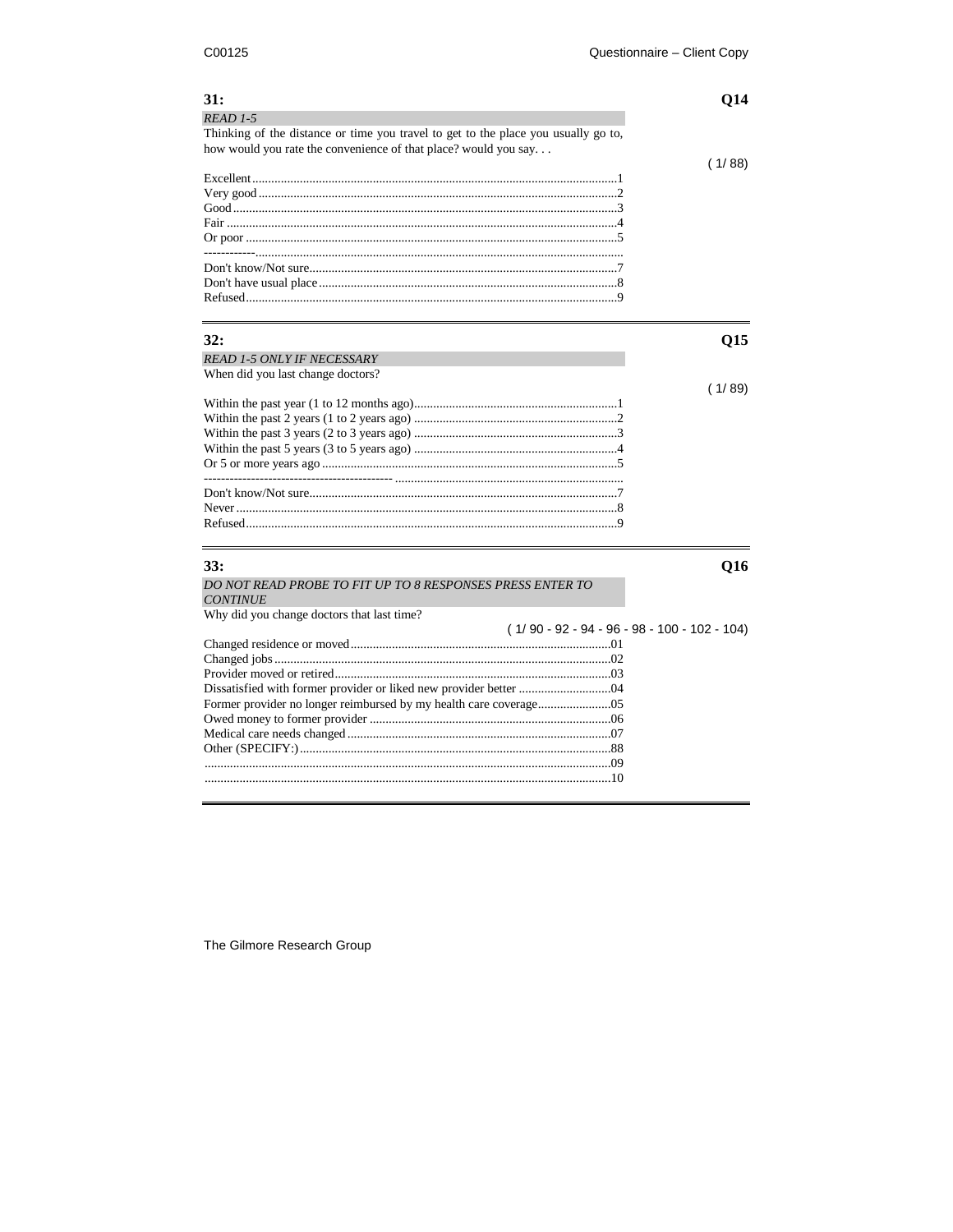**31:** **Q14**

*READ 1-5*

Thinking of the distance or time you travel to get to the place you usually go to, how would you rate the convenience of that place? would you say. . .

( 1/ 88)

Excellent.....1
Very good.....2
Good.....3
Fair.....4
Or poor.....5
------------.....
Don't know/Not sure.....7
Don't have usual place.....8
Refused.....9

---

**32:** **Q15**

*READ 1-5 ONLY IF NECESSARY*

When did you last change doctors?

( 1/ 89)

Within the past year (1 to 12 months ago).....1
Within the past 2 years (1 to 2 years ago).....2
Within the past 3 years (2 to 3 years ago).....3
Within the past 5 years (3 to 5 years ago).....4
Or 5 or more years ago.....5
-------------------------------------------- .....
Don't know/Not sure.....7
Never.....8
Refused.....9

---

**33:** **Q16**

*DO NOT READ PROBE TO FIT UP TO 8 RESPONSES PRESS ENTER TO CONTINUE*

Why did you change doctors that last time?

( 1/ 90 - 92 - 94 - 96 - 98 - 100 - 102 - 104)

Changed residence or moved.....01
Changed jobs.....02
Provider moved or retired.....03
Dissatisfied with former provider or liked new provider better.....04
Former provider no longer reimbursed by my health care coverage.....05
Owed money to former provider.....06
Medical care needs changed.....07
Other (SPECIFY:).....88
.....09
.....10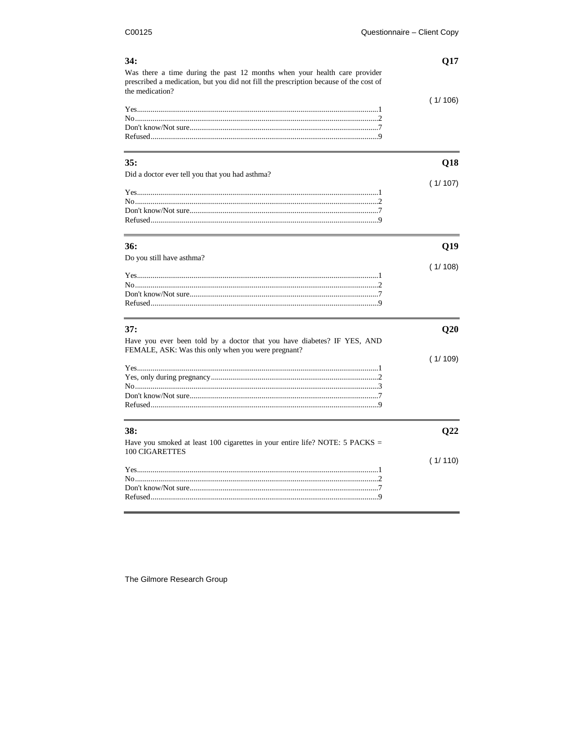**34:** **Q17**

Was there a time during the past 12 months when your health care provider prescribed a medication, but you did not fill the prescription because of the cost of the medication?

( 1/ 106)

Yes............................................................................................................1
No.............................................................................................................2
Don't know/Not sure.................................................................................7
Refused.....................................................................................................9

---

**35:** **Q18**

Did a doctor ever tell you that you had asthma?

( 1/ 107)

Yes............................................................................................................1
No.............................................................................................................2
Don't know/Not sure.................................................................................7
Refused.....................................................................................................9

---

**36:** **Q19**

Do you still have asthma?

( 1/ 108)

Yes............................................................................................................1
No.............................................................................................................2
Don't know/Not sure.................................................................................7
Refused.....................................................................................................9

---

**37:** **Q20**

Have you ever been told by a doctor that you have diabetes? IF YES, AND FEMALE, ASK: Was this only when you were pregnant?

( 1/ 109)

Yes............................................................................................................1
Yes, only during pregnancy......................................................................2
No.............................................................................................................3
Don't know/Not sure.................................................................................7
Refused.....................................................................................................9

---

**38:** **Q22**

Have you smoked at least 100 cigarettes in your entire life? NOTE: 5 PACKS = 100 CIGARETTES

( 1/ 110)

Yes............................................................................................................1
No.............................................................................................................2
Don't know/Not sure.................................................................................7
Refused.....................................................................................................9

---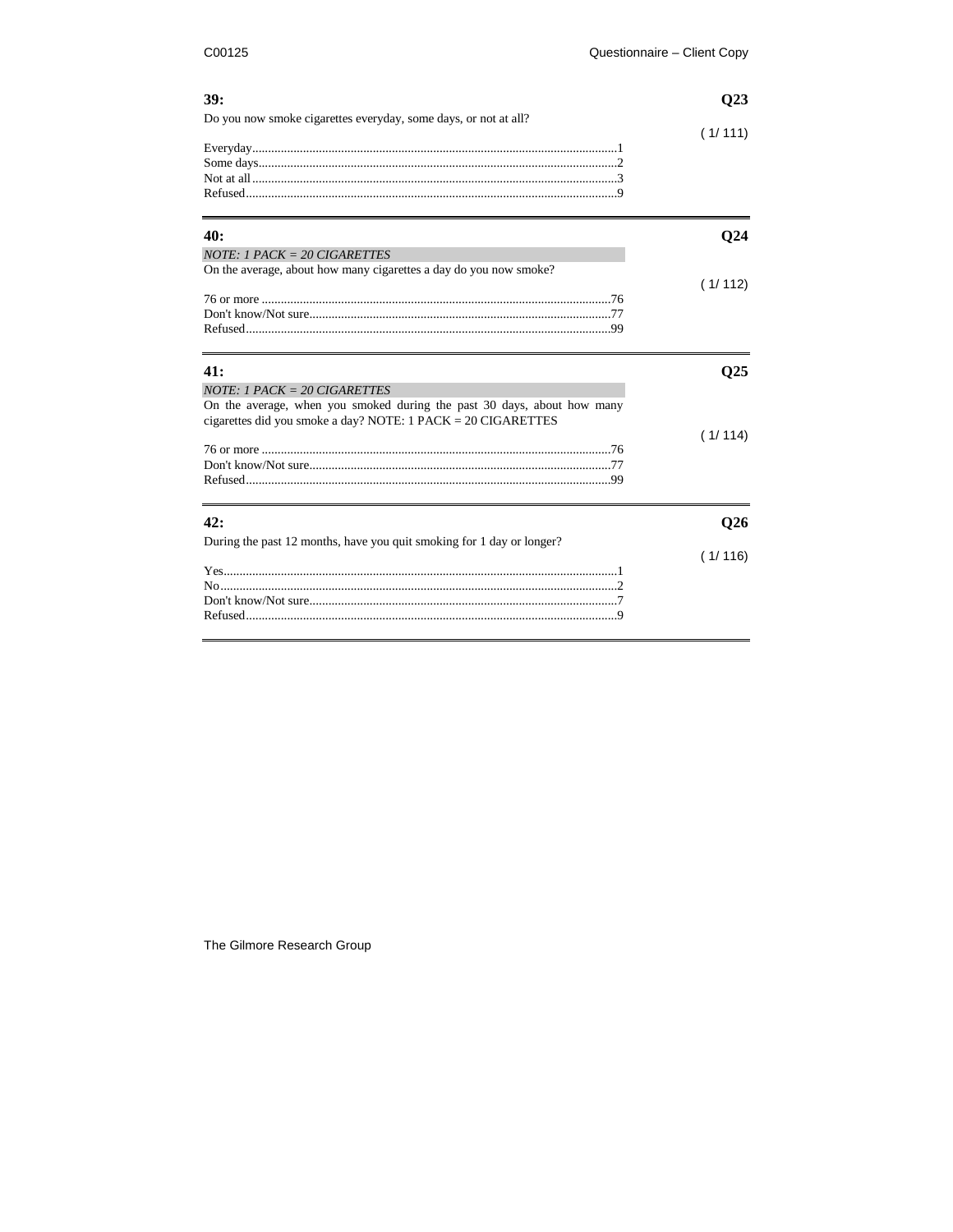## 39: Q23

Do you now smoke cigarettes everyday, some days, or not at all?

( 1/ 111)

Everyday....................................................................................................1
Some days...................................................................................................2
Not at all......................................................................................................3
Refused........................................................................................................9

---

## 40: Q24

*NOTE: 1 PACK = 20 CIGARETTES*

On the average, about how many cigarettes a day do you now smoke?

( 1/ 112)

76 or more ..................................................................................................76
Don't know/Not sure....................................................................................77
Refused........................................................................................................99

---

## 41: Q25

*NOTE: 1 PACK = 20 CIGARETTES*

On the average, when you smoked during the past 30 days, about how many cigarettes did you smoke a day? NOTE: 1 PACK = 20 CIGARETTES

( 1/ 114)

76 or more ..................................................................................................76
Don't know/Not sure....................................................................................77
Refused........................................................................................................99

---

## 42: Q26

During the past 12 months, have you quit smoking for 1 day or longer?

( 1/ 116)

Yes...............................................................................................................1
No................................................................................................................2
Don't know/Not sure.....................................................................................7
Refused........................................................................................................9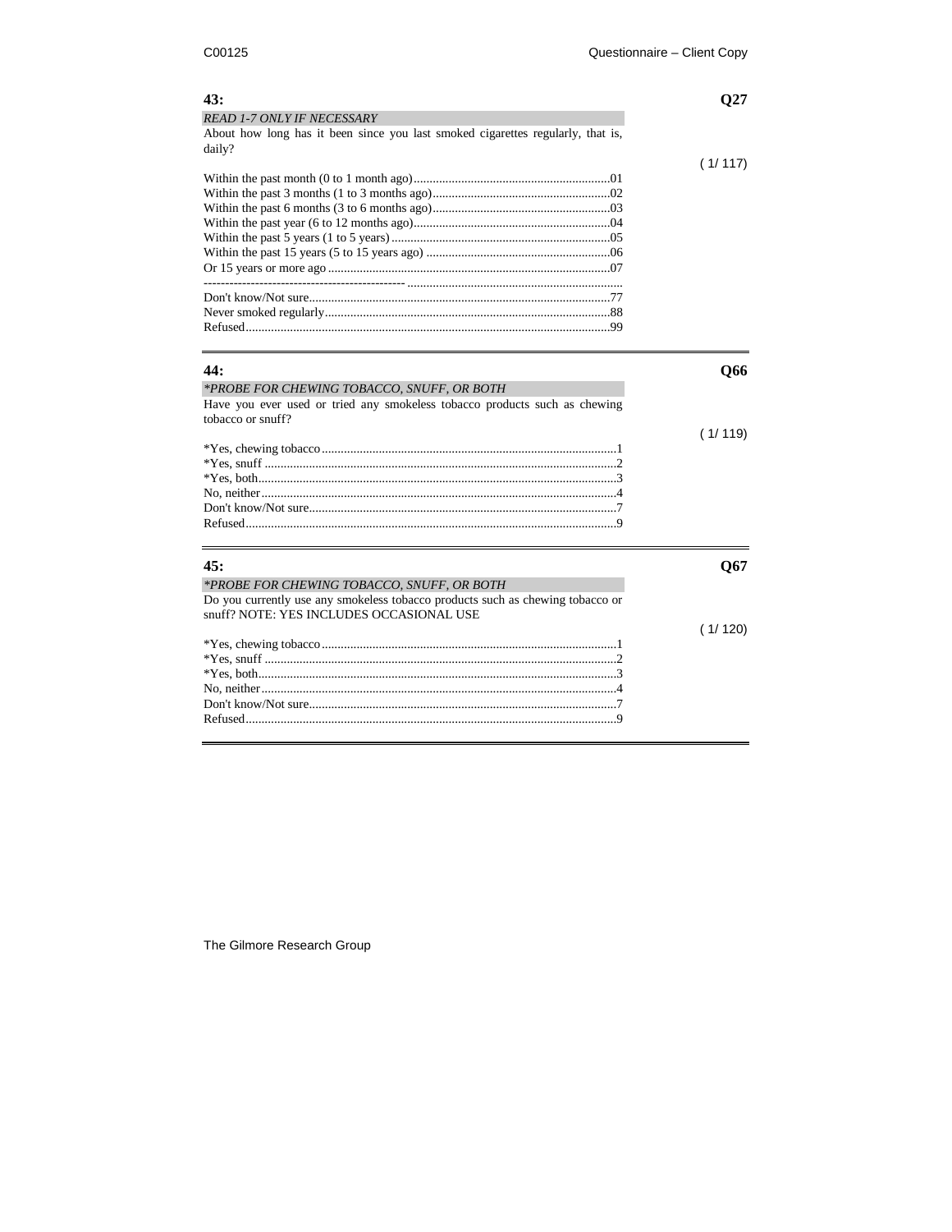**43:** **Q27**

*READ 1-7 ONLY IF NECESSARY*

About how long has it been since you last smoked cigarettes regularly, that is, daily?

( 1/ 117)

Within the past month (0 to 1 month ago)....................................................................01
Within the past 3 months (1 to 3 months ago)..............................................................02
Within the past 6 months (3 to 6 months ago)..............................................................03
Within the past year (6 to 12 months ago)....................................................................04
Within the past 5 years (1 to 5 years).........................................................................05
Within the past 15 years (5 to 15 years ago) ...............................................................06
Or 15 years or more ago ...............................................................................................07
------------------------------------------------ ....................................................................
Don't know/Not sure.....................................................................................................77
Never smoked regularly................................................................................................88
Refused.........................................................................................................................99

---

**44:** **Q66**

*\*PROBE FOR CHEWING TOBACCO, SNUFF, OR BOTH*

Have you ever used or tried any smokeless tobacco products such as chewing tobacco or snuff?

( 1/ 119)

*Yes, chewing tobacco.....................................................................................................1
*Yes, snuff ......................................................................................................................2
*Yes, both........................................................................................................................3
No, neither.......................................................................................................................4
Don't know/Not sure........................................................................................................7
Refused............................................................................................................................9

---

**45:** **Q67**

*\*PROBE FOR CHEWING TOBACCO, SNUFF, OR BOTH*

Do you currently use any smokeless tobacco products such as chewing tobacco or snuff? NOTE: YES INCLUDES OCCASIONAL USE

( 1/ 120)

*Yes, chewing tobacco.....................................................................................................1
*Yes, snuff ......................................................................................................................2
*Yes, both........................................................................................................................3
No, neither.......................................................................................................................4
Don't know/Not sure........................................................................................................7
Refused............................................................................................................................9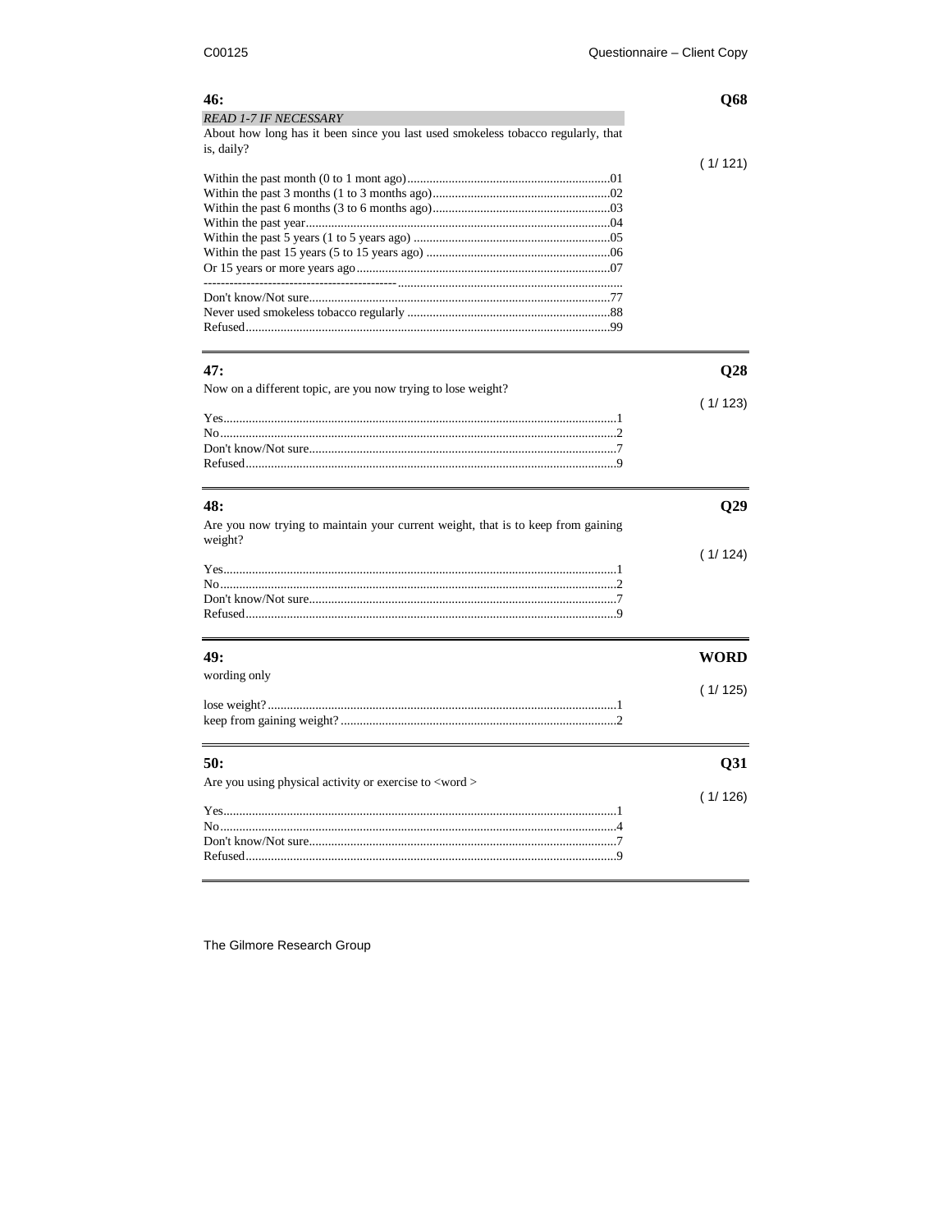**46:** **Q68**

*READ 1-7 IF NECESSARY*

About how long has it been since you last used smokeless tobacco regularly, that is, daily?

( 1/ 121)

Within the past month (0 to 1 mont ago)................................................................01
Within the past 3 months (1 to 3 months ago)........................................................02
Within the past 6 months (3 to 6 months ago)........................................................03
Within the past year................................................................................................04
Within the past 5 years (1 to 5 years ago) ..............................................................05
Within the past 15 years (5 to 15 years ago) ..........................................................06
Or 15 years or more years ago................................................................................07
---------------------------------------------........................................................................
Don't know/Not sure...............................................................................................77
Never used smokeless tobacco regularly .................................................................88
Refused...................................................................................................................99

---

**47:** **Q28**

Now on a different topic, are you now trying to lose weight?

( 1/ 123)

Yes...........................................................................................................................1
No............................................................................................................................2
Don't know/Not sure.................................................................................................7
Refused....................................................................................................................9

---

**48:** **Q29**

Are you now trying to maintain your current weight, that is to keep from gaining weight?

( 1/ 124)

Yes...........................................................................................................................1
No............................................................................................................................2
Don't know/Not sure.................................................................................................7
Refused....................................................................................................................9

---

**49:** **WORD**

wording only

( 1/ 125)

lose weight?.............................................................................................................1
keep from gaining weight? ......................................................................................2

---

**50:** **Q31**

Are you using physical activity or exercise to <word >

( 1/ 126)

Yes...........................................................................................................................1
No............................................................................................................................4
Don't know/Not sure.................................................................................................7
Refused....................................................................................................................9

---

The Gilmore Research Group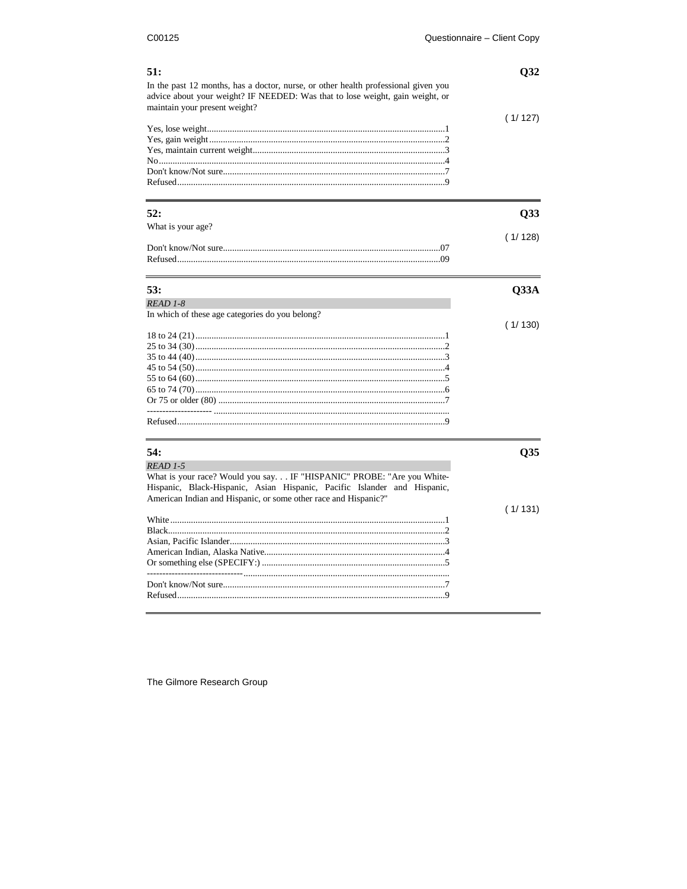**51:** **Q32**

In the past 12 months, has a doctor, nurse, or other health professional given you advice about your weight? IF NEEDED: Was that to lose weight, gain weight, or maintain your present weight?

( 1/ 127)

Yes, lose weight.......................................................................................................1
Yes, gain weight......................................................................................................2
Yes, maintain current weight...................................................................................3
No............................................................................................................................4
Don't know/Not sure................................................................................................7
Refused....................................................................................................................9

---

**52:** **Q33**

What is your age?

( 1/ 128)

Don't know/Not sure..............................................................................................07
Refused..................................................................................................................09

---

**53:** **Q33A**

*READ 1-8*

In which of these age categories do you belong?

( 1/ 130)

18 to 24 (21)............................................................................................................1
25 to 34 (30)............................................................................................................2
35 to 44 (40)............................................................................................................3
45 to 54 (50)............................................................................................................4
55 to 64 (60)............................................................................................................5
65 to 74 (70)............................................................................................................6
Or 75 or older (80) ...................................................................................................7
-------------------- ......................................................................................................
Refused....................................................................................................................9

---

**54:** **Q35**

*READ 1-5*

What is your race? Would you say. . . IF "HISPANIC" PROBE: "Are you White-Hispanic, Black-Hispanic, Asian Hispanic, Pacific Islander and Hispanic, American Indian and Hispanic, or some other race and Hispanic?"

( 1/ 131)

White.......................................................................................................................1
Black........................................................................................................................2
Asian, Pacific Islander.............................................................................................3
American Indian, Alaska Native...............................................................................4
Or something else (SPECIFY:) ................................................................................5
------------------------------.........................................................................................
Don't know/Not sure................................................................................................7
Refused....................................................................................................................9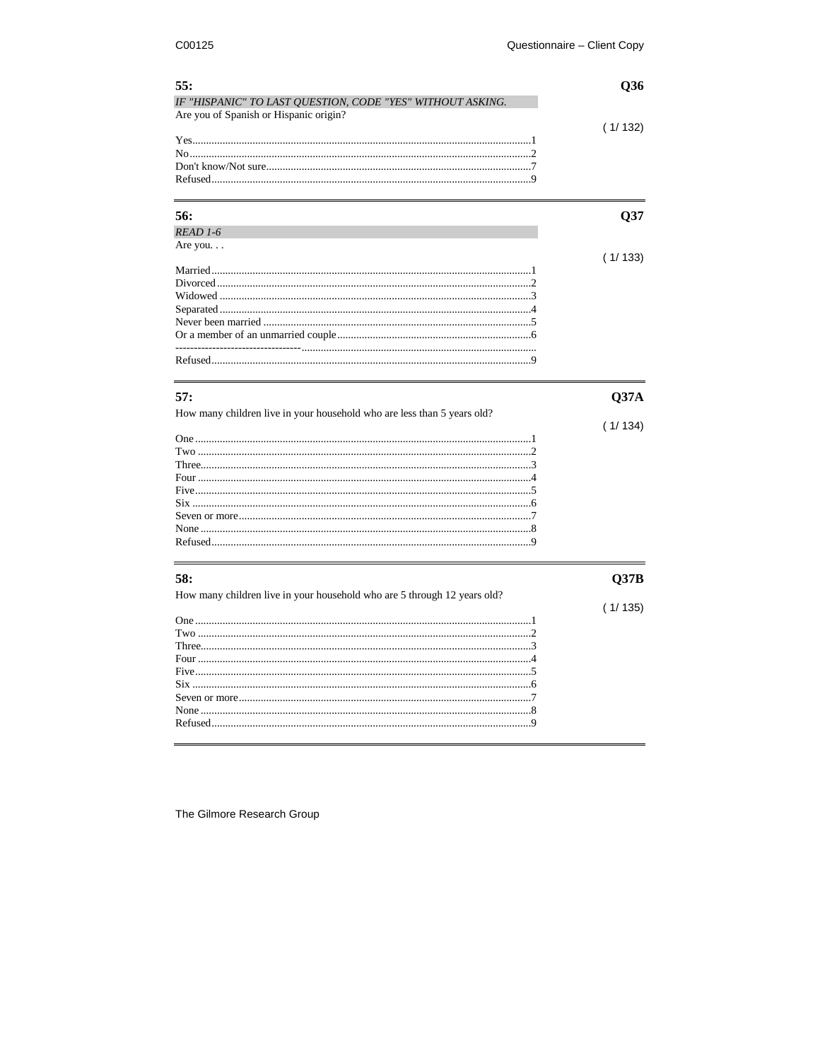**55:** **Q36**

*IF "HISPANIC" TO LAST QUESTION, CODE "YES" WITHOUT ASKING.*

Are you of Spanish or Hispanic origin?

( 1/ 132)

Yes............................................................................................................1
No.............................................................................................................2
Don't know/Not sure.................................................................................7
Refused.....................................................................................................9

---

**56:** **Q37**

*READ 1-6*

Are you. . .

( 1/ 133)

Married.....................................................................................................1
Divorced...................................................................................................2
Widowed...................................................................................................3
Separated..................................................................................................4
Never been married..................................................................................5
Or a member of an unmarried couple.......................................................6
---------------------------------.....................................................................
Refused.....................................................................................................9

---

**57:** **Q37A**

How many children live in your household who are less than 5 years old?

( 1/ 134)

One...........................................................................................................1
Two...........................................................................................................2
Three.........................................................................................................3
Four...........................................................................................................4
Five...........................................................................................................5
Six.............................................................................................................6
Seven or more...........................................................................................7
None..........................................................................................................8
Refused.....................................................................................................9

---

**58:** **Q37B**

How many children live in your household who are 5 through 12 years old?

( 1/ 135)

One...........................................................................................................1
Two...........................................................................................................2
Three.........................................................................................................3
Four...........................................................................................................4
Five...........................................................................................................5
Six.............................................................................................................6
Seven or more...........................................................................................7
None..........................................................................................................8
Refused.....................................................................................................9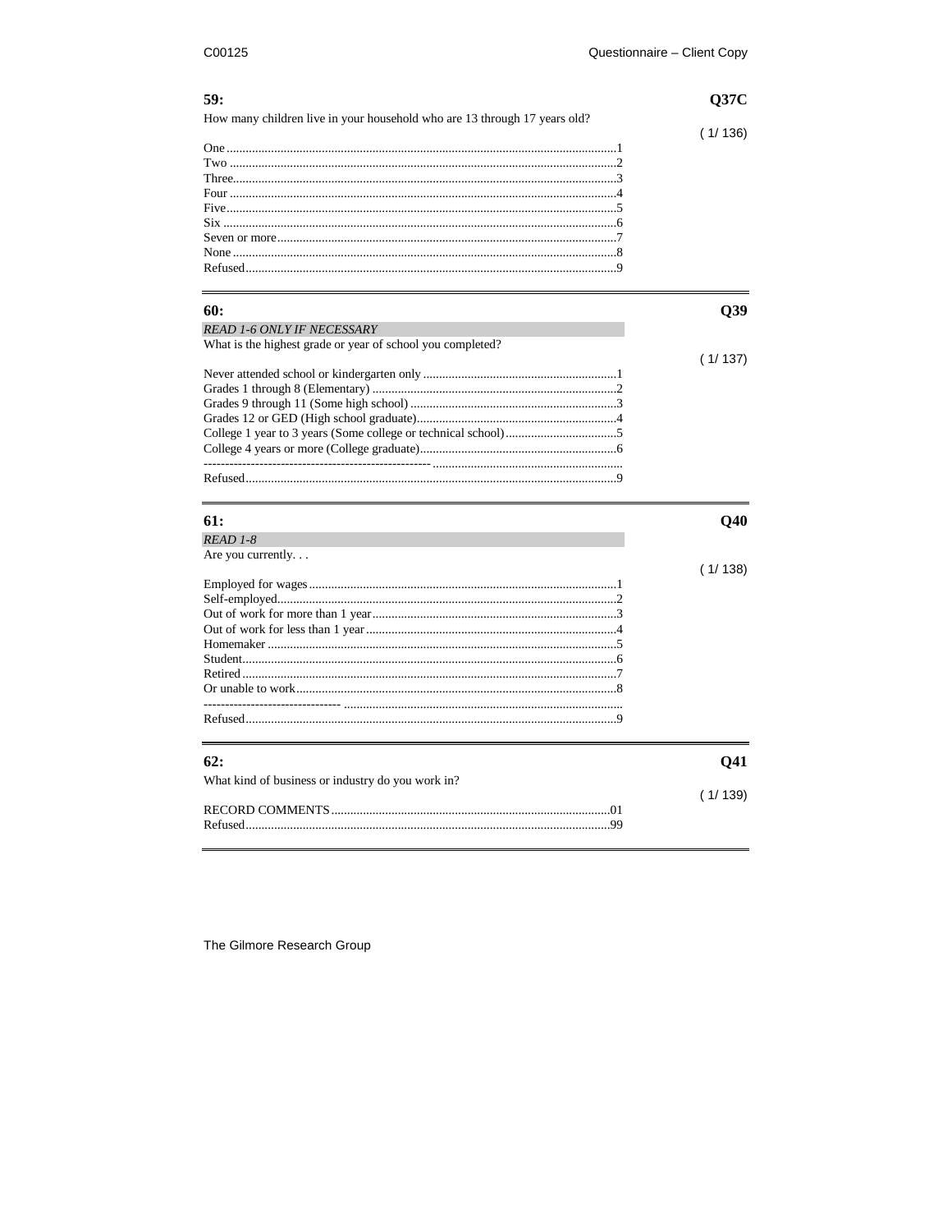**59:** **Q37C**

How many children live in your household who are 13 through 17 years old?

( 1/ 136)

One ........................................................................................................1
Two ........................................................................................................2
Three.......................................................................................................3
Four ........................................................................................................4
Five.........................................................................................................5
Six ..........................................................................................................6
Seven or more.........................................................................................7
None .......................................................................................................8
Refused...................................................................................................9

---

**60:** **Q39**

*READ 1-6 ONLY IF NECESSARY*

What is the highest grade or year of school you completed?

( 1/ 137)

Never attended school or kindergarten only ............................................................1
Grades 1 through 8 (Elementary) ............................................................................2
Grades 9 through 11 (Some high school) ................................................................3
Grades 12 or GED (High school graduate)...............................................................4
College 1 year to 3 years (Some college or technical school)...................................5
College 4 years or more (College graduate).............................................................6
---------------------------------------------------- ..........................................................
Refused...................................................................................................9

---

**61:** **Q40**

*READ 1-8*

Are you currently. . .

( 1/ 138)

Employed for wages ...............................................................................1
Self-employed.........................................................................................2
Out of work for more than 1 year............................................................3
Out of work for less than 1 year..............................................................4
Homemaker ............................................................................................5
Student....................................................................................................6
Retired ....................................................................................................7
Or unable to work....................................................................................8
------------------------------- ......................................................................
Refused...................................................................................................9

---

**62:** **Q41**

What kind of business or industry do you work in?

( 1/ 139)

RECORD COMMENTS .......................................................................01
Refused.................................................................................................99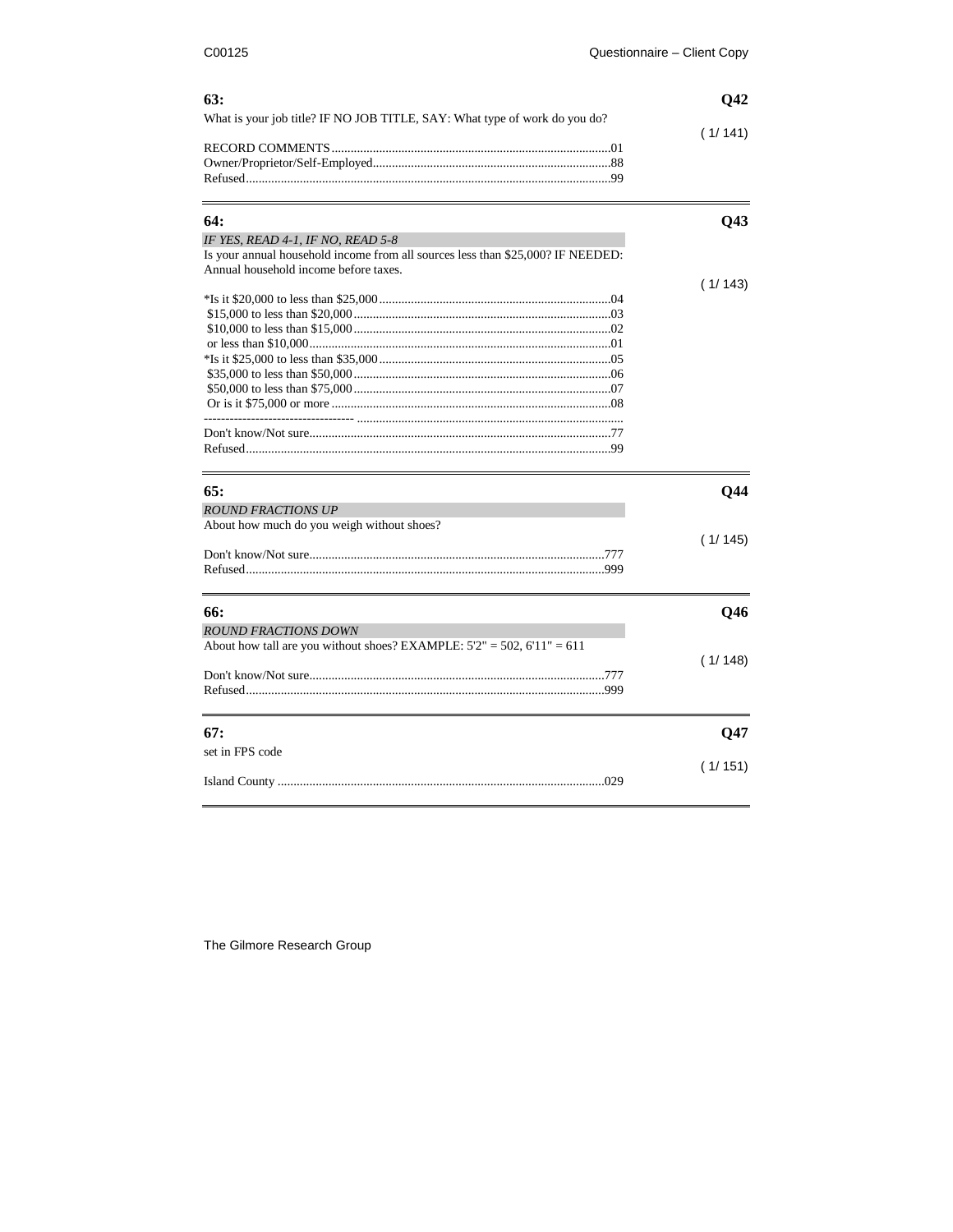**63:** **Q42**

What is your job title? IF NO JOB TITLE, SAY: What type of work do you do?

( 1/ 141)

RECORD COMMENTS........................................................................................01
Owner/Proprietor/Self-Employed...........................................................................88
Refused...................................................................................................................99

---

**64:** **Q43**

*IF YES, READ 4-1, IF NO, READ 5-8*

Is your annual household income from all sources less than $25,000? IF NEEDED: Annual household income before taxes.

( 1/ 143)

*Is it $20,000 to less than $25,000.........................................................................04
$15,000 to less than $20,000..................................................................................03
$10,000 to less than $15,000..................................................................................02
or less than $10,000...............................................................................................01
*Is it $25,000 to less than $35,000.........................................................................05
$35,000 to less than $50,000..................................................................................06
$50,000 to less than $75,000..................................................................................07
Or is it $75,000 or more .........................................................................................08
----------------------------------- ..................................................................................
Don't know/Not sure...............................................................................................77
Refused...................................................................................................................99

---

**65:** **Q44**

*ROUND FRACTIONS UP*

About how much do you weigh without shoes?

( 1/ 145)

Don't know/Not sure............................................................................................777
Refused.................................................................................................................999

---

**66:** **Q46**

*ROUND FRACTIONS DOWN*

About how tall are you without shoes? EXAMPLE: 5'2" = 502, 6'11" = 611

( 1/ 148)

Don't know/Not sure............................................................................................777
Refused.................................................................................................................999

---

**67:** **Q47**

set in FPS code

( 1/ 151)

Island County ......................................................................................................029

---

The Gilmore Research Group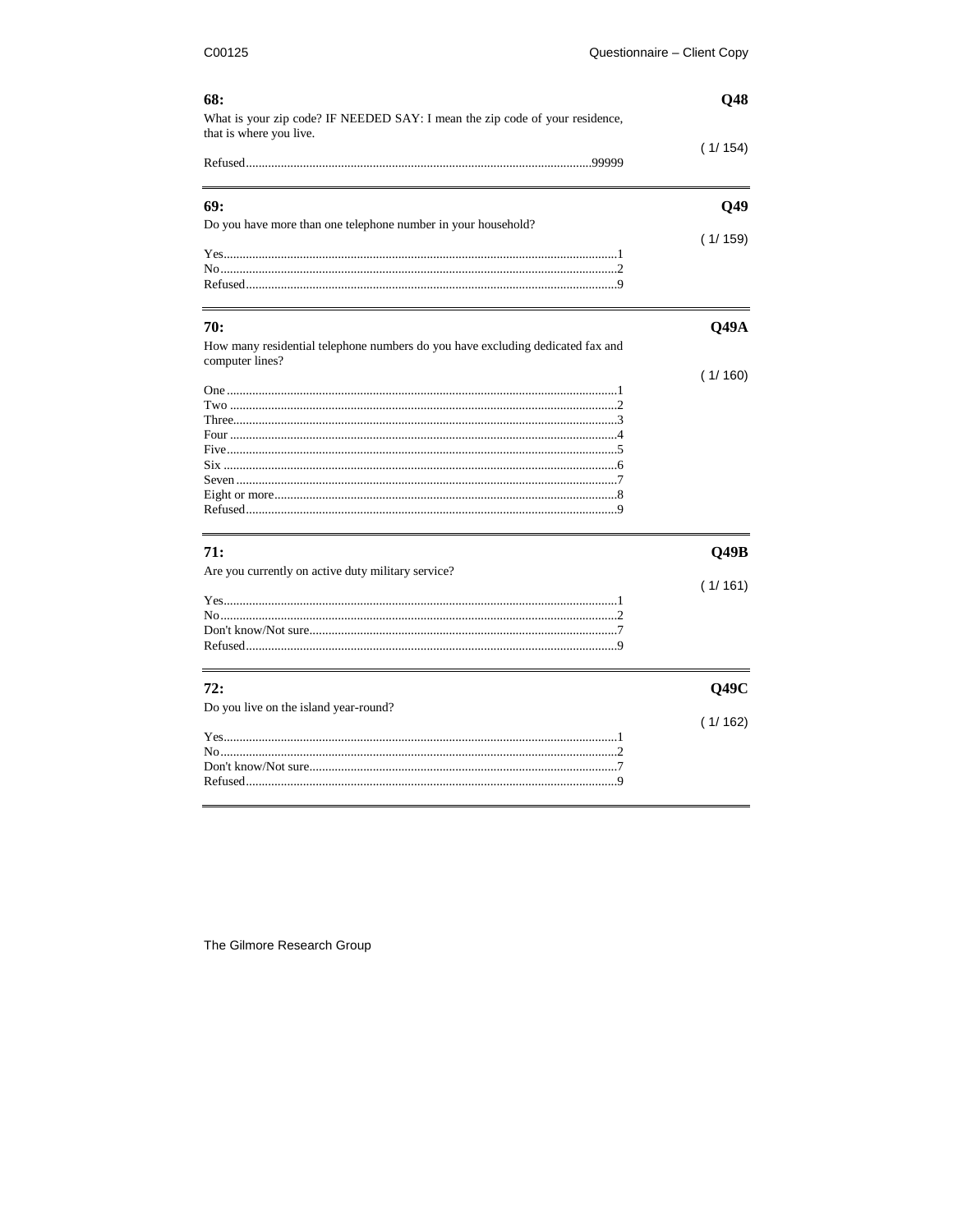**68:** **Q48**

What is your zip code? IF NEEDED SAY: I mean the zip code of your residence, that is where you live.

( 1/ 154)

Refused.....99999

---

**69:** **Q49**

Do you have more than one telephone number in your household?

( 1/ 159)

Yes.....1
No.....2
Refused.....9

---

**70:** **Q49A**

How many residential telephone numbers do you have excluding dedicated fax and computer lines?

( 1/ 160)

One.....1
Two.....2
Three.....3
Four.....4
Five.....5
Six.....6
Seven.....7
Eight or more.....8
Refused.....9

---

**71:** **Q49B**

Are you currently on active duty military service?

( 1/ 161)

Yes.....1
No.....2
Don't know/Not sure.....7
Refused.....9

---

**72:** **Q49C**

Do you live on the island year-round?

( 1/ 162)

Yes.....1
No.....2
Don't know/Not sure.....7
Refused.....9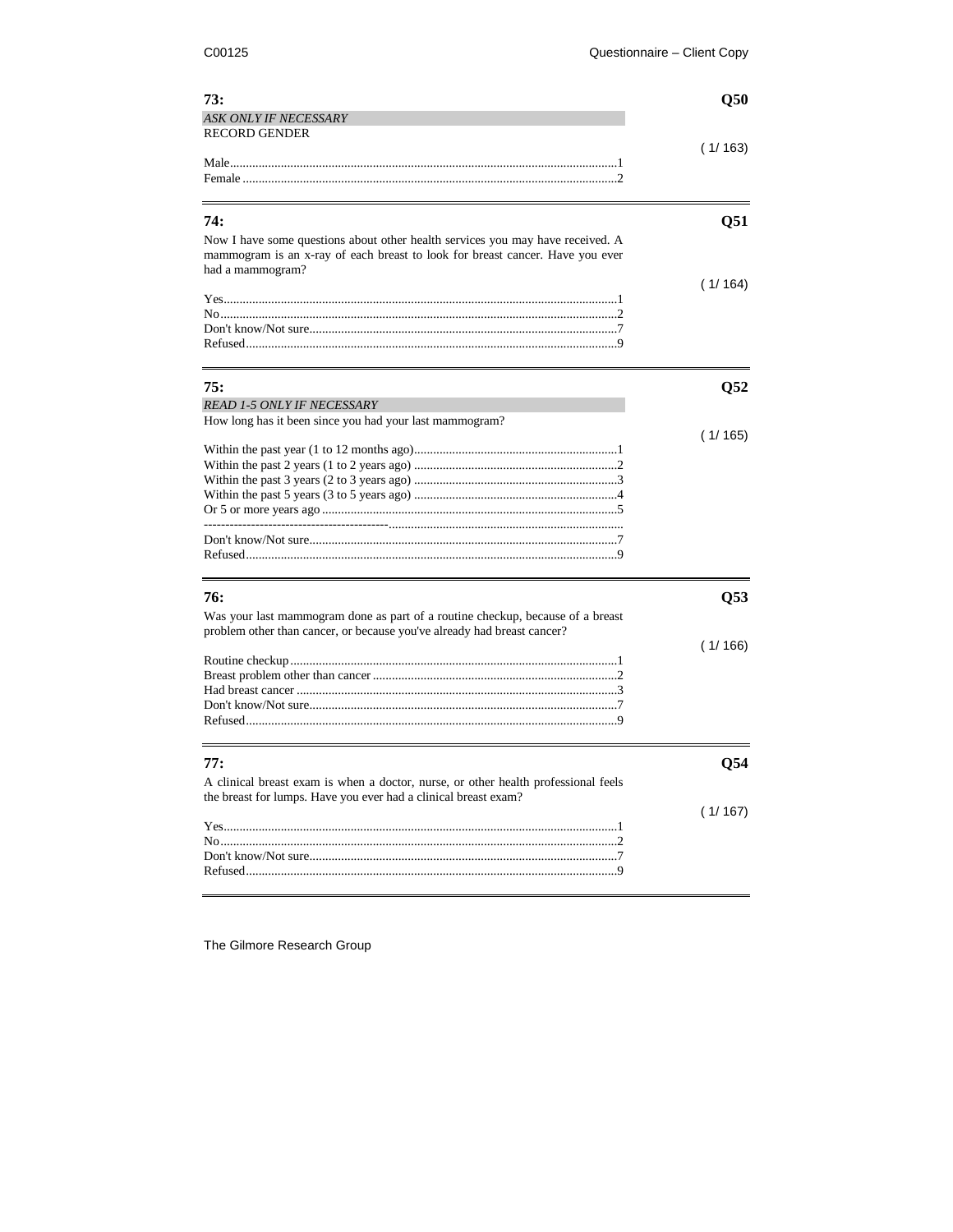**73:** **Q50**

*ASK ONLY IF NECESSARY*

RECORD GENDER

( 1/ 163)

Male........................................................................................................1
Female ....................................................................................................2

---

**74:** **Q51**

Now I have some questions about other health services you may have received. A mammogram is an x-ray of each breast to look for breast cancer. Have you ever had a mammogram?

( 1/ 164)

Yes..........................................................................................................1
No...........................................................................................................2
Don't know/Not sure...............................................................................7
Refused...................................................................................................9

---

**75:** **Q52**

*READ 1-5 ONLY IF NECESSARY*

How long has it been since you had your last mammogram?

( 1/ 165)

Within the past year (1 to 12 months ago)...............................................................1
Within the past 2 years (1 to 2 years ago) ...............................................................2
Within the past 3 years (2 to 3 years ago) ...............................................................3
Within the past 5 years (3 to 5 years ago) ...............................................................4
Or 5 or more years ago ...........................................................................................5
------------------------------------------.........................................................................
Don't know/Not sure...............................................................................7
Refused...................................................................................................9

---

**76:** **Q53**

Was your last mammogram done as part of a routine checkup, because of a breast problem other than cancer, or because you've already had breast cancer?

( 1/ 166)

Routine checkup.....................................................................................1
Breast problem other than cancer ...........................................................2
Had breast cancer ...................................................................................3
Don't know/Not sure...............................................................................7
Refused...................................................................................................9

---

**77:** **Q54**

A clinical breast exam is when a doctor, nurse, or other health professional feels the breast for lumps. Have you ever had a clinical breast exam?

( 1/ 167)

Yes..........................................................................................................1
No...........................................................................................................2
Don't know/Not sure...............................................................................7
Refused...................................................................................................9

---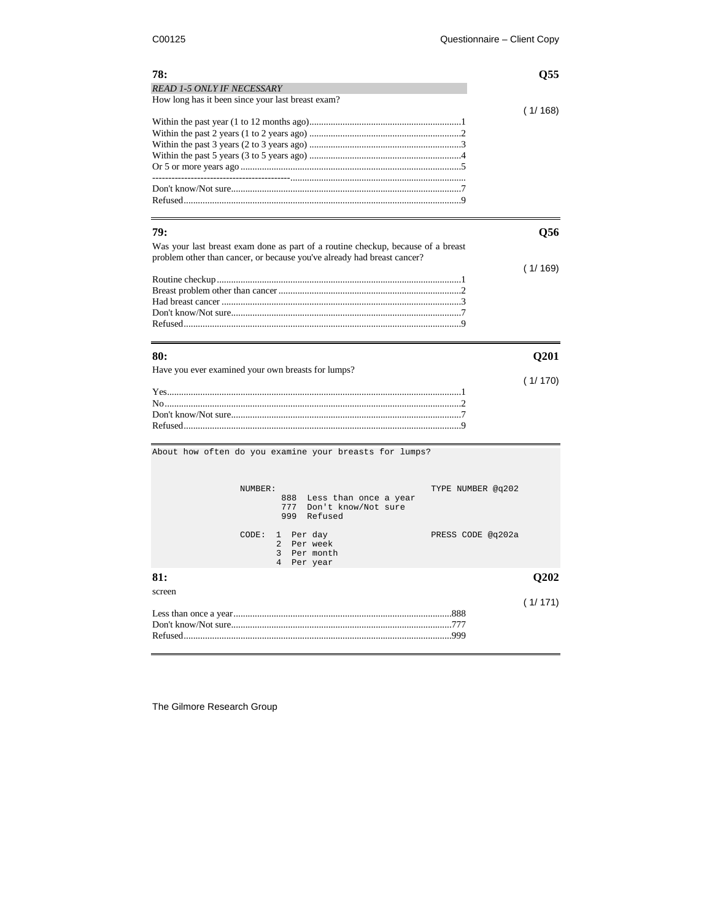**78:** **Q55**

*READ 1-5 ONLY IF NECESSARY*

How long has it been since your last breast exam?

( 1/ 168)

Within the past year (1 to 12 months ago)........................................................1
Within the past 2 years (1 to 2 years ago) ........................................................2
Within the past 3 years (2 to 3 years ago) ........................................................3
Within the past 5 years (3 to 5 years ago) ........................................................4
Or 5 or more years ago ..........................................................................................5
---------------------------------------------........................................................................
Don't know/Not sure...............................................................................................7
Refused....................................................................................................................9

---

**79:** **Q56**

Was your last breast exam done as part of a routine checkup, because of a breast problem other than cancer, or because you've already had breast cancer?

( 1/ 169)

Routine checkup.......................................................................................................1
Breast problem other than cancer ........................................................................2
Had breast cancer ....................................................................................................3
Don't know/Not sure...............................................................................................7
Refused....................................................................................................................9

---

**80:** **Q201**

Have you ever examined your own breasts for lumps?

( 1/ 170)

Yes............................................................................................................................1
No.............................................................................................................................2
Don't know/Not sure...............................................................................................7
Refused....................................................................................................................9

---

```
About how often do you examine your breasts for lumps?


              NUMBER:                                TYPE NUMBER @q202
                     888  Less than once a year
                     777  Don't know/Not sure
                     999  Refused

              CODE:  1  Per day                      PRESS CODE @q202a
                     2  Per week
                     3  Per month
                     4  Per year
```

**81:** **Q202**

screen

( 1/ 171)

Less than once a year...........................................................................................888
Don't know/Not sure...............................................................................................777
Refused....................................................................................................................999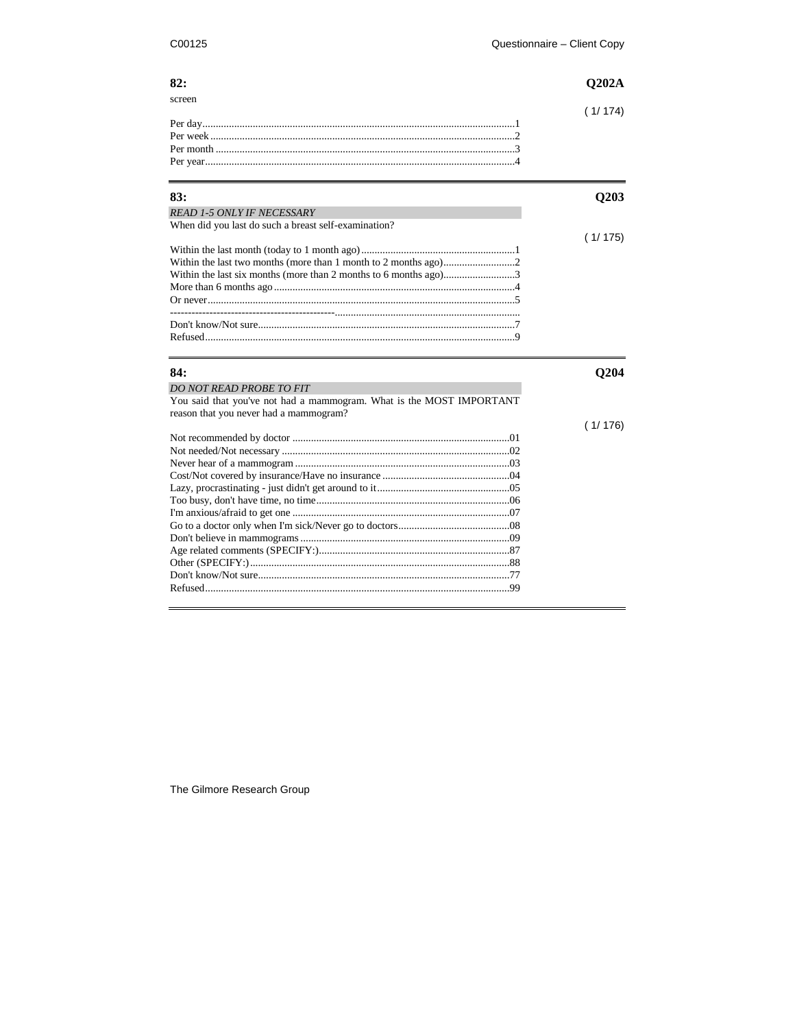**82:** **Q202A**

screen

( 1/ 174)

Per day....................................................................................................1
Per week ..................................................................................................2
Per month ................................................................................................3
Per year....................................................................................................4

---

**83:** **Q203**

*READ 1-5 ONLY IF NECESSARY*

When did you last do such a breast self-examination?

( 1/ 175)

Within the last month (today to 1 month ago) ...........................................................1
Within the last two months (more than 1 month to 2 months ago)...........................2
Within the last six months (more than 2 months to 6 months ago)...........................3
More than 6 months ago ...........................................................................................4
Or never....................................................................................................................5
-----------------------------------------------.....................................................................
Don't know/Not sure..................................................................................................7
Refused.....................................................................................................................9

---

**84:** **Q204**

*DO NOT READ PROBE TO FIT*

You said that you've not had a mammogram. What is the MOST IMPORTANT reason that you never had a mammogram?

( 1/ 176)

Not recommended by doctor ..................................................................................01
Not needed/Not necessary ......................................................................................02
Never hear of a mammogram .................................................................................03
Cost/Not covered by insurance/Have no insurance .................................................04
Lazy, procrastinating - just didn't get around to it..................................................05
Too busy, don't have time, no time.........................................................................06
I'm anxious/afraid to get one ..................................................................................07
Go to a doctor only when I'm sick/Never go to doctors..........................................08
Don't believe in mammograms ...............................................................................09
Age related comments (SPECIFY:)........................................................................87
Other (SPECIFY:)....................................................................................................88
Don't know/Not sure................................................................................................77
Refused....................................................................................................................99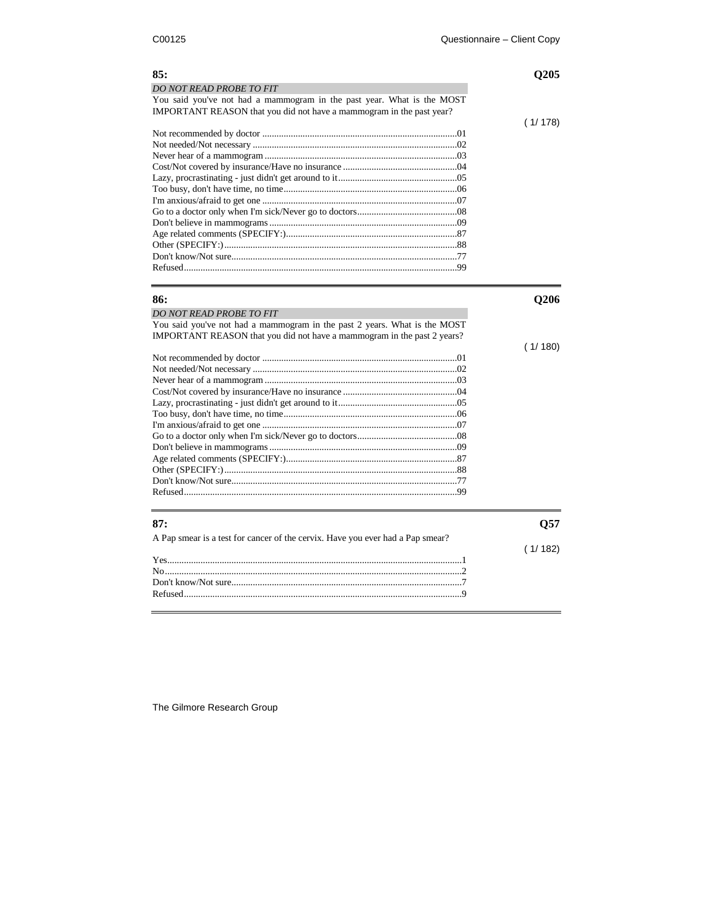**85:** **Q205**

*DO NOT READ PROBE TO FIT*

You said you've not had a mammogram in the past year. What is the MOST IMPORTANT REASON that you did not have a mammogram in the past year?

( 1/ 178)

Not recommended by doctor ....................................................................................01
Not needed/Not necessary ......................................................................................02
Never hear of a mammogram ..................................................................................03
Cost/Not covered by insurance/Have no insurance ................................................04
Lazy, procrastinating - just didn't get around to it..................................................05
Too busy, don't have time, no time.........................................................................06
I'm anxious/afraid to get one ..................................................................................07
Go to a doctor only when I'm sick/Never go to doctors..........................................08
Don't believe in mammograms ...............................................................................09
Age related comments (SPECIFY:)........................................................................87
Other (SPECIFY:)....................................................................................................88
Don't know/Not sure................................................................................................77
Refused....................................................................................................................99

---

**86:** **Q206**

*DO NOT READ PROBE TO FIT*

You said you've not had a mammogram in the past 2 years. What is the MOST IMPORTANT REASON that you did not have a mammogram in the past 2 years?

( 1/ 180)

Not recommended by doctor ....................................................................................01
Not needed/Not necessary ......................................................................................02
Never hear of a mammogram ..................................................................................03
Cost/Not covered by insurance/Have no insurance ................................................04
Lazy, procrastinating - just didn't get around to it..................................................05
Too busy, don't have time, no time.........................................................................06
I'm anxious/afraid to get one ..................................................................................07
Go to a doctor only when I'm sick/Never go to doctors..........................................08
Don't believe in mammograms ...............................................................................09
Age related comments (SPECIFY:)........................................................................87
Other (SPECIFY:)....................................................................................................88
Don't know/Not sure................................................................................................77
Refused....................................................................................................................99

---

**87:** **Q57**

A Pap smear is a test for cancer of the cervix. Have you ever had a Pap smear?

( 1/ 182)

Yes............................................................................................................................1
No.............................................................................................................................2
Don't know/Not sure.................................................................................................7
Refused.....................................................................................................................9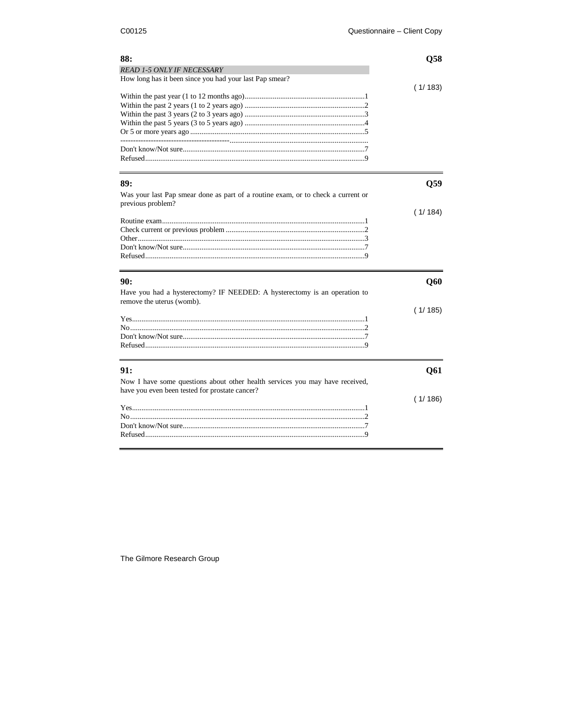**88:** **Q58**

*READ 1-5 ONLY IF NECESSARY*

How long has it been since you had your last Pap smear?

( 1/ 183)

Within the past year (1 to 12 months ago)................................................................1
Within the past 2 years (1 to 2 years ago) ................................................................2
Within the past 3 years (2 to 3 years ago) ................................................................3
Within the past 5 years (3 to 5 years ago) ................................................................4
Or 5 or more years ago ............................................................................................5
-------------------------------------------.........................................................................
Don't know/Not sure................................................................................................7
Refused....................................................................................................................9

---

**89:** **Q59**

Was your last Pap smear done as part of a routine exam, or to check a current or previous problem?

( 1/ 184)

Routine exam...........................................................................................................1
Check current or previous problem .........................................................................2
Other........................................................................................................................3
Don't know/Not sure................................................................................................7
Refused....................................................................................................................9

---

**90:** **Q60**

Have you had a hysterectomy? IF NEEDED: A hysterectomy is an operation to remove the uterus (womb).

( 1/ 185)

Yes...........................................................................................................................1
No............................................................................................................................2
Don't know/Not sure................................................................................................7
Refused....................................................................................................................9

---

**91:** **Q61**

Now I have some questions about other health services you may have received, have you even been tested for prostate cancer?

( 1/ 186)

Yes...........................................................................................................................1
No............................................................................................................................2
Don't know/Not sure................................................................................................7
Refused....................................................................................................................9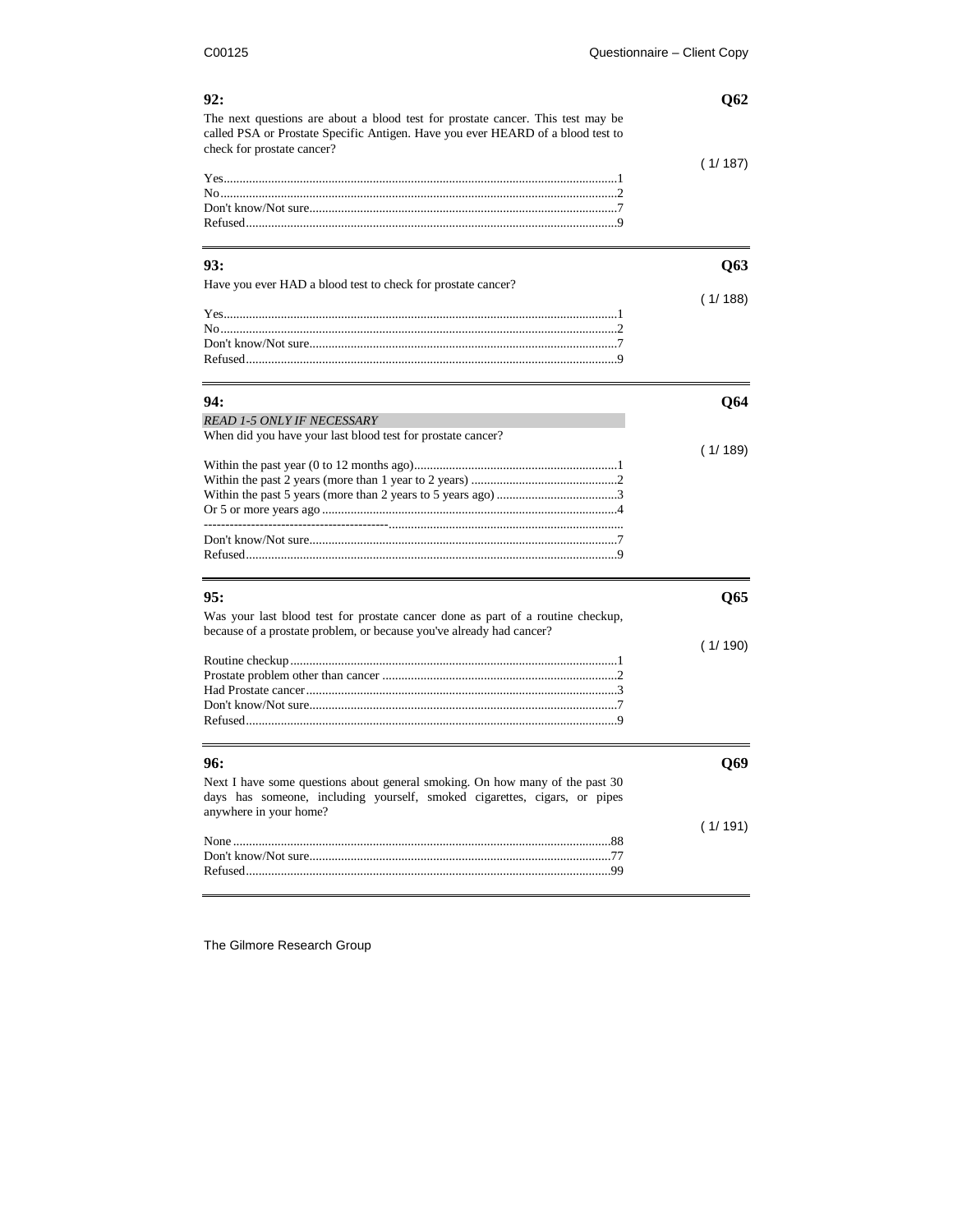**92:** **Q62**

The next questions are about a blood test for prostate cancer. This test may be called PSA or Prostate Specific Antigen. Have you ever HEARD of a blood test to check for prostate cancer?

( 1/ 187)

Yes....................................................................................................................1
No.....................................................................................................................2
Don't know/Not sure........................................................................................7
Refused............................................................................................................9

---

**93:** **Q63**

Have you ever HAD a blood test to check for prostate cancer?

( 1/ 188)

Yes....................................................................................................................1
No.....................................................................................................................2
Don't know/Not sure........................................................................................7
Refused............................................................................................................9

---

**94:** **Q64**

*READ 1-5 ONLY IF NECESSARY*

When did you have your last blood test for prostate cancer?

( 1/ 189)

Within the past year (0 to 12 months ago)................................................................1
Within the past 2 years (more than 1 year to 2 years) ..............................................2
Within the past 5 years (more than 2 years to 5 years ago) ......................................3
Or 5 or more years ago .............................................................................................4
-------------------------------------------.........................................................................
Don't know/Not sure.................................................................................................7
Refused.....................................................................................................................9

---

**95:** **Q65**

Was your last blood test for prostate cancer done as part of a routine checkup, because of a prostate problem, or because you've already had cancer?

( 1/ 190)

Routine checkup.......................................................................................................1
Prostate problem other than cancer ..........................................................................2
Had Prostate cancer..................................................................................................3
Don't know/Not sure.................................................................................................7
Refused.....................................................................................................................9

---

**96:** **Q69**

Next I have some questions about general smoking. On how many of the past 30 days has someone, including yourself, smoked cigarettes, cigars, or pipes anywhere in your home?

( 1/ 191)

None.......................................................................................................................88
Don't know/Not sure...............................................................................................77
Refused...................................................................................................................99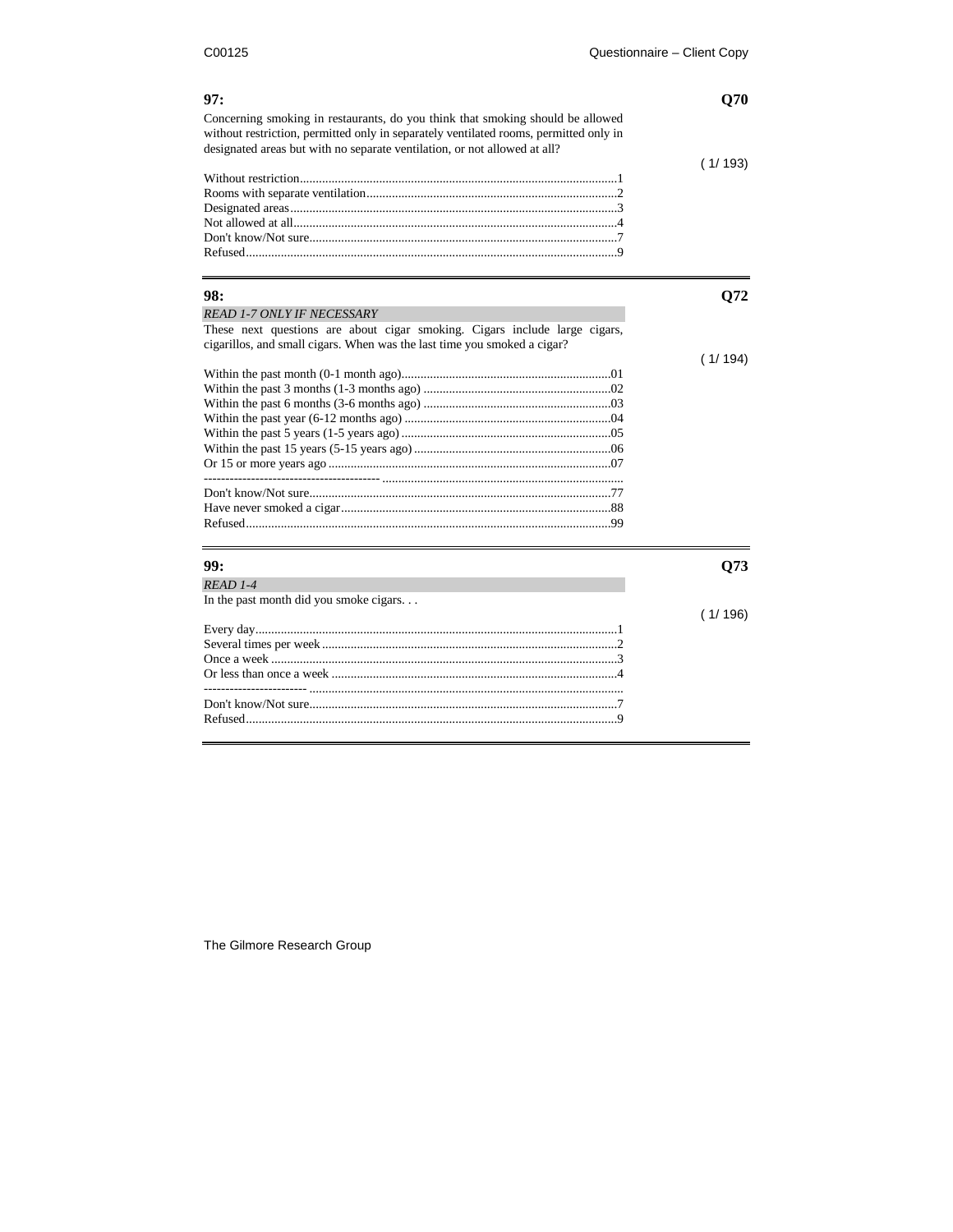**97:** **Q70**

Concerning smoking in restaurants, do you think that smoking should be allowed without restriction, permitted only in separately ventilated rooms, permitted only in designated areas but with no separate ventilation, or not allowed at all?

( 1/ 193)

Without restriction....................................................................................................1
Rooms with separate ventilation..............................................................................2
Designated areas......................................................................................................3
Not allowed at all.....................................................................................................4
Don't know/Not sure................................................................................................7
Refused.....................................................................................................................9

---

**98:** **Q72**

*READ 1-7 ONLY IF NECESSARY*

These next questions are about cigar smoking. Cigars include large cigars, cigarillos, and small cigars. When was the last time you smoked a cigar?

( 1/ 194)

Within the past month (0-1 month ago)..................................................................01
Within the past 3 months (1-3 months ago) ...........................................................02
Within the past 6 months (3-6 months ago) ...........................................................03
Within the past year (6-12 months ago) .................................................................04
Within the past 5 years (1-5 years ago) ..................................................................05
Within the past 15 years (5-15 years ago) ..............................................................06
Or 15 or more years ago .........................................................................................07
----------------------------------------- ...........................................................................
Don't know/Not sure...............................................................................................77
Have never smoked a cigar.....................................................................................88
Refused....................................................................................................................99

---

**99:** **Q73**

*READ 1-4*

In the past month did you smoke cigars. . .

( 1/ 196)

Every day..................................................................................................................1
Several times per week.............................................................................................2
Once a week .............................................................................................................3
Or less than once a week ..........................................................................................4
------------------------ ...................................................................................................
Don't know/Not sure.................................................................................................7
Refused.....................................................................................................................9

---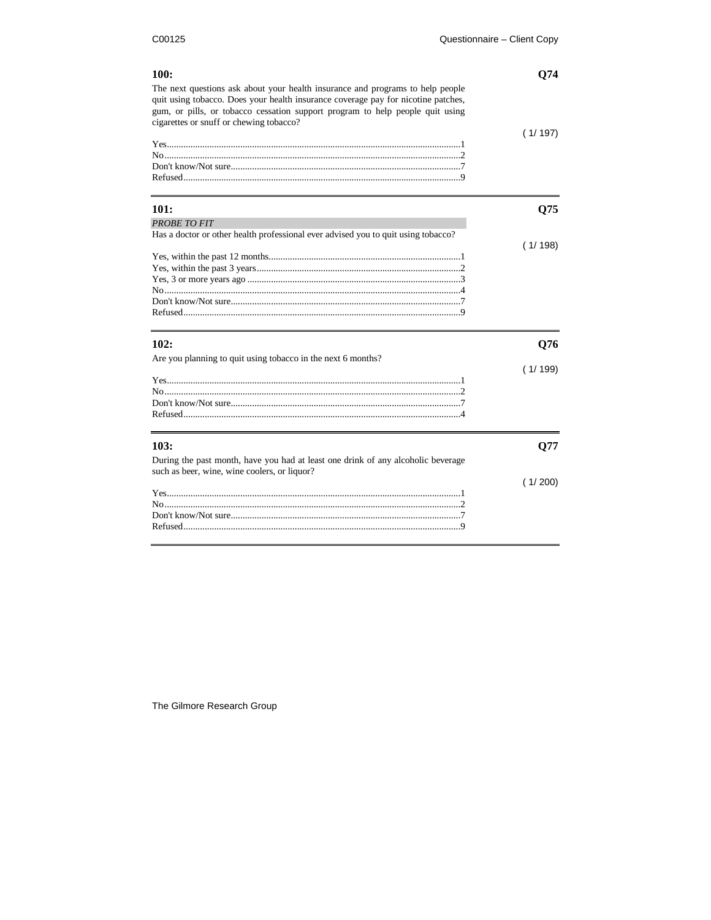**100:** **Q74**

The next questions ask about your health insurance and programs to help people quit using tobacco. Does your health insurance coverage pay for nicotine patches, gum, or pills, or tobacco cessation support program to help people quit using cigarettes or snuff or chewing tobacco?

( 1/ 197)

Yes....................................................................................................................1
No.....................................................................................................................2
Don't know/Not sure..........................................................................................7
Refused..............................................................................................................9

---

**101:** **Q75**

*PROBE TO FIT*

Has a doctor or other health professional ever advised you to quit using tobacco?

( 1/ 198)

Yes, within the past 12 months..........................................................................1
Yes, within the past 3 years...............................................................................2
Yes, 3 or more years ago ...................................................................................3
No.....................................................................................................................4
Don't know/Not sure..........................................................................................7
Refused..............................................................................................................9

---

**102:** **Q76**

Are you planning to quit using tobacco in the next 6 months?

( 1/ 199)

Yes....................................................................................................................1
No.....................................................................................................................2
Don't know/Not sure..........................................................................................7
Refused..............................................................................................................4

---

**103:** **Q77**

During the past month, have you had at least one drink of any alcoholic beverage such as beer, wine, wine coolers, or liquor?

( 1/ 200)

Yes....................................................................................................................1
No.....................................................................................................................2
Don't know/Not sure..........................................................................................7
Refused..............................................................................................................9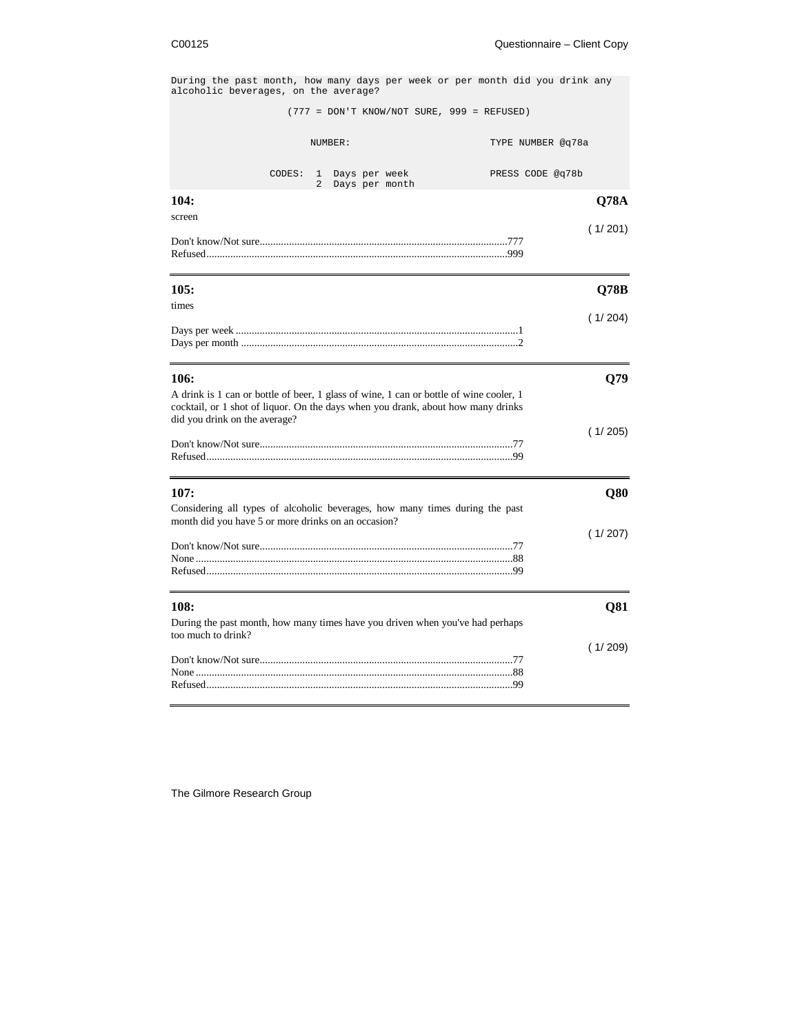```
During the past month, how many days per week or per month did you drink any
alcoholic beverages, on the average?

                (777 = DON'T KNOW/NOT SURE, 999 = REFUSED)

                    NUMBER:                         TYPE NUMBER @q78a

              CODES:  1  Days per week              PRESS CODE @q78b
                      2  Days per month
```

**104:** **Q78A**

screen

( 1/ 201)

Don't know/Not sure....777
Refused....999

---

**105:** **Q78B**

times

( 1/ 204)

Days per week ....1
Days per month ....2

---

**106:** **Q79**

A drink is 1 can or bottle of beer, 1 glass of wine, 1 can or bottle of wine cooler, 1 cocktail, or 1 shot of liquor. On the days when you drank, about how many drinks did you drink on the average?

( 1/ 205)

Don't know/Not sure....77
Refused....99

---

**107:** **Q80**

Considering all types of alcoholic beverages, how many times during the past month did you have 5 or more drinks on an occasion?

( 1/ 207)

Don't know/Not sure....77
None ....88
Refused....99

---

**108:** **Q81**

During the past month, how many times have you driven when you've had perhaps too much to drink?

( 1/ 209)

Don't know/Not sure....77
None ....88
Refused....99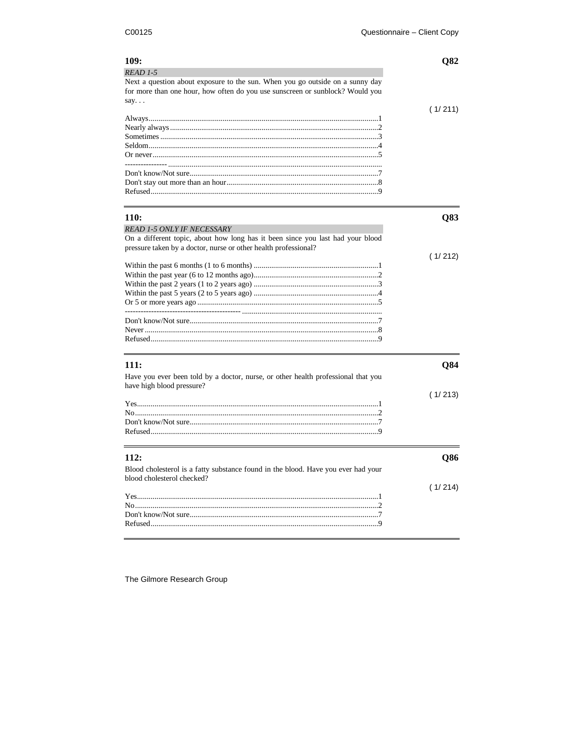### 109: **Q82**

*READ 1-5*

Next a question about exposure to the sun. When you go outside on a sunny day for more than one hour, how often do you use sunscreen or sunblock? Would you say. . .

( 1/ 211)

Always....................................................................................................1
Nearly always..........................................................................................2
Sometimes..............................................................................................3
Seldom....................................................................................................4
Or never..................................................................................................5
---------------- ............................................................................................
Don't know/Not sure................................................................................7
Don't stay out more than an hour.............................................................8
Refused...................................................................................................9

---

### 110: **Q83**

*READ 1-5 ONLY IF NECESSARY*

On a different topic, about how long has it been since you last had your blood pressure taken by a doctor, nurse or other health professional?

( 1/ 212)

Within the past 6 months (1 to 6 months) ...............................................1
Within the past year (6 to 12 months ago)...............................................2
Within the past 2 years (1 to 2 years ago) ...............................................3
Within the past 5 years (2 to 5 years ago) ...............................................4
Or 5 or more years ago ...........................................................................5
-------------------------------------------- ......................................................
Don't know/Not sure................................................................................7
Never.......................................................................................................8
Refused...................................................................................................9

---

### 111: **Q84**

Have you ever been told by a doctor, nurse, or other health professional that you have high blood pressure?

( 1/ 213)

Yes..........................................................................................................1
No...........................................................................................................2
Don't know/Not sure................................................................................7
Refused...................................................................................................9

---

### 112: **Q86**

Blood cholesterol is a fatty substance found in the blood. Have you ever had your blood cholesterol checked?

( 1/ 214)

Yes..........................................................................................................1
No...........................................................................................................2
Don't know/Not sure................................................................................7
Refused...................................................................................................9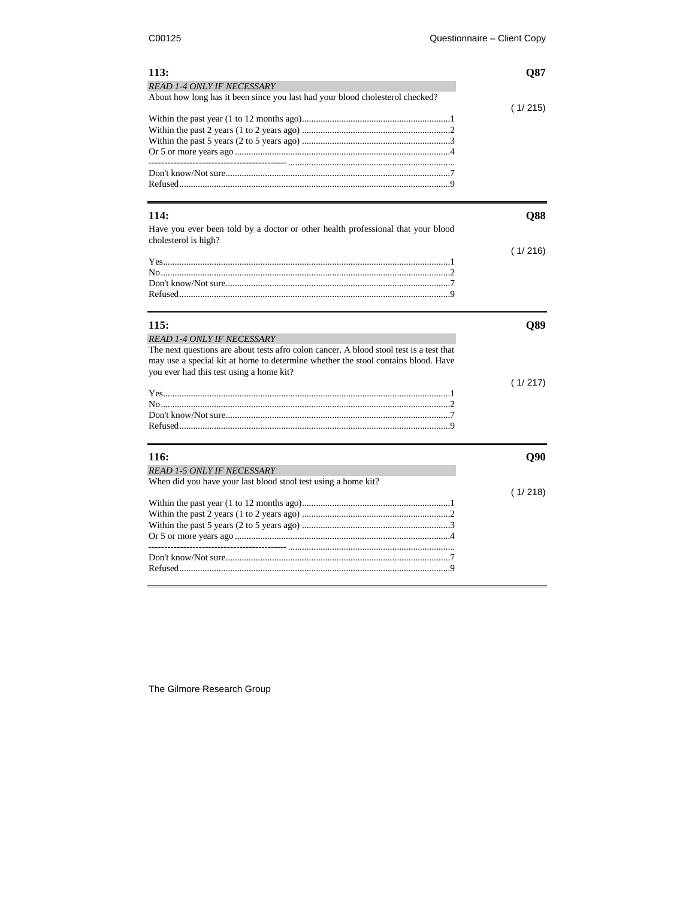**113:** **Q87**

*READ 1-4 ONLY IF NECESSARY*

About how long has it been since you last had your blood cholesterol checked?

( 1/ 215)

Within the past year (1 to 12 months ago)................................................................1
Within the past 2 years (1 to 2 years ago) ................................................................2
Within the past 5 years (2 to 5 years ago) ................................................................3
Or 5 or more years ago ............................................................................................4
------------------------------------------- .......................................................................
Don't know/Not sure.................................................................................................7
Refused....................................................................................................................9

---

**114:** **Q88**

Have you ever been told by a doctor or other health professional that your blood cholesterol is high?

( 1/ 216)

Yes...........................................................................................................................1
No............................................................................................................................2
Don't know/Not sure.................................................................................................7
Refused....................................................................................................................9

---

**115:** **Q89**

*READ 1-4 ONLY IF NECESSARY*

The next questions are about tests afro colon cancer. A blood stool test is a test that may use a special kit at home to determine whether the stool contains blood. Have you ever had this test using a home kit?

( 1/ 217)

Yes...........................................................................................................................1
No............................................................................................................................2
Don't know/Not sure.................................................................................................7
Refused....................................................................................................................9

---

**116:** **Q90**

*READ 1-5 ONLY IF NECESSARY*

When did you have your last blood stool test using a home kit?

( 1/ 218)

Within the past year (1 to 12 months ago)................................................................1
Within the past 2 years (1 to 2 years ago) ................................................................2
Within the past 5 years (2 to 5 years ago) ................................................................3
Or 5 or more years ago ............................................................................................4
------------------------------------------- .......................................................................
Don't know/Not sure.................................................................................................7
Refused....................................................................................................................9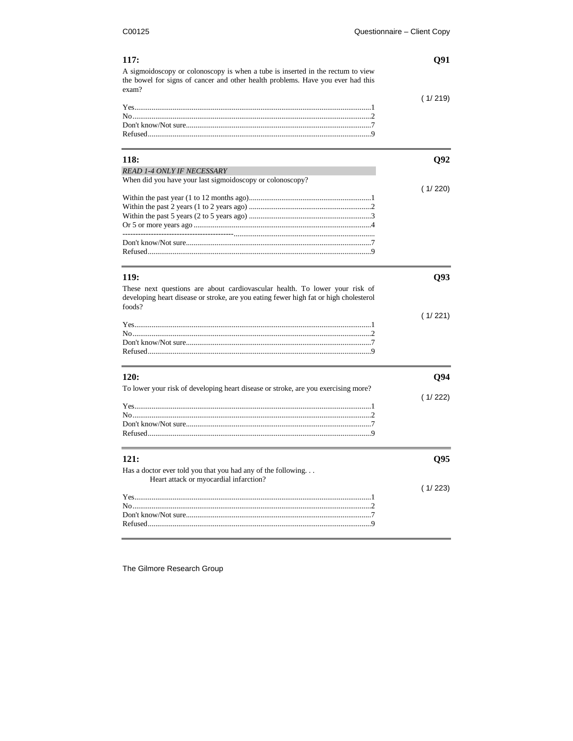**117:** **Q91**

A sigmoidoscopy or colonoscopy is when a tube is inserted in the rectum to view the bowel for signs of cancer and other health problems. Have you ever had this exam?

( 1/ 219)

Yes..........................................................................................................1
No...........................................................................................................2
Don't know/Not sure...............................................................................7
Refused...................................................................................................9

---

**118:** **Q92**

*READ 1-4 ONLY IF NECESSARY*

When did you have your last sigmoidoscopy or colonoscopy?

( 1/ 220)

Within the past year (1 to 12 months ago)...............................................1
Within the past 2 years (1 to 2 years ago) ...............................................2
Within the past 5 years (2 to 5 years ago) ...............................................3
Or 5 or more years ago ...........................................................................4
------------------------------------------..........................................................................
Don't know/Not sure...............................................................................7
Refused...................................................................................................9

---

**119:** **Q93**

These next questions are about cardiovascular health. To lower your risk of developing heart disease or stroke, are you eating fewer high fat or high cholesterol foods?

( 1/ 221)

Yes..........................................................................................................1
No...........................................................................................................2
Don't know/Not sure...............................................................................7
Refused...................................................................................................9

---

**120:** **Q94**

To lower your risk of developing heart disease or stroke, are you exercising more?

( 1/ 222)

Yes..........................................................................................................1
No...........................................................................................................2
Don't know/Not sure...............................................................................7
Refused...................................................................................................9

---

**121:** **Q95**

Has a doctor ever told you that you had any of the following. . .
Heart attack or myocardial infarction?

( 1/ 223)

Yes..........................................................................................................1
No...........................................................................................................2
Don't know/Not sure...............................................................................7
Refused...................................................................................................9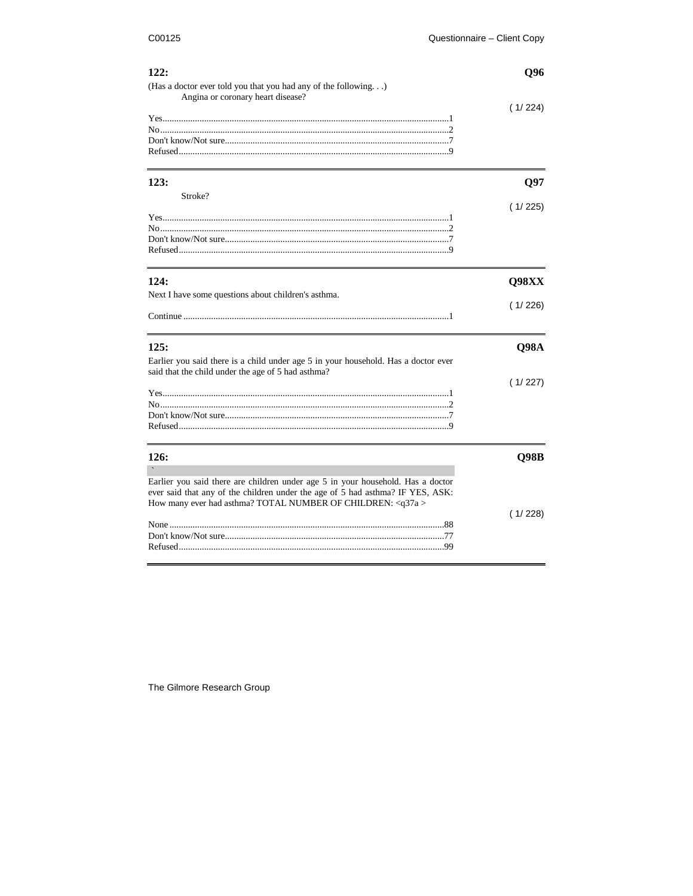**122:** **Q96**

(Has a doctor ever told you that you had any of the following. . .)
Angina or coronary heart disease?

( 1/ 224)

Yes..........................................................................................................1
No...........................................................................................................2
Don't know/Not sure...............................................................................7
Refused...................................................................................................9

---

**123:** **Q97**

Stroke?

( 1/ 225)

Yes..........................................................................................................1
No...........................................................................................................2
Don't know/Not sure...............................................................................7
Refused...................................................................................................9

---

**124:** **Q98XX**

Next I have some questions about children's asthma.

( 1/ 226)

Continue .................................................................................................1

---

**125:** **Q98A**

Earlier you said there is a child under age 5 in your household. Has a doctor ever said that the child under the age of 5 had asthma?

( 1/ 227)

Yes..........................................................................................................1
No...........................................................................................................2
Don't know/Not sure...............................................................................7
Refused...................................................................................................9

---

**126:** **Q98B**

`

Earlier you said there are children under age 5 in your household. Has a doctor ever said that any of the children under the age of 5 had asthma? IF YES, ASK: How many ever had asthma? TOTAL NUMBER OF CHILDREN: <q37a >

( 1/ 228)

None .....................................................................................................88
Don't know/Not sure.............................................................................77
Refused.................................................................................................99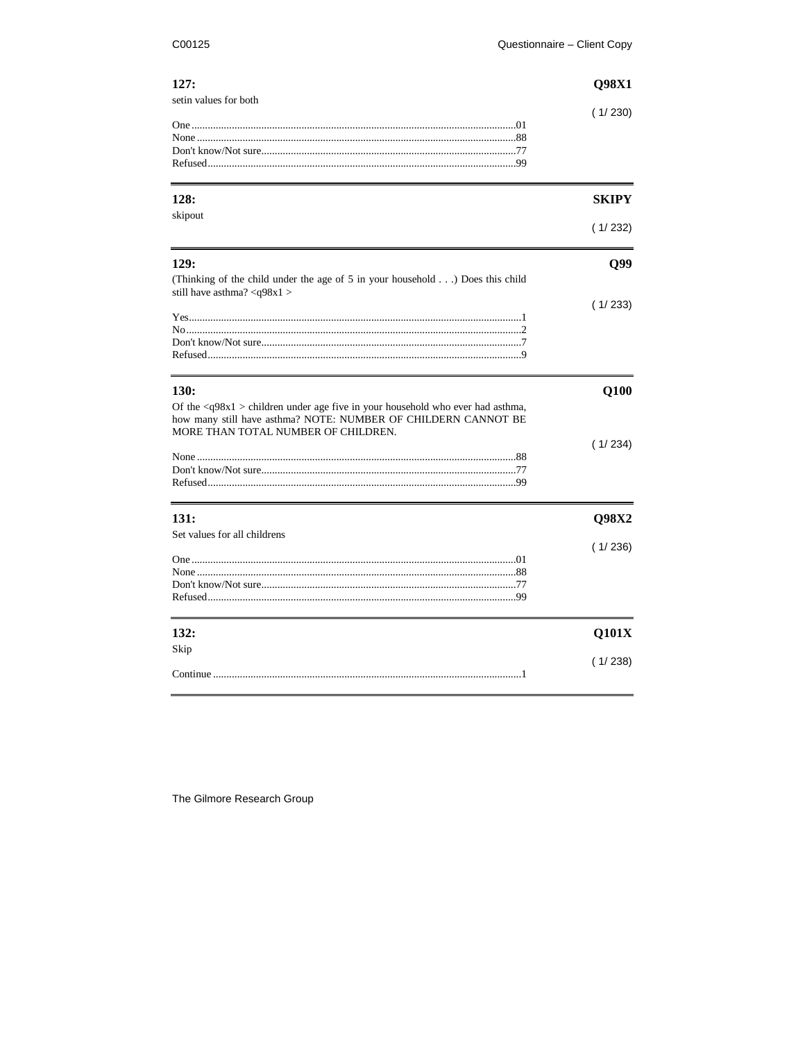**127:** **Q98X1**

setin values for both

( 1/ 230)

One........................................................................................................01
None.......................................................................................................88
Don't know/Not sure...............................................................................77
Refused...................................................................................................99

---

**128:** **SKIPY**

skipout

( 1/ 232)

---

**129:** **Q99**

(Thinking of the child under the age of 5 in your household . . .) Does this child still have asthma? <q98x1 >

( 1/ 233)

Yes...........................................................................................................1
No............................................................................................................2
Don't know/Not sure.................................................................................7
Refused.....................................................................................................9

---

**130:** **Q100**

Of the <q98x1 > children under age five in your household who ever had asthma, how many still have asthma? NOTE: NUMBER OF CHILDERN CANNOT BE MORE THAN TOTAL NUMBER OF CHILDREN.

( 1/ 234)

None.......................................................................................................88
Don't know/Not sure...............................................................................77
Refused...................................................................................................99

---

**131:** **Q98X2**

Set values for all childrens

( 1/ 236)

One........................................................................................................01
None.......................................................................................................88
Don't know/Not sure...............................................................................77
Refused...................................................................................................99

---

**132:** **Q101X**

Skip

( 1/ 238)

Continue ..................................................................................................1

---

The Gilmore Research Group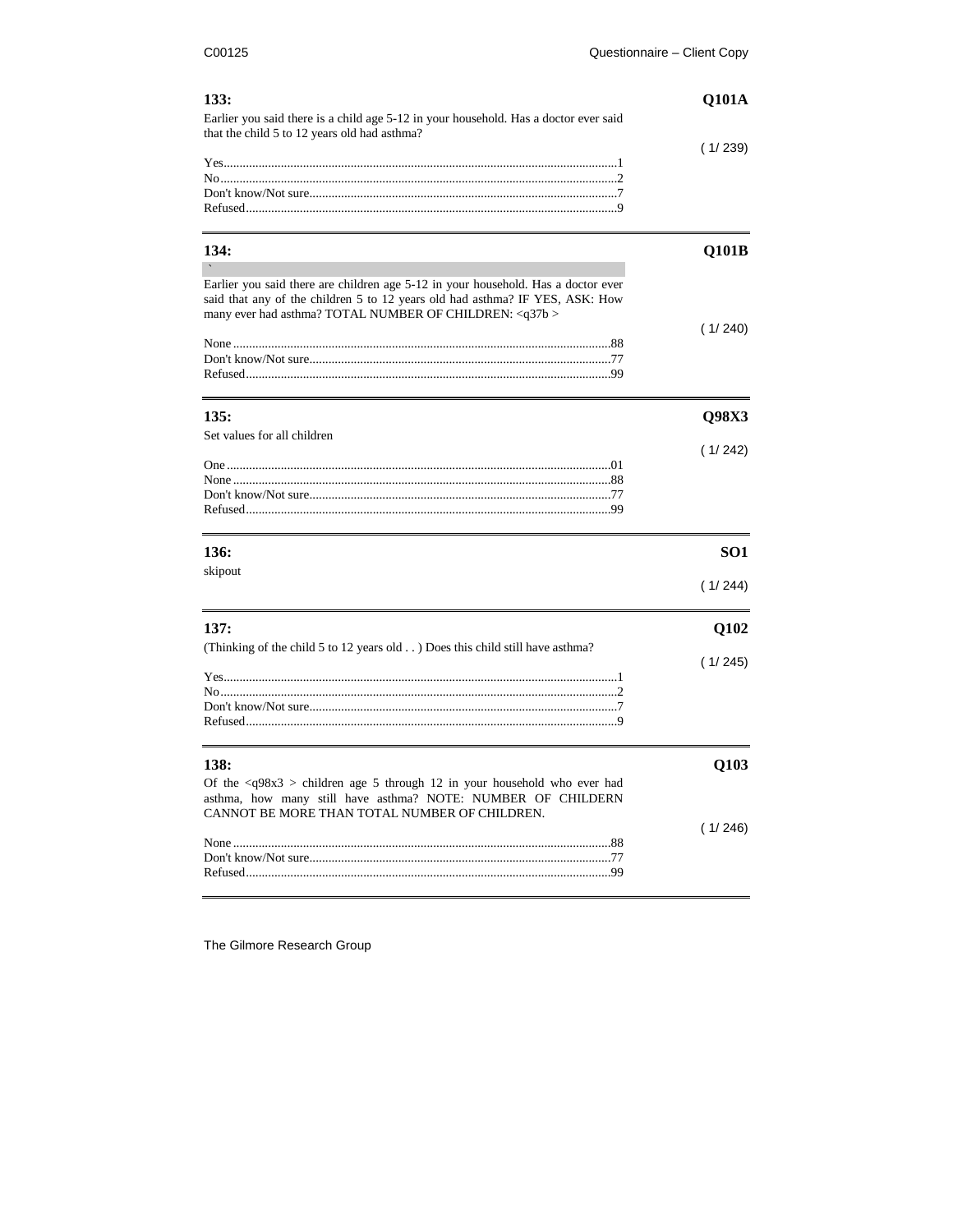**133:** **Q101A**

Earlier you said there is a child age 5-12 in your household. Has a doctor ever said that the child 5 to 12 years old had asthma?

( 1/ 239)

Yes....................................................................................................................1
No.....................................................................................................................2
Don't know/Not sure.........................................................................................7
Refused.............................................................................................................9

---

**134:** **Q101B**

`

Earlier you said there are children age 5-12 in your household. Has a doctor ever said that any of the children 5 to 12 years old had asthma? IF YES, ASK: How many ever had asthma? TOTAL NUMBER OF CHILDREN: <q37b >

( 1/ 240)

None ...............................................................................................................88
Don't know/Not sure.......................................................................................77
Refused...........................................................................................................99

---

**135:** **Q98X3**

Set values for all children

( 1/ 242)

One .................................................................................................................01
None ...............................................................................................................88
Don't know/Not sure.......................................................................................77
Refused...........................................................................................................99

---

**136:** **SO1**

skipout

( 1/ 244)

---

**137:** **Q102**

(Thinking of the child 5 to 12 years old . . ) Does this child still have asthma?

( 1/ 245)

Yes....................................................................................................................1
No.....................................................................................................................2
Don't know/Not sure.........................................................................................7
Refused.............................................................................................................9

---

**138:** **Q103**

Of the <q98x3 > children age 5 through 12 in your household who ever had asthma, how many still have asthma? NOTE: NUMBER OF CHILDERN CANNOT BE MORE THAN TOTAL NUMBER OF CHILDREN.

( 1/ 246)

None ...............................................................................................................88
Don't know/Not sure.......................................................................................77
Refused...........................................................................................................99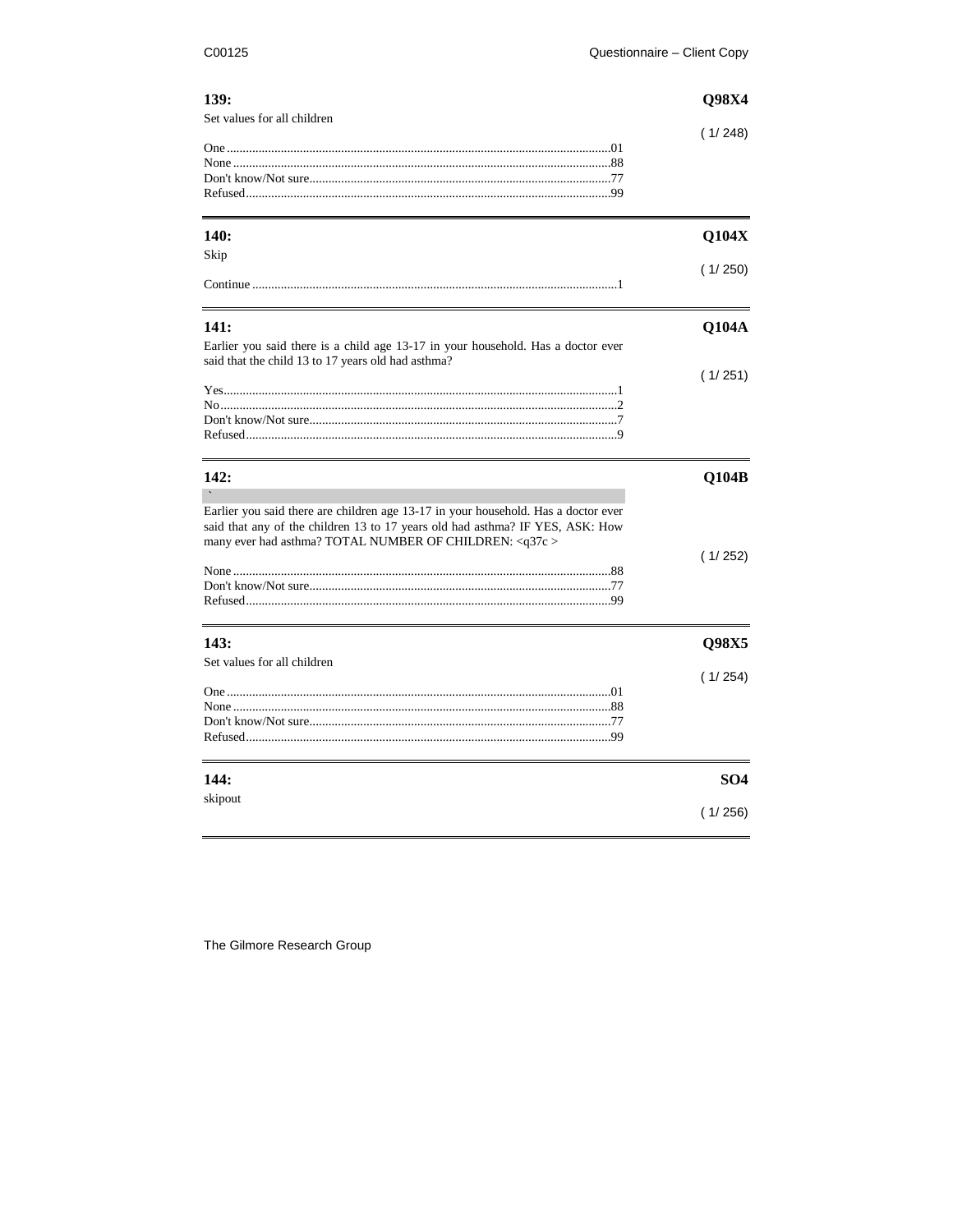**139:** **Q98X4**

Set values for all children

( 1/ 248)

One ....01
None ....88
Don't know/Not sure....77
Refused....99

---

**140:** **Q104X**

Skip

( 1/ 250)

Continue ....1

---

**141:** **Q104A**

Earlier you said there is a child age 13-17 in your household. Has a doctor ever said that the child 13 to 17 years old had asthma?

( 1/ 251)

Yes....1
No....2
Don't know/Not sure....7
Refused....9

---

**142:** **Q104B**

`

Earlier you said there are children age 13-17 in your household. Has a doctor ever said that any of the children 13 to 17 years old had asthma? IF YES, ASK: How many ever had asthma? TOTAL NUMBER OF CHILDREN: <q37c >

( 1/ 252)

None ....88
Don't know/Not sure....77
Refused....99

---

**143:** **Q98X5**

Set values for all children

( 1/ 254)

One ....01
None ....88
Don't know/Not sure....77
Refused....99

---

**144:** **SO4**

skipout

( 1/ 256)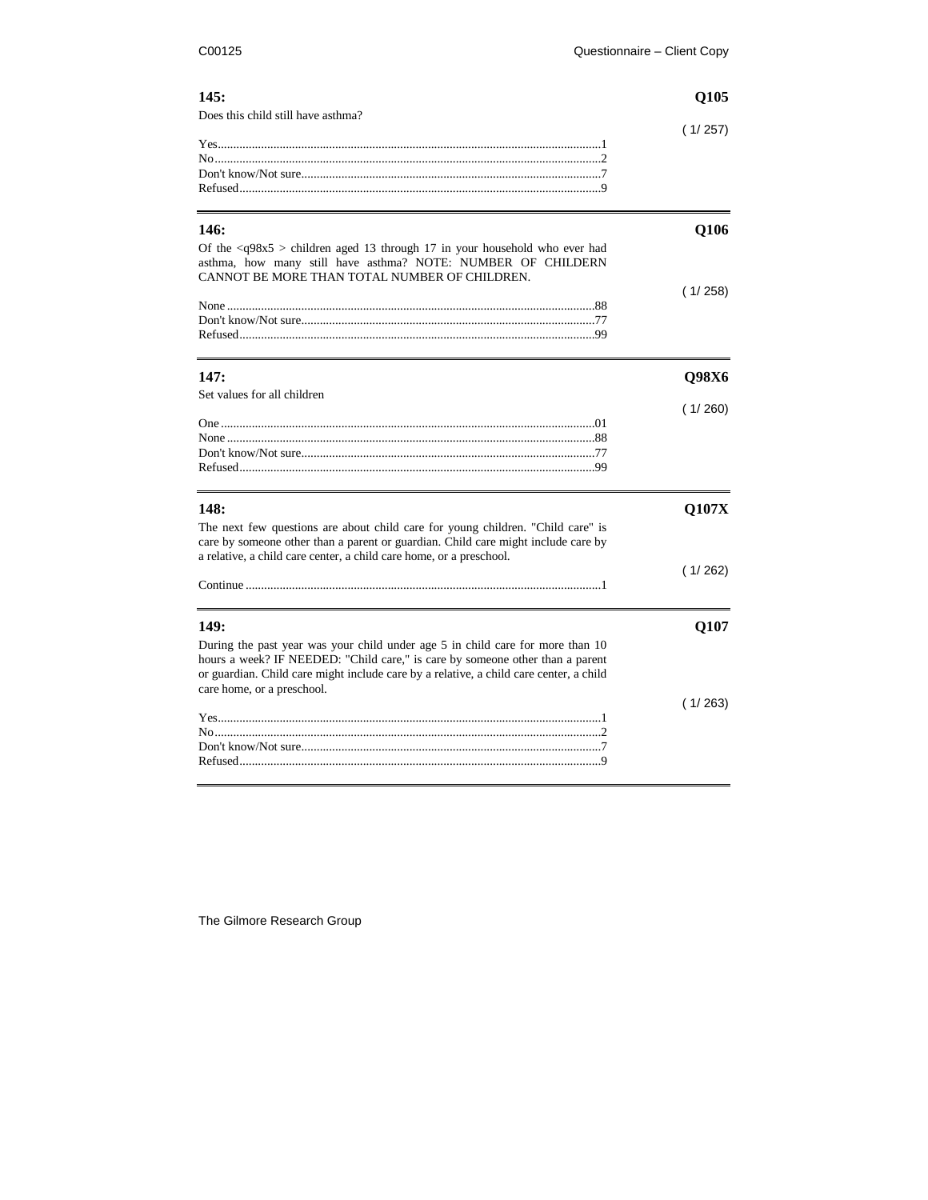**145:** **Q105**

Does this child still have asthma?

( 1/ 257)

Yes....1
No....2
Don't know/Not sure....7
Refused....9

---

**146:** **Q106**

Of the <q98x5 > children aged 13 through 17 in your household who ever had asthma, how many still have asthma? NOTE: NUMBER OF CHILDERN CANNOT BE MORE THAN TOTAL NUMBER OF CHILDREN.

( 1/ 258)

None....88
Don't know/Not sure....77
Refused....99

---

**147:** **Q98X6**

Set values for all children

( 1/ 260)

One....01
None....88
Don't know/Not sure....77
Refused....99

---

**148:** **Q107X**

The next few questions are about child care for young children. "Child care" is care by someone other than a parent or guardian. Child care might include care by a relative, a child care center, a child care home, or a preschool.

( 1/ 262)

Continue....1

---

**149:** **Q107**

During the past year was your child under age 5 in child care for more than 10 hours a week? IF NEEDED: "Child care," is care by someone other than a parent or guardian. Child care might include care by a relative, a child care center, a child care home, or a preschool.

( 1/ 263)

Yes....1
No....2
Don't know/Not sure....7
Refused....9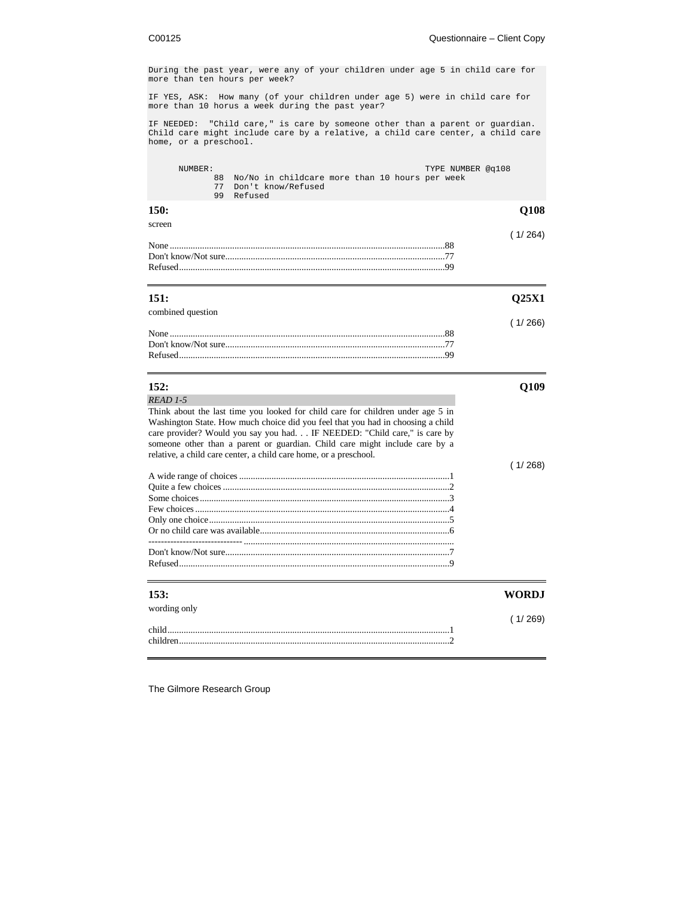```
During the past year, were any of your children under age 5 in child care for
more than ten hours per week?

IF YES, ASK:  How many (of your children under age 5) were in child care for
more than 10 horus a week during the past year?

IF NEEDED:  "Child care," is care by someone other than a parent or guardian.
Child care might include care by a relative, a child care center, a child care
home, or a preschool.


      NUMBER:                                           TYPE NUMBER @q108
             88  No/No in childcare more than 10 hours per week
             77  Don't know/Refused
             99  Refused
```

**150:** **Q108**

screen

( 1/ 264)

None .......................................................................................................88
Don't know/Not sure..............................................................................77
Refused..................................................................................................99

---

**151:** **Q25X1**

combined question

( 1/ 266)

None .......................................................................................................88
Don't know/Not sure..............................................................................77
Refused..................................................................................................99

---

**152:** **Q109**

*READ 1-5*

Think about the last time you looked for child care for children under age 5 in Washington State. How much choice did you feel that you had in choosing a child care provider? Would you say you had. . . IF NEEDED: "Child care," is care by someone other than a parent or guardian. Child care might include care by a relative, a child care center, a child care home, or a preschool.

( 1/ 268)

A wide range of choices ..........................................................................1
Quite a few choices .................................................................................2
Some choices...........................................................................................3
Few choices .............................................................................................4
Only one choice.......................................................................................5
Or no child care was available..................................................................6
------------------------------ ..........................................................................
Don't know/Not sure................................................................................7
Refused....................................................................................................9

---

**153:** **WORDJ**

wording only

( 1/ 269)

child........................................................................................................1
children...................................................................................................2

---

The Gilmore Research Group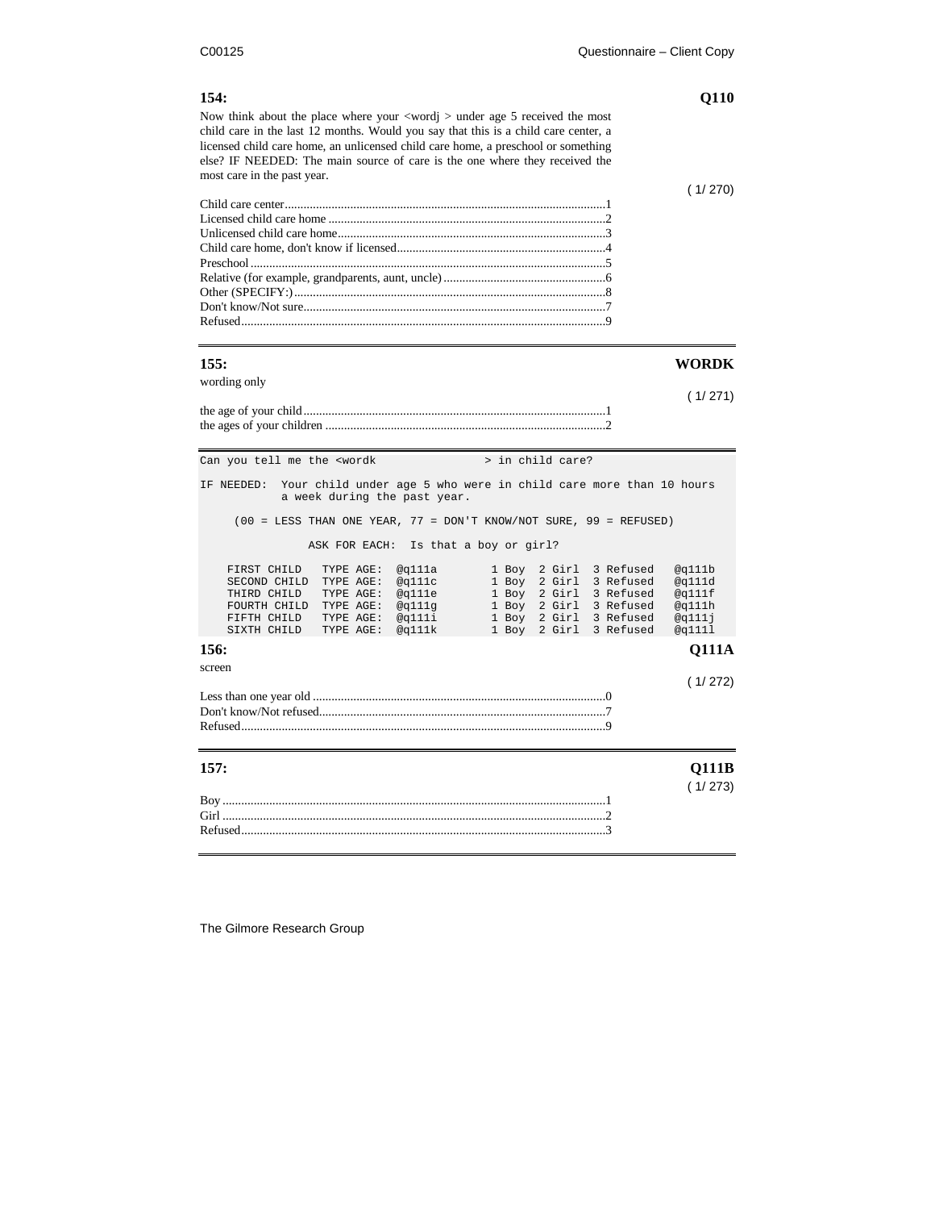**154:** **Q110**

Now think about the place where your <wordj > under age 5 received the most child care in the last 12 months. Would you say that this is a child care center, a licensed child care home, an unlicensed child care home, a preschool or something else? IF NEEDED: The main source of care is the one where they received the most care in the past year.

( 1/ 270)

Child care center....................................................................................................1
Licensed child care home .......................................................................................2
Unlicensed child care home....................................................................................3
Child care home, don't know if licensed.................................................................4
Preschool ................................................................................................................5
Relative (for example, grandparents, aunt, uncle)...................................................6
Other (SPECIFY:)..................................................................................................8
Don't know/Not sure...............................................................................................7
Refused...................................................................................................................9

---

**155:** **WORDK**

wording only

( 1/ 271)

the age of your child...............................................................................................1
the ages of your children ........................................................................................2

---

```
Can you tell me the <wordk                > in child care?

IF NEEDED:  Your child under age 5 who were in child care more than 10 hours
            a week during the past year.

     (00 = LESS THAN ONE YEAR, 77 = DON'T KNOW/NOT SURE, 99 = REFUSED)

               ASK FOR EACH:  Is that a boy or girl?

    FIRST CHILD   TYPE AGE:  @q111a       1 Boy  2 Girl  3 Refused   @q111b
    SECOND CHILD  TYPE AGE:  @q111c       1 Boy  2 Girl  3 Refused   @q111d
    THIRD CHILD   TYPE AGE:  @q111e       1 Boy  2 Girl  3 Refused   @q111f
    FOURTH CHILD  TYPE AGE:  @q111g       1 Boy  2 Girl  3 Refused   @q111h
    FIFTH CHILD   TYPE AGE:  @q111i       1 Boy  2 Girl  3 Refused   @q111j
    SIXTH CHILD   TYPE AGE:  @q111k       1 Boy  2 Girl  3 Refused   @q111l
```

**156:** **Q111A**

screen

( 1/ 272)

Less than one year old ............................................................................................0
Don't know/Not refused..........................................................................................7
Refused...................................................................................................................9

---

**157:** **Q111B**

( 1/ 273)

Boy .........................................................................................................................1
Girl .........................................................................................................................2
Refused...................................................................................................................3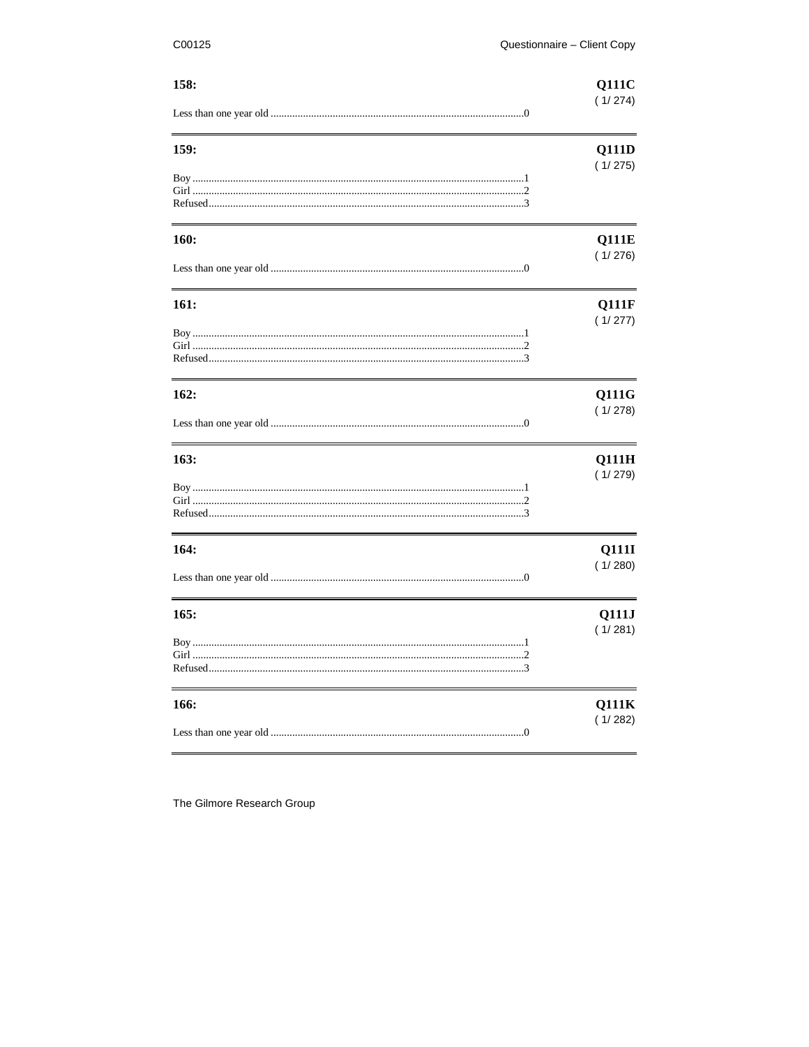**158:** **Q111C**
( 1/ 274)

Less than one year old ..........................................................................................0

---

**159:** **Q111D**
( 1/ 275)

Boy .........................................................................................................1
Girl .........................................................................................................2
Refused...................................................................................................3

---

**160:** **Q111E**
( 1/ 276)

Less than one year old ..........................................................................................0

---

**161:** **Q111F**
( 1/ 277)

Boy .........................................................................................................1
Girl .........................................................................................................2
Refused...................................................................................................3

---

**162:** **Q111G**
( 1/ 278)

Less than one year old ..........................................................................................0

---

**163:** **Q111H**
( 1/ 279)

Boy .........................................................................................................1
Girl .........................................................................................................2
Refused...................................................................................................3

---

**164:** **Q111I**
( 1/ 280)

Less than one year old ..........................................................................................0

---

**165:** **Q111J**
( 1/ 281)

Boy .........................................................................................................1
Girl .........................................................................................................2
Refused...................................................................................................3

---

**166:** **Q111K**
( 1/ 282)

Less than one year old ..........................................................................................0

---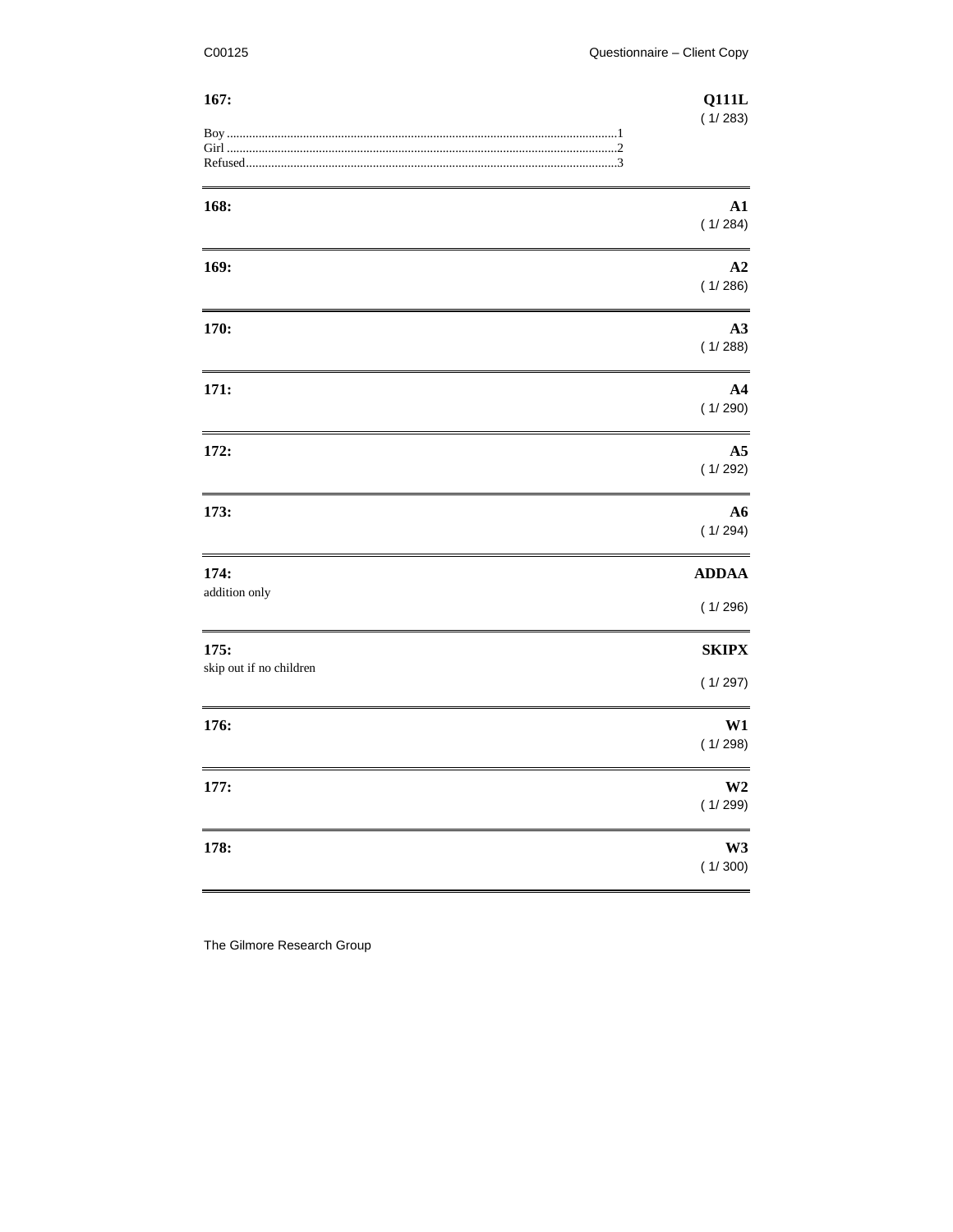**167:** **Q111L**

( 1/ 283)

Boy ..........................................................................................................................1
Girl ..........................................................................................................................2
Refused....................................................................................................................3

---

**168:** **A1**

( 1/ 284)

---

**169:** **A2**

( 1/ 286)

---

**170:** **A3**

( 1/ 288)

---

**171:** **A4**

( 1/ 290)

---

**172:** **A5**

( 1/ 292)

---

**173:** **A6**

( 1/ 294)

---

**174:** **ADDAA**

addition only

( 1/ 296)

---

**175:** **SKIPX**

skip out if no children

( 1/ 297)

---

**176:** **W1**

( 1/ 298)

---

**177:** **W2**

( 1/ 299)

---

**178:** **W3**

( 1/ 300)

---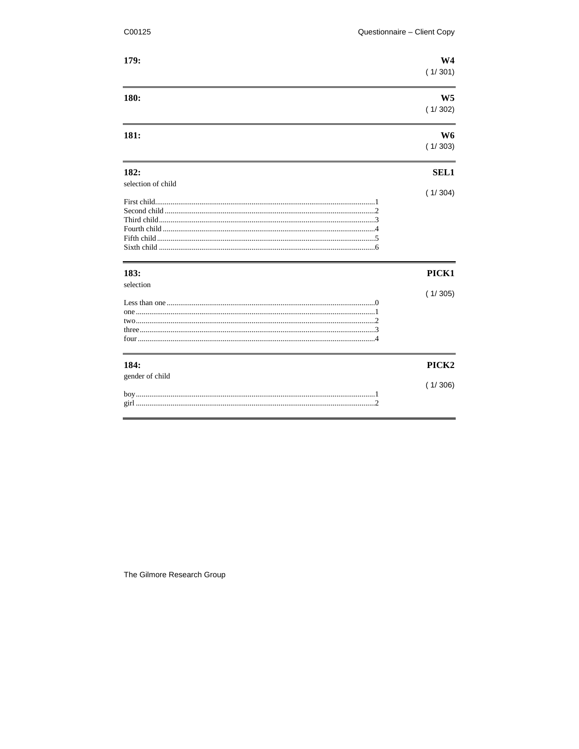**179:** **W4**

( 1/ 301)

---

**180:** **W5**

( 1/ 302)

---

**181:** **W6**

( 1/ 303)

---

**182:** **SEL1**

selection of child

( 1/ 304)

First child.....................................................................................................1
Second child ...................................................................................................2
Third child.......................................................................................................3
Fourth child .....................................................................................................4
Fifth child........................................................................................................5
Sixth child .......................................................................................................6

---

**183:** **PICK1**

selection

( 1/ 305)

Less than one..................................................................................................0
one ..................................................................................................................1
two..................................................................................................................2
three................................................................................................................3
four .................................................................................................................4

---

**184:** **PICK2**

gender of child

( 1/ 306)

boy..................................................................................................................1
girl .................................................................................................................2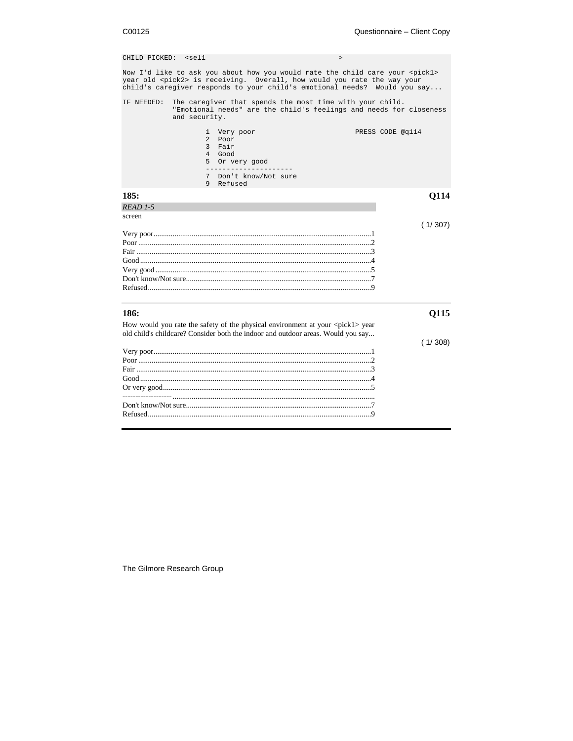```
CHILD PICKED:  <sel1                              >

Now I'd like to ask you about how you would rate the child care your <pick1>
year old <pick2> is receiving.  Overall, how would you rate the way your
child's caregiver responds to your child's emotional needs?  Would you say...

IF NEEDED:  The caregiver that spends the most time with your child.
            "Emotional needs" are the child's feelings and needs for closeness
            and security.

                    1  Very poor                          PRESS CODE @q114
                    2  Poor
                    3  Fair
                    4  Good
                    5  Or very good
                    --------------------
                    7  Don't know/Not sure
                    9  Refused
```

**185:** **Q114**

*READ 1-5*

screen

( 1/ 307)

Very poor....................1
Poor....................2
Fair....................3
Good....................4
Very good....................5
Don't know/Not sure....................7
Refused....................9

---

**186:** **Q115**

How would you rate the safety of the physical environment at your <pick1> year old child's childcare? Consider both the indoor and outdoor areas. Would you say...

( 1/ 308)

Very poor....................1
Poor....................2
Fair....................3
Good....................4
Or very good....................5
-------------------- ....................
Don't know/Not sure....................7
Refused....................9

---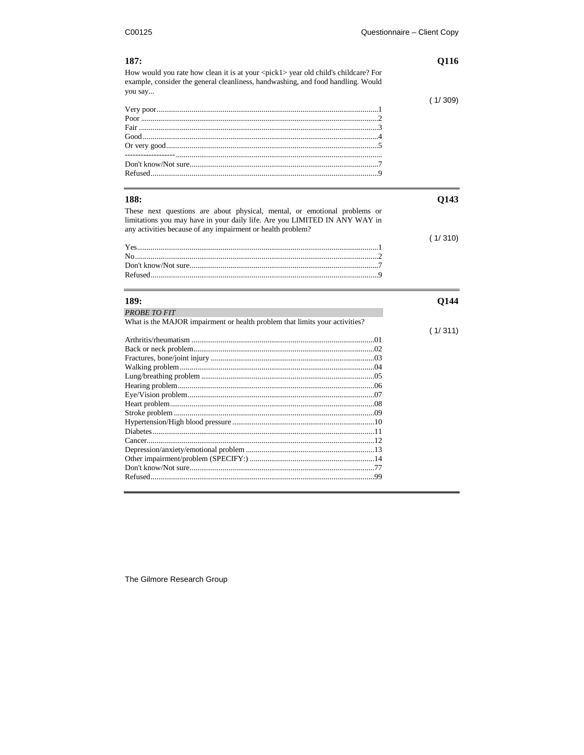**187:** **Q116**

How would you rate how clean it is at your <pick1> year old child's childcare? For example, consider the general cleanliness, handwashing, and food handling. Would you say...

( 1/ 309)

Very poor....................................................................................................1
Poor ..........................................................................................................2
Fair ...........................................................................................................3
Good .........................................................................................................4
Or very good..............................................................................................5
-------------------- ..........................................................................................
Don't know/Not sure...................................................................................7
Refused......................................................................................................9

---

**188:** **Q143**

These next questions are about physical, mental, or emotional problems or limitations you may have in your daily life. Are you LIMITED IN ANY WAY in any activities because of any impairment or health problem?

( 1/ 310)

Yes.............................................................................................................1
No..............................................................................................................2
Don't know/Not sure...................................................................................7
Refused......................................................................................................9

---

**189:** **Q144**

*PROBE TO FIT*

What is the MAJOR impairment or health problem that limits your activities?

( 1/ 311)

Arthritis/rheumatism ...............................................................................01
Back or neck problem...............................................................................02
Fractures, bone/joint injury ......................................................................03
Walking problem ......................................................................................04
Lung/breathing problem ...........................................................................05
Hearing problem.......................................................................................06
Eye/Vision problem..................................................................................07
Heart problem...........................................................................................08
Stroke problem .........................................................................................09
Hypertension/High blood pressure ...........................................................10
Diabetes....................................................................................................11
Cancer.......................................................................................................12
Depression/anxiety/emotional problem ....................................................13
Other impairment/problem (SPECIFY:) ...................................................14
Don't know/Not sure.................................................................................77
Refused.....................................................................................................99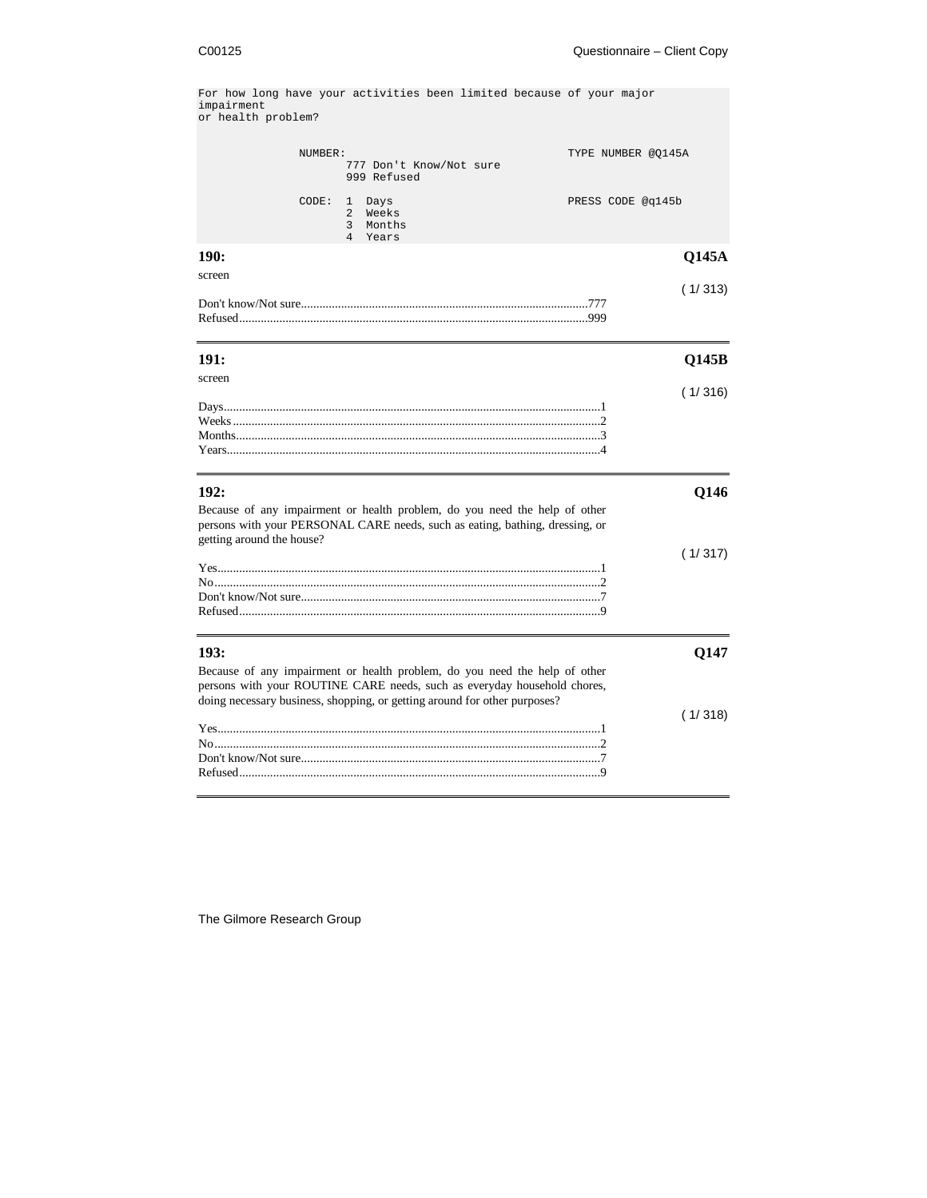```
For how long have your activities been limited because of your major
impairment
or health problem?


             NUMBER:                                        TYPE NUMBER @Q145A
                   777 Don't Know/Not sure
                   999 Refused

             CODE:  1  Days                                 PRESS CODE @q145b
                    2  Weeks
                    3  Months
                    4  Years
```

**190:** **Q145A**

screen

( 1/ 313)

Don't know/Not sure............................................................................................777
Refused................................................................................................................999

---

**191:** **Q145B**

screen

( 1/ 316)

Days......................................................................................................................1
Weeks ...................................................................................................................2
Months..................................................................................................................3
Years.....................................................................................................................4

---

**192:** **Q146**

Because of any impairment or health problem, do you need the help of other persons with your PERSONAL CARE needs, such as eating, bathing, dressing, or getting around the house?

( 1/ 317)

Yes........................................................................................................................1
No.........................................................................................................................2
Don't know/Not sure..............................................................................................7
Refused.................................................................................................................9

---

**193:** **Q147**

Because of any impairment or health problem, do you need the help of other persons with your ROUTINE CARE needs, such as everyday household chores, doing necessary business, shopping, or getting around for other purposes?

( 1/ 318)

Yes........................................................................................................................1
No.........................................................................................................................2
Don't know/Not sure..............................................................................................7
Refused.................................................................................................................9

---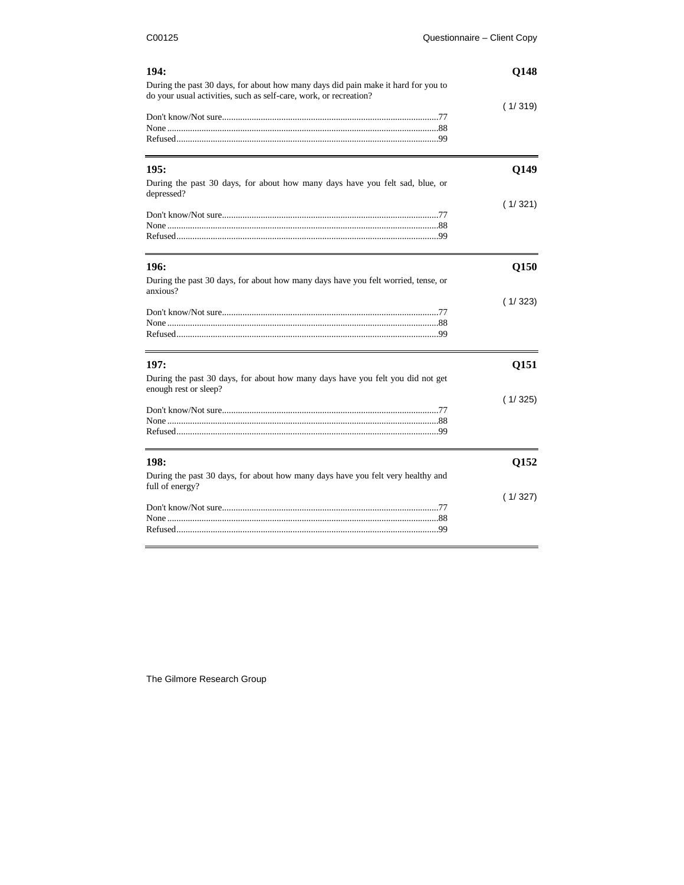**194:** **Q148**

During the past 30 days, for about how many days did pain make it hard for you to do your usual activities, such as self-care, work, or recreation?

( 1/ 319)

Don't know/Not sure..............................................................................................77
None ......................................................................................................................88
Refused..................................................................................................................99

---

**195:** **Q149**

During the past 30 days, for about how many days have you felt sad, blue, or depressed?

( 1/ 321)

Don't know/Not sure..............................................................................................77
None ......................................................................................................................88
Refused..................................................................................................................99

---

**196:** **Q150**

During the past 30 days, for about how many days have you felt worried, tense, or anxious?

( 1/ 323)

Don't know/Not sure..............................................................................................77
None ......................................................................................................................88
Refused..................................................................................................................99

---

**197:** **Q151**

During the past 30 days, for about how many days have you felt you did not get enough rest or sleep?

( 1/ 325)

Don't know/Not sure..............................................................................................77
None ......................................................................................................................88
Refused..................................................................................................................99

---

**198:** **Q152**

During the past 30 days, for about how many days have you felt very healthy and full of energy?

( 1/ 327)

Don't know/Not sure..............................................................................................77
None ......................................................................................................................88
Refused..................................................................................................................99

---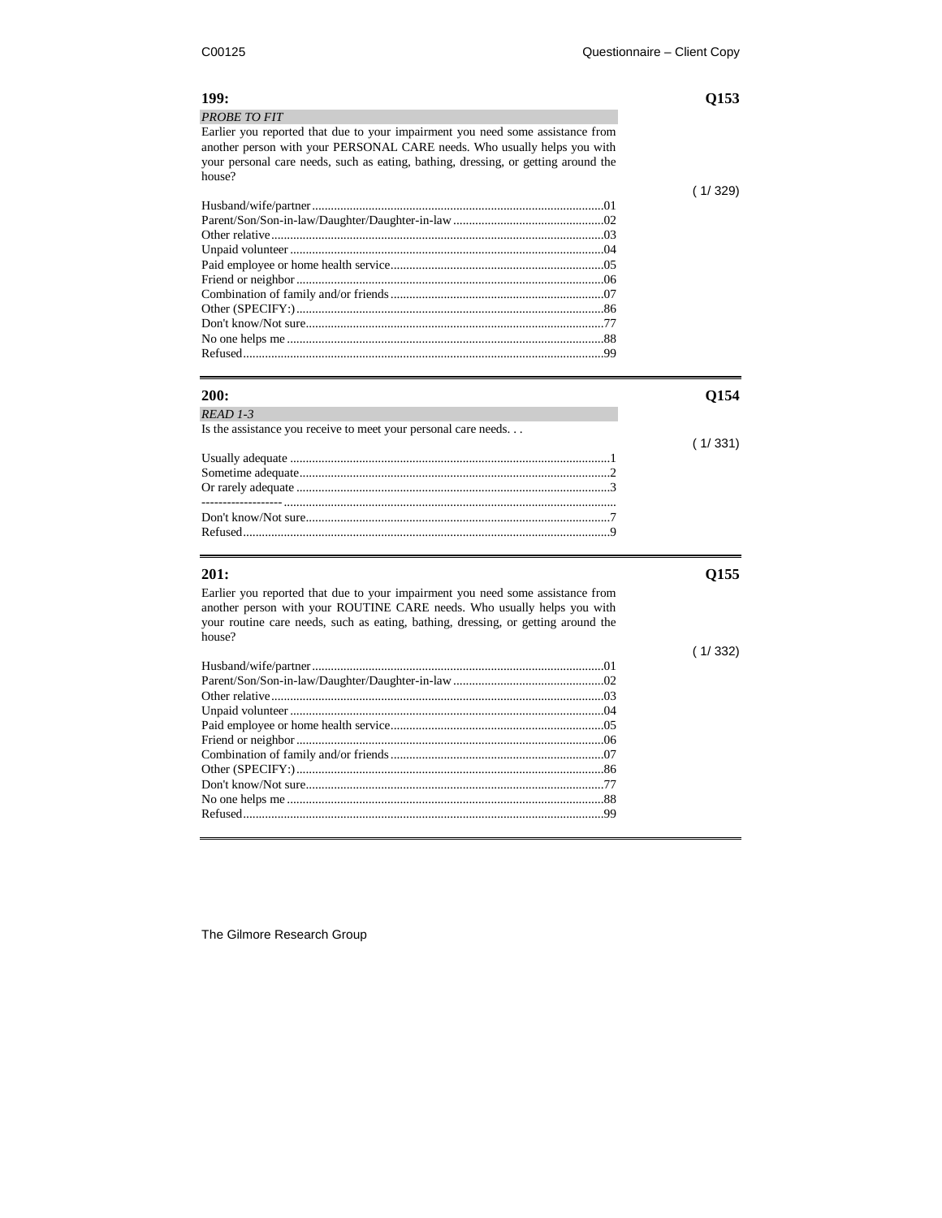**199:** **Q153**

*PROBE TO FIT*

Earlier you reported that due to your impairment you need some assistance from another person with your PERSONAL CARE needs. Who usually helps you with your personal care needs, such as eating, bathing, dressing, or getting around the house?

( 1/ 329)

Husband/wife/partner............................................................................................01
Parent/Son/Son-in-law/Daughter/Daughter-in-law................................................02
Other relative..........................................................................................................03
Unpaid volunteer....................................................................................................04
Paid employee or home health service....................................................................05
Friend or neighbor..................................................................................................06
Combination of family and/or friends....................................................................07
Other (SPECIFY:)..................................................................................................86
Don't know/Not sure..............................................................................................77
No one helps me.....................................................................................................88
Refused..................................................................................................................99

---

**200:** **Q154**

*READ 1-3*

Is the assistance you receive to meet your personal care needs. . .

( 1/ 331)

Usually adequate.....................................................................................................1
Sometime adequate..................................................................................................2
Or rarely adequate...................................................................................................3
-------------------------------------------------------------------------------------------------------
Don't know/Not sure................................................................................................7
Refused....................................................................................................................9

---

**201:** **Q155**

Earlier you reported that due to your impairment you need some assistance from another person with your ROUTINE CARE needs. Who usually helps you with your routine care needs, such as eating, bathing, dressing, or getting around the house?

( 1/ 332)

Husband/wife/partner............................................................................................01
Parent/Son/Son-in-law/Daughter/Daughter-in-law................................................02
Other relative..........................................................................................................03
Unpaid volunteer....................................................................................................04
Paid employee or home health service....................................................................05
Friend or neighbor..................................................................................................06
Combination of family and/or friends....................................................................07
Other (SPECIFY:)..................................................................................................86
Don't know/Not sure..............................................................................................77
No one helps me.....................................................................................................88
Refused..................................................................................................................99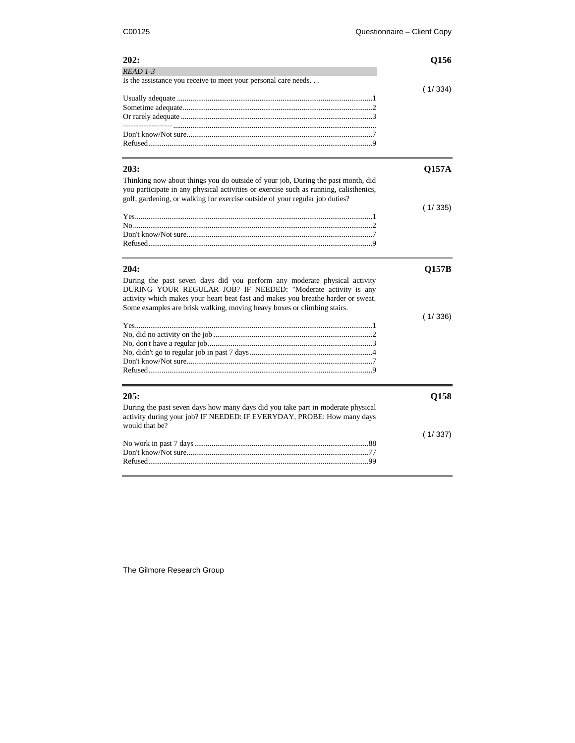**202:** **Q156**

*READ 1-3*

Is the assistance you receive to meet your personal care needs. . .

( 1/ 334)

Usually adequate ....................................................................................................1
Sometime adequate..................................................................................................2
Or rarely adequate ...................................................................................................3
------------------- ........................................................................................................
Don't know/Not sure................................................................................................7
Refused....................................................................................................................9

---

**203:** **Q157A**

Thinking now about things you do outside of your job, During the past month, did you participate in any physical activities or exercise such as running, calisthenics, golf, gardening, or walking for exercise outside of your regular job duties?

( 1/ 335)

Yes...........................................................................................................................1
No............................................................................................................................2
Don't know/Not sure................................................................................................7
Refused....................................................................................................................9

---

**204:** **Q157B**

During the past seven days did you perform any moderate physical activity DURING YOUR REGULAR JOB? IF NEEDED: "Moderate activity is any activity which makes your heart beat fast and makes you breathe harder or sweat. Some examples are brisk walking, moving heavy boxes or climbing stairs.

( 1/ 336)

Yes...........................................................................................................................1
No, did no activity on the job ..................................................................................2
No, don't have a regular job.....................................................................................3
No, didn't go to regular job in past 7 days................................................................4
Don't know/Not sure................................................................................................7
Refused....................................................................................................................9

---

**205:** **Q158**

During the past seven days how many days did you take part in moderate physical activity during your job? IF NEEDED: IF EVERYDAY, PROBE: How many days would that be?

( 1/ 337)

No work in past 7 days..........................................................................................88
Don't know/Not sure..............................................................................................77
Refused..................................................................................................................99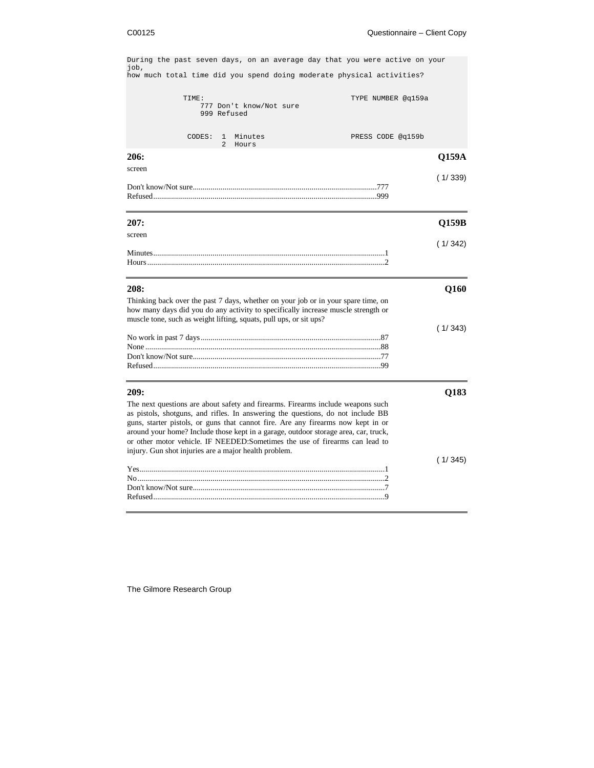```
During the past seven days, on an average day that you were active on your
job,
how much total time did you spend doing moderate physical activities?


           TIME:                                       TYPE NUMBER @q159a
               777 Don't know/Not sure
               999 Refused


            CODES:  1  Minutes                         PRESS CODE @q159b
                    2  Hours
```

**206:** **Q159A**

screen

( 1/ 339)

Don't know/Not sure....................777
Refused....................999

---

**207:** **Q159B**

screen

( 1/ 342)

Minutes....................1
Hours....................2

---

**208:** **Q160**

Thinking back over the past 7 days, whether on your job or in your spare time, on how many days did you do any activity to specifically increase muscle strength or muscle tone, such as weight lifting, squats, pull ups, or sit ups?

( 1/ 343)

No work in past 7 days....................87
None....................88
Don't know/Not sure....................77
Refused....................99

---

**209:** **Q183**

The next questions are about safety and firearms. Firearms include weapons such as pistols, shotguns, and rifles. In answering the questions, do not include BB guns, starter pistols, or guns that cannot fire. Are any firearms now kept in or around your home? Include those kept in a garage, outdoor storage area, car, truck, or other motor vehicle. IF NEEDED:Sometimes the use of firearms can lead to injury. Gun shot injuries are a major health problem.

( 1/ 345)

Yes....................1
No....................2
Don't know/Not sure....................7
Refused....................9

---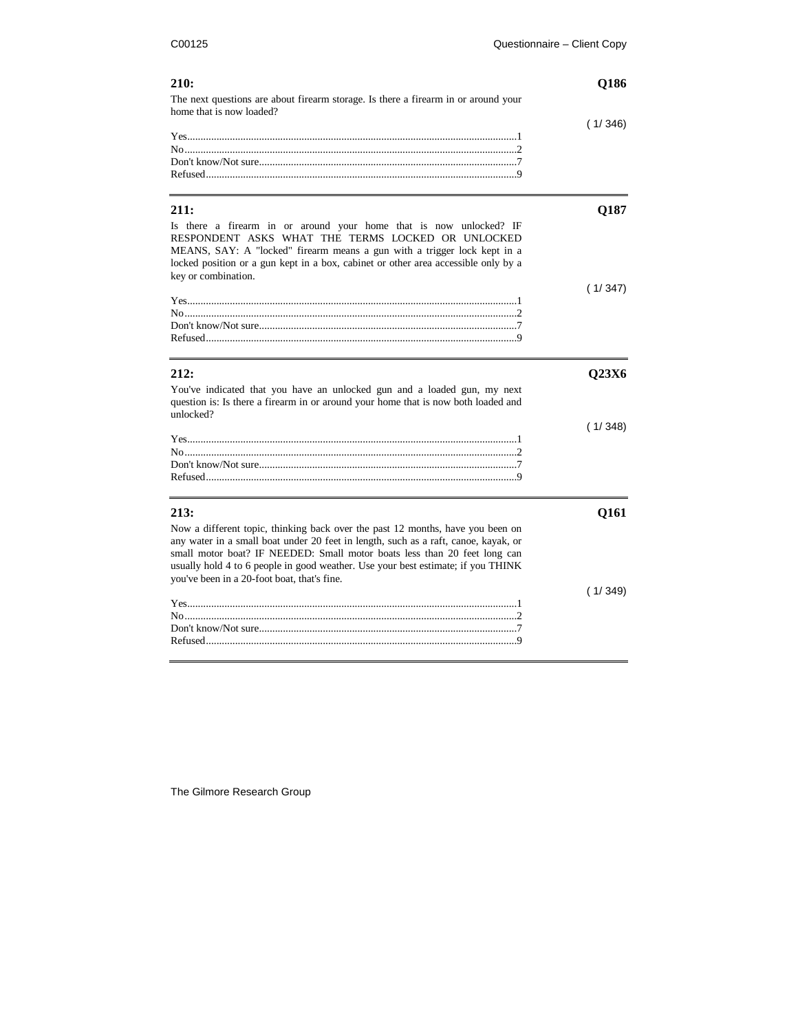**210:** **Q186**

The next questions are about firearm storage. Is there a firearm in or around your home that is now loaded?

( 1/ 346)

Yes....................................................................................................................1
No......................................................................................................................2
Don't know/Not sure...........................................................................................7
Refused..............................................................................................................9

---

**211:** **Q187**

Is there a firearm in or around your home that is now unlocked? IF RESPONDENT ASKS WHAT THE TERMS LOCKED OR UNLOCKED MEANS, SAY: A "locked" firearm means a gun with a trigger lock kept in a locked position or a gun kept in a box, cabinet or other area accessible only by a key or combination.

( 1/ 347)

Yes....................................................................................................................1
No......................................................................................................................2
Don't know/Not sure...........................................................................................7
Refused..............................................................................................................9

---

**212:** **Q23X6**

You've indicated that you have an unlocked gun and a loaded gun, my next question is: Is there a firearm in or around your home that is now both loaded and unlocked?

( 1/ 348)

Yes....................................................................................................................1
No......................................................................................................................2
Don't know/Not sure...........................................................................................7
Refused..............................................................................................................9

---

**213:** **Q161**

Now a different topic, thinking back over the past 12 months, have you been on any water in a small boat under 20 feet in length, such as a raft, canoe, kayak, or small motor boat? IF NEEDED: Small motor boats less than 20 feet long can usually hold 4 to 6 people in good weather. Use your best estimate; if you THINK you've been in a 20-foot boat, that's fine.

( 1/ 349)

Yes....................................................................................................................1
No......................................................................................................................2
Don't know/Not sure...........................................................................................7
Refused..............................................................................................................9

---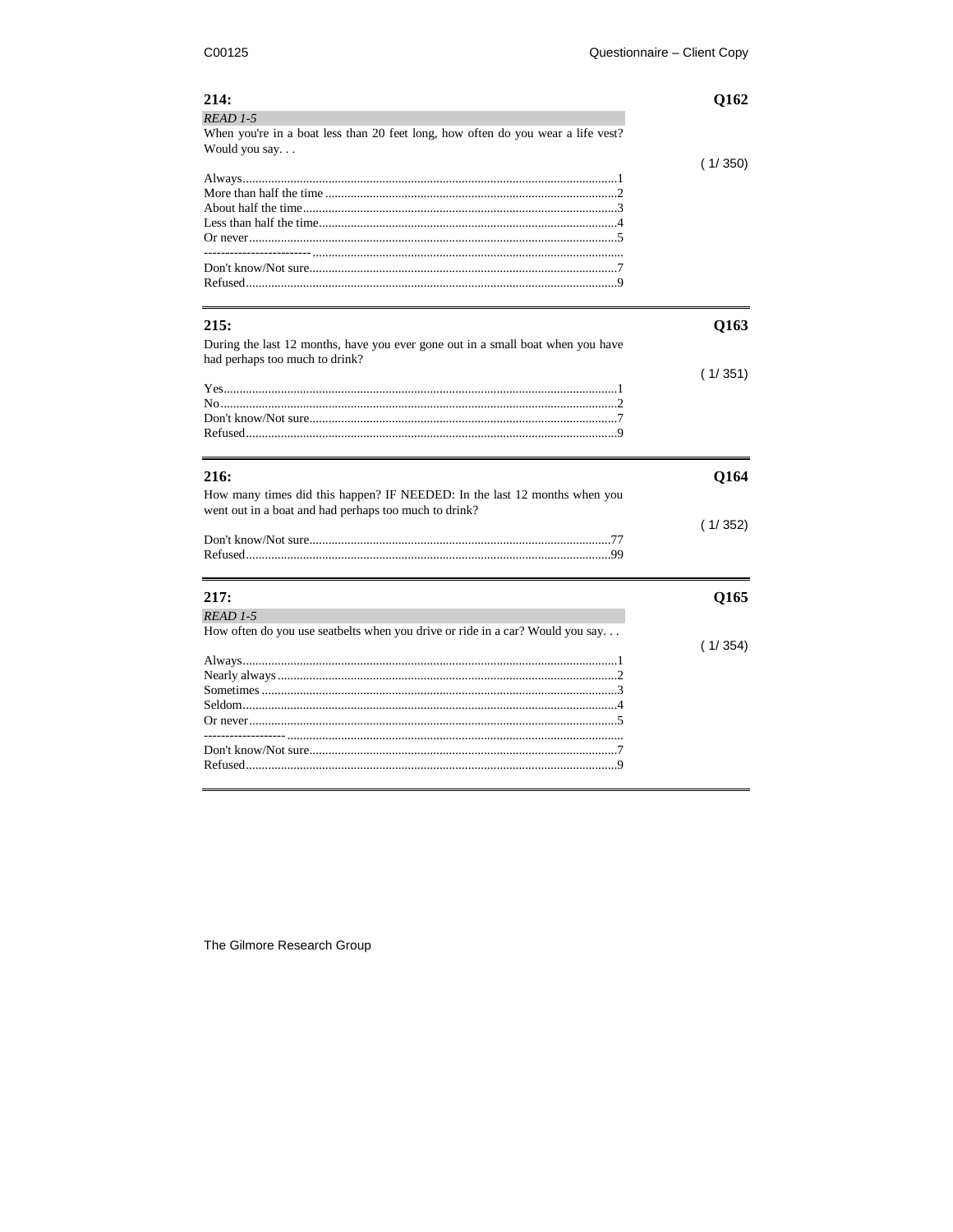**214:** **Q162**

*READ 1-5*

When you're in a boat less than 20 feet long, how often do you wear a life vest? Would you say. . .

( 1/ 350)

Always....................................................................................................1
More than half the time ...........................................................................2
About half the time..................................................................................3
Less than half the time.............................................................................4
Or never...................................................................................................5
-------------------------................................................................................
Don't know/Not sure................................................................................7
Refused....................................................................................................9

---

**215:** **Q163**

During the last 12 months, have you ever gone out in a small boat when you have had perhaps too much to drink?

( 1/ 351)

Yes..........................................................................................................1
No...........................................................................................................2
Don't know/Not sure................................................................................7
Refused....................................................................................................9

---

**216:** **Q164**

How many times did this happen? IF NEEDED: In the last 12 months when you went out in a boat and had perhaps too much to drink?

( 1/ 352)

Don't know/Not sure..............................................................................77
Refused..................................................................................................99

---

**217:** **Q165**

*READ 1-5*

How often do you use seatbelts when you drive or ride in a car? Would you say. . .

( 1/ 354)

Always....................................................................................................1
Nearly always..........................................................................................2
Sometimes ..............................................................................................3
Seldom....................................................................................................4
Or never...................................................................................................5
-------------------.......................................................................................
Don't know/Not sure................................................................................7
Refused....................................................................................................9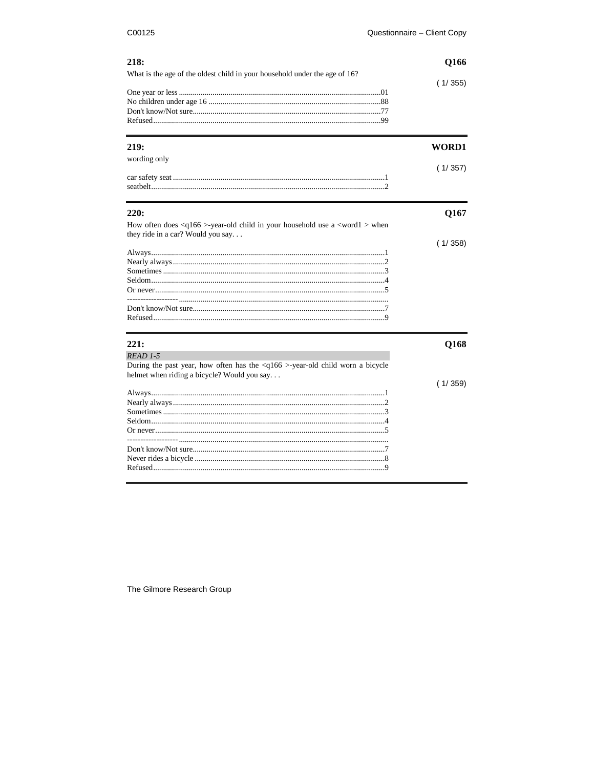**218:** **Q166**

What is the age of the oldest child in your household under the age of 16?

( 1/ 355)

One year or less ....01
No children under age 16 ....88
Don't know/Not sure....77
Refused....99

---

**219:** **WORD1**

wording only

( 1/ 357)

car safety seat ....1
seatbelt....2

---

**220:** **Q167**

How often does <q166 >-year-old child in your household use a <word1 > when they ride in a car? Would you say. . .

( 1/ 358)

Always....1
Nearly always....2
Sometimes ....3
Seldom....4
Or never....5
------------------- ....
Don't know/Not sure....7
Refused....9

---

**221:** **Q168**

*READ 1-5*

During the past year, how often has the <q166 >-year-old child worn a bicycle helmet when riding a bicycle? Would you say. . .

( 1/ 359)

Always....1
Nearly always....2
Sometimes ....3
Seldom....4
Or never....5
------------------- ....
Don't know/Not sure....7
Never rides a bicycle ....8
Refused....9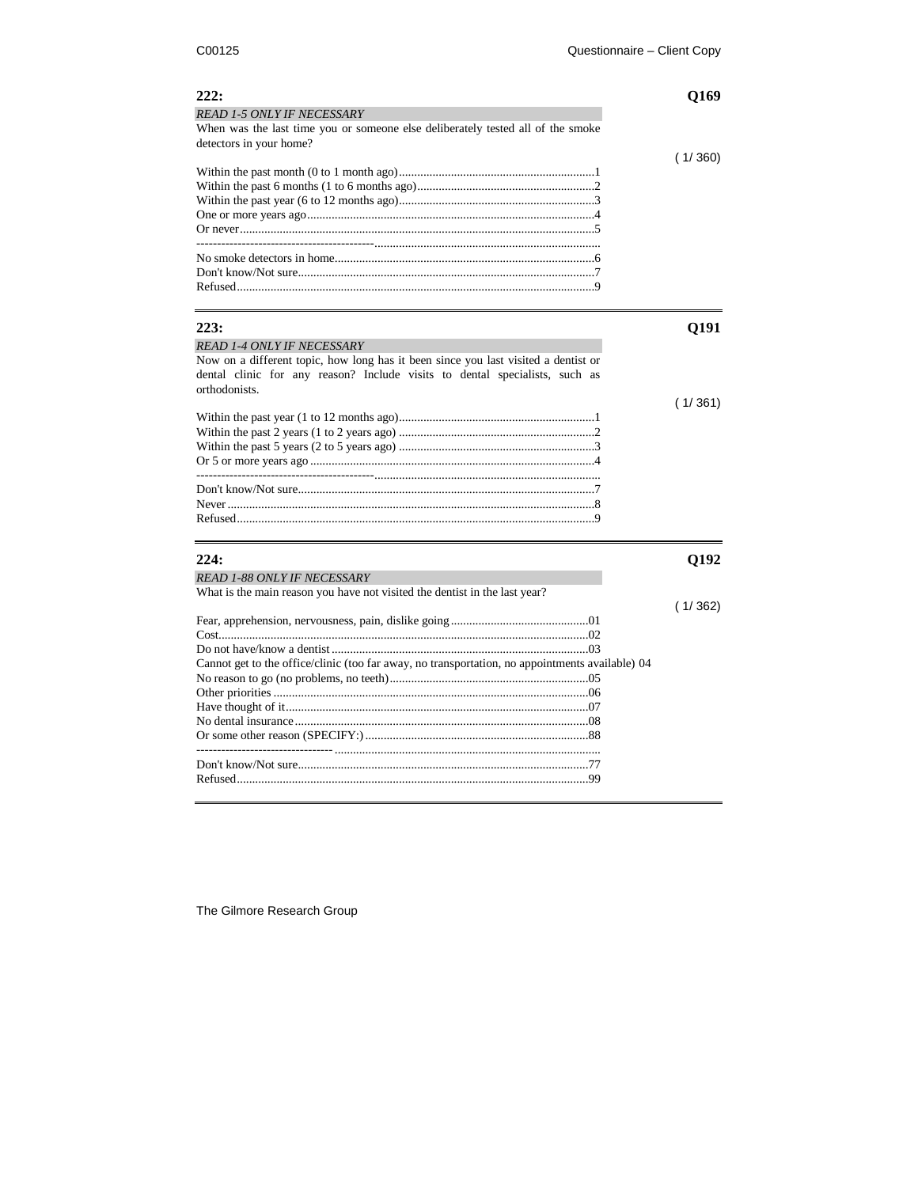### 222: Q169

*READ 1-5 ONLY IF NECESSARY*

When was the last time you or someone else deliberately tested all of the smoke detectors in your home?

( 1/ 360)

Within the past month (0 to 1 month ago)................................................................1
Within the past 6 months (1 to 6 months ago)..........................................................2
Within the past year (6 to 12 months ago)...............................................................3
One or more years ago............................................................................................4
Or never..................................................................................................................5
--------------------------------------------..........................................................................
No smoke detectors in home....................................................................................6
Don't know/Not sure................................................................................................7
Refused....................................................................................................................9

---

### 223: Q191

*READ 1-4 ONLY IF NECESSARY*

Now on a different topic, how long has it been since you last visited a dentist or dental clinic for any reason? Include visits to dental specialists, such as orthodonists.

( 1/ 361)

Within the past year (1 to 12 months ago)...............................................................1
Within the past 2 years (1 to 2 years ago) ...............................................................2
Within the past 5 years (2 to 5 years ago) ...............................................................3
Or 5 or more years ago ............................................................................................4
--------------------------------------------..........................................................................
Don't know/Not sure................................................................................................7
Never .......................................................................................................................8
Refused....................................................................................................................9

---

### 224: Q192

*READ 1-88 ONLY IF NECESSARY*

What is the main reason you have not visited the dentist in the last year?

( 1/ 362)

Fear, apprehension, nervousness, pain, dislike going .............................................01
Cost.........................................................................................................................02
Do not have/know a dentist ....................................................................................03
Cannot get to the office/clinic (too far away, no transportation, no appointments available) 04
No reason to go (no problems, no teeth)................................................................05
Other priorities .......................................................................................................06
Have thought of it...................................................................................................07
No dental insurance ................................................................................................08
Or some other reason (SPECIFY:) .........................................................................88
--------------------------------- ....................................................................................
Don't know/Not sure..............................................................................................77
Refused..................................................................................................................99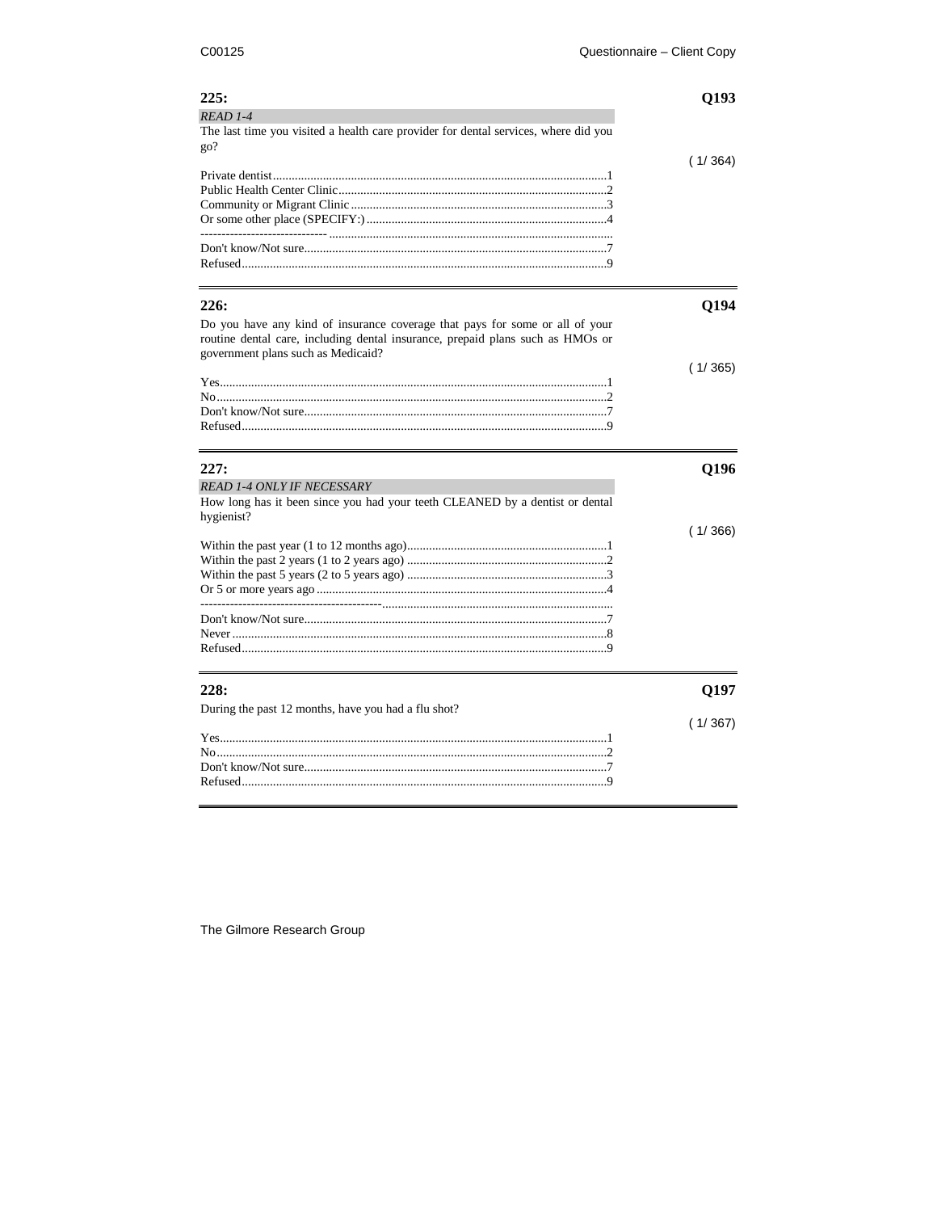## 225: Q193

*READ 1-4*

The last time you visited a health care provider for dental services, where did you go?

( 1/ 364)

Private dentist........................................................................................................1
Public Health Center Clinic....................................................................................2
Community or Migrant Clinic ................................................................................3
Or some other place (SPECIFY:) ..........................................................................4
------------------------------ ..........................................................................................
Don't know/Not sure...............................................................................................7
Refused...................................................................................................................9

---

## 226: Q194

Do you have any kind of insurance coverage that pays for some or all of your routine dental care, including dental insurance, prepaid plans such as HMOs or government plans such as Medicaid?

( 1/ 365)

Yes..........................................................................................................................1
No...........................................................................................................................2
Don't know/Not sure...............................................................................................7
Refused...................................................................................................................9

---

## 227: Q196

*READ 1-4 ONLY IF NECESSARY*

How long has it been since you had your teeth CLEANED by a dentist or dental hygienist?

( 1/ 366)

Within the past year (1 to 12 months ago)...............................................................1
Within the past 2 years (1 to 2 years ago) ...............................................................2
Within the past 5 years (2 to 5 years ago) ...............................................................3
Or 5 or more years ago ...........................................................................................4
-------------------------------------------.........................................................................
Don't know/Not sure...............................................................................................7
Never .....................................................................................................................8
Refused...................................................................................................................9

---

## 228: Q197

During the past 12 months, have you had a flu shot?

( 1/ 367)

Yes..........................................................................................................................1
No...........................................................................................................................2
Don't know/Not sure...............................................................................................7
Refused...................................................................................................................9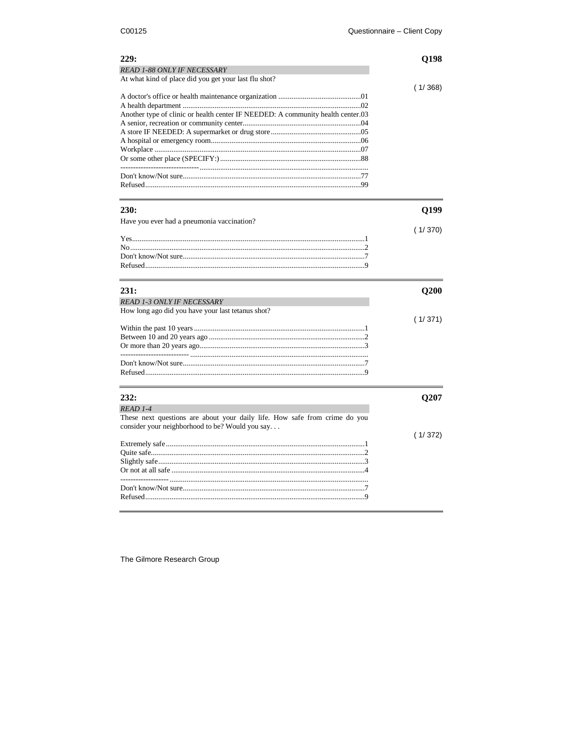## 229: Q198

*READ 1-88 ONLY IF NECESSARY*

At what kind of place did you get your last flu shot?

( 1/ 368)

A doctor's office or health maintenance organization ............................................01
A health department ...............................................................................................02
Another type of clinic or health center IF NEEDED: A community health center.03
A senior, recreation or community center...............................................................04
A store IF NEEDED: A supermarket or drug store................................................05
A hospital or emergency room................................................................................06
Workplace ..............................................................................................................07
Or some other place (SPECIFY:) ...........................................................................88
------------------------------ ........................................................................................
Don't know/Not sure...............................................................................................77
Refused...................................................................................................................99

---

## 230: Q199

Have you ever had a pneumonia vaccination?

( 1/ 370)

Yes...........................................................................................................................1
No............................................................................................................................2
Don't know/Not sure................................................................................................7
Refused....................................................................................................................9

---

## 231: Q200

*READ 1-3 ONLY IF NECESSARY*

How long ago did you have your last tetanus shot?

( 1/ 371)

Within the past 10 years ..........................................................................................1
Between 10 and 20 years ago ..................................................................................2
Or more than 20 years ago.......................................................................................3
-------------------------- .............................................................................................
Don't know/Not sure................................................................................................7
Refused....................................................................................................................9

---

## 232: Q207

*READ 1-4*

These next questions are about your daily life. How safe from crime do you consider your neighborhood to be? Would you say. . .

( 1/ 372)

Extremely safe.........................................................................................................1
Quite safe.................................................................................................................2
Slightly safe.............................................................................................................3
Or not at all safe ......................................................................................................4
------------------- .......................................................................................................
Don't know/Not sure................................................................................................7
Refused....................................................................................................................9

---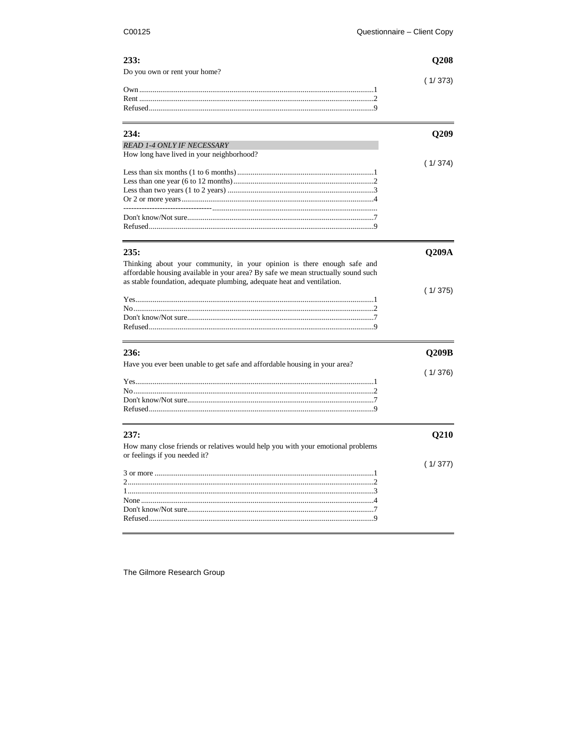### 233: Q208

Do you own or rent your home?

( 1/ 373)

Own........................................................................................................................1
Rent .......................................................................................................................2
Refused...................................................................................................................9

---

### 234: Q209

*READ 1-4 ONLY IF NECESSARY*

How long have lived in your neighborhood?

( 1/ 374)

Less than six months (1 to 6 months) .......................................................................1
Less than one year (6 to 12 months).........................................................................2
Less than two years (1 to 2 years) ...........................................................................3
Or 2 or more years...................................................................................................4
----------------------------------..................................................................................
Don't know/Not sure................................................................................................7
Refused...................................................................................................................9

---

### 235: Q209A

Thinking about your community, in your opinion is there enough safe and affordable housing available in your area? By safe we mean structually sound such as stable foundation, adequate plumbing, adequate heat and ventilation.

( 1/ 375)

Yes..........................................................................................................................1
No...........................................................................................................................2
Don't know/Not sure................................................................................................7
Refused...................................................................................................................9

---

### 236: Q209B

Have you ever been unable to get safe and affordable housing in your area?

( 1/ 376)

Yes..........................................................................................................................1
No...........................................................................................................................2
Don't know/Not sure................................................................................................7
Refused...................................................................................................................9

---

### 237: Q210

How many close friends or relatives would help you with your emotional problems or feelings if you needed it?

( 1/ 377)

3 or more ................................................................................................................1
2..............................................................................................................................2
1..............................................................................................................................3
None .......................................................................................................................4
Don't know/Not sure................................................................................................7
Refused...................................................................................................................9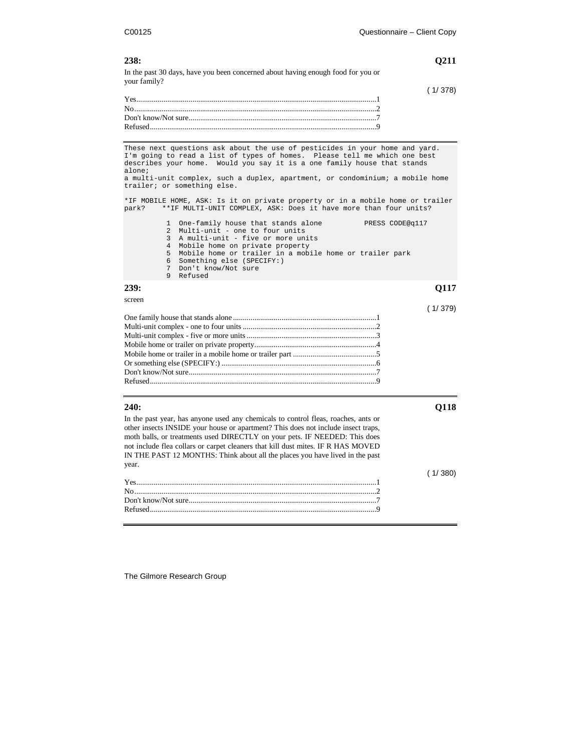**238: Q211**

In the past 30 days, have you been concerned about having enough food for you or your family?

( 1/ 378)

Yes............................................................................................................1
No.............................................................................................................2
Don't know/Not sure.................................................................................7
Refused.....................................................................................................9

```
These next questions ask about the use of pesticides in your home and yard.
I'm going to read a list of types of homes.  Please tell me which one best
describes your home.  Would you say it is a one family house that stands
alone;
a multi-unit complex, such a duplex, apartment, or condominium; a mobile home
trailer; or something else.

*IF MOBILE HOME, ASK: Is it on private property or in a mobile home or trailer
park?    **IF MULTI-UNIT COMPLEX, ASK: Does it have more than four units?

          1  One-family house that stands alone          PRESS CODE@q117
          2  Multi-unit - one to four units
          3  A multi-unit - five or more units
          4  Mobile home on private property
          5  Mobile home or trailer in a mobile home or trailer park
          6  Something else (SPECIFY:)
          7  Don't know/Not sure
          9  Refused
```

**239: Q117**

screen

( 1/ 379)

One family house that stands alone ..........................................................1
Multi-unit complex - one to four units .....................................................2
Multi-unit complex - five or more units ...................................................3
Mobile home or trailer on private property...............................................4
Mobile home or trailer in a mobile home or trailer part ...........................5
Or something else (SPECIFY:) ................................................................6
Don't know/Not sure.................................................................................7
Refused.....................................................................................................9

**240: Q118**

In the past year, has anyone used any chemicals to control fleas, roaches, ants or other insects INSIDE your house or apartment? This does not include insect traps, moth balls, or treatments used DIRECTLY on your pets. IF NEEDED: This does not include flea collars or carpet cleaners that kill dust mites. IF R HAS MOVED IN THE PAST 12 MONTHS: Think about all the places you have lived in the past year.

( 1/ 380)

Yes............................................................................................................1
No.............................................................................................................2
Don't know/Not sure.................................................................................7
Refused.....................................................................................................9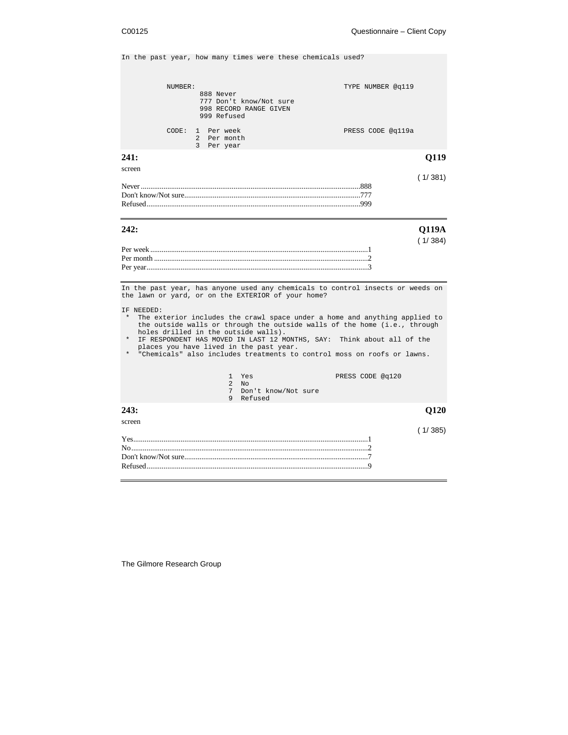```
In the past year, how many times were these chemicals used?



          NUMBER:                                       TYPE NUMBER @q119
                 888 Never
                 777 Don't know/Not sure
                 998 RECORD RANGE GIVEN
                 999 Refused

          CODE:  1  Per week                            PRESS CODE @q119a
                 2  Per month
                 3  Per year
```

**241:** **Q119**

screen

( 1/ 381)

Never ...................................................................................................888
Don't know/Not sure.............................................................................777
Refused.................................................................................................999

---

**242:** **Q119A**

( 1/ 384)

Per week ..................................................................................................1
Per month ................................................................................................2
Per year....................................................................................................3

---

```
In the past year, has anyone used any chemicals to control insects or weeds on
the lawn or yard, or on the EXTERIOR of your home?

IF NEEDED:
 *  The exterior includes the crawl space under a home and anything applied to
    the outside walls or through the outside walls of the home (i.e., through
    holes drilled in the outside walls).
 *  IF RESPONDENT HAS MOVED IN LAST 12 MONTHS, SAY:  Think about all of the
    places you have lived in the past year.
 *  "Chemicals" also includes treatments to control moss on roofs or lawns.


                         1  Yes                    PRESS CODE @q120
                         2  No
                         7  Don't know/Not sure
                         9  Refused
```

**243:** **Q120**

screen

( 1/ 385)

Yes...........................................................................................................1
No............................................................................................................2
Don't know/Not sure.................................................................................7
Refused....................................................................................................9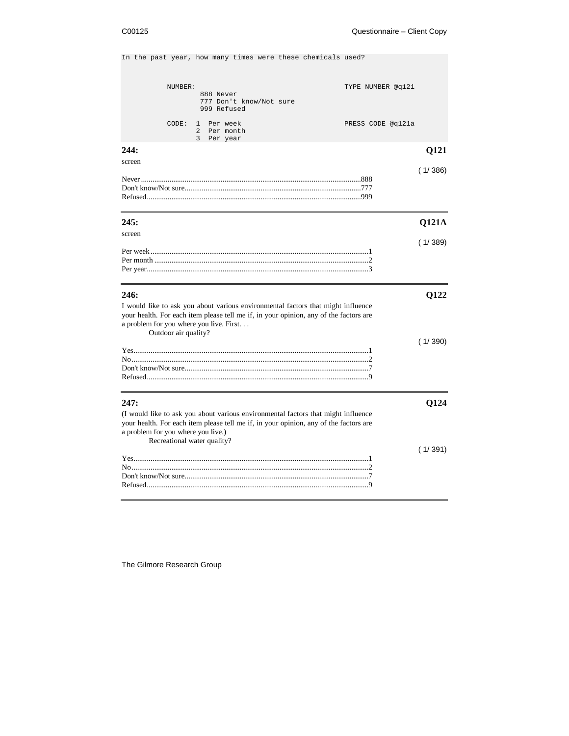```
In the past year, how many times were these chemicals used?



          NUMBER:                                            TYPE NUMBER @q121
                 888 Never
                 777 Don't know/Not sure
                 999 Refused

          CODE:  1  Per week                                 PRESS CODE @q121a
                 2  Per month
                 3  Per year
```

**244:** **Q121**

screen

( 1/ 386)

Never ........................................................................................................888
Don't know/Not sure.......................................................................................777
Refused.......................................................................................................999

---

**245:** **Q121A**

screen

( 1/ 389)

Per week ........................................................................................................1
Per month .......................................................................................................2
Per year..........................................................................................................3

---

**246:** **Q122**

I would like to ask you about various environmental factors that might influence your health. For each item please tell me if, in your opinion, any of the factors are a problem for you where you live. First. . .

Outdoor air quality?

( 1/ 390)

Yes..................................................................................................................1
No...................................................................................................................2
Don't know/Not sure........................................................................................7
Refused...........................................................................................................9

---

**247:** **Q124**

(I would like to ask you about various environmental factors that might influence your health. For each item please tell me if, in your opinion, any of the factors are a problem for you where you live.)

Recreational water quality?

( 1/ 391)

Yes..................................................................................................................1
No...................................................................................................................2
Don't know/Not sure........................................................................................7
Refused...........................................................................................................9

---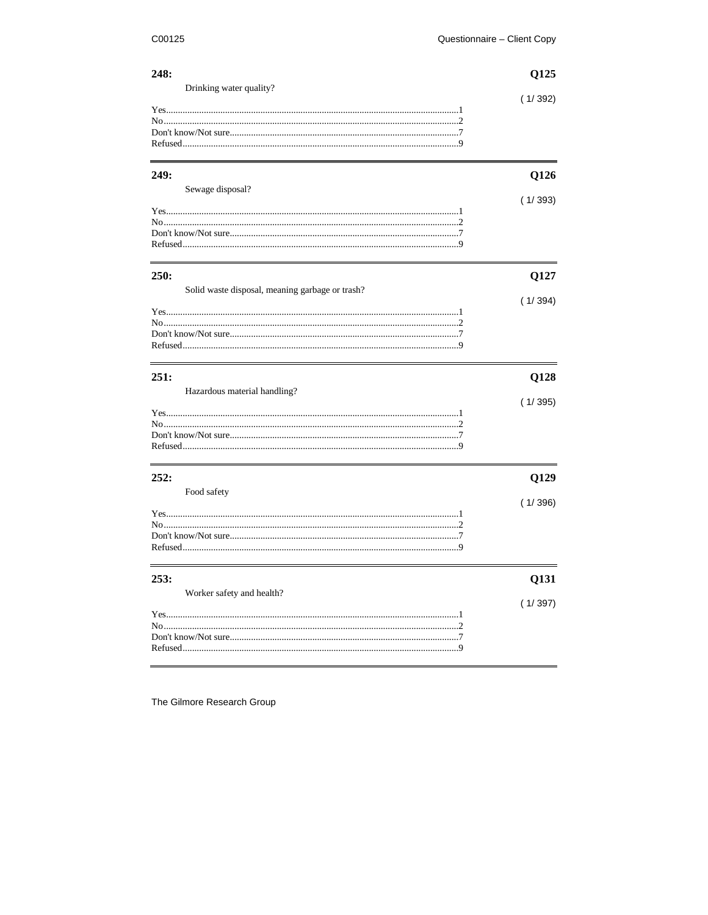**248:** **Q125**

Drinking water quality?

( 1/ 392)

Yes........................................................................................................................1
No.........................................................................................................................2
Don't know/Not sure...............................................................................................7
Refused..................................................................................................................9

---

**249:** **Q126**

Sewage disposal?

( 1/ 393)

Yes........................................................................................................................1
No.........................................................................................................................2
Don't know/Not sure...............................................................................................7
Refused..................................................................................................................9

---

**250:** **Q127**

Solid waste disposal, meaning garbage or trash?

( 1/ 394)

Yes........................................................................................................................1
No.........................................................................................................................2
Don't know/Not sure...............................................................................................7
Refused..................................................................................................................9

---

**251:** **Q128**

Hazardous material handling?

( 1/ 395)

Yes........................................................................................................................1
No.........................................................................................................................2
Don't know/Not sure...............................................................................................7
Refused..................................................................................................................9

---

**252:** **Q129**

Food safety

( 1/ 396)

Yes........................................................................................................................1
No.........................................................................................................................2
Don't know/Not sure...............................................................................................7
Refused..................................................................................................................9

---

**253:** **Q131**

Worker safety and health?

( 1/ 397)

Yes........................................................................................................................1
No.........................................................................................................................2
Don't know/Not sure...............................................................................................7
Refused..................................................................................................................9

---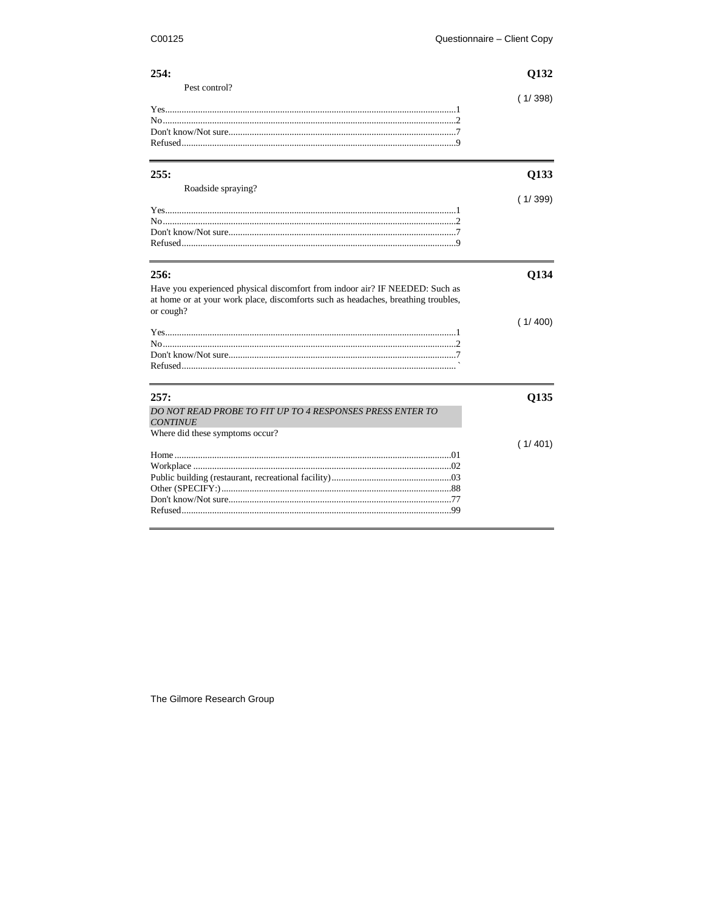**254:** **Q132**

Pest control?

( 1/ 398)

Yes..........1
No..........2
Don't know/Not sure..........7
Refused..........9

---

**255:** **Q133**

Roadside spraying?

( 1/ 399)

Yes..........1
No..........2
Don't know/Not sure..........7
Refused..........9

---

**256:** **Q134**

Have you experienced physical discomfort from indoor air? IF NEEDED: Such as at home or at your work place, discomforts such as headaches, breathing troubles, or cough?

( 1/ 400)

Yes..........1
No..........2
Don't know/Not sure..........7
Refused..........`

---

**257:** **Q135**

*DO NOT READ PROBE TO FIT UP TO 4 RESPONSES PRESS ENTER TO CONTINUE*

Where did these symptoms occur?

( 1/ 401)

Home..........01
Workplace..........02
Public building (restaurant, recreational facility)..........03
Other (SPECIFY:)..........88
Don't know/Not sure..........77
Refused..........99

---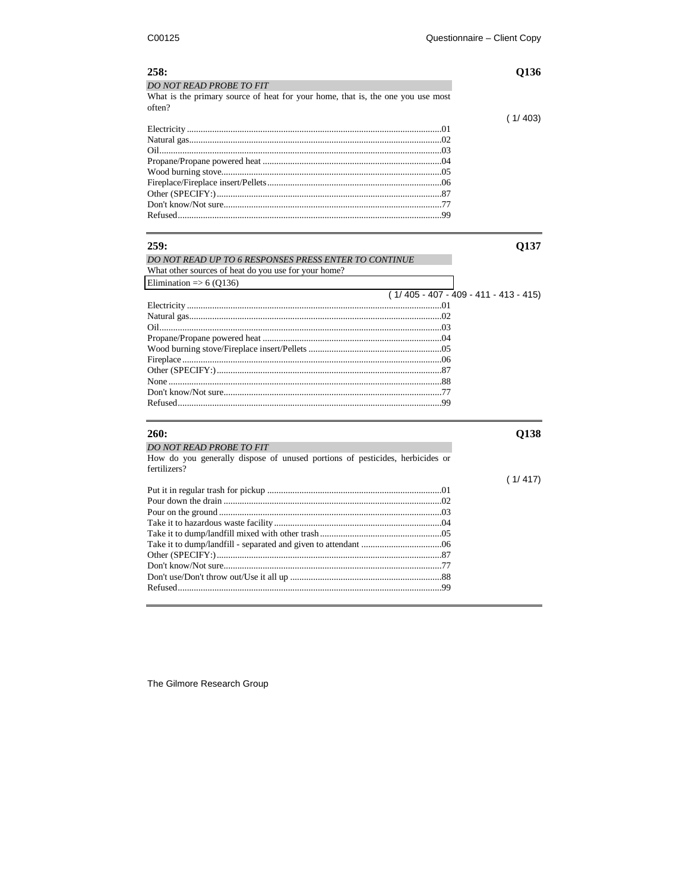**258:** **Q136**

*DO NOT READ PROBE TO FIT*

What is the primary source of heat for your home, that is, the one you use most often?

( 1/ 403)

Electricity ....................................................................................................01
Natural gas...................................................................................................02
Oil................................................................................................................03
Propane/Propane powered heat ..................................................................04
Wood burning stove.....................................................................................05
Fireplace/Fireplace insert/Pellets.................................................................06
Other (SPECIFY:).......................................................................................87
Don't know/Not sure....................................................................................77
Refused........................................................................................................99

---

**259:** **Q137**

*DO NOT READ UP TO 6 RESPONSES PRESS ENTER TO CONTINUE*

What other sources of heat do you use for your home?

Elimination => 6 (Q136)

( 1/ 405 - 407 - 409 - 411 - 413 - 415)

Electricity ....................................................................................................01
Natural gas...................................................................................................02
Oil................................................................................................................03
Propane/Propane powered heat ..................................................................04
Wood burning stove/Fireplace insert/Pellets ..............................................05
Fireplace ......................................................................................................06
Other (SPECIFY:).......................................................................................87
None ............................................................................................................88
Don't know/Not sure....................................................................................77
Refused........................................................................................................99

---

**260:** **Q138**

*DO NOT READ PROBE TO FIT*

How do you generally dispose of unused portions of pesticides, herbicides or fertilizers?

( 1/ 417)

Put it in regular trash for pickup .................................................................01
Pour down the drain ....................................................................................02
Pour on the ground ......................................................................................03
Take it to hazardous waste facility ..............................................................04
Take it to dump/landfill mixed with other trash ..........................................05
Take it to dump/landfill - separated and given to attendant ........................06
Other (SPECIFY:).......................................................................................87
Don't know/Not sure....................................................................................77
Don't use/Don't throw out/Use it all up .......................................................88
Refused........................................................................................................99

---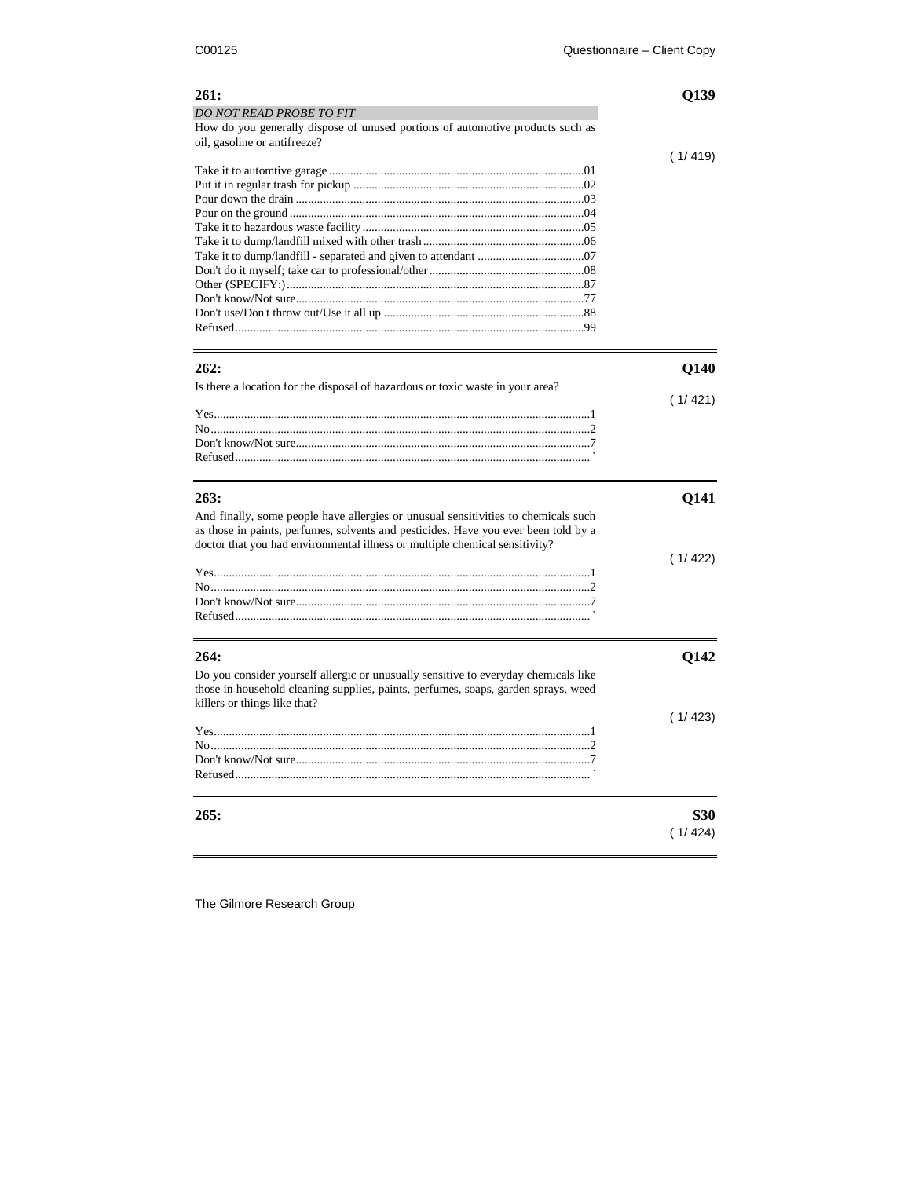**261:** **Q139**

*DO NOT READ PROBE TO FIT*

How do you generally dispose of unused portions of automotive products such as oil, gasoline or antifreeze?

( 1/ 419)

Take it to automtive garage ....................................................................................01
Put it in regular trash for pickup ............................................................................02
Pour down the drain ...............................................................................................03
Pour on the ground .................................................................................................04
Take it to hazardous waste facility .........................................................................05
Take it to dump/landfill mixed with other trash .....................................................06
Take it to dump/landfill - separated and given to attendant ...................................07
Don't do it myself; take car to professional/other ...................................................08
Other (SPECIFY:) ..................................................................................................87
Don't know/Not sure...............................................................................................77
Don't use/Don't throw out/Use it all up ..................................................................88
Refused...................................................................................................................99

---

**262:** **Q140**

Is there a location for the disposal of hazardous or toxic waste in your area?

( 1/ 421)

Yes...........................................................................................................1
No............................................................................................................2
Don't know/Not sure................................................................................7
Refused.................................................................................................... `

---

**263:** **Q141**

And finally, some people have allergies or unusual sensitivities to chemicals such as those in paints, perfumes, solvents and pesticides. Have you ever been told by a doctor that you had environmental illness or multiple chemical sensitivity?

( 1/ 422)

Yes...........................................................................................................1
No............................................................................................................2
Don't know/Not sure................................................................................7
Refused.................................................................................................... `

---

**264:** **Q142**

Do you consider yourself allergic or unusually sensitive to everyday chemicals like those in household cleaning supplies, paints, perfumes, soaps, garden sprays, weed killers or things like that?

( 1/ 423)

Yes...........................................................................................................1
No............................................................................................................2
Don't know/Not sure................................................................................7
Refused.................................................................................................... `

---

**265:** **S30**

( 1/ 424)

---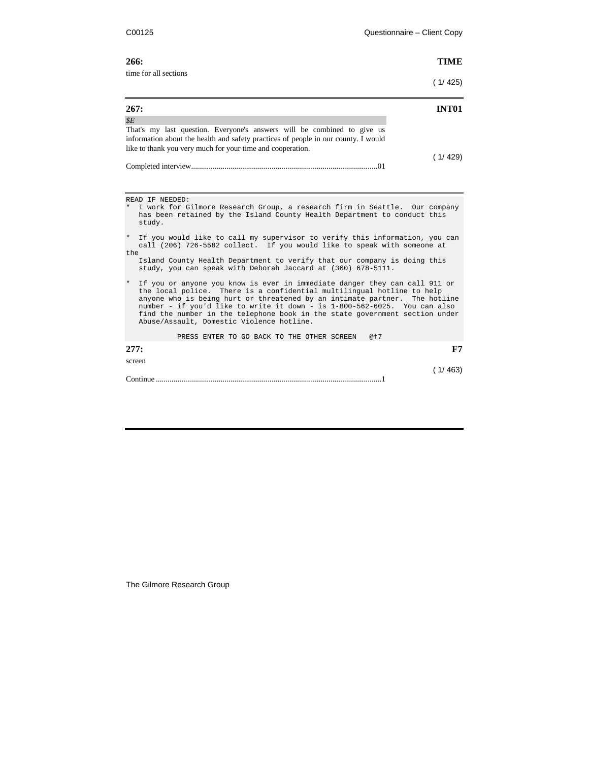**266:** **TIME**

time for all sections

( 1/ 425)

---

**267:** **INT01**

*$E*

That's my last question. Everyone's answers will be combined to give us information about the health and safety practices of people in our county. I would like to thank you very much for your time and cooperation.

( 1/ 429)

Completed interview..............................................................................................01

---

```
READ IF NEEDED:
*  I work for Gilmore Research Group, a research firm in Seattle.  Our company
   has been retained by the Island County Health Department to conduct this
   study.

*  If you would like to call my supervisor to verify this information, you can
   call (206) 726-5582 collect.  If you would like to speak with someone at
the
   Island County Health Department to verify that our company is doing this
   study, you can speak with Deborah Jaccard at (360) 678-5111.

*  If you or anyone you know is ever in immediate danger they can call 911 or
   the local police.  There is a confidential multilingual hotline to help
   anyone who is being hurt or threatened by an intimate partner.  The hotline
   number - if you'd like to write it down - is 1-800-562-6025.  You can also
   find the number in the telephone book in the state government section under
   Abuse/Assault, Domestic Violence hotline.

            PRESS ENTER TO GO BACK TO THE OTHER SCREEN   @f7
```

**277:** **F7**

screen

( 1/ 463)

Continue ..................................................................................................................1